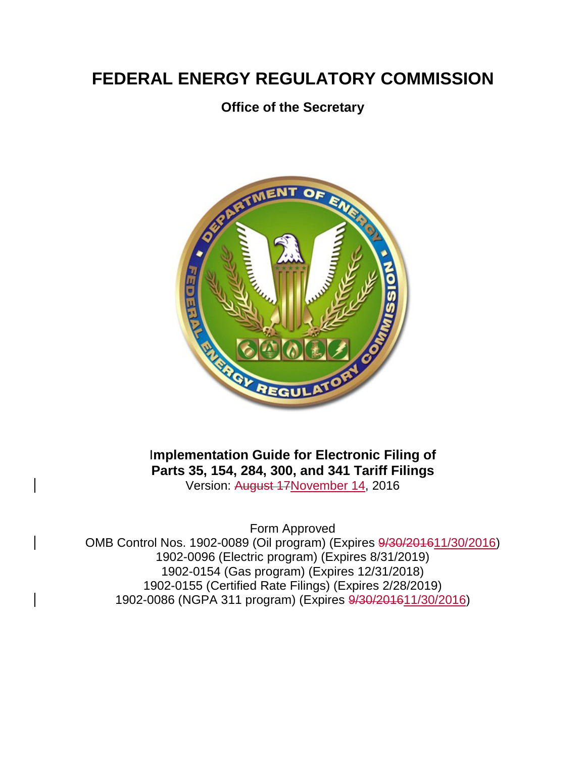# FEDERAL ENERGY REGULATORY COMMISSION

## Office of the Secretary

**Implementation Guide for Electronic Filing of Parts 35, 154, 284, 300, and 341 Tariff Filings**

Version: ~~August 17~~November 14, 2016

Form Approved
OMB Control Nos. 1902-0089 (Oil program) (Expires ~~9/30/2016~~11/30/2016)
1902-0096 (Electric program) (Expires 8/31/2019)
1902-0154 (Gas program) (Expires 12/31/2018)
1902-0155 (Certified Rate Filings) (Expires 2/28/2019)
1902-0086 (NGPA 311 program) (Expires ~~9/30/2016~~11/30/2016)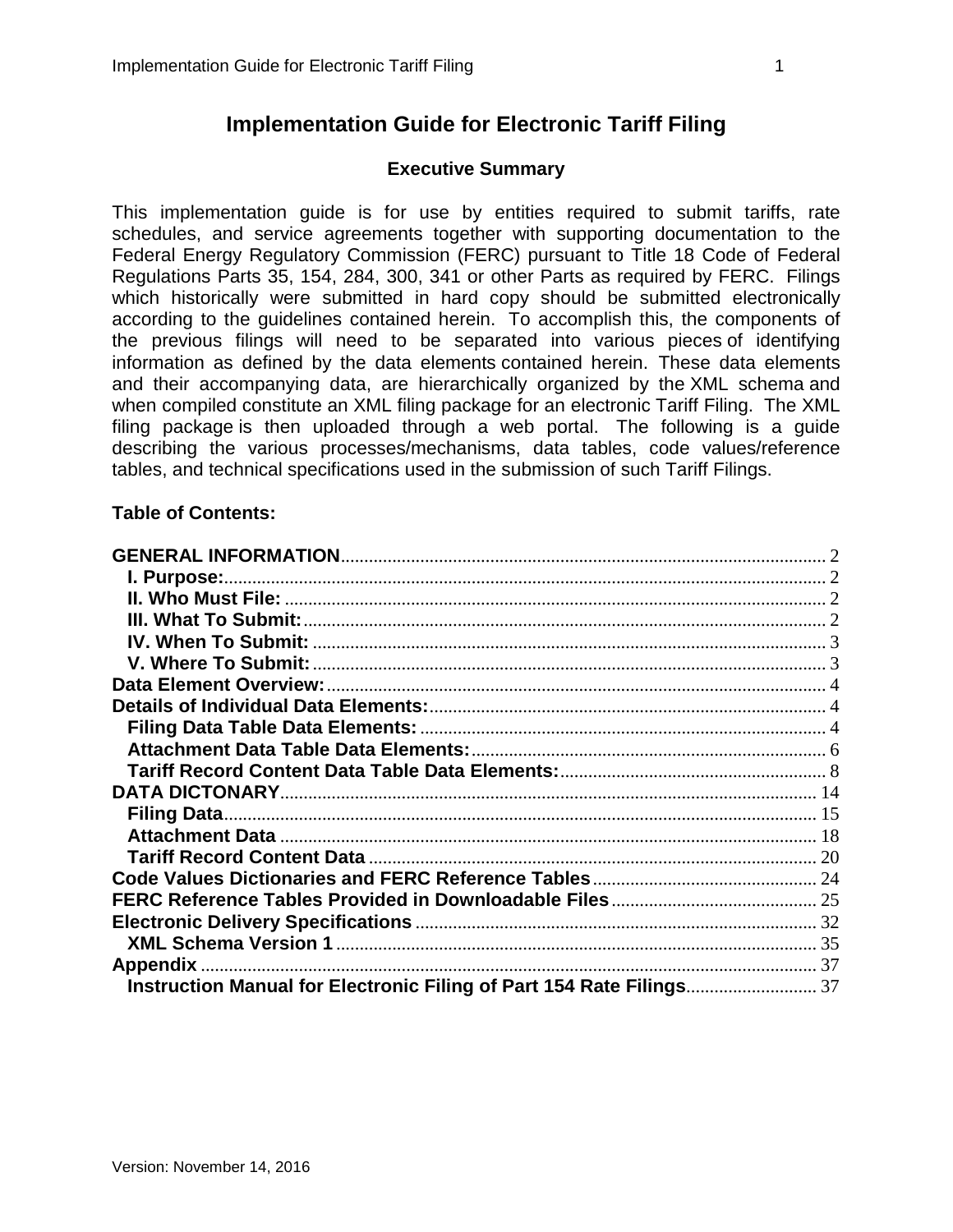# Implementation Guide for Electronic Tariff Filing

## Executive Summary

This implementation guide is for use by entities required to submit tariffs, rate schedules, and service agreements together with supporting documentation to the Federal Energy Regulatory Commission (FERC) pursuant to Title 18 Code of Federal Regulations Parts 35, 154, 284, 300, 341 or other Parts as required by FERC. Filings which historically were submitted in hard copy should be submitted electronically according to the guidelines contained herein. To accomplish this, the components of the previous filings will need to be separated into various pieces of identifying information as defined by the data elements contained herein. These data elements and their accompanying data, are hierarchically organized by the XML schema and when compiled constitute an XML filing package for an electronic Tariff Filing. The XML filing package is then uploaded through a web portal. The following is a guide describing the various processes/mechanisms, data tables, code values/reference tables, and technical specifications used in the submission of such Tariff Filings.

**Table of Contents:**

- **GENERAL INFORMATION** ........ 2
  - **I. Purpose:** ........ 2
  - **II. Who Must File:** ........ 2
  - **III. What To Submit:** ........ 2
  - **IV. When To Submit:** ........ 3
  - **V. Where To Submit:** ........ 3
- **Data Element Overview:** ........ 4
- **Details of Individual Data Elements:** ........ 4
  - **Filing Data Table Data Elements:** ........ 4
  - **Attachment Data Table Data Elements:** ........ 6
  - **Tariff Record Content Data Table Data Elements:** ........ 8
- **DATA DICTONARY** ........ 14
  - **Filing Data** ........ 15
  - **Attachment Data** ........ 18
  - **Tariff Record Content Data** ........ 20
- **Code Values Dictionaries and FERC Reference Tables** ........ 24
- **FERC Reference Tables Provided in Downloadable Files** ........ 25
- **Electronic Delivery Specifications** ........ 32
  - **XML Schema Version 1** ........ 35
- **Appendix** ........ 37
  - **Instruction Manual for Electronic Filing of Part 154 Rate Filings** ........ 37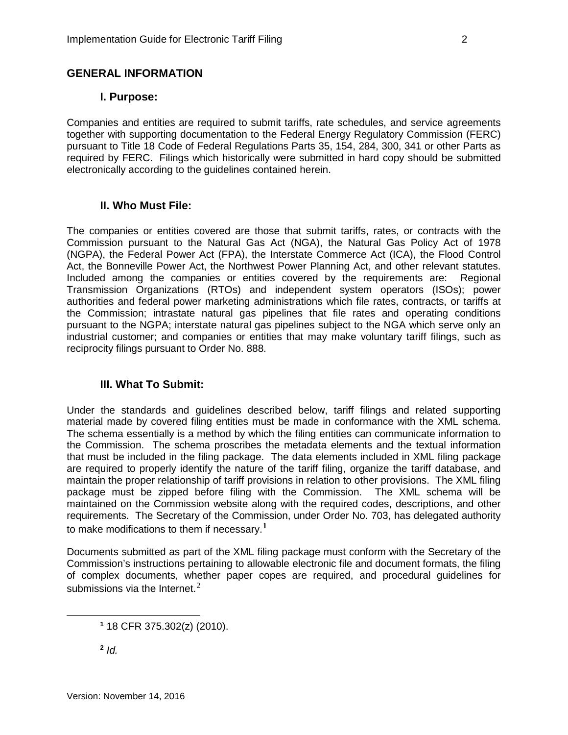## GENERAL INFORMATION

### I. Purpose:

Companies and entities are required to submit tariffs, rate schedules, and service agreements together with supporting documentation to the Federal Energy Regulatory Commission (FERC) pursuant to Title 18 Code of Federal Regulations Parts 35, 154, 284, 300, 341 or other Parts as required by FERC. Filings which historically were submitted in hard copy should be submitted electronically according to the guidelines contained herein.

### II. Who Must File:

The companies or entities covered are those that submit tariffs, rates, or contracts with the Commission pursuant to the Natural Gas Act (NGA), the Natural Gas Policy Act of 1978 (NGPA), the Federal Power Act (FPA), the Interstate Commerce Act (ICA), the Flood Control Act, the Bonneville Power Act, the Northwest Power Planning Act, and other relevant statutes. Included among the companies or entities covered by the requirements are: Regional Transmission Organizations (RTOs) and independent system operators (ISOs); power authorities and federal power marketing administrations which file rates, contracts, or tariffs at the Commission; intrastate natural gas pipelines that file rates and operating conditions pursuant to the NGPA; interstate natural gas pipelines subject to the NGA which serve only an industrial customer; and companies or entities that may make voluntary tariff filings, such as reciprocity filings pursuant to Order No. 888.

### III. What To Submit:

Under the standards and guidelines described below, tariff filings and related supporting material made by covered filing entities must be made in conformance with the XML schema. The schema essentially is a method by which the filing entities can communicate information to the Commission. The schema proscribes the metadata elements and the textual information that must be included in the filing package. The data elements included in XML filing package are required to properly identify the nature of the tariff filing, organize the tariff database, and maintain the proper relationship of tariff provisions in relation to other provisions. The XML filing package must be zipped before filing with the Commission. The XML schema will be maintained on the Commission website along with the required codes, descriptions, and other requirements. The Secretary of the Commission, under Order No. 703, has delegated authority to make modifications to them if necessary.[1]

Documents submitted as part of the XML filing package must conform with the Secretary of the Commission's instructions pertaining to allowable electronic file and document formats, the filing of complex documents, whether paper copes are required, and procedural guidelines for submissions via the Internet.[2]

---

[1] 18 CFR 375.302(z) (2010).

[2] *Id.*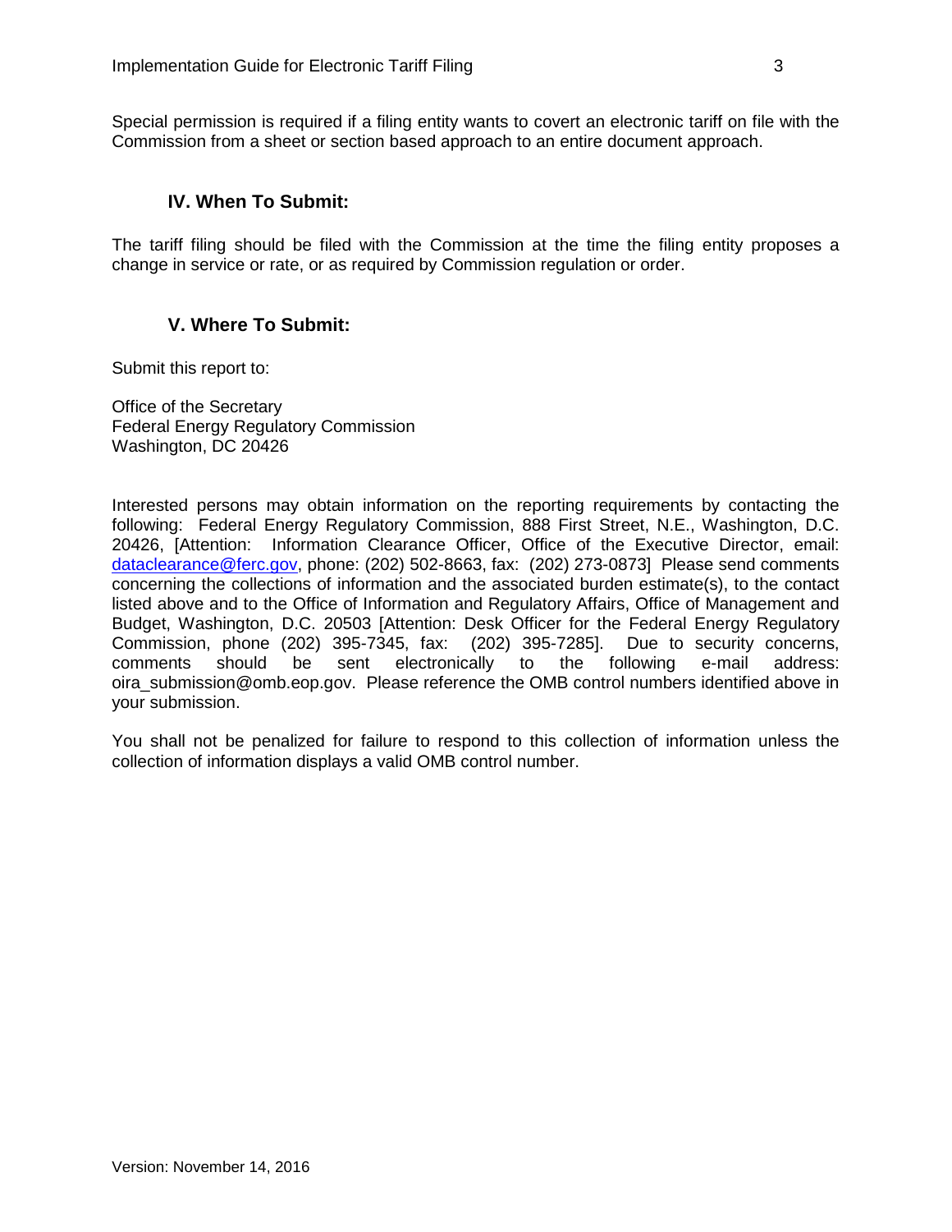Special permission is required if a filing entity wants to covert an electronic tariff on file with the Commission from a sheet or section based approach to an entire document approach.

## IV. When To Submit:

The tariff filing should be filed with the Commission at the time the filing entity proposes a change in service or rate, or as required by Commission regulation or order.

## V. Where To Submit:

Submit this report to:

Office of the Secretary
Federal Energy Regulatory Commission
Washington, DC 20426

Interested persons may obtain information on the reporting requirements by contacting the following: Federal Energy Regulatory Commission, 888 First Street, N.E., Washington, D.C. 20426, [Attention: Information Clearance Officer, Office of the Executive Director, email: dataclearance@ferc.gov, phone: (202) 502-8663, fax: (202) 273-0873] Please send comments concerning the collections of information and the associated burden estimate(s), to the contact listed above and to the Office of Information and Regulatory Affairs, Office of Management and Budget, Washington, D.C. 20503 [Attention: Desk Officer for the Federal Energy Regulatory Commission, phone (202) 395-7345, fax: (202) 395-7285]. Due to security concerns, comments should be sent electronically to the following e-mail address: oira_submission@omb.eop.gov. Please reference the OMB control numbers identified above in your submission.

You shall not be penalized for failure to respond to this collection of information unless the collection of information displays a valid OMB control number.

Version: November 14, 2016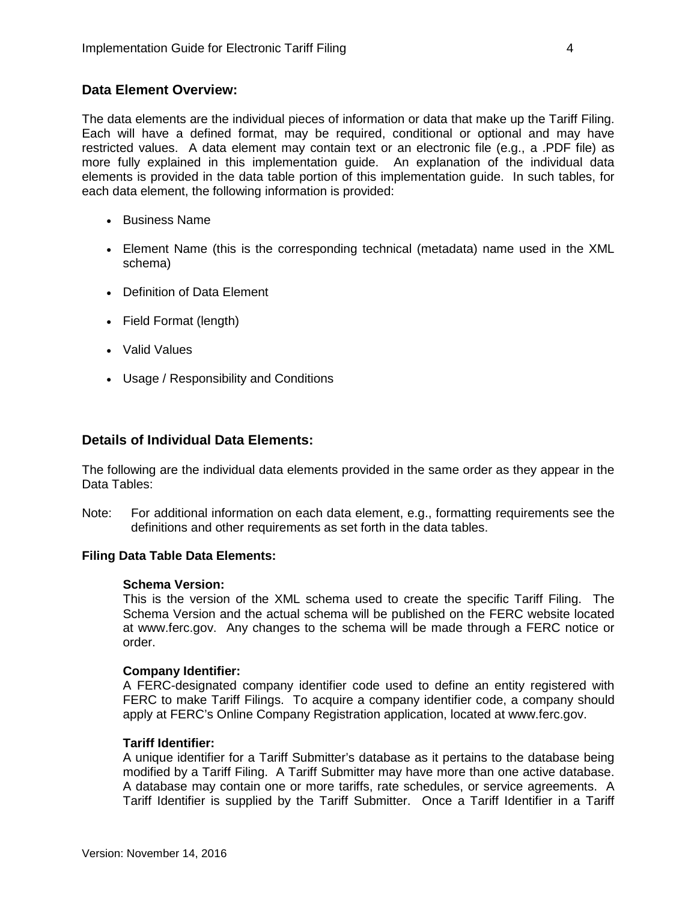## Data Element Overview:

The data elements are the individual pieces of information or data that make up the Tariff Filing. Each will have a defined format, may be required, conditional or optional and may have restricted values. A data element may contain text or an electronic file (e.g., a .PDF file) as more fully explained in this implementation guide. An explanation of the individual data elements is provided in the data table portion of this implementation guide. In such tables, for each data element, the following information is provided:

- Business Name
- Element Name (this is the corresponding technical (metadata) name used in the XML schema)
- Definition of Data Element
- Field Format (length)
- Valid Values
- Usage / Responsibility and Conditions

## Details of Individual Data Elements:

The following are the individual data elements provided in the same order as they appear in the Data Tables:

Note: For additional information on each data element, e.g., formatting requirements see the definitions and other requirements as set forth in the data tables.

**Filing Data Table Data Elements:**

**Schema Version:**
This is the version of the XML schema used to create the specific Tariff Filing. The Schema Version and the actual schema will be published on the FERC website located at www.ferc.gov. Any changes to the schema will be made through a FERC notice or order.

**Company Identifier:**
A FERC-designated company identifier code used to define an entity registered with FERC to make Tariff Filings. To acquire a company identifier code, a company should apply at FERC's Online Company Registration application, located at www.ferc.gov.

**Tariff Identifier:**
A unique identifier for a Tariff Submitter's database as it pertains to the database being modified by a Tariff Filing. A Tariff Submitter may have more than one active database. A database may contain one or more tariffs, rate schedules, or service agreements. A Tariff Identifier is supplied by the Tariff Submitter. Once a Tariff Identifier in a Tariff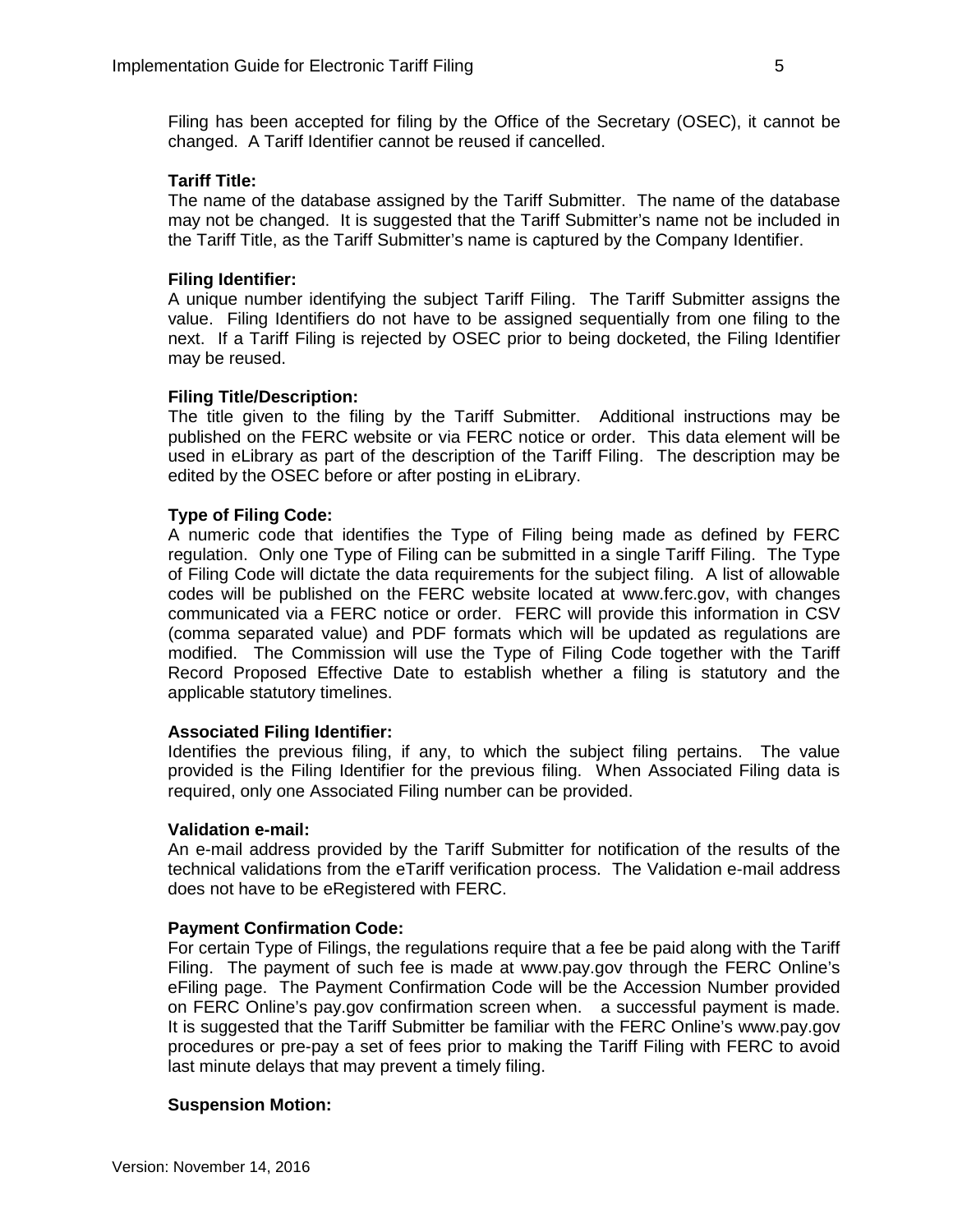Filing has been accepted for filing by the Office of the Secretary (OSEC), it cannot be changed. A Tariff Identifier cannot be reused if cancelled.

**Tariff Title:**
The name of the database assigned by the Tariff Submitter. The name of the database may not be changed. It is suggested that the Tariff Submitter's name not be included in the Tariff Title, as the Tariff Submitter's name is captured by the Company Identifier.

**Filing Identifier:**
A unique number identifying the subject Tariff Filing. The Tariff Submitter assigns the value. Filing Identifiers do not have to be assigned sequentially from one filing to the next. If a Tariff Filing is rejected by OSEC prior to being docketed, the Filing Identifier may be reused.

**Filing Title/Description:**
The title given to the filing by the Tariff Submitter. Additional instructions may be published on the FERC website or via FERC notice or order. This data element will be used in eLibrary as part of the description of the Tariff Filing. The description may be edited by the OSEC before or after posting in eLibrary.

**Type of Filing Code:**
A numeric code that identifies the Type of Filing being made as defined by FERC regulation. Only one Type of Filing can be submitted in a single Tariff Filing. The Type of Filing Code will dictate the data requirements for the subject filing. A list of allowable codes will be published on the FERC website located at www.ferc.gov, with changes communicated via a FERC notice or order. FERC will provide this information in CSV (comma separated value) and PDF formats which will be updated as regulations are modified. The Commission will use the Type of Filing Code together with the Tariff Record Proposed Effective Date to establish whether a filing is statutory and the applicable statutory timelines.

**Associated Filing Identifier:**
Identifies the previous filing, if any, to which the subject filing pertains. The value provided is the Filing Identifier for the previous filing. When Associated Filing data is required, only one Associated Filing number can be provided.

**Validation e-mail:**
An e-mail address provided by the Tariff Submitter for notification of the results of the technical validations from the eTariff verification process. The Validation e-mail address does not have to be eRegistered with FERC.

**Payment Confirmation Code:**
For certain Type of Filings, the regulations require that a fee be paid along with the Tariff Filing. The payment of such fee is made at www.pay.gov through the FERC Online's eFiling page. The Payment Confirmation Code will be the Accession Number provided on FERC Online's pay.gov confirmation screen when. a successful payment is made. It is suggested that the Tariff Submitter be familiar with the FERC Online's www.pay.gov procedures or pre-pay a set of fees prior to making the Tariff Filing with FERC to avoid last minute delays that may prevent a timely filing.

**Suspension Motion:**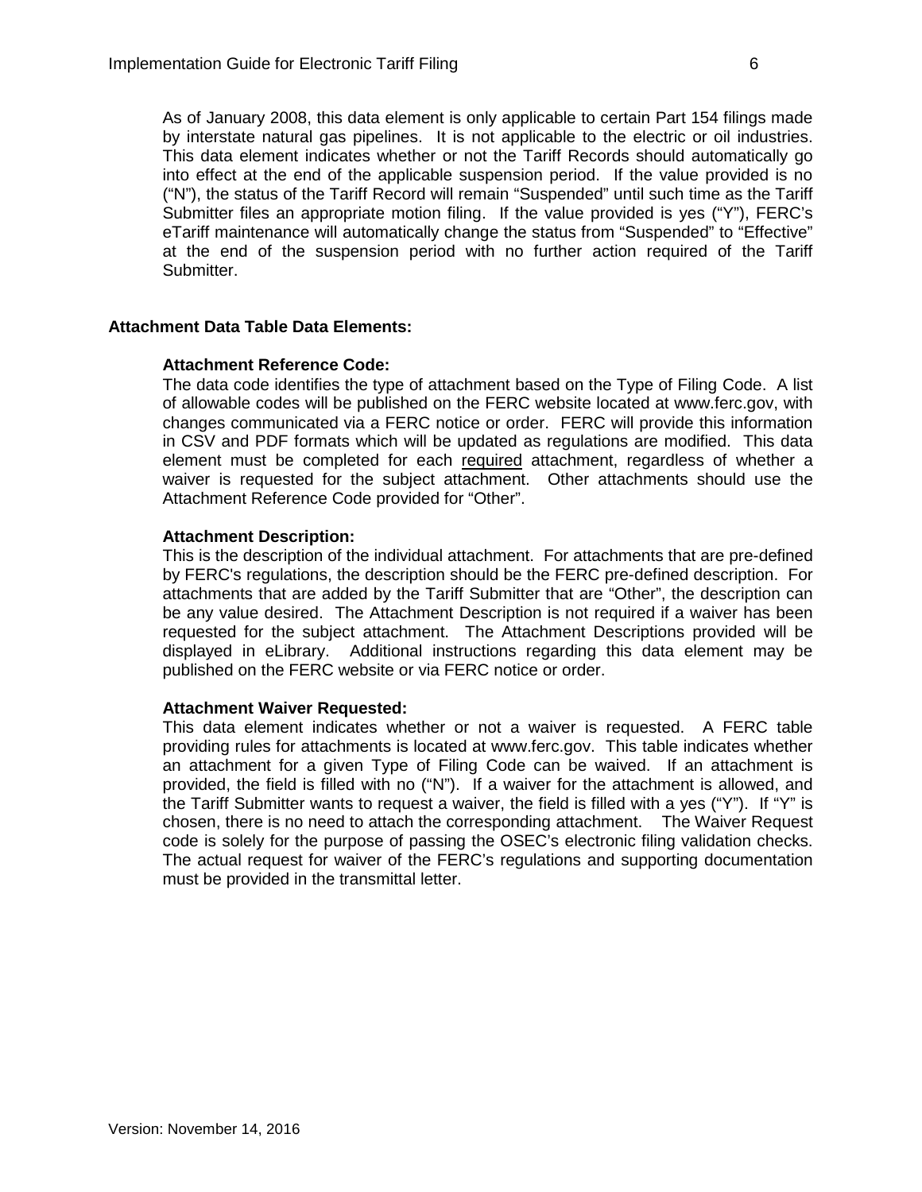As of January 2008, this data element is only applicable to certain Part 154 filings made by interstate natural gas pipelines. It is not applicable to the electric or oil industries. This data element indicates whether or not the Tariff Records should automatically go into effect at the end of the applicable suspension period. If the value provided is no ("N"), the status of the Tariff Record will remain "Suspended" until such time as the Tariff Submitter files an appropriate motion filing. If the value provided is yes ("Y"), FERC's eTariff maintenance will automatically change the status from "Suspended" to "Effective" at the end of the suspension period with no further action required of the Tariff Submitter.

**Attachment Data Table Data Elements:**

**Attachment Reference Code:**

The data code identifies the type of attachment based on the Type of Filing Code. A list of allowable codes will be published on the FERC website located at www.ferc.gov, with changes communicated via a FERC notice or order. FERC will provide this information in CSV and PDF formats which will be updated as regulations are modified. This data element must be completed for each required attachment, regardless of whether a waiver is requested for the subject attachment. Other attachments should use the Attachment Reference Code provided for "Other".

**Attachment Description:**

This is the description of the individual attachment. For attachments that are pre-defined by FERC's regulations, the description should be the FERC pre-defined description. For attachments that are added by the Tariff Submitter that are "Other", the description can be any value desired. The Attachment Description is not required if a waiver has been requested for the subject attachment. The Attachment Descriptions provided will be displayed in eLibrary. Additional instructions regarding this data element may be published on the FERC website or via FERC notice or order.

**Attachment Waiver Requested:**

This data element indicates whether or not a waiver is requested. A FERC table providing rules for attachments is located at www.ferc.gov. This table indicates whether an attachment for a given Type of Filing Code can be waived. If an attachment is provided, the field is filled with no ("N"). If a waiver for the attachment is allowed, and the Tariff Submitter wants to request a waiver, the field is filled with a yes ("Y"). If "Y" is chosen, there is no need to attach the corresponding attachment. The Waiver Request code is solely for the purpose of passing the OSEC's electronic filing validation checks. The actual request for waiver of the FERC's regulations and supporting documentation must be provided in the transmittal letter.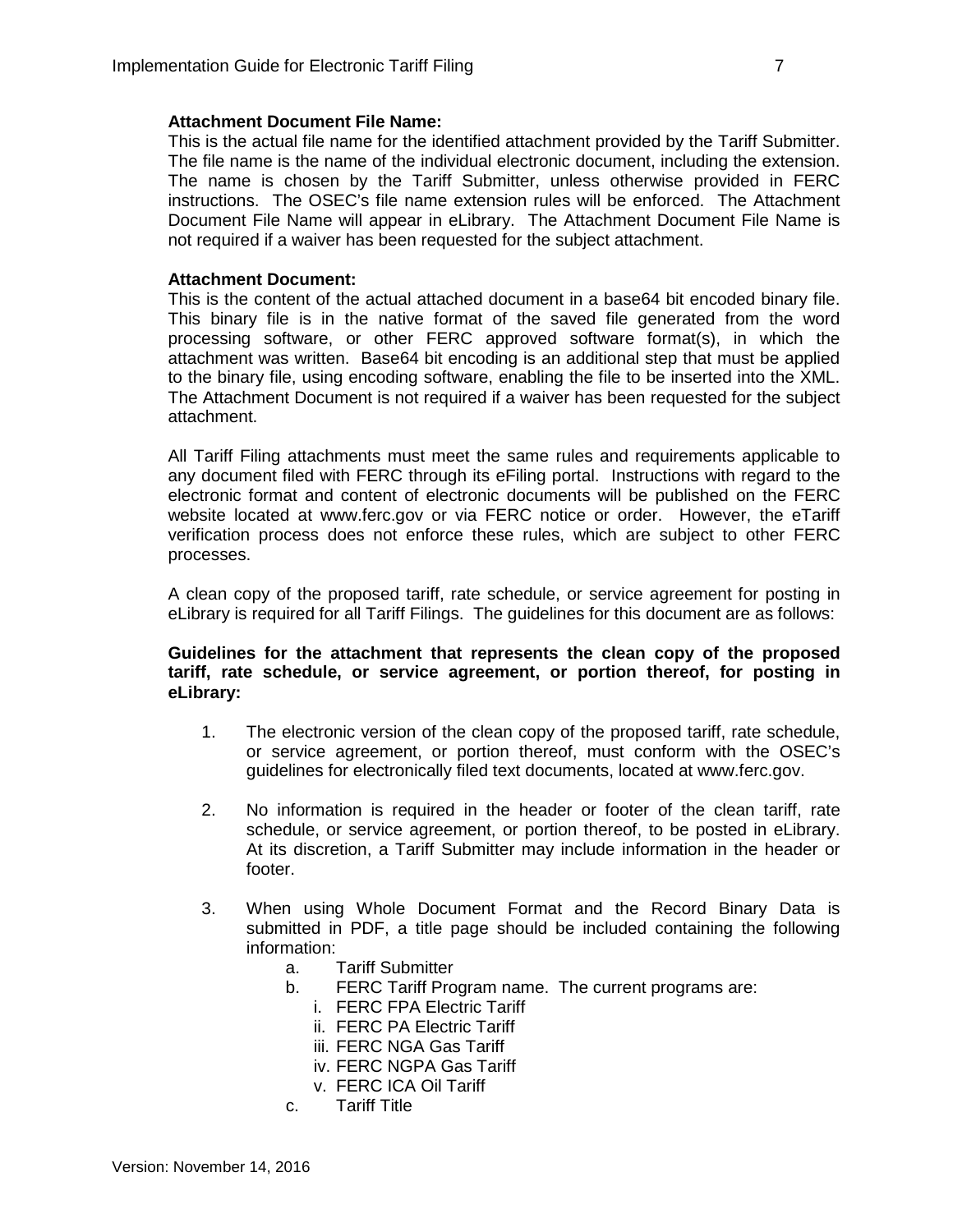**Attachment Document File Name:**

This is the actual file name for the identified attachment provided by the Tariff Submitter. The file name is the name of the individual electronic document, including the extension. The name is chosen by the Tariff Submitter, unless otherwise provided in FERC instructions. The OSEC's file name extension rules will be enforced. The Attachment Document File Name will appear in eLibrary. The Attachment Document File Name is not required if a waiver has been requested for the subject attachment.

**Attachment Document:**

This is the content of the actual attached document in a base64 bit encoded binary file. This binary file is in the native format of the saved file generated from the word processing software, or other FERC approved software format(s), in which the attachment was written. Base64 bit encoding is an additional step that must be applied to the binary file, using encoding software, enabling the file to be inserted into the XML. The Attachment Document is not required if a waiver has been requested for the subject attachment.

All Tariff Filing attachments must meet the same rules and requirements applicable to any document filed with FERC through its eFiling portal. Instructions with regard to the electronic format and content of electronic documents will be published on the FERC website located at www.ferc.gov or via FERC notice or order. However, the eTariff verification process does not enforce these rules, which are subject to other FERC processes.

A clean copy of the proposed tariff, rate schedule, or service agreement for posting in eLibrary is required for all Tariff Filings. The guidelines for this document are as follows:

**Guidelines for the attachment that represents the clean copy of the proposed tariff, rate schedule, or service agreement, or portion thereof, for posting in eLibrary:**

1. The electronic version of the clean copy of the proposed tariff, rate schedule, or service agreement, or portion thereof, must conform with the OSEC's guidelines for electronically filed text documents, located at www.ferc.gov.

2. No information is required in the header or footer of the clean tariff, rate schedule, or service agreement, or portion thereof, to be posted in eLibrary. At its discretion, a Tariff Submitter may include information in the header or footer.

3. When using Whole Document Format and the Record Binary Data is submitted in PDF, a title page should be included containing the following information:
   a. Tariff Submitter
   b. FERC Tariff Program name. The current programs are:
      i. FERC FPA Electric Tariff
      ii. FERC PA Electric Tariff
      iii. FERC NGA Gas Tariff
      iv. FERC NGPA Gas Tariff
      v. FERC ICA Oil Tariff
   c. Tariff Title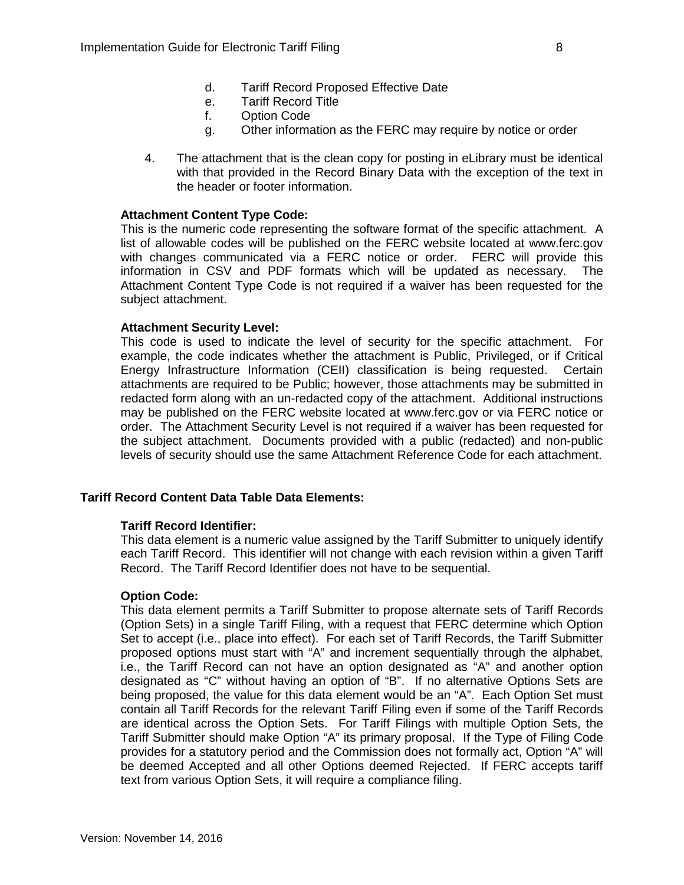d. Tariff Record Proposed Effective Date
e. Tariff Record Title
f. Option Code
g. Other information as the FERC may require by notice or order

4. The attachment that is the clean copy for posting in eLibrary must be identical with that provided in the Record Binary Data with the exception of the text in the header or footer information.

**Attachment Content Type Code:**
This is the numeric code representing the software format of the specific attachment. A list of allowable codes will be published on the FERC website located at www.ferc.gov with changes communicated via a FERC notice or order. FERC will provide this information in CSV and PDF formats which will be updated as necessary. The Attachment Content Type Code is not required if a waiver has been requested for the subject attachment.

**Attachment Security Level:**
This code is used to indicate the level of security for the specific attachment. For example, the code indicates whether the attachment is Public, Privileged, or if Critical Energy Infrastructure Information (CEII) classification is being requested. Certain attachments are required to be Public; however, those attachments may be submitted in redacted form along with an un-redacted copy of the attachment. Additional instructions may be published on the FERC website located at www.ferc.gov or via FERC notice or order. The Attachment Security Level is not required if a waiver has been requested for the subject attachment. Documents provided with a public (redacted) and non-public levels of security should use the same Attachment Reference Code for each attachment.

## Tariff Record Content Data Table Data Elements:

**Tariff Record Identifier:**
This data element is a numeric value assigned by the Tariff Submitter to uniquely identify each Tariff Record. This identifier will not change with each revision within a given Tariff Record. The Tariff Record Identifier does not have to be sequential.

**Option Code:**
This data element permits a Tariff Submitter to propose alternate sets of Tariff Records (Option Sets) in a single Tariff Filing, with a request that FERC determine which Option Set to accept (i.e., place into effect). For each set of Tariff Records, the Tariff Submitter proposed options must start with "A" and increment sequentially through the alphabet, i.e., the Tariff Record can not have an option designated as "A" and another option designated as "C" without having an option of "B". If no alternative Options Sets are being proposed, the value for this data element would be an "A". Each Option Set must contain all Tariff Records for the relevant Tariff Filing even if some of the Tariff Records are identical across the Option Sets. For Tariff Filings with multiple Option Sets, the Tariff Submitter should make Option "A" its primary proposal. If the Type of Filing Code provides for a statutory period and the Commission does not formally act, Option "A" will be deemed Accepted and all other Options deemed Rejected. If FERC accepts tariff text from various Option Sets, it will require a compliance filing.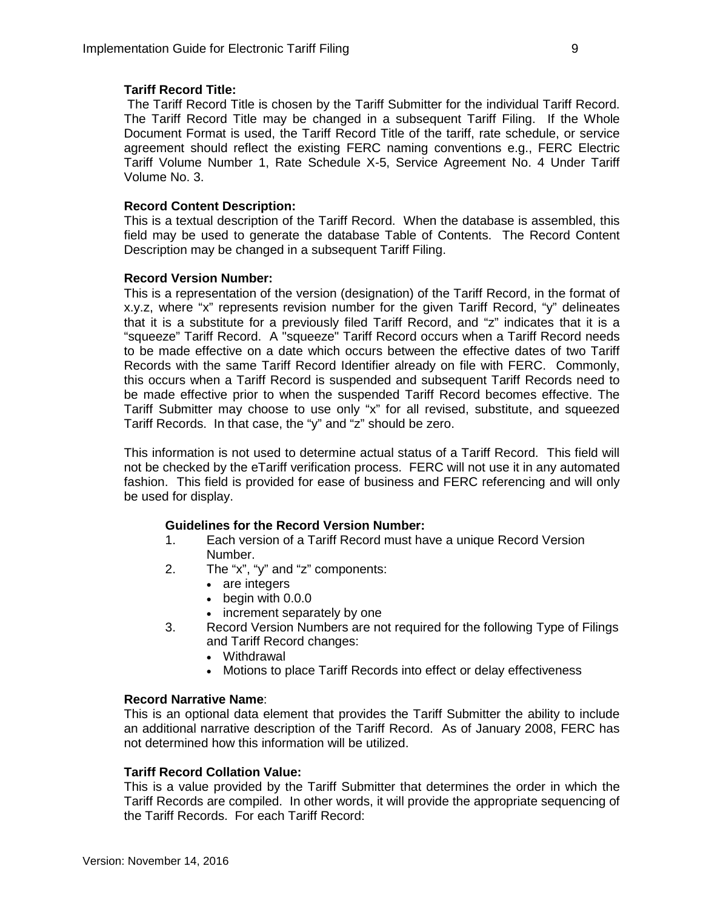**Tariff Record Title:**

The Tariff Record Title is chosen by the Tariff Submitter for the individual Tariff Record. The Tariff Record Title may be changed in a subsequent Tariff Filing. If the Whole Document Format is used, the Tariff Record Title of the tariff, rate schedule, or service agreement should reflect the existing FERC naming conventions e.g., FERC Electric Tariff Volume Number 1, Rate Schedule X-5, Service Agreement No. 4 Under Tariff Volume No. 3.

**Record Content Description:**

This is a textual description of the Tariff Record. When the database is assembled, this field may be used to generate the database Table of Contents. The Record Content Description may be changed in a subsequent Tariff Filing.

**Record Version Number:**

This is a representation of the version (designation) of the Tariff Record, in the format of x.y.z, where "x" represents revision number for the given Tariff Record, "y" delineates that it is a substitute for a previously filed Tariff Record, and "z" indicates that it is a "squeeze" Tariff Record. A "squeeze" Tariff Record occurs when a Tariff Record needs to be made effective on a date which occurs between the effective dates of two Tariff Records with the same Tariff Record Identifier already on file with FERC. Commonly, this occurs when a Tariff Record is suspended and subsequent Tariff Records need to be made effective prior to when the suspended Tariff Record becomes effective. The Tariff Submitter may choose to use only "x" for all revised, substitute, and squeezed Tariff Records. In that case, the "y" and "z" should be zero.

This information is not used to determine actual status of a Tariff Record. This field will not be checked by the eTariff verification process. FERC will not use it in any automated fashion. This field is provided for ease of business and FERC referencing and will only be used for display.

**Guidelines for the Record Version Number:**

1. Each version of a Tariff Record must have a unique Record Version Number.
2. The "x", "y" and "z" components:
   - are integers
   - begin with 0.0.0
   - increment separately by one
3. Record Version Numbers are not required for the following Type of Filings and Tariff Record changes:
   - Withdrawal
   - Motions to place Tariff Records into effect or delay effectiveness

**Record Narrative Name**:

This is an optional data element that provides the Tariff Submitter the ability to include an additional narrative description of the Tariff Record. As of January 2008, FERC has not determined how this information will be utilized.

**Tariff Record Collation Value:**

This is a value provided by the Tariff Submitter that determines the order in which the Tariff Records are compiled. In other words, it will provide the appropriate sequencing of the Tariff Records. For each Tariff Record: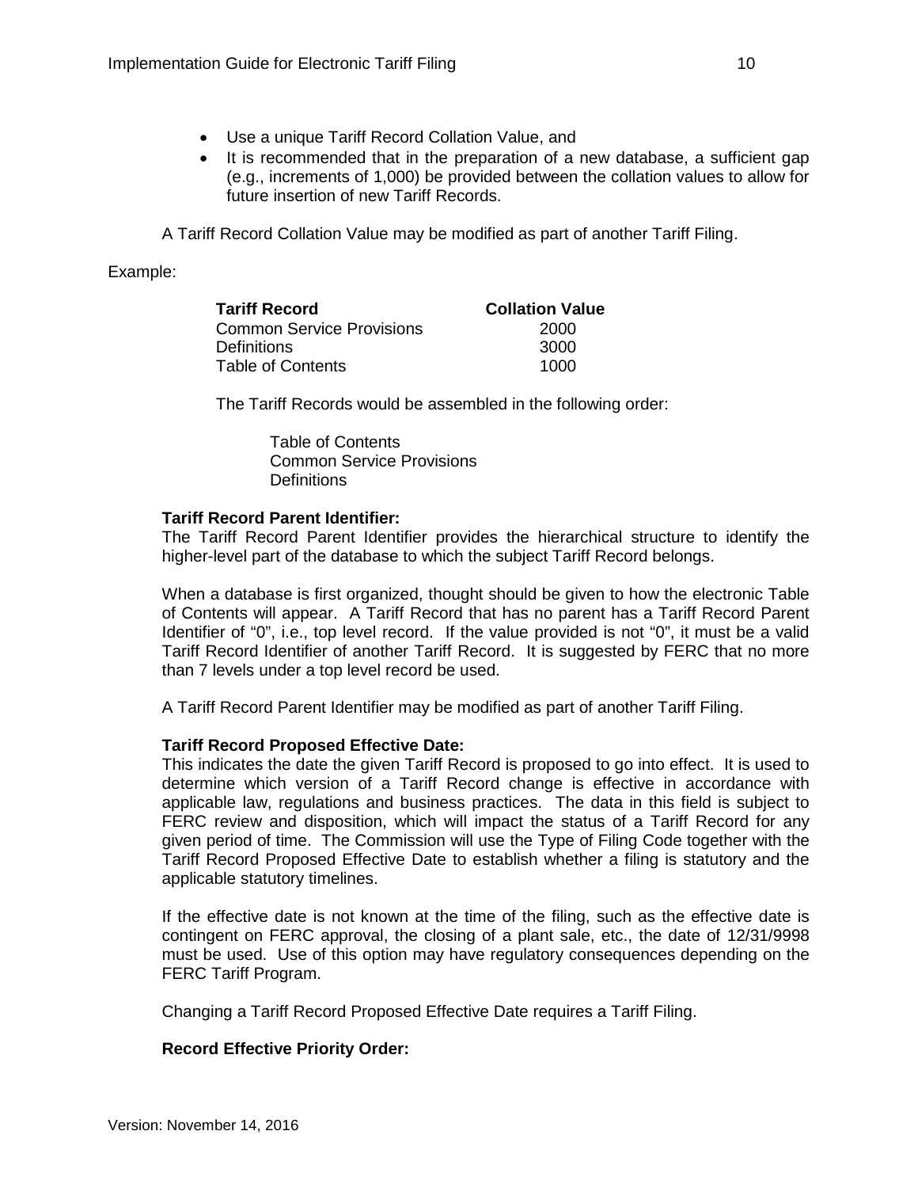- Use a unique Tariff Record Collation Value, and
- It is recommended that in the preparation of a new database, a sufficient gap (e.g., increments of 1,000) be provided between the collation values to allow for future insertion of new Tariff Records.

A Tariff Record Collation Value may be modified as part of another Tariff Filing.

Example:

| Tariff Record | Collation Value |
|---|---|
| Common Service Provisions | 2000 |
| Definitions | 3000 |
| Table of Contents | 1000 |

The Tariff Records would be assembled in the following order:

Table of Contents
Common Service Provisions
Definitions

**Tariff Record Parent Identifier:**

The Tariff Record Parent Identifier provides the hierarchical structure to identify the higher-level part of the database to which the subject Tariff Record belongs.

When a database is first organized, thought should be given to how the electronic Table of Contents will appear. A Tariff Record that has no parent has a Tariff Record Parent Identifier of "0", i.e., top level record. If the value provided is not "0", it must be a valid Tariff Record Identifier of another Tariff Record. It is suggested by FERC that no more than 7 levels under a top level record be used.

A Tariff Record Parent Identifier may be modified as part of another Tariff Filing.

**Tariff Record Proposed Effective Date:**

This indicates the date the given Tariff Record is proposed to go into effect. It is used to determine which version of a Tariff Record change is effective in accordance with applicable law, regulations and business practices. The data in this field is subject to FERC review and disposition, which will impact the status of a Tariff Record for any given period of time. The Commission will use the Type of Filing Code together with the Tariff Record Proposed Effective Date to establish whether a filing is statutory and the applicable statutory timelines.

If the effective date is not known at the time of the filing, such as the effective date is contingent on FERC approval, the closing of a plant sale, etc., the date of 12/31/9998 must be used. Use of this option may have regulatory consequences depending on the FERC Tariff Program.

Changing a Tariff Record Proposed Effective Date requires a Tariff Filing.

**Record Effective Priority Order:**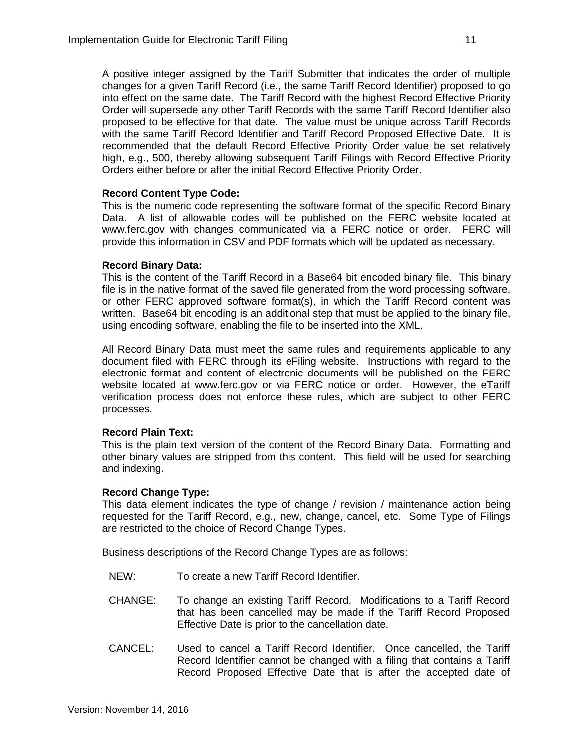A positive integer assigned by the Tariff Submitter that indicates the order of multiple changes for a given Tariff Record (i.e., the same Tariff Record Identifier) proposed to go into effect on the same date. The Tariff Record with the highest Record Effective Priority Order will supersede any other Tariff Records with the same Tariff Record Identifier also proposed to be effective for that date. The value must be unique across Tariff Records with the same Tariff Record Identifier and Tariff Record Proposed Effective Date. It is recommended that the default Record Effective Priority Order value be set relatively high, e.g., 500, thereby allowing subsequent Tariff Filings with Record Effective Priority Orders either before or after the initial Record Effective Priority Order.

**Record Content Type Code:**
This is the numeric code representing the software format of the specific Record Binary Data. A list of allowable codes will be published on the FERC website located at www.ferc.gov with changes communicated via a FERC notice or order. FERC will provide this information in CSV and PDF formats which will be updated as necessary.

**Record Binary Data:**
This is the content of the Tariff Record in a Base64 bit encoded binary file. This binary file is in the native format of the saved file generated from the word processing software, or other FERC approved software format(s), in which the Tariff Record content was written. Base64 bit encoding is an additional step that must be applied to the binary file, using encoding software, enabling the file to be inserted into the XML.

All Record Binary Data must meet the same rules and requirements applicable to any document filed with FERC through its eFiling website. Instructions with regard to the electronic format and content of electronic documents will be published on the FERC website located at www.ferc.gov or via FERC notice or order. However, the eTariff verification process does not enforce these rules, which are subject to other FERC processes.

**Record Plain Text:**
This is the plain text version of the content of the Record Binary Data. Formatting and other binary values are stripped from this content. This field will be used for searching and indexing.

**Record Change Type:**
This data element indicates the type of change / revision / maintenance action being requested for the Tariff Record, e.g., new, change, cancel, etc. Some Type of Filings are restricted to the choice of Record Change Types.

Business descriptions of the Record Change Types are as follows:

NEW: To create a new Tariff Record Identifier.

CHANGE: To change an existing Tariff Record. Modifications to a Tariff Record that has been cancelled may be made if the Tariff Record Proposed Effective Date is prior to the cancellation date.

CANCEL: Used to cancel a Tariff Record Identifier. Once cancelled, the Tariff Record Identifier cannot be changed with a filing that contains a Tariff Record Proposed Effective Date that is after the accepted date of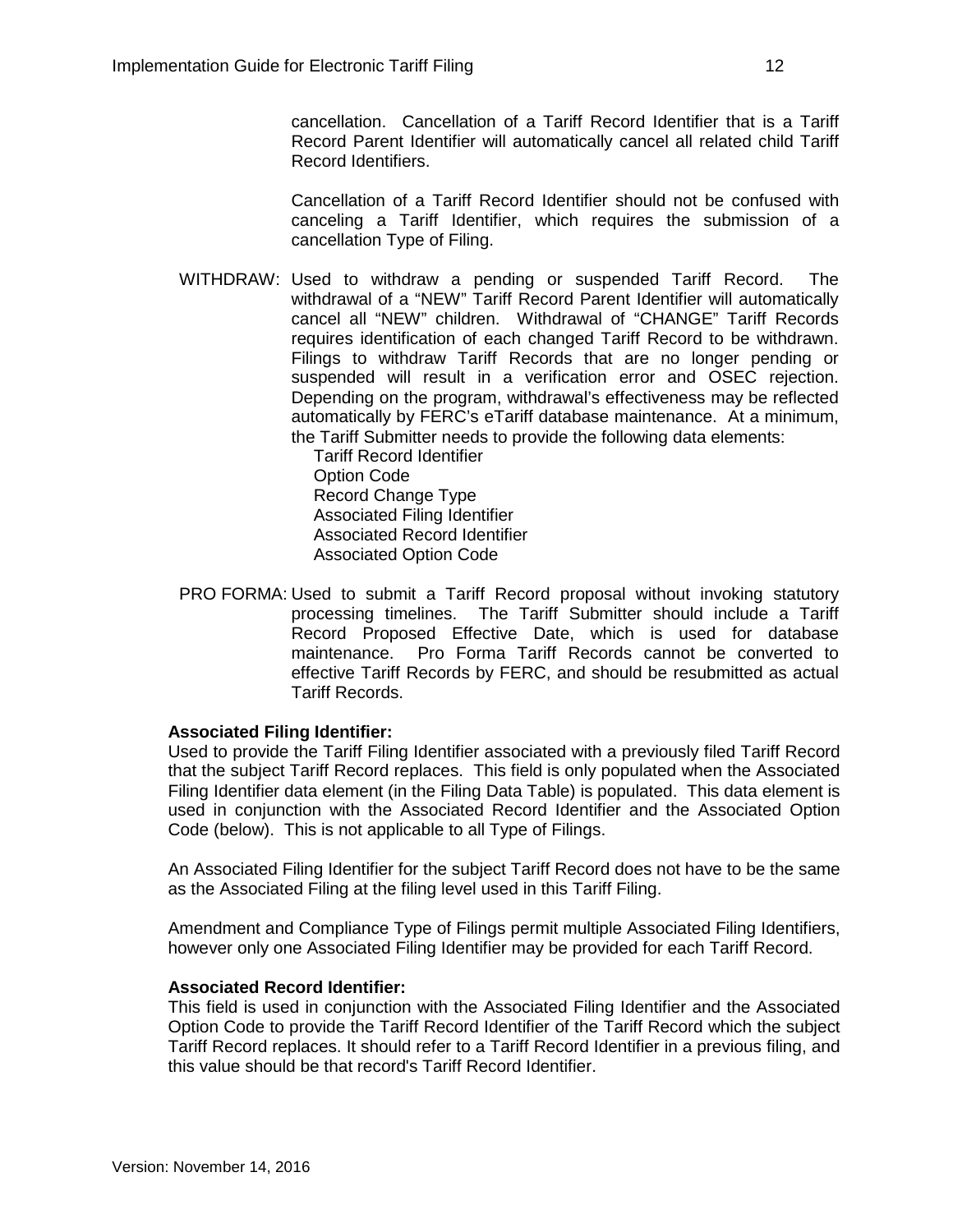cancellation. Cancellation of a Tariff Record Identifier that is a Tariff Record Parent Identifier will automatically cancel all related child Tariff Record Identifiers.

Cancellation of a Tariff Record Identifier should not be confused with canceling a Tariff Identifier, which requires the submission of a cancellation Type of Filing.

WITHDRAW: Used to withdraw a pending or suspended Tariff Record. The withdrawal of a "NEW" Tariff Record Parent Identifier will automatically cancel all "NEW" children. Withdrawal of "CHANGE" Tariff Records requires identification of each changed Tariff Record to be withdrawn. Filings to withdraw Tariff Records that are no longer pending or suspended will result in a verification error and OSEC rejection. Depending on the program, withdrawal's effectiveness may be reflected automatically by FERC's eTariff database maintenance. At a minimum, the Tariff Submitter needs to provide the following data elements:

- Tariff Record Identifier
- Option Code
- Record Change Type
- Associated Filing Identifier
- Associated Record Identifier
- Associated Option Code

PRO FORMA: Used to submit a Tariff Record proposal without invoking statutory processing timelines. The Tariff Submitter should include a Tariff Record Proposed Effective Date, which is used for database maintenance. Pro Forma Tariff Records cannot be converted to effective Tariff Records by FERC, and should be resubmitted as actual Tariff Records.

**Associated Filing Identifier:**

Used to provide the Tariff Filing Identifier associated with a previously filed Tariff Record that the subject Tariff Record replaces. This field is only populated when the Associated Filing Identifier data element (in the Filing Data Table) is populated. This data element is used in conjunction with the Associated Record Identifier and the Associated Option Code (below). This is not applicable to all Type of Filings.

An Associated Filing Identifier for the subject Tariff Record does not have to be the same as the Associated Filing at the filing level used in this Tariff Filing.

Amendment and Compliance Type of Filings permit multiple Associated Filing Identifiers, however only one Associated Filing Identifier may be provided for each Tariff Record.

**Associated Record Identifier:**

This field is used in conjunction with the Associated Filing Identifier and the Associated Option Code to provide the Tariff Record Identifier of the Tariff Record which the subject Tariff Record replaces. It should refer to a Tariff Record Identifier in a previous filing, and this value should be that record's Tariff Record Identifier.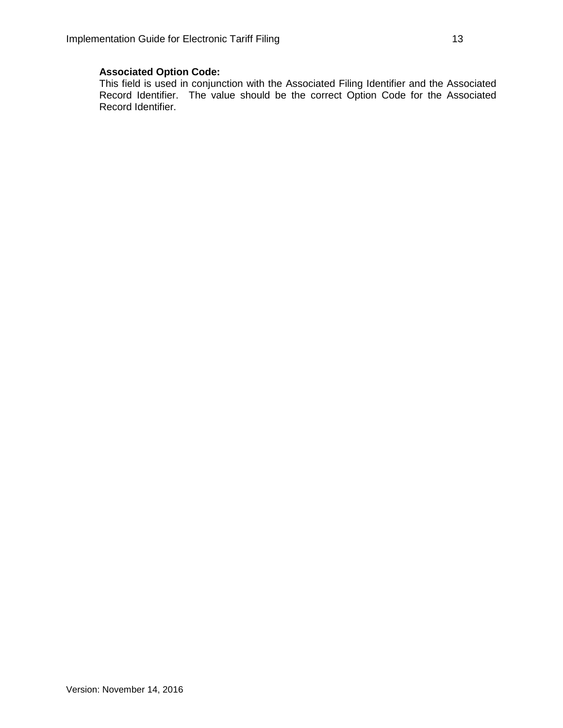**Associated Option Code:**

This field is used in conjunction with the Associated Filing Identifier and the Associated Record Identifier.  The value should be the correct Option Code for the Associated Record Identifier.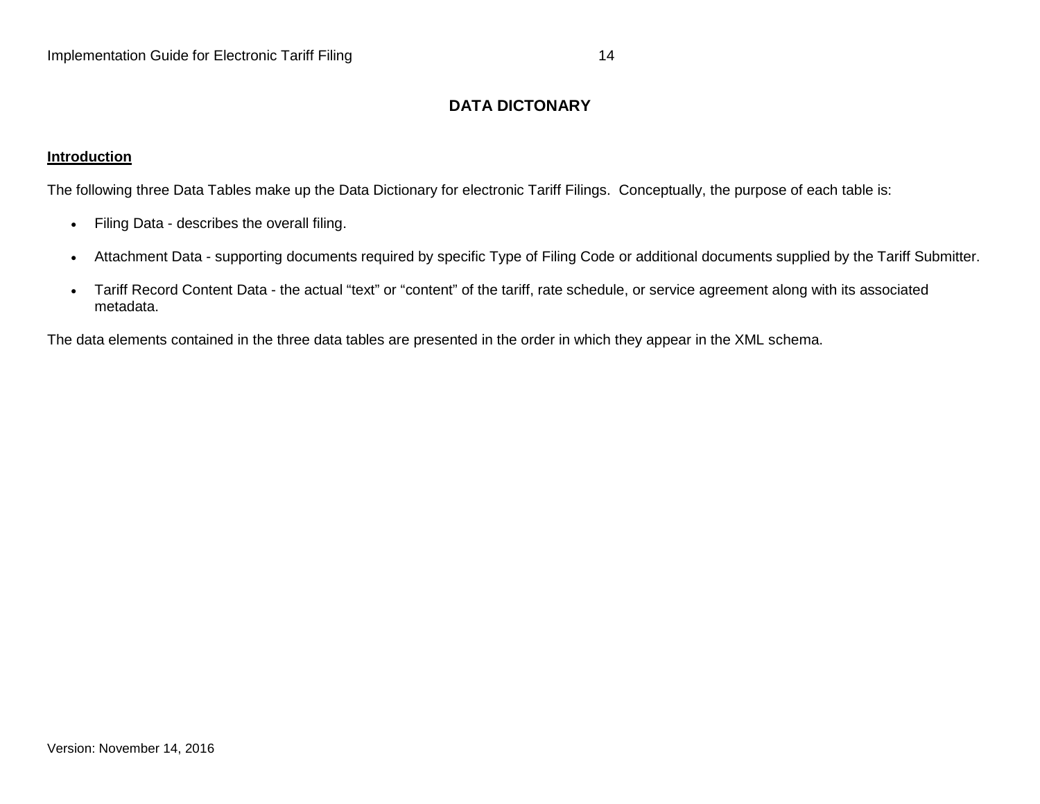# DATA DICTONARY

**Introduction**

The following three Data Tables make up the Data Dictionary for electronic Tariff Filings. Conceptually, the purpose of each table is:

- Filing Data - describes the overall filing.
- Attachment Data - supporting documents required by specific Type of Filing Code or additional documents supplied by the Tariff Submitter.
- Tariff Record Content Data - the actual "text" or "content" of the tariff, rate schedule, or service agreement along with its associated metadata.

The data elements contained in the three data tables are presented in the order in which they appear in the XML schema.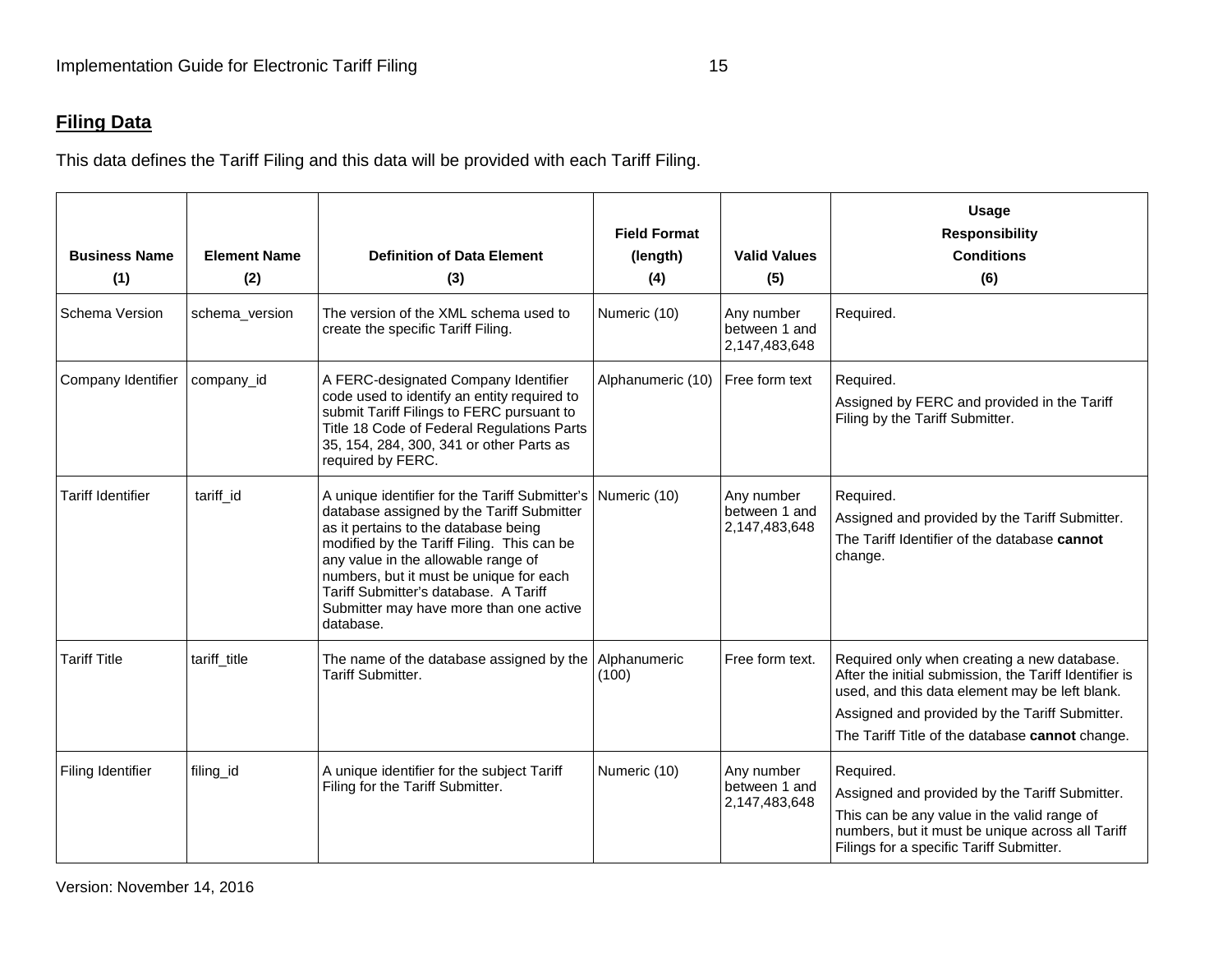## Filing Data

This data defines the Tariff Filing and this data will be provided with each Tariff Filing.

| Business Name (1) | Element Name (2) | Definition of Data Element (3) | Field Format (length) (4) | Valid Values (5) | Usage Responsibility Conditions (6) |
|---|---|---|---|---|---|
| Schema Version | schema_version | The version of the XML schema used to create the specific Tariff Filing. | Numeric (10) | Any number between 1 and 2,147,483,648 | Required. |
| Company Identifier | company_id | A FERC-designated Company Identifier code used to identify an entity required to submit Tariff Filings to FERC pursuant to Title 18 Code of Federal Regulations Parts 35, 154, 284, 300, 341 or other Parts as required by FERC. | Alphanumeric (10) | Free form text | Required.<br>Assigned by FERC and provided in the Tariff Filing by the Tariff Submitter. |
| Tariff Identifier | tariff_id | A unique identifier for the Tariff Submitter's database assigned by the Tariff Submitter as it pertains to the database being modified by the Tariff Filing. This can be any value in the allowable range of numbers, but it must be unique for each Tariff Submitter's database. A Tariff Submitter may have more than one active database. | Numeric (10) | Any number between 1 and 2,147,483,648 | Required.<br>Assigned and provided by the Tariff Submitter.<br>The Tariff Identifier of the database **cannot** change. |
| Tariff Title | tariff_title | The name of the database assigned by the Tariff Submitter. | Alphanumeric (100) | Free form text. | Required only when creating a new database. After the initial submission, the Tariff Identifier is used, and this data element may be left blank.<br>Assigned and provided by the Tariff Submitter.<br>The Tariff Title of the database **cannot** change. |
| Filing Identifier | filing_id | A unique identifier for the subject Tariff Filing for the Tariff Submitter. | Numeric (10) | Any number between 1 and 2,147,483,648 | Required.<br>Assigned and provided by the Tariff Submitter.<br>This can be any value in the valid range of numbers, but it must be unique across all Tariff Filings for a specific Tariff Submitter. |

Version: November 14, 2016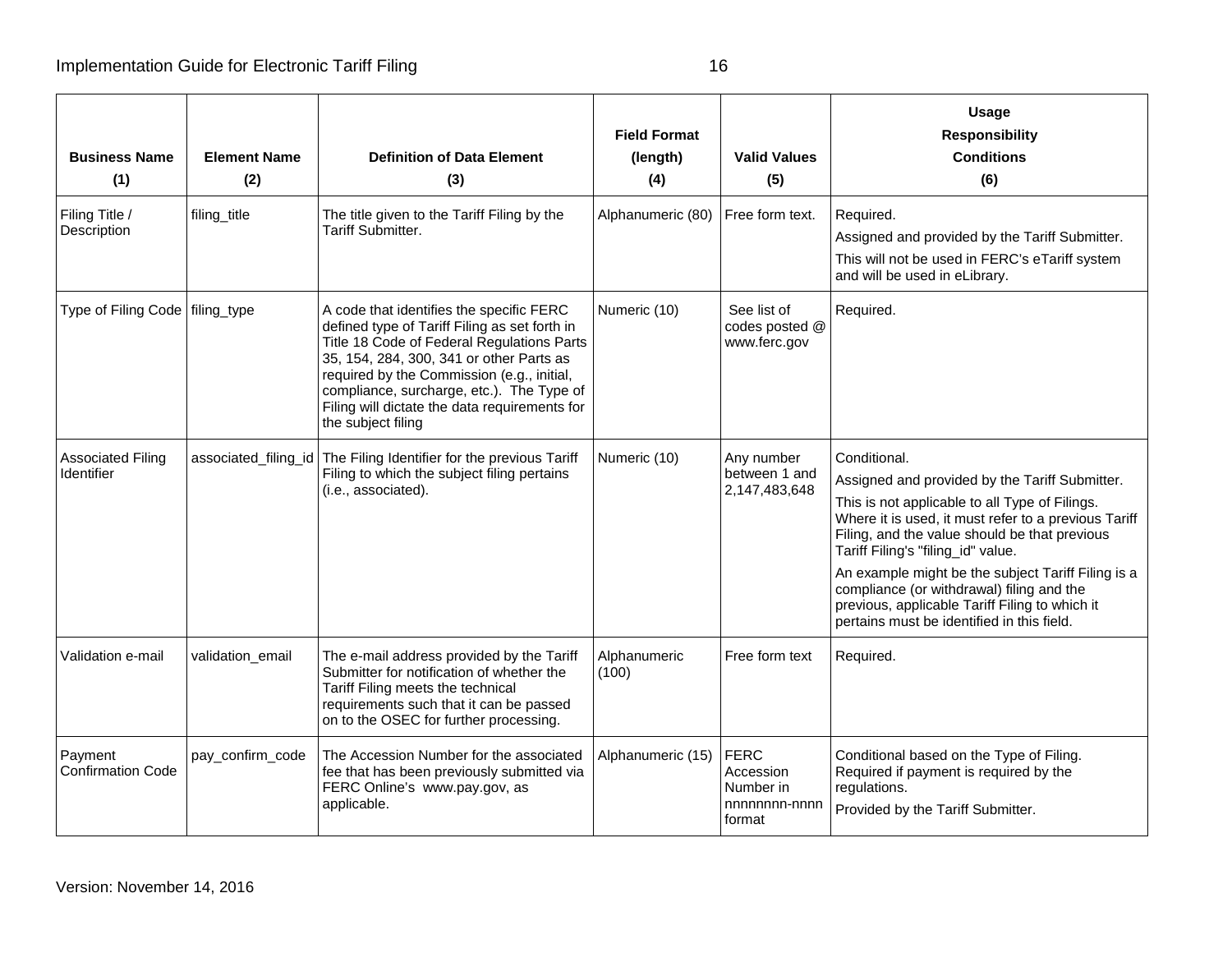| Business Name (1) | Element Name (2) | Definition of Data Element (3) | Field Format (length) (4) | Valid Values (5) | Usage Responsibility Conditions (6) |
|---|---|---|---|---|---|
| Filing Title / Description | filing_title | The title given to the Tariff Filing by the Tariff Submitter. | Alphanumeric (80) | Free form text. | Required.<br>Assigned and provided by the Tariff Submitter.<br>This will not be used in FERC's eTariff system and will be used in eLibrary. |
| Type of Filing Code | filing_type | A code that identifies the specific FERC defined type of Tariff Filing as set forth in Title 18 Code of Federal Regulations Parts 35, 154, 284, 300, 341 or other Parts as required by the Commission (e.g., initial, compliance, surcharge, etc.). The Type of Filing will dictate the data requirements for the subject filing | Numeric (10) | See list of codes posted @ www.ferc.gov | Required. |
| Associated Filing Identifier | associated_filing_id | The Filing Identifier for the previous Tariff Filing to which the subject filing pertains (i.e., associated). | Numeric (10) | Any number between 1 and 2,147,483,648 | Conditional.<br>Assigned and provided by the Tariff Submitter.<br>This is not applicable to all Type of Filings. Where it is used, it must refer to a previous Tariff Filing, and the value should be that previous Tariff Filing's "filing_id" value.<br>An example might be the subject Tariff Filing is a compliance (or withdrawal) filing and the previous, applicable Tariff Filing to which it pertains must be identified in this field. |
| Validation e-mail | validation_email | The e-mail address provided by the Tariff Submitter for notification of whether the Tariff Filing meets the technical requirements such that it can be passed on to the OSEC for further processing. | Alphanumeric (100) | Free form text | Required. |
| Payment Confirmation Code | pay_confirm_code | The Accession Number for the associated fee that has been previously submitted via FERC Online's www.pay.gov, as applicable. | Alphanumeric (15) | FERC Accession Number in nnnnnnnn-nnnn format | Conditional based on the Type of Filing. Required if payment is required by the regulations.<br>Provided by the Tariff Submitter. |

Version: November 14, 2016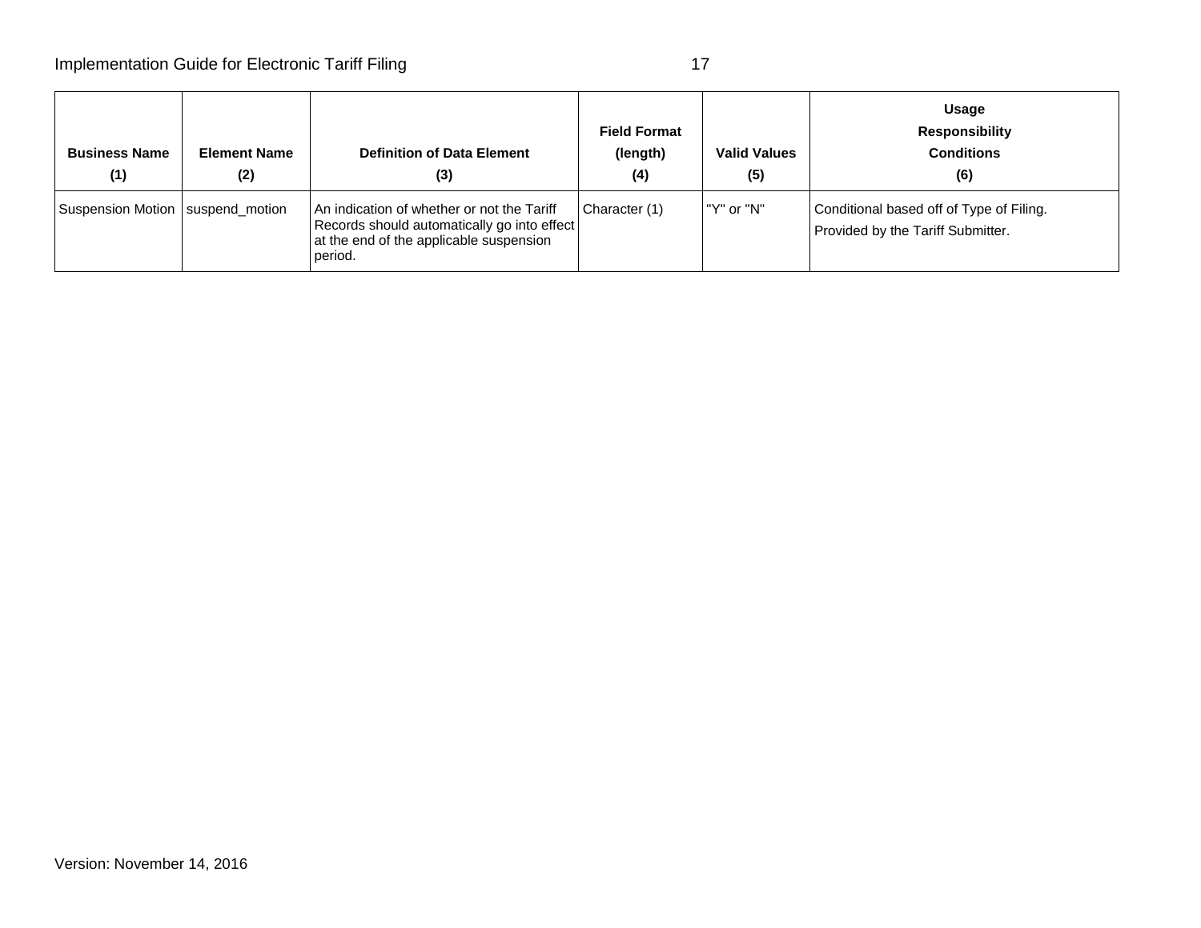| Business Name (1) | Element Name (2) | Definition of Data Element (3) | Field Format (length) (4) | Valid Values (5) | Usage Responsibility Conditions (6) |
|---|---|---|---|---|---|
| Suspension Motion | suspend_motion | An indication of whether or not the Tariff Records should automatically go into effect at the end of the applicable suspension period. | Character (1) | "Y" or "N" | Conditional based off of Type of Filing. Provided by the Tariff Submitter. |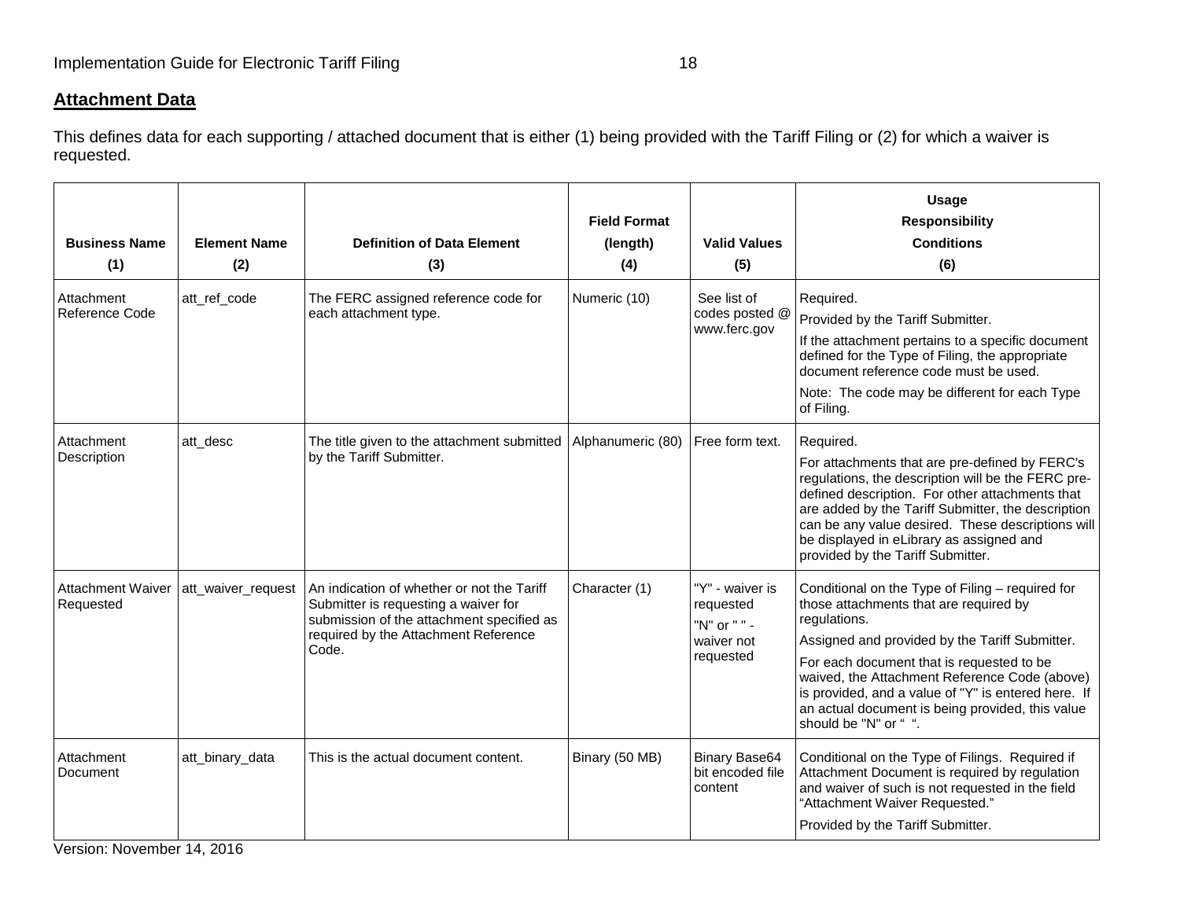## Attachment Data

This defines data for each supporting / attached document that is either (1) being provided with the Tariff Filing or (2) for which a waiver is requested.

| Business Name (1) | Element Name (2) | Definition of Data Element (3) | Field Format (length) (4) | Valid Values (5) | Usage Responsibility Conditions (6) |
|---|---|---|---|---|---|
| Attachment Reference Code | att_ref_code | The FERC assigned reference code for each attachment type. | Numeric (10) | See list of codes posted @ www.ferc.gov | Required. Provided by the Tariff Submitter. If the attachment pertains to a specific document defined for the Type of Filing, the appropriate document reference code must be used. Note: The code may be different for each Type of Filing. |
| Attachment Description | att_desc | The title given to the attachment submitted by the Tariff Submitter. | Alphanumeric (80) | Free form text. | Required. For attachments that are pre-defined by FERC's regulations, the description will be the FERC pre-defined description. For other attachments that are added by the Tariff Submitter, the description can be any value desired. These descriptions will be displayed in eLibrary as assigned and provided by the Tariff Submitter. |
| Attachment Waiver Requested | att_waiver_request | An indication of whether or not the Tariff Submitter is requesting a waiver for submission of the attachment specified as required by the Attachment Reference Code. | Character (1) | "Y" - waiver is requested "N" or " " - waiver not requested | Conditional on the Type of Filing – required for those attachments that are required by regulations. Assigned and provided by the Tariff Submitter. For each document that is requested to be waived, the Attachment Reference Code (above) is provided, and a value of "Y" is entered here. If an actual document is being provided, this value should be "N" or " ". |
| Attachment Document | att_binary_data | This is the actual document content. | Binary (50 MB) | Binary Base64 bit encoded file content | Conditional on the Type of Filings. Required if Attachment Document is required by regulation and waiver of such is not requested in the field "Attachment Waiver Requested." Provided by the Tariff Submitter. |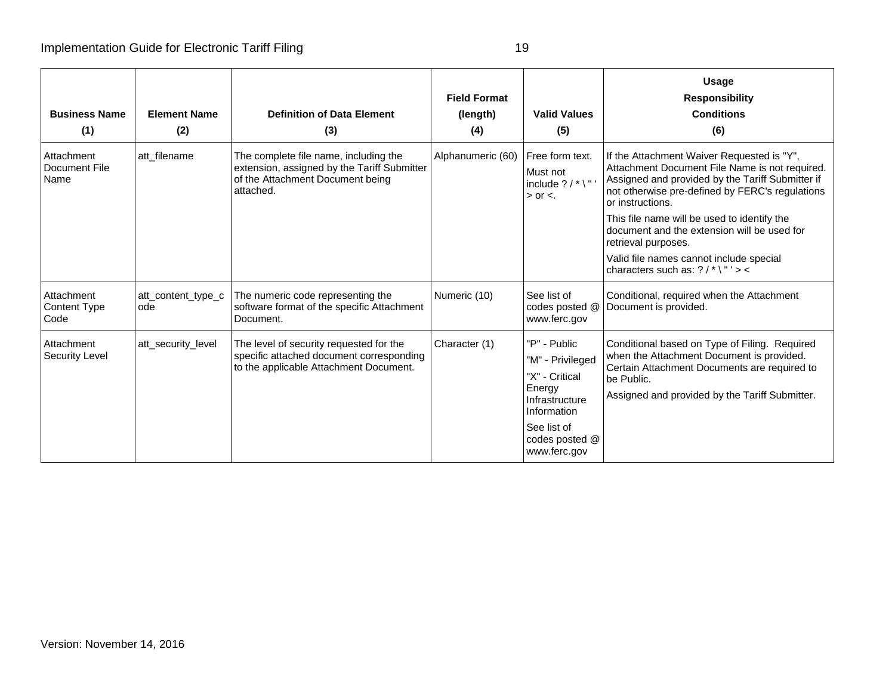| Business Name (1) | Element Name (2) | Definition of Data Element (3) | Field Format (length) (4) | Valid Values (5) | Usage Responsibility Conditions (6) |
|---|---|---|---|---|---|
| Attachment Document File Name | att_filename | The complete file name, including the extension, assigned by the Tariff Submitter of the Attachment Document being attached. | Alphanumeric (60) | Free form text. Must not include ? / * \ " ' > or <. | If the Attachment Waiver Requested is "Y", Attachment Document File Name is not required. Assigned and provided by the Tariff Submitter if not otherwise pre-defined by FERC's regulations or instructions. This file name will be used to identify the document and the extension will be used for retrieval purposes. Valid file names cannot include special characters such as: ? / * \ " ' > < |
| Attachment Content Type Code | att_content_type_code | The numeric code representing the software format of the specific Attachment Document. | Numeric (10) | See list of codes posted @ www.ferc.gov | Conditional, required when the Attachment Document is provided. |
| Attachment Security Level | att_security_level | The level of security requested for the specific attached document corresponding to the applicable Attachment Document. | Character (1) | "P" - Public "M" - Privileged "X" - Critical Energy Infrastructure Information See list of codes posted @ www.ferc.gov | Conditional based on Type of Filing. Required when the Attachment Document is provided. Certain Attachment Documents are required to be Public. Assigned and provided by the Tariff Submitter. |

Version: November 14, 2016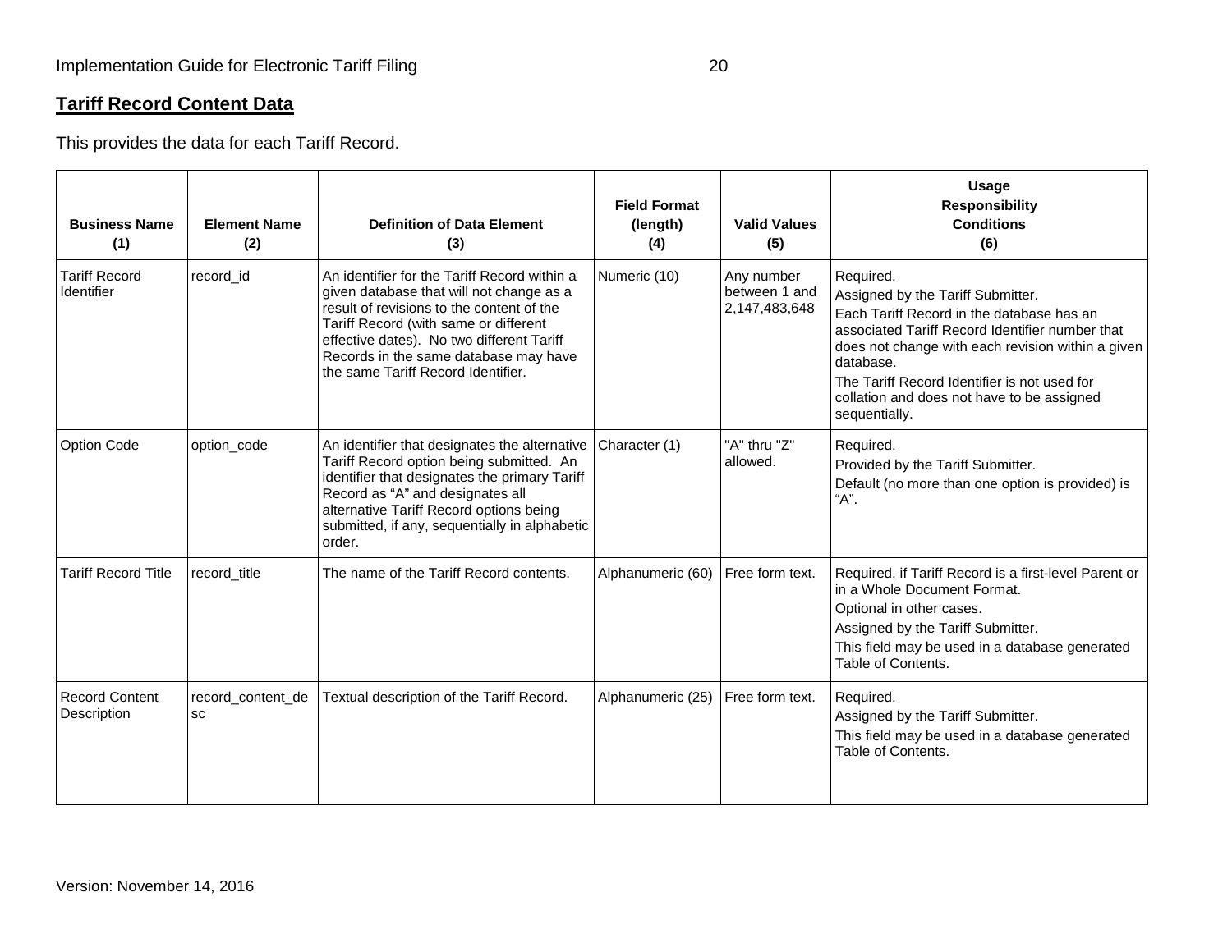## Tariff Record Content Data

This provides the data for each Tariff Record.

| Business Name (1) | Element Name (2) | Definition of Data Element (3) | Field Format (length) (4) | Valid Values (5) | Usage Responsibility Conditions (6) |
|---|---|---|---|---|---|
| Tariff Record Identifier | record_id | An identifier for the Tariff Record within a given database that will not change as a result of revisions to the content of the Tariff Record (with same or different effective dates). No two different Tariff Records in the same database may have the same Tariff Record Identifier. | Numeric (10) | Any number between 1 and 2,147,483,648 | Required.<br>Assigned by the Tariff Submitter.<br>Each Tariff Record in the database has an associated Tariff Record Identifier number that does not change with each revision within a given database.<br>The Tariff Record Identifier is not used for collation and does not have to be assigned sequentially. |
| Option Code | option_code | An identifier that designates the alternative Tariff Record option being submitted. An identifier that designates the primary Tariff Record as "A" and designates all alternative Tariff Record options being submitted, if any, sequentially in alphabetic order. | Character (1) | "A" thru "Z" allowed. | Required.<br>Provided by the Tariff Submitter.<br>Default (no more than one option is provided) is "A". |
| Tariff Record Title | record_title | The name of the Tariff Record contents. | Alphanumeric (60) | Free form text. | Required, if Tariff Record is a first-level Parent or in a Whole Document Format.<br>Optional in other cases.<br>Assigned by the Tariff Submitter.<br>This field may be used in a database generated Table of Contents. |
| Record Content Description | record_content_desc | Textual description of the Tariff Record. | Alphanumeric (25) | Free form text. | Required.<br>Assigned by the Tariff Submitter.<br>This field may be used in a database generated Table of Contents. |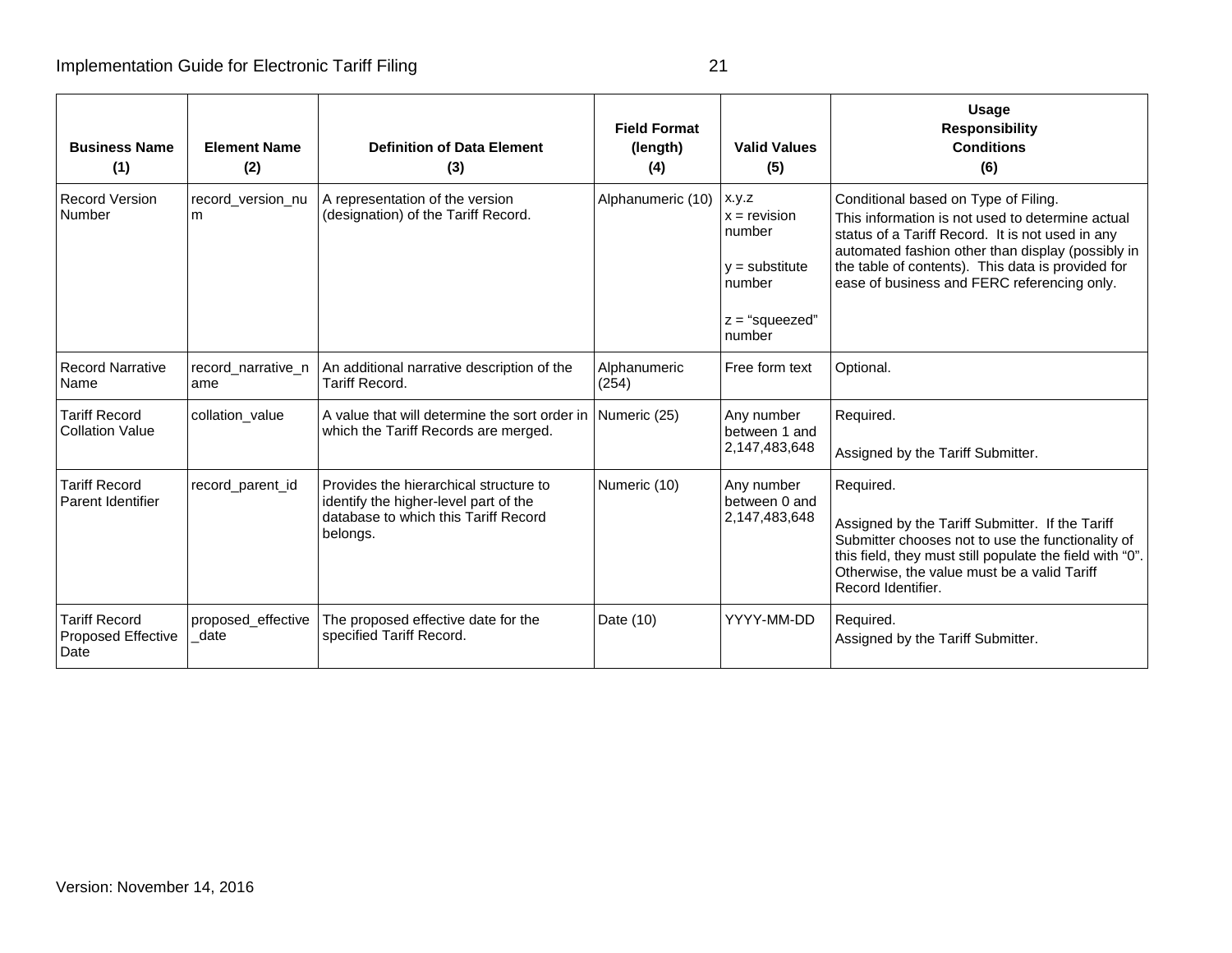| Business Name (1) | Element Name (2) | Definition of Data Element (3) | Field Format (length) (4) | Valid Values (5) | Usage Responsibility Conditions (6) |
|---|---|---|---|---|---|
| Record Version Number | record_version_num | A representation of the version (designation) of the Tariff Record. | Alphanumeric (10) | x.y.z<br>x = revision number<br>y = substitute number<br>z = "squeezed" number | Conditional based on Type of Filing.<br>This information is not used to determine actual status of a Tariff Record. It is not used in any automated fashion other than display (possibly in the table of contents). This data is provided for ease of business and FERC referencing only. |
| Record Narrative Name | record_narrative_name | An additional narrative description of the Tariff Record. | Alphanumeric (254) | Free form text | Optional. |
| Tariff Record Collation Value | collation_value | A value that will determine the sort order in which the Tariff Records are merged. | Numeric (25) | Any number between 1 and 2,147,483,648 | Required.<br>Assigned by the Tariff Submitter. |
| Tariff Record Parent Identifier | record_parent_id | Provides the hierarchical structure to identify the higher-level part of the database to which this Tariff Record belongs. | Numeric (10) | Any number between 0 and 2,147,483,648 | Required.<br>Assigned by the Tariff Submitter. If the Tariff Submitter chooses not to use the functionality of this field, they must still populate the field with "0". Otherwise, the value must be a valid Tariff Record Identifier. |
| Tariff Record Proposed Effective Date | proposed_effective_date | The proposed effective date for the specified Tariff Record. | Date (10) | YYYY-MM-DD | Required.<br>Assigned by the Tariff Submitter. |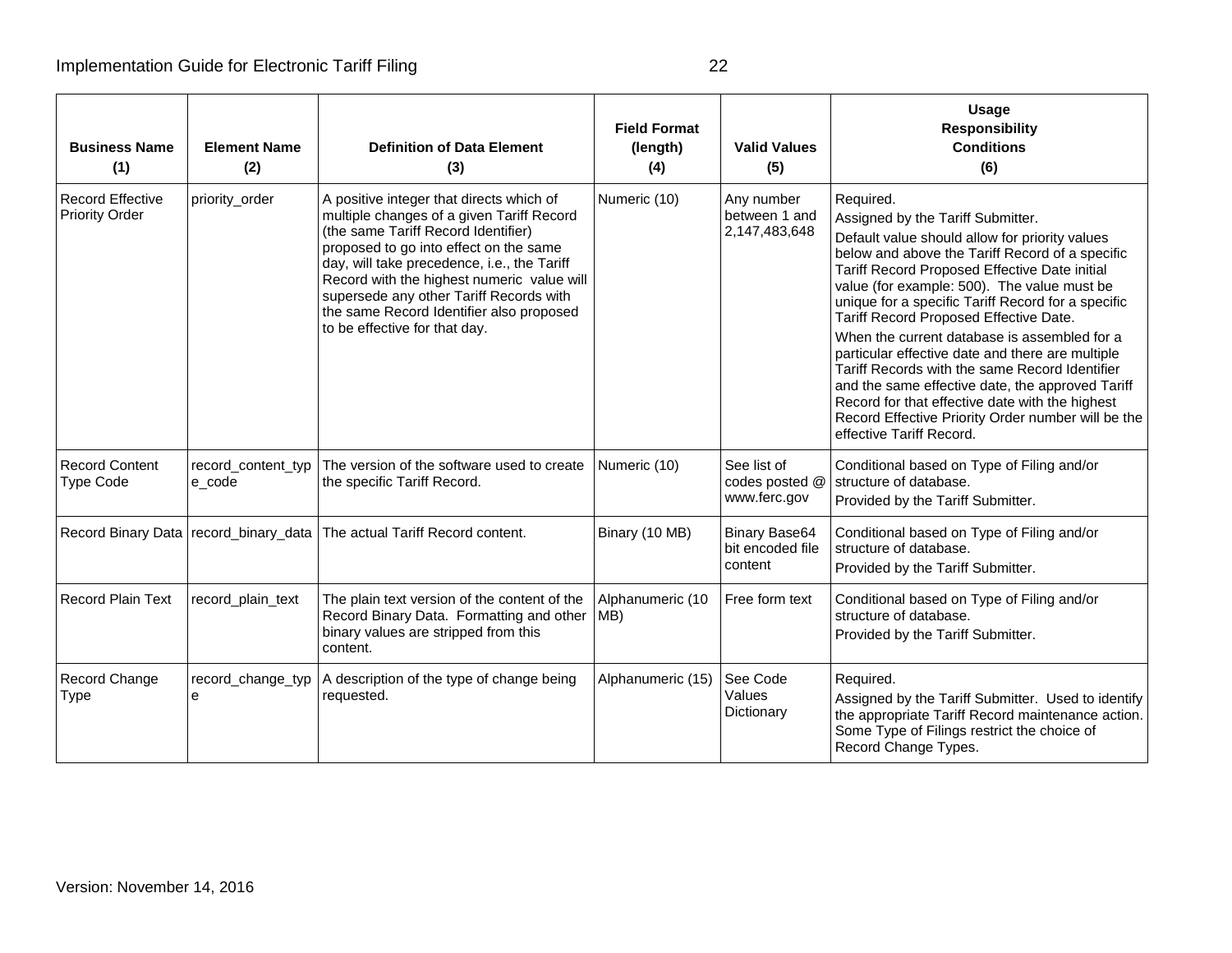| Business Name (1) | Element Name (2) | Definition of Data Element (3) | Field Format (length) (4) | Valid Values (5) | Usage Responsibility Conditions (6) |
|---|---|---|---|---|---|
| Record Effective Priority Order | priority_order | A positive integer that directs which of multiple changes of a given Tariff Record (the same Tariff Record Identifier) proposed to go into effect on the same day, will take precedence, i.e., the Tariff Record with the highest numeric value will supersede any other Tariff Records with the same Record Identifier also proposed to be effective for that day. | Numeric (10) | Any number between 1 and 2,147,483,648 | Required. Assigned by the Tariff Submitter. Default value should allow for priority values below and above the Tariff Record of a specific Tariff Record Proposed Effective Date initial value (for example: 500). The value must be unique for a specific Tariff Record for a specific Tariff Record Proposed Effective Date. When the current database is assembled for a particular effective date and there are multiple Tariff Records with the same Record Identifier and the same effective date, the approved Tariff Record for that effective date with the highest Record Effective Priority Order number will be the effective Tariff Record. |
| Record Content Type Code | record_content_type_code | The version of the software used to create the specific Tariff Record. | Numeric (10) | See list of codes posted @ www.ferc.gov | Conditional based on Type of Filing and/or structure of database. Provided by the Tariff Submitter. |
| Record Binary Data | record_binary_data | The actual Tariff Record content. | Binary (10 MB) | Binary Base64 bit encoded file content | Conditional based on Type of Filing and/or structure of database. Provided by the Tariff Submitter. |
| Record Plain Text | record_plain_text | The plain text version of the content of the Record Binary Data. Formatting and other binary values are stripped from this content. | Alphanumeric (10 MB) | Free form text | Conditional based on Type of Filing and/or structure of database. Provided by the Tariff Submitter. |
| Record Change Type | record_change_type | A description of the type of change being requested. | Alphanumeric (15) | See Code Values Dictionary | Required. Assigned by the Tariff Submitter. Used to identify the appropriate Tariff Record maintenance action. Some Type of Filings restrict the choice of Record Change Types. |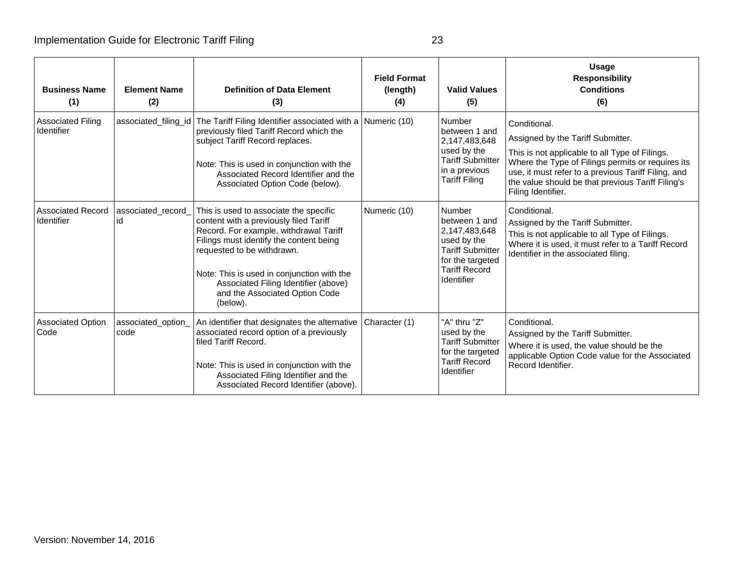| Business Name (1) | Element Name (2) | Definition of Data Element (3) | Field Format (length) (4) | Valid Values (5) | Usage Responsibility Conditions (6) |
|---|---|---|---|---|---|
| Associated Filing Identifier | associated_filing_id | The Tariff Filing Identifier associated with a previously filed Tariff Record which the subject Tariff Record replaces.<br><br>Note: This is used in conjunction with the Associated Record Identifier and the Associated Option Code (below). | Numeric (10) | Number between 1 and 2,147,483,648 used by the Tariff Submitter in a previous Tariff Filing | Conditional.<br><br>Assigned by the Tariff Submitter.<br><br>This is not applicable to all Type of Filings. Where the Type of Filings permits or requires its use, it must refer to a previous Tariff Filing, and the value should be that previous Tariff Filing's Filing Identifier. |
| Associated Record Identifier | associated_record_id | This is used to associate the specific content with a previously filed Tariff Record. For example, withdrawal Tariff Filings must identify the content being requested to be withdrawn.<br><br>Note: This is used in conjunction with the Associated Filing Identifier (above) and the Associated Option Code (below). | Numeric (10) | Number between 1 and 2,147,483,648 used by the Tariff Submitter for the targeted Tariff Record Identifier | Conditional.<br><br>Assigned by the Tariff Submitter.<br><br>This is not applicable to all Type of Filings. Where it is used, it must refer to a Tariff Record Identifier in the associated filing. |
| Associated Option Code | associated_option_code | An identifier that designates the alternative associated record option of a previously filed Tariff Record.<br><br>Note: This is used in conjunction with the Associated Filing Identifier and the Associated Record Identifier (above). | Character (1) | "A" thru "Z" used by the Tariff Submitter for the targeted Tariff Record Identifier | Conditional.<br><br>Assigned by the Tariff Submitter.<br><br>Where it is used, the value should be the applicable Option Code value for the Associated Record Identifier. |

Version: November 14, 2016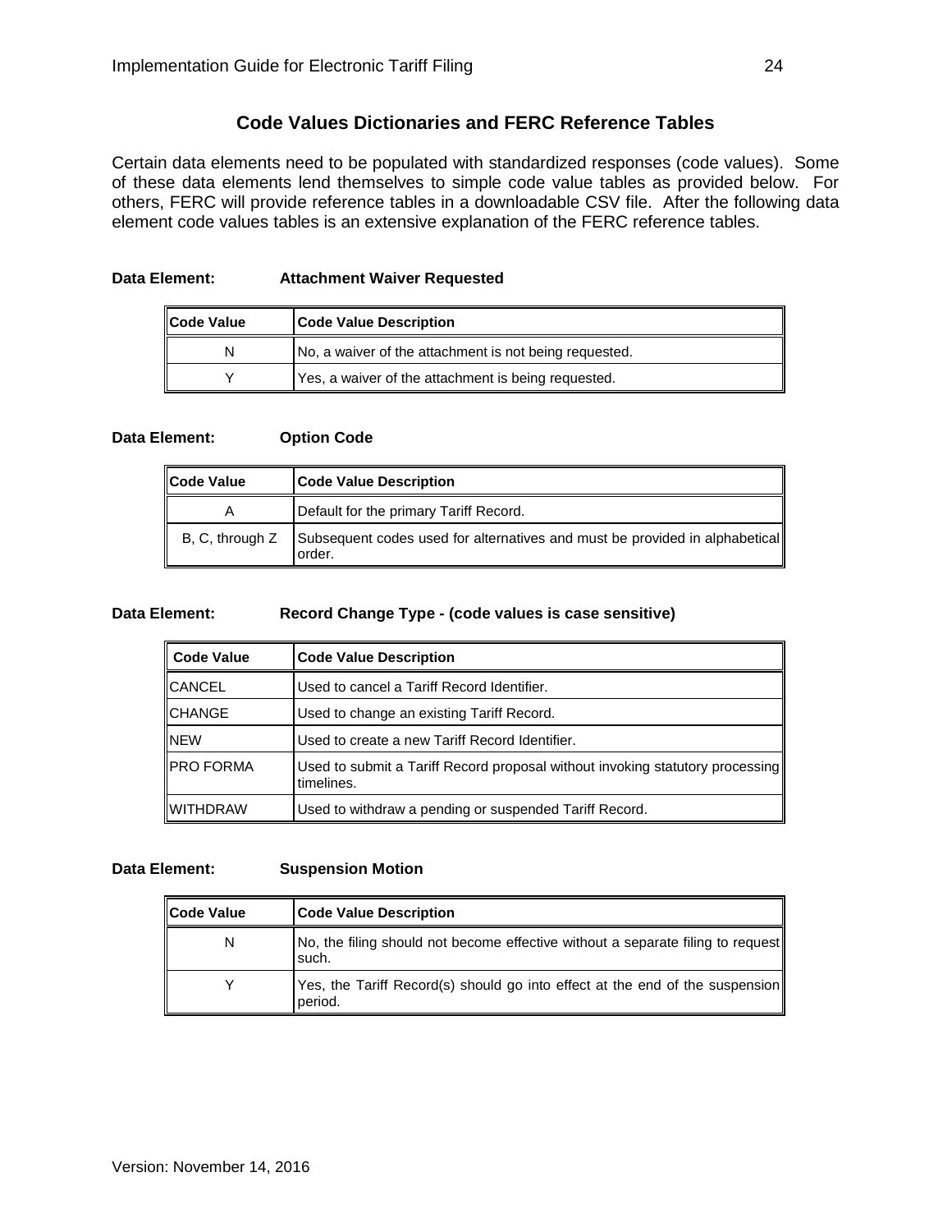## Code Values Dictionaries and FERC Reference Tables

Certain data elements need to be populated with standardized responses (code values). Some of these data elements lend themselves to simple code value tables as provided below. For others, FERC will provide reference tables in a downloadable CSV file. After the following data element code values tables is an extensive explanation of the FERC reference tables.

**Data Element: Attachment Waiver Requested**

| Code Value | Code Value Description |
| --- | --- |
| N | No, a waiver of the attachment is not being requested. |
| Y | Yes, a waiver of the attachment is being requested. |

**Data Element: Option Code**

| Code Value | Code Value Description |
| --- | --- |
| A | Default for the primary Tariff Record. |
| B, C, through Z | Subsequent codes used for alternatives and must be provided in alphabetical order. |

**Data Element: Record Change Type - (code values is case sensitive)**

| Code Value | Code Value Description |
| --- | --- |
| CANCEL | Used to cancel a Tariff Record Identifier. |
| CHANGE | Used to change an existing Tariff Record. |
| NEW | Used to create a new Tariff Record Identifier. |
| PRO FORMA | Used to submit a Tariff Record proposal without invoking statutory processing timelines. |
| WITHDRAW | Used to withdraw a pending or suspended Tariff Record. |

**Data Element: Suspension Motion**

| Code Value | Code Value Description |
| --- | --- |
| N | No, the filing should not become effective without a separate filing to request such. |
| Y | Yes, the Tariff Record(s) should go into effect at the end of the suspension period. |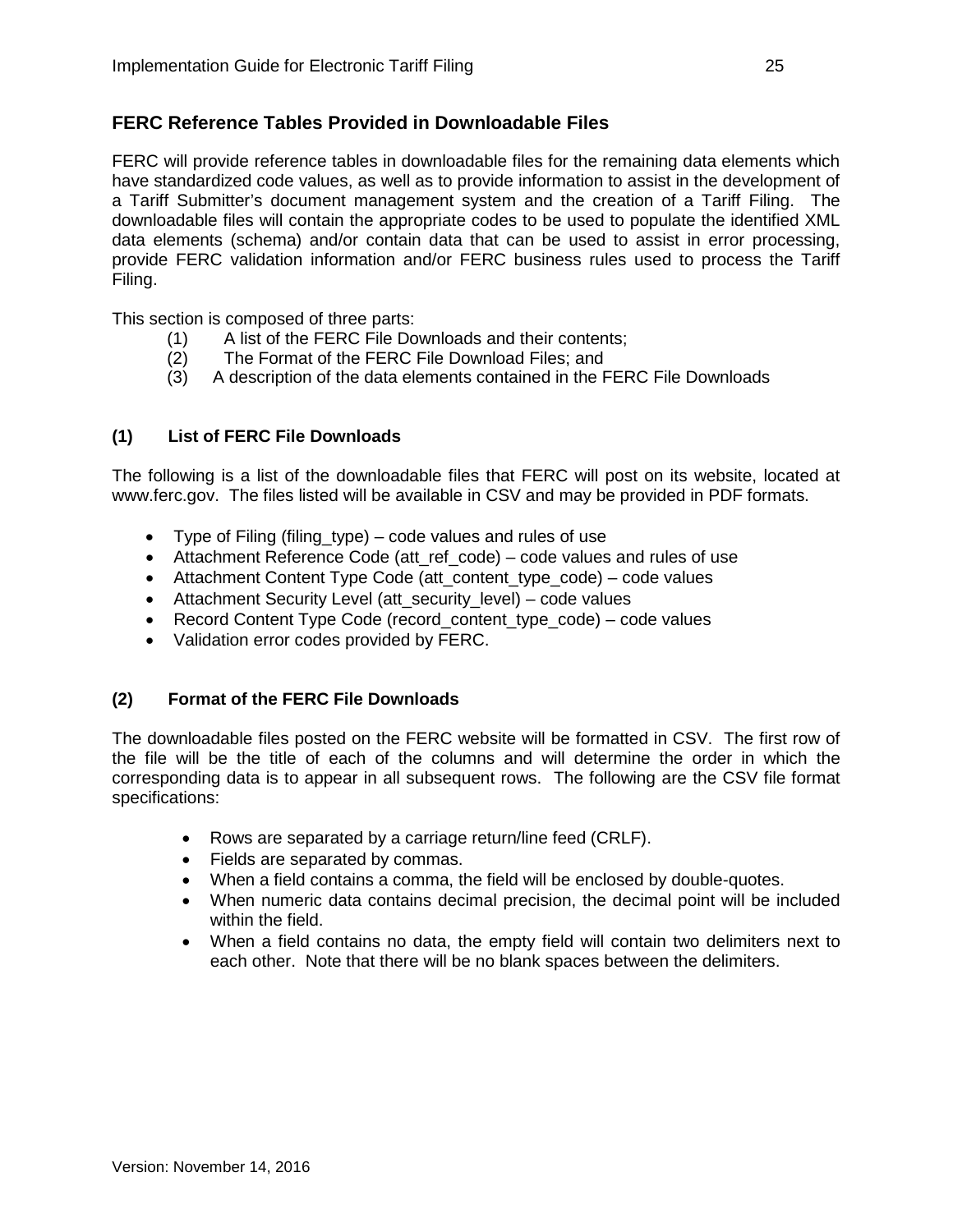## FERC Reference Tables Provided in Downloadable Files

FERC will provide reference tables in downloadable files for the remaining data elements which have standardized code values, as well as to provide information to assist in the development of a Tariff Submitter's document management system and the creation of a Tariff Filing. The downloadable files will contain the appropriate codes to be used to populate the identified XML data elements (schema) and/or contain data that can be used to assist in error processing, provide FERC validation information and/or FERC business rules used to process the Tariff Filing.

This section is composed of three parts:

(1) A list of the FERC File Downloads and their contents;
(2) The Format of the FERC File Download Files; and
(3) A description of the data elements contained in the FERC File Downloads

### (1) List of FERC File Downloads

The following is a list of the downloadable files that FERC will post on its website, located at www.ferc.gov. The files listed will be available in CSV and may be provided in PDF formats.

- Type of Filing (filing_type) – code values and rules of use
- Attachment Reference Code (att_ref_code) – code values and rules of use
- Attachment Content Type Code (att_content_type_code) – code values
- Attachment Security Level (att_security_level) – code values
- Record Content Type Code (record_content_type_code) – code values
- Validation error codes provided by FERC.

### (2) Format of the FERC File Downloads

The downloadable files posted on the FERC website will be formatted in CSV. The first row of the file will be the title of each of the columns and will determine the order in which the corresponding data is to appear in all subsequent rows. The following are the CSV file format specifications:

- Rows are separated by a carriage return/line feed (CRLF).
- Fields are separated by commas.
- When a field contains a comma, the field will be enclosed by double-quotes.
- When numeric data contains decimal precision, the decimal point will be included within the field.
- When a field contains no data, the empty field will contain two delimiters next to each other. Note that there will be no blank spaces between the delimiters.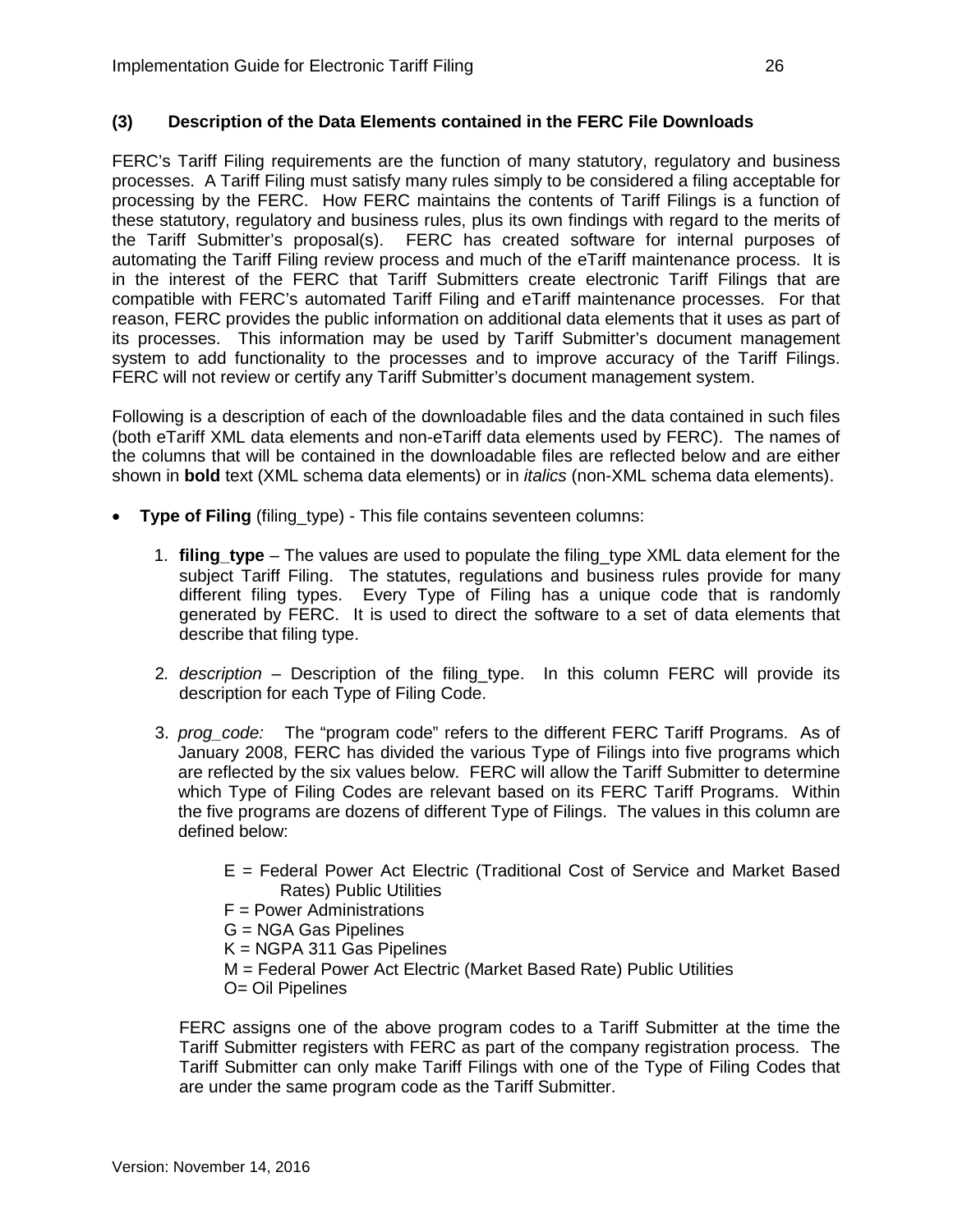### (3) Description of the Data Elements contained in the FERC File Downloads

FERC's Tariff Filing requirements are the function of many statutory, regulatory and business processes. A Tariff Filing must satisfy many rules simply to be considered a filing acceptable for processing by the FERC. How FERC maintains the contents of Tariff Filings is a function of these statutory, regulatory and business rules, plus its own findings with regard to the merits of the Tariff Submitter's proposal(s). FERC has created software for internal purposes of automating the Tariff Filing review process and much of the eTariff maintenance process. It is in the interest of the FERC that Tariff Submitters create electronic Tariff Filings that are compatible with FERC's automated Tariff Filing and eTariff maintenance processes. For that reason, FERC provides the public information on additional data elements that it uses as part of its processes. This information may be used by Tariff Submitter's document management system to add functionality to the processes and to improve accuracy of the Tariff Filings. FERC will not review or certify any Tariff Submitter's document management system.

Following is a description of each of the downloadable files and the data contained in such files (both eTariff XML data elements and non-eTariff data elements used by FERC). The names of the columns that will be contained in the downloadable files are reflected below and are either shown in **bold** text (XML schema data elements) or in *italics* (non-XML schema data elements).

- **Type of Filing** (filing_type) - This file contains seventeen columns:

  1. **filing_type** – The values are used to populate the filing_type XML data element for the subject Tariff Filing. The statutes, regulations and business rules provide for many different filing types. Every Type of Filing has a unique code that is randomly generated by FERC. It is used to direct the software to a set of data elements that describe that filing type.

  2. *description* – Description of the filing_type. In this column FERC will provide its description for each Type of Filing Code.

  3. *prog_code:* The "program code" refers to the different FERC Tariff Programs. As of January 2008, FERC has divided the various Type of Filings into five programs which are reflected by the six values below. FERC will allow the Tariff Submitter to determine which Type of Filing Codes are relevant based on its FERC Tariff Programs. Within the five programs are dozens of different Type of Filings. The values in this column are defined below:

     E = Federal Power Act Electric (Traditional Cost of Service and Market Based Rates) Public Utilities
     F = Power Administrations
     G = NGA Gas Pipelines
     K = NGPA 311 Gas Pipelines
     M = Federal Power Act Electric (Market Based Rate) Public Utilities
     O= Oil Pipelines

     FERC assigns one of the above program codes to a Tariff Submitter at the time the Tariff Submitter registers with FERC as part of the company registration process. The Tariff Submitter can only make Tariff Filings with one of the Type of Filing Codes that are under the same program code as the Tariff Submitter.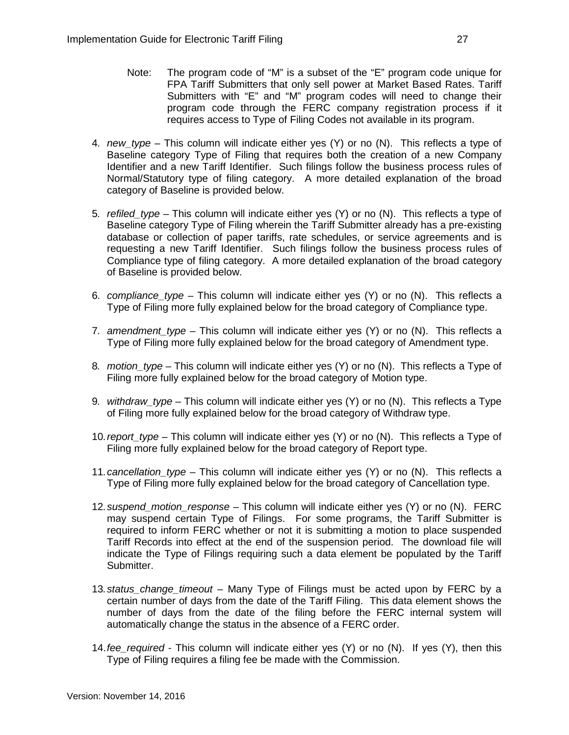Note: The program code of "M" is a subset of the "E" program code unique for FPA Tariff Submitters that only sell power at Market Based Rates. Tariff Submitters with "E" and "M" program codes will need to change their program code through the FERC company registration process if it requires access to Type of Filing Codes not available in its program.

4. *new_type* – This column will indicate either yes (Y) or no (N). This reflects a type of Baseline category Type of Filing that requires both the creation of a new Company Identifier and a new Tariff Identifier. Such filings follow the business process rules of Normal/Statutory type of filing category. A more detailed explanation of the broad category of Baseline is provided below.

5. *refiled_type* – This column will indicate either yes (Y) or no (N). This reflects a type of Baseline category Type of Filing wherein the Tariff Submitter already has a pre-existing database or collection of paper tariffs, rate schedules, or service agreements and is requesting a new Tariff Identifier. Such filings follow the business process rules of Compliance type of filing category. A more detailed explanation of the broad category of Baseline is provided below.

6. *compliance_type* – This column will indicate either yes (Y) or no (N). This reflects a Type of Filing more fully explained below for the broad category of Compliance type.

7. *amendment_type* – This column will indicate either yes (Y) or no (N). This reflects a Type of Filing more fully explained below for the broad category of Amendment type.

8. *motion_type* – This column will indicate either yes (Y) or no (N). This reflects a Type of Filing more fully explained below for the broad category of Motion type.

9. *withdraw_type* – This column will indicate either yes (Y) or no (N). This reflects a Type of Filing more fully explained below for the broad category of Withdraw type.

10. *report_type* – This column will indicate either yes (Y) or no (N). This reflects a Type of Filing more fully explained below for the broad category of Report type.

11. *cancellation_type* – This column will indicate either yes (Y) or no (N). This reflects a Type of Filing more fully explained below for the broad category of Cancellation type.

12. *suspend_motion_response* – This column will indicate either yes (Y) or no (N). FERC may suspend certain Type of Filings. For some programs, the Tariff Submitter is required to inform FERC whether or not it is submitting a motion to place suspended Tariff Records into effect at the end of the suspension period. The download file will indicate the Type of Filings requiring such a data element be populated by the Tariff Submitter.

13. *status_change_timeout* – Many Type of Filings must be acted upon by FERC by a certain number of days from the date of the Tariff Filing. This data element shows the number of days from the date of the filing before the FERC internal system will automatically change the status in the absence of a FERC order.

14. *fee_required* - This column will indicate either yes (Y) or no (N). If yes (Y), then this Type of Filing requires a filing fee be made with the Commission.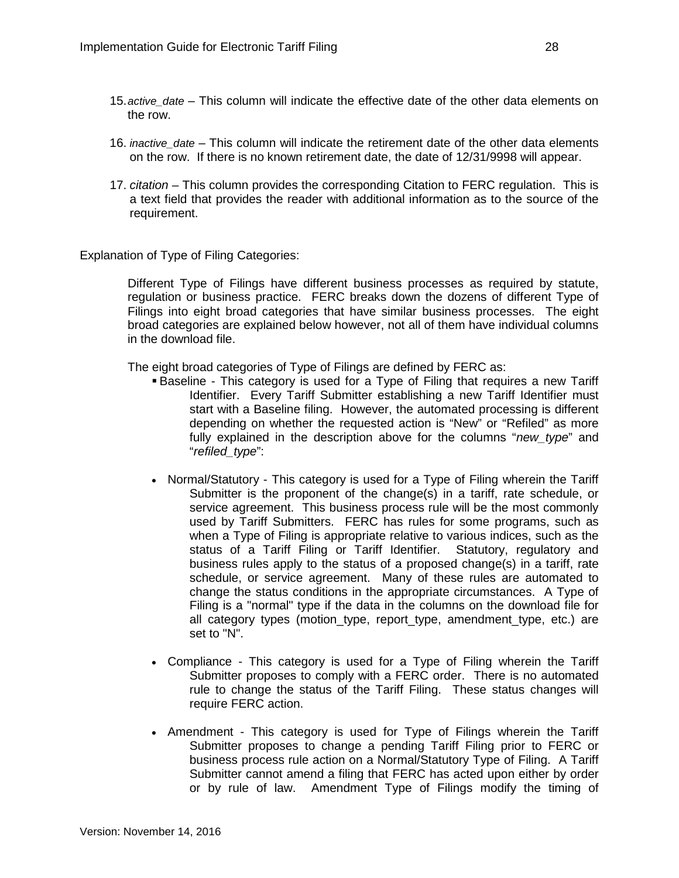15. *active_date* – This column will indicate the effective date of the other data elements on the row.

16. *inactive_date* – This column will indicate the retirement date of the other data elements on the row. If there is no known retirement date, the date of 12/31/9998 will appear.

17. *citation* – This column provides the corresponding Citation to FERC regulation. This is a text field that provides the reader with additional information as to the source of the requirement.

Explanation of Type of Filing Categories:

Different Type of Filings have different business processes as required by statute, regulation or business practice. FERC breaks down the dozens of different Type of Filings into eight broad categories that have similar business processes. The eight broad categories are explained below however, not all of them have individual columns in the download file.

The eight broad categories of Type of Filings are defined by FERC as:

- Baseline - This category is used for a Type of Filing that requires a new Tariff Identifier. Every Tariff Submitter establishing a new Tariff Identifier must start with a Baseline filing. However, the automated processing is different depending on whether the requested action is "New" or "Refiled" as more fully explained in the description above for the columns "*new_type*" and "*refiled_type*":

- Normal/Statutory - This category is used for a Type of Filing wherein the Tariff Submitter is the proponent of the change(s) in a tariff, rate schedule, or service agreement. This business process rule will be the most commonly used by Tariff Submitters. FERC has rules for some programs, such as when a Type of Filing is appropriate relative to various indices, such as the status of a Tariff Filing or Tariff Identifier. Statutory, regulatory and business rules apply to the status of a proposed change(s) in a tariff, rate schedule, or service agreement. Many of these rules are automated to change the status conditions in the appropriate circumstances. A Type of Filing is a "normal" type if the data in the columns on the download file for all category types (motion_type, report_type, amendment_type, etc.) are set to "N".

- Compliance - This category is used for a Type of Filing wherein the Tariff Submitter proposes to comply with a FERC order. There is no automated rule to change the status of the Tariff Filing. These status changes will require FERC action.

- Amendment - This category is used for Type of Filings wherein the Tariff Submitter proposes to change a pending Tariff Filing prior to FERC or business process rule action on a Normal/Statutory Type of Filing. A Tariff Submitter cannot amend a filing that FERC has acted upon either by order or by rule of law. Amendment Type of Filings modify the timing of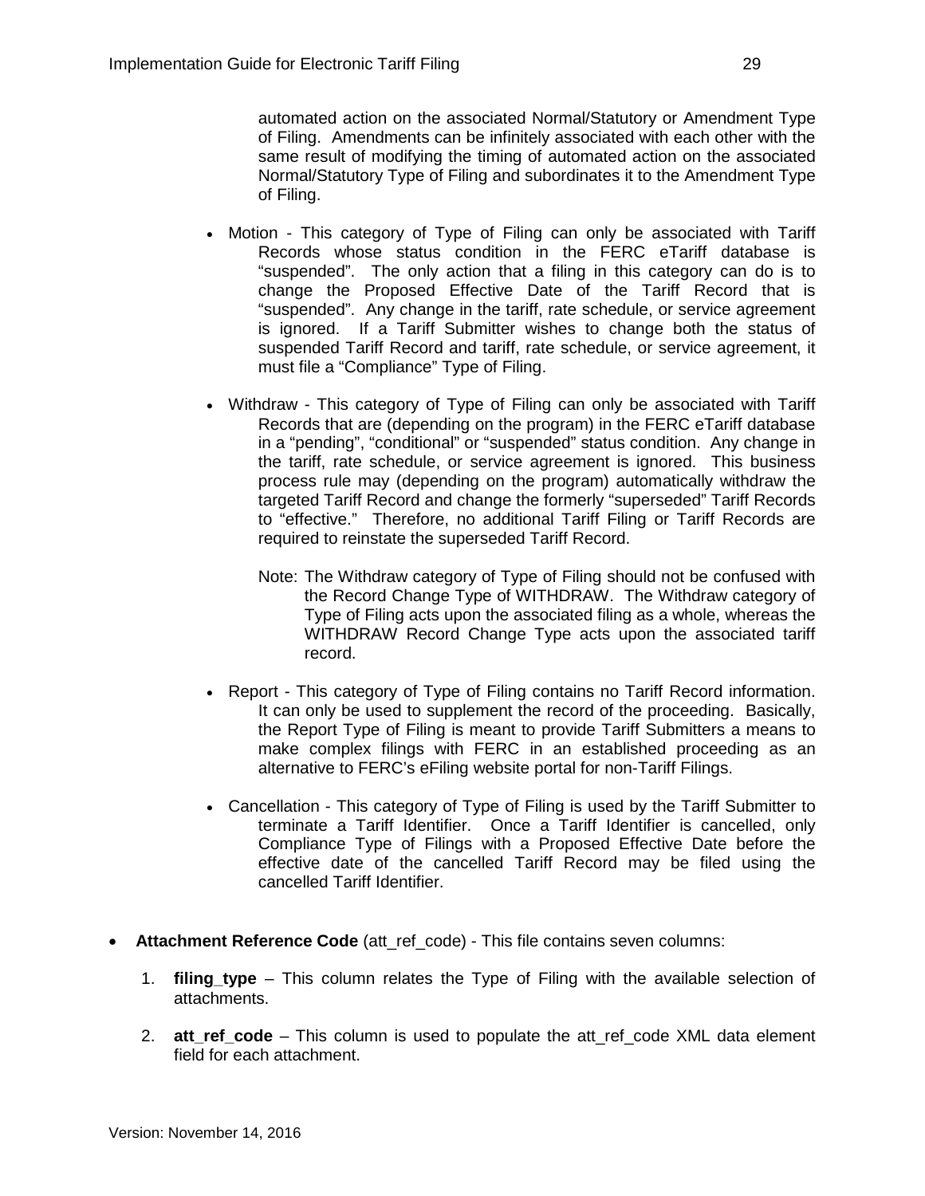automated action on the associated Normal/Statutory or Amendment Type of Filing. Amendments can be infinitely associated with each other with the same result of modifying the timing of automated action on the associated Normal/Statutory Type of Filing and subordinates it to the Amendment Type of Filing.

- Motion - This category of Type of Filing can only be associated with Tariff Records whose status condition in the FERC eTariff database is "suspended". The only action that a filing in this category can do is to change the Proposed Effective Date of the Tariff Record that is "suspended". Any change in the tariff, rate schedule, or service agreement is ignored. If a Tariff Submitter wishes to change both the status of suspended Tariff Record and tariff, rate schedule, or service agreement, it must file a "Compliance" Type of Filing.

- Withdraw - This category of Type of Filing can only be associated with Tariff Records that are (depending on the program) in the FERC eTariff database in a "pending", "conditional" or "suspended" status condition. Any change in the tariff, rate schedule, or service agreement is ignored. This business process rule may (depending on the program) automatically withdraw the targeted Tariff Record and change the formerly "superseded" Tariff Records to "effective." Therefore, no additional Tariff Filing or Tariff Records are required to reinstate the superseded Tariff Record.

  Note: The Withdraw category of Type of Filing should not be confused with the Record Change Type of WITHDRAW. The Withdraw category of Type of Filing acts upon the associated filing as a whole, whereas the WITHDRAW Record Change Type acts upon the associated tariff record.

- Report - This category of Type of Filing contains no Tariff Record information. It can only be used to supplement the record of the proceeding. Basically, the Report Type of Filing is meant to provide Tariff Submitters a means to make complex filings with FERC in an established proceeding as an alternative to FERC's eFiling website portal for non-Tariff Filings.

- Cancellation - This category of Type of Filing is used by the Tariff Submitter to terminate a Tariff Identifier. Once a Tariff Identifier is cancelled, only Compliance Type of Filings with a Proposed Effective Date before the effective date of the cancelled Tariff Record may be filed using the cancelled Tariff Identifier.

- **Attachment Reference Code** (att_ref_code) - This file contains seven columns:

  1. **filing_type** – This column relates the Type of Filing with the available selection of attachments.
  2. **att_ref_code** – This column is used to populate the att_ref_code XML data element field for each attachment.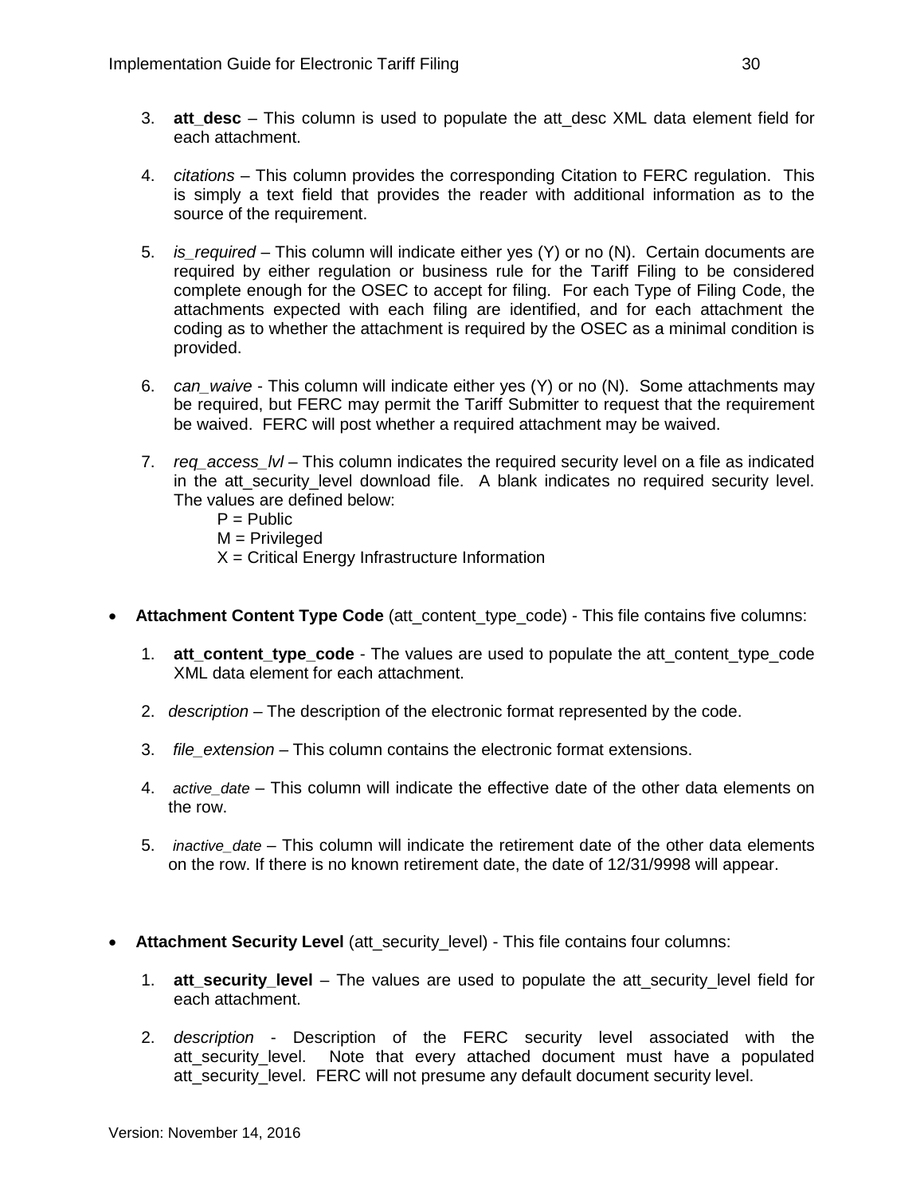3. **att_desc** – This column is used to populate the att_desc XML data element field for each attachment.

4. *citations* – This column provides the corresponding Citation to FERC regulation. This is simply a text field that provides the reader with additional information as to the source of the requirement.

5. *is_required* – This column will indicate either yes (Y) or no (N). Certain documents are required by either regulation or business rule for the Tariff Filing to be considered complete enough for the OSEC to accept for filing. For each Type of Filing Code, the attachments expected with each filing are identified, and for each attachment the coding as to whether the attachment is required by the OSEC as a minimal condition is provided.

6. *can_waive* - This column will indicate either yes (Y) or no (N). Some attachments may be required, but FERC may permit the Tariff Submitter to request that the requirement be waived. FERC will post whether a required attachment may be waived.

7. *req_access_lvl* – This column indicates the required security level on a file as indicated in the att_security_level download file. A blank indicates no required security level. The values are defined below:
   P = Public
   M = Privileged
   X = Critical Energy Infrastructure Information

- **Attachment Content Type Code** (att_content_type_code) - This file contains five columns:

  1. **att_content_type_code** - The values are used to populate the att_content_type_code XML data element for each attachment.

  2. *description* – The description of the electronic format represented by the code.

  3. *file_extension* – This column contains the electronic format extensions.

  4. *active_date* – This column will indicate the effective date of the other data elements on the row.

  5. *inactive_date* – This column will indicate the retirement date of the other data elements on the row. If there is no known retirement date, the date of 12/31/9998 will appear.

- **Attachment Security Level** (att_security_level) - This file contains four columns:

  1. **att_security_level** – The values are used to populate the att_security_level field for each attachment.

  2. *description* - Description of the FERC security level associated with the att_security_level. Note that every attached document must have a populated att_security_level. FERC will not presume any default document security level.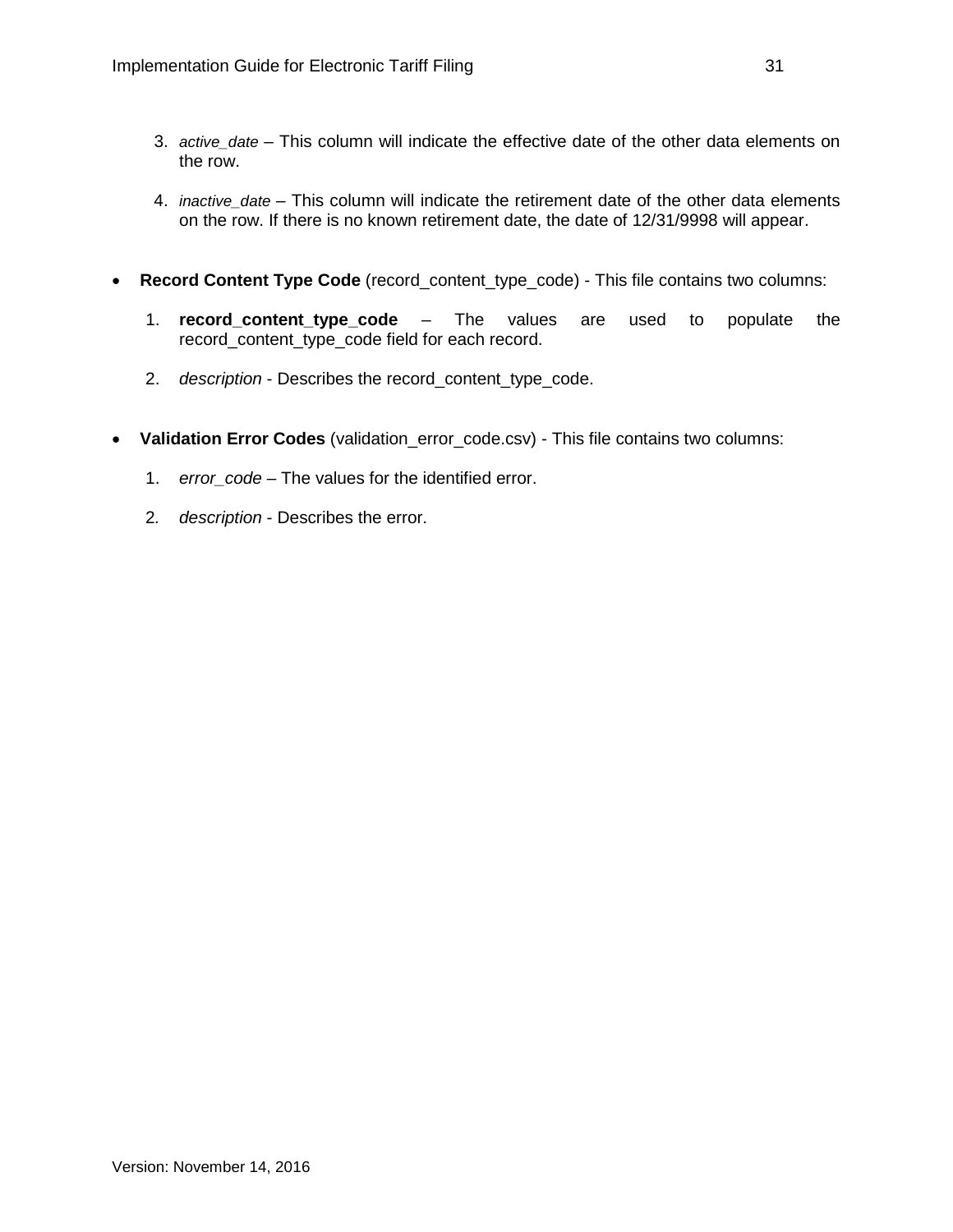3. *active_date* – This column will indicate the effective date of the other data elements on the row.

4. *inactive_date* – This column will indicate the retirement date of the other data elements on the row. If there is no known retirement date, the date of 12/31/9998 will appear.

- **Record Content Type Code** (record_content_type_code) - This file contains two columns:

  1. **record_content_type_code** – The values are used to populate the record_content_type_code field for each record.

  2. *description* - Describes the record_content_type_code.

- **Validation Error Codes** (validation_error_code.csv) - This file contains two columns:

  1. *error_code* – The values for the identified error.

  2. *description* - Describes the error.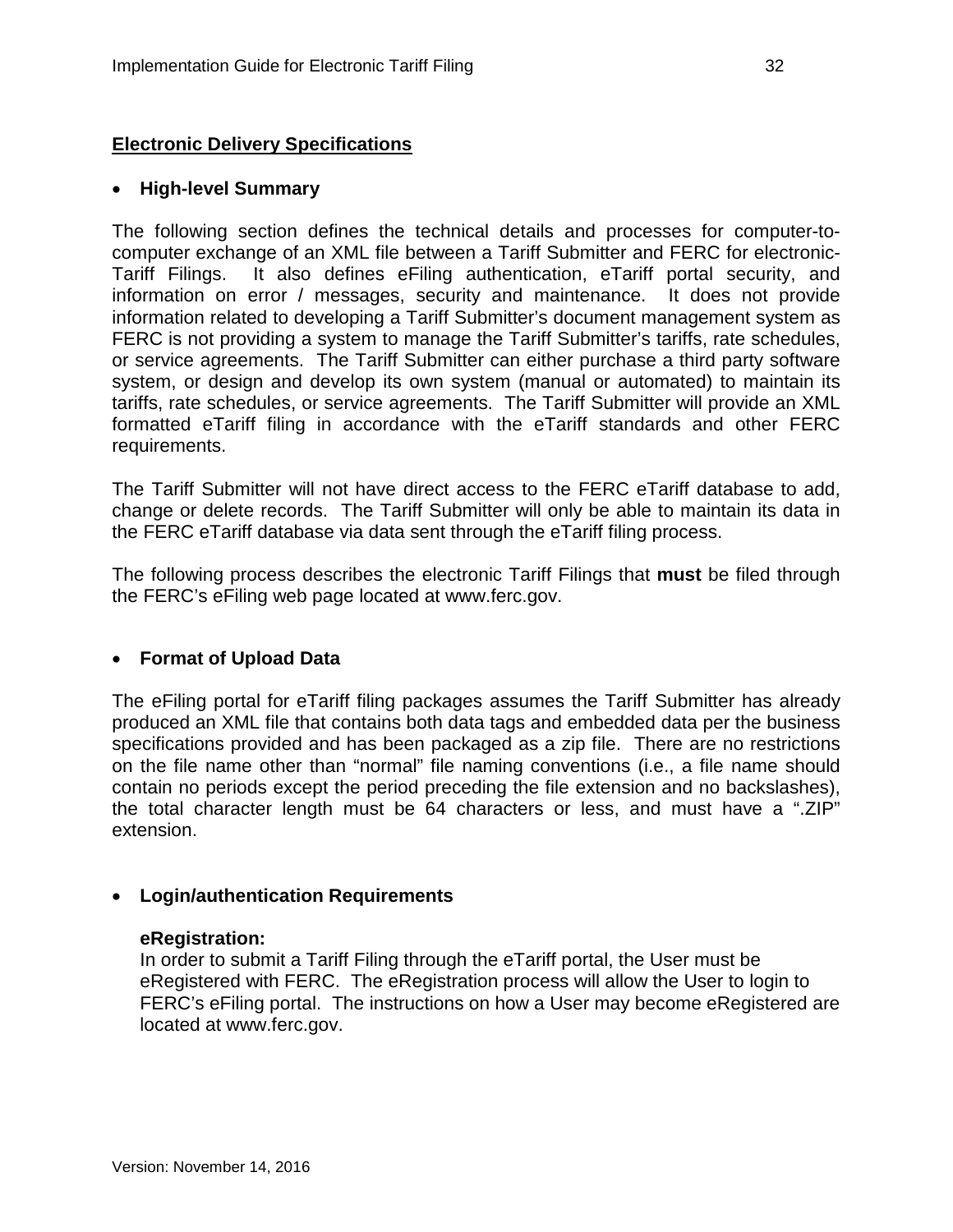**<u>Electronic Delivery Specifications</u>**

- **High-level Summary**

The following section defines the technical details and processes for computer-to-computer exchange of an XML file between a Tariff Submitter and FERC for electronic-Tariff Filings. It also defines eFiling authentication, eTariff portal security, and information on error / messages, security and maintenance. It does not provide information related to developing a Tariff Submitter's document management system as FERC is not providing a system to manage the Tariff Submitter's tariffs, rate schedules, or service agreements. The Tariff Submitter can either purchase a third party software system, or design and develop its own system (manual or automated) to maintain its tariffs, rate schedules, or service agreements. The Tariff Submitter will provide an XML formatted eTariff filing in accordance with the eTariff standards and other FERC requirements.

The Tariff Submitter will not have direct access to the FERC eTariff database to add, change or delete records. The Tariff Submitter will only be able to maintain its data in the FERC eTariff database via data sent through the eTariff filing process.

The following process describes the electronic Tariff Filings that **must** be filed through the FERC's eFiling web page located at www.ferc.gov.

- **Format of Upload Data**

The eFiling portal for eTariff filing packages assumes the Tariff Submitter has already produced an XML file that contains both data tags and embedded data per the business specifications provided and has been packaged as a zip file. There are no restrictions on the file name other than "normal" file naming conventions (i.e., a file name should contain no periods except the period preceding the file extension and no backslashes), the total character length must be 64 characters or less, and must have a ".ZIP" extension.

- **Login/authentication Requirements**

  **eRegistration:**
  In order to submit a Tariff Filing through the eTariff portal, the User must be eRegistered with FERC. The eRegistration process will allow the User to login to FERC's eFiling portal. The instructions on how a User may become eRegistered are located at www.ferc.gov.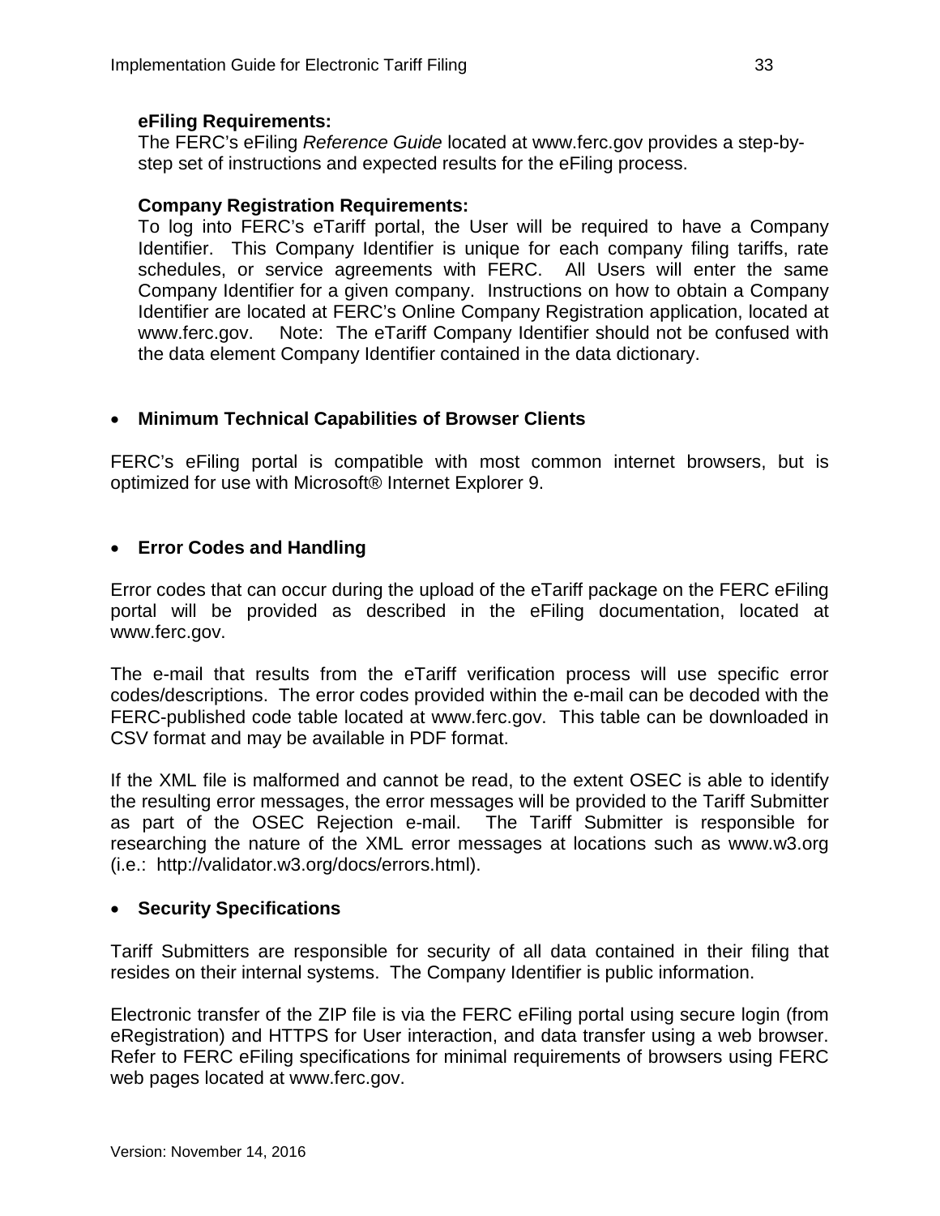**eFiling Requirements:**
The FERC's eFiling *Reference Guide* located at www.ferc.gov provides a step-by-step set of instructions and expected results for the eFiling process.

**Company Registration Requirements:**
To log into FERC's eTariff portal, the User will be required to have a Company Identifier. This Company Identifier is unique for each company filing tariffs, rate schedules, or service agreements with FERC. All Users will enter the same Company Identifier for a given company. Instructions on how to obtain a Company Identifier are located at FERC's Online Company Registration application, located at www.ferc.gov. Note: The eTariff Company Identifier should not be confused with the data element Company Identifier contained in the data dictionary.

- **Minimum Technical Capabilities of Browser Clients**

FERC's eFiling portal is compatible with most common internet browsers, but is optimized for use with Microsoft® Internet Explorer 9.

- **Error Codes and Handling**

Error codes that can occur during the upload of the eTariff package on the FERC eFiling portal will be provided as described in the eFiling documentation, located at www.ferc.gov.

The e-mail that results from the eTariff verification process will use specific error codes/descriptions. The error codes provided within the e-mail can be decoded with the FERC-published code table located at www.ferc.gov. This table can be downloaded in CSV format and may be available in PDF format.

If the XML file is malformed and cannot be read, to the extent OSEC is able to identify the resulting error messages, the error messages will be provided to the Tariff Submitter as part of the OSEC Rejection e-mail. The Tariff Submitter is responsible for researching the nature of the XML error messages at locations such as www.w3.org (i.e.: http://validator.w3.org/docs/errors.html).

- **Security Specifications**

Tariff Submitters are responsible for security of all data contained in their filing that resides on their internal systems. The Company Identifier is public information.

Electronic transfer of the ZIP file is via the FERC eFiling portal using secure login (from eRegistration) and HTTPS for User interaction, and data transfer using a web browser. Refer to FERC eFiling specifications for minimal requirements of browsers using FERC web pages located at www.ferc.gov.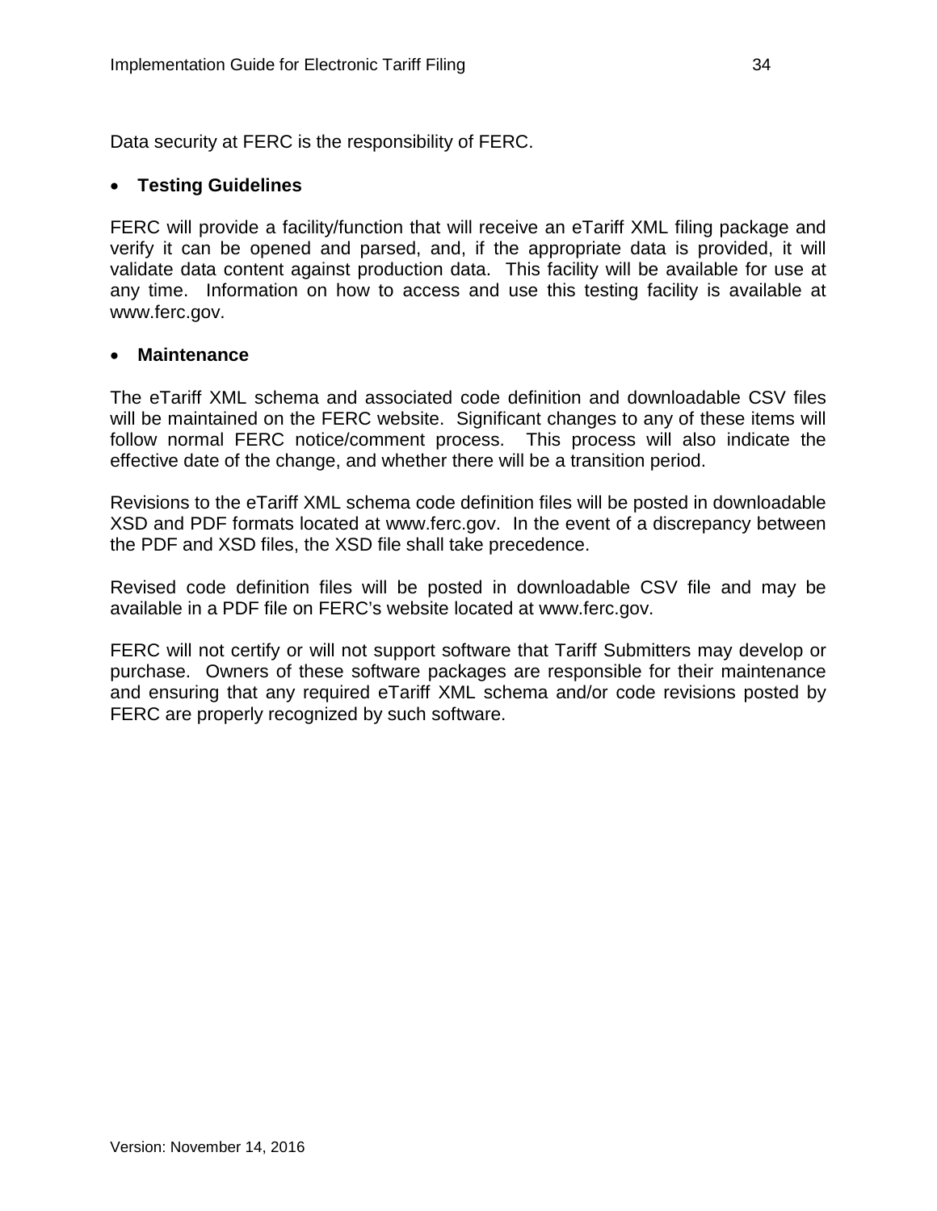Data security at FERC is the responsibility of FERC.

- **Testing Guidelines**

FERC will provide a facility/function that will receive an eTariff XML filing package and verify it can be opened and parsed, and, if the appropriate data is provided, it will validate data content against production data. This facility will be available for use at any time. Information on how to access and use this testing facility is available at www.ferc.gov.

- **Maintenance**

The eTariff XML schema and associated code definition and downloadable CSV files will be maintained on the FERC website. Significant changes to any of these items will follow normal FERC notice/comment process. This process will also indicate the effective date of the change, and whether there will be a transition period.

Revisions to the eTariff XML schema code definition files will be posted in downloadable XSD and PDF formats located at www.ferc.gov. In the event of a discrepancy between the PDF and XSD files, the XSD file shall take precedence.

Revised code definition files will be posted in downloadable CSV file and may be available in a PDF file on FERC's website located at www.ferc.gov.

FERC will not certify or will not support software that Tariff Submitters may develop or purchase. Owners of these software packages are responsible for their maintenance and ensuring that any required eTariff XML schema and/or code revisions posted by FERC are properly recognized by such software.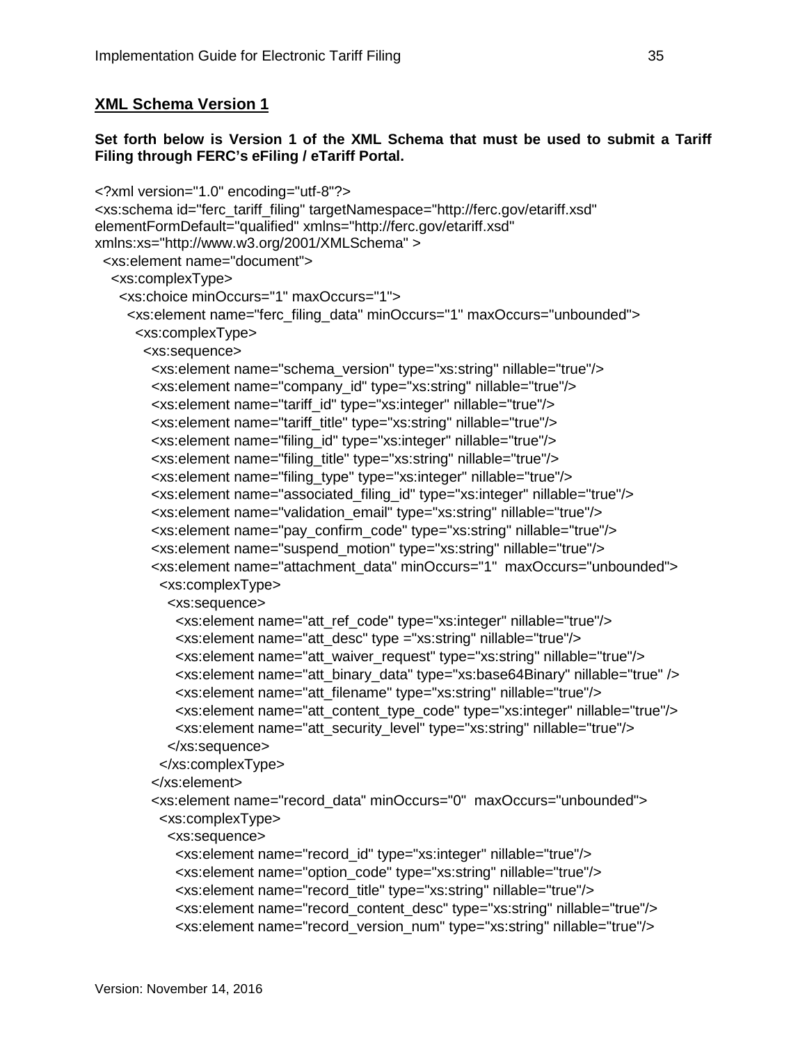## XML Schema Version 1

**Set forth below is Version 1 of the XML Schema that must be used to submit a Tariff Filing through FERC's eFiling / eTariff Portal.**

```
<?xml version="1.0" encoding="utf-8"?>
<xs:schema id="ferc_tariff_filing" targetNamespace="http://ferc.gov/etariff.xsd"
elementFormDefault="qualified" xmlns="http://ferc.gov/etariff.xsd"
xmlns:xs="http://www.w3.org/2001/XMLSchema" >
  <xs:element name="document">
    <xs:complexType>
      <xs:choice minOccurs="1" maxOccurs="1">
        <xs:element name="ferc_filing_data" minOccurs="1" maxOccurs="unbounded">
          <xs:complexType>
            <xs:sequence>
              <xs:element name="schema_version" type="xs:string" nillable="true"/>
              <xs:element name="company_id" type="xs:string" nillable="true"/>
              <xs:element name="tariff_id" type="xs:integer" nillable="true"/>
              <xs:element name="tariff_title" type="xs:string" nillable="true"/>
              <xs:element name="filing_id" type="xs:integer" nillable="true"/>
              <xs:element name="filing_title" type="xs:string" nillable="true"/>
              <xs:element name="filing_type" type="xs:integer" nillable="true"/>
              <xs:element name="associated_filing_id" type="xs:integer" nillable="true"/>
              <xs:element name="validation_email" type="xs:string" nillable="true"/>
              <xs:element name="pay_confirm_code" type="xs:string" nillable="true"/>
              <xs:element name="suspend_motion" type="xs:string" nillable="true"/>
              <xs:element name="attachment_data" minOccurs="1"  maxOccurs="unbounded">
                <xs:complexType>
                  <xs:sequence>
                    <xs:element name="att_ref_code" type="xs:integer" nillable="true"/>
                    <xs:element name="att_desc" type ="xs:string" nillable="true"/>
                    <xs:element name="att_waiver_request" type="xs:string" nillable="true"/>
                    <xs:element name="att_binary_data" type="xs:base64Binary" nillable="true" />
                    <xs:element name="att_filename" type="xs:string" nillable="true"/>
                    <xs:element name="att_content_type_code" type="xs:integer" nillable="true"/>
                    <xs:element name="att_security_level" type="xs:string" nillable="true"/>
                  </xs:sequence>
                </xs:complexType>
              </xs:element>
              <xs:element name="record_data" minOccurs="0"  maxOccurs="unbounded">
                <xs:complexType>
                  <xs:sequence>
                    <xs:element name="record_id" type="xs:integer" nillable="true"/>
                    <xs:element name="option_code" type="xs:string" nillable="true"/>
                    <xs:element name="record_title" type="xs:string" nillable="true"/>
                    <xs:element name="record_content_desc" type="xs:string" nillable="true"/>
                    <xs:element name="record_version_num" type="xs:string" nillable="true"/>
```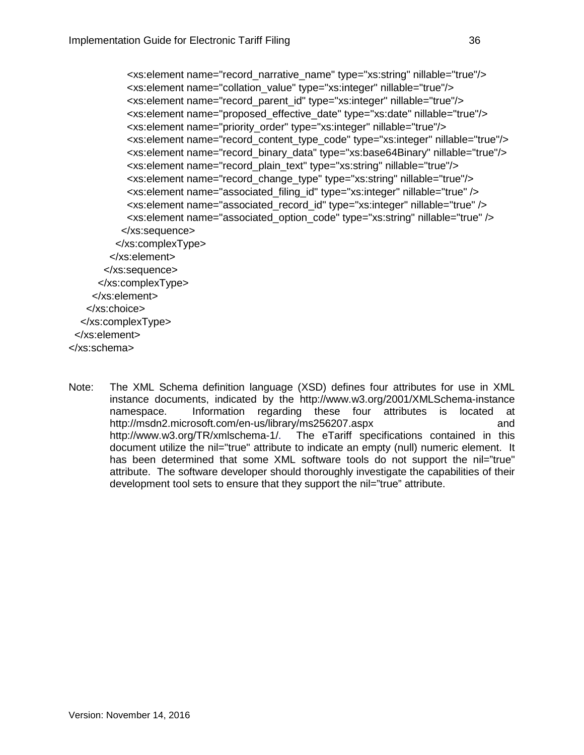```
            <xs:element name="record_narrative_name" type="xs:string" nillable="true"/>
            <xs:element name="collation_value" type="xs:integer" nillable="true"/>
            <xs:element name="record_parent_id" type="xs:integer" nillable="true"/>
            <xs:element name="proposed_effective_date" type="xs:date" nillable="true"/>
            <xs:element name="priority_order" type="xs:integer" nillable="true"/>
            <xs:element name="record_content_type_code" type="xs:integer" nillable="true"/>
            <xs:element name="record_binary_data" type="xs:base64Binary" nillable="true"/>
            <xs:element name="record_plain_text" type="xs:string" nillable="true"/>
            <xs:element name="record_change_type" type="xs:string" nillable="true"/>
            <xs:element name="associated_filing_id" type="xs:integer" nillable="true" />
            <xs:element name="associated_record_id" type="xs:integer" nillable="true" />
            <xs:element name="associated_option_code" type="xs:string" nillable="true" />
          </xs:sequence>
         </xs:complexType>
        </xs:element>
       </xs:sequence>
      </xs:complexType>
     </xs:element>
    </xs:choice>
   </xs:complexType>
  </xs:element>
</xs:schema>
```

Note: The XML Schema definition language (XSD) defines four attributes for use in XML instance documents, indicated by the http://www.w3.org/2001/XMLSchema-instance namespace. Information regarding these four attributes is located at http://msdn2.microsoft.com/en-us/library/ms256207.aspx and http://www.w3.org/TR/xmlschema-1/. The eTariff specifications contained in this document utilize the nil="true" attribute to indicate an empty (null) numeric element. It has been determined that some XML software tools do not support the nil="true" attribute. The software developer should thoroughly investigate the capabilities of their development tool sets to ensure that they support the nil="true" attribute.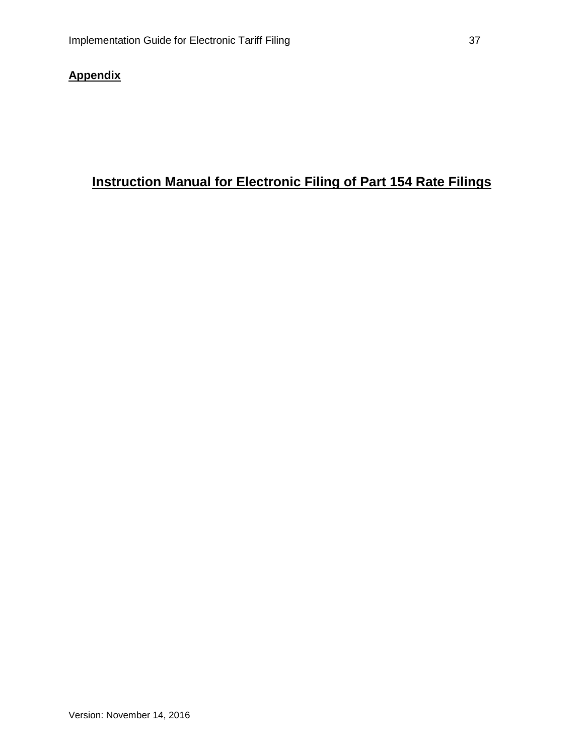**Appendix**

# Instruction Manual for Electronic Filing of Part 154 Rate Filings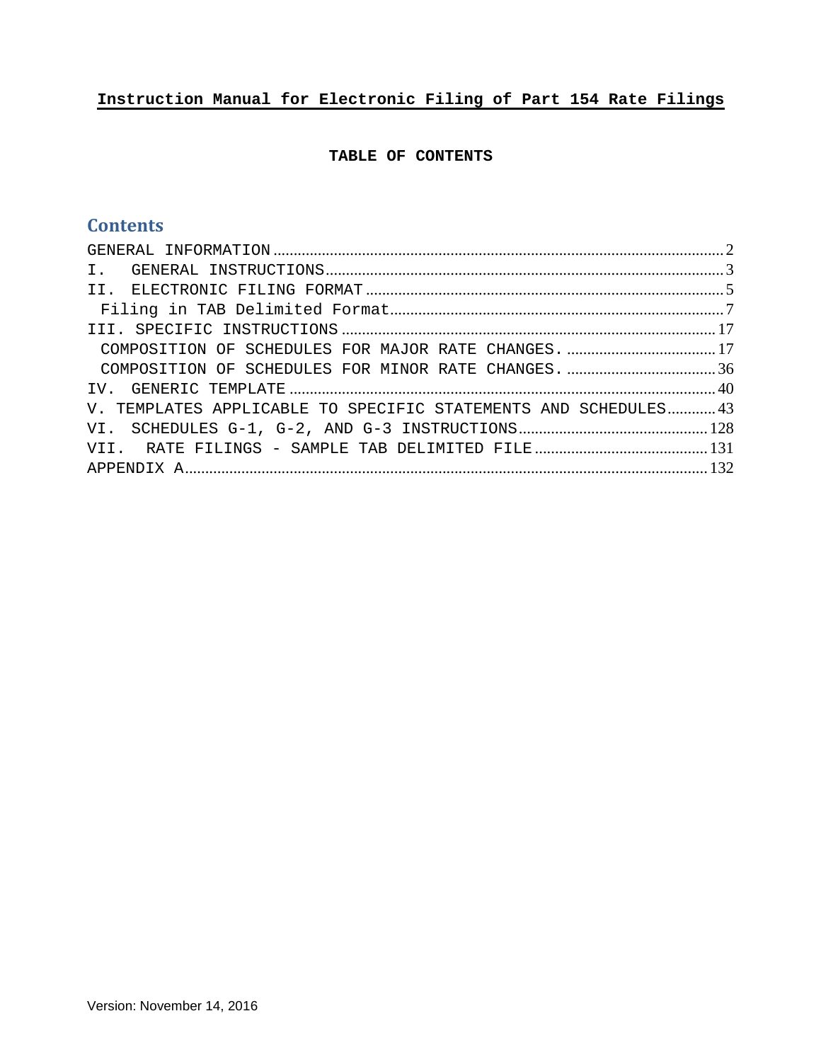# Instruction Manual for Electronic Filing of Part 154 Rate Filings

**TABLE OF CONTENTS**

## Contents

GENERAL INFORMATION ..... 2
I. GENERAL INSTRUCTIONS ..... 3
II. ELECTRONIC FILING FORMAT ..... 5
 Filing in TAB Delimited Format ..... 7
III. SPECIFIC INSTRUCTIONS ..... 17
 COMPOSITION OF SCHEDULES FOR MAJOR RATE CHANGES. ..... 17
 COMPOSITION OF SCHEDULES FOR MINOR RATE CHANGES. ..... 36
IV. GENERIC TEMPLATE ..... 40
V. TEMPLATES APPLICABLE TO SPECIFIC STATEMENTS AND SCHEDULES ..... 43
VI. SCHEDULES G-1, G-2, AND G-3 INSTRUCTIONS ..... 128
VII. RATE FILINGS - SAMPLE TAB DELIMITED FILE ..... 131
APPENDIX A ..... 132

Version: November 14, 2016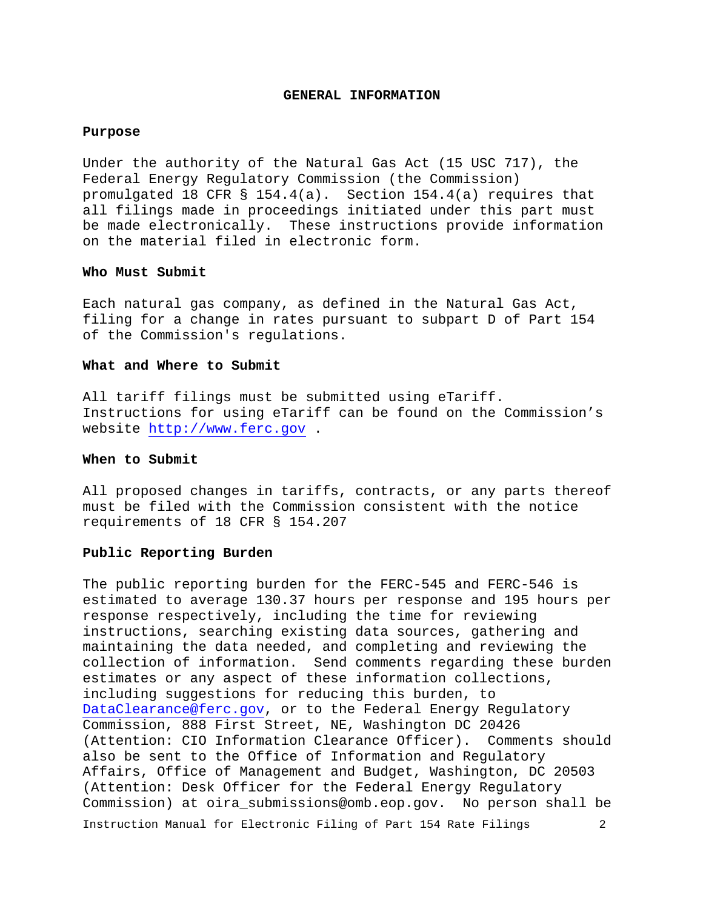# GENERAL INFORMATION

## Purpose

Under the authority of the Natural Gas Act (15 USC 717), the Federal Energy Regulatory Commission (the Commission) promulgated 18 CFR § 154.4(a). Section 154.4(a) requires that all filings made in proceedings initiated under this part must be made electronically. These instructions provide information on the material filed in electronic form.

## Who Must Submit

Each natural gas company, as defined in the Natural Gas Act, filing for a change in rates pursuant to subpart D of Part 154 of the Commission's regulations.

## What and Where to Submit

All tariff filings must be submitted using eTariff. Instructions for using eTariff can be found on the Commission's website http://www.ferc.gov .

## When to Submit

All proposed changes in tariffs, contracts, or any parts thereof must be filed with the Commission consistent with the notice requirements of 18 CFR § 154.207

## Public Reporting Burden

The public reporting burden for the FERC-545 and FERC-546 is estimated to average 130.37 hours per response and 195 hours per response respectively, including the time for reviewing instructions, searching existing data sources, gathering and maintaining the data needed, and completing and reviewing the collection of information. Send comments regarding these burden estimates or any aspect of these information collections, including suggestions for reducing this burden, to DataClearance@ferc.gov, or to the Federal Energy Regulatory Commission, 888 First Street, NE, Washington DC 20426 (Attention: CIO Information Clearance Officer). Comments should also be sent to the Office of Information and Regulatory Affairs, Office of Management and Budget, Washington, DC 20503 (Attention: Desk Officer for the Federal Energy Regulatory Commission) at oira_submissions@omb.eop.gov. No person shall be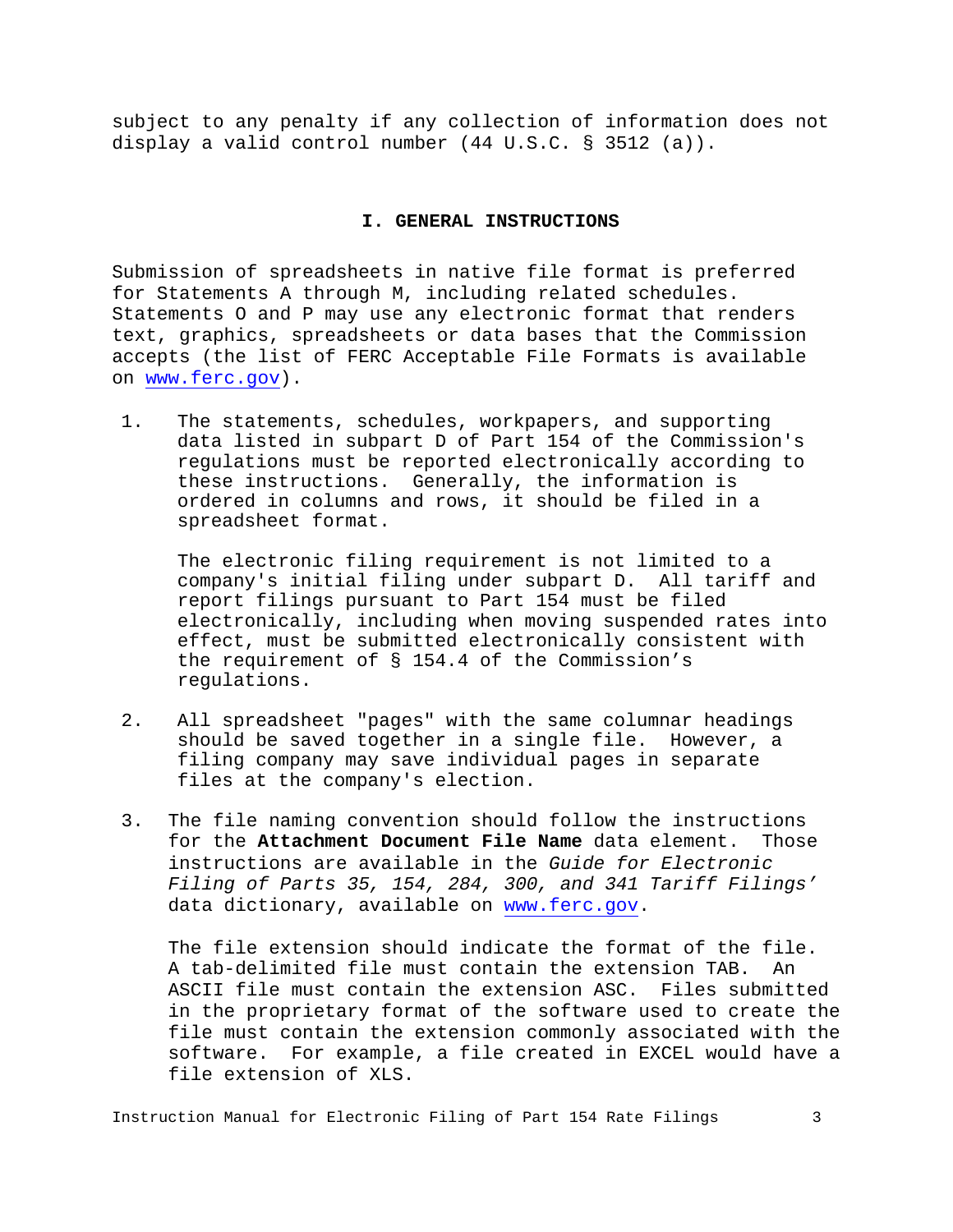subject to any penalty if any collection of information does not display a valid control number (44 U.S.C. § 3512 (a)).

## I. GENERAL INSTRUCTIONS

Submission of spreadsheets in native file format is preferred for Statements A through M, including related schedules. Statements O and P may use any electronic format that renders text, graphics, spreadsheets or data bases that the Commission accepts (the list of FERC Acceptable File Formats is available on www.ferc.gov).

1. The statements, schedules, workpapers, and supporting data listed in subpart D of Part 154 of the Commission's regulations must be reported electronically according to these instructions. Generally, the information is ordered in columns and rows, it should be filed in a spreadsheet format.

   The electronic filing requirement is not limited to a company's initial filing under subpart D. All tariff and report filings pursuant to Part 154 must be filed electronically, including when moving suspended rates into effect, must be submitted electronically consistent with the requirement of § 154.4 of the Commission's regulations.

2. All spreadsheet "pages" with the same columnar headings should be saved together in a single file. However, a filing company may save individual pages in separate files at the company's election.

3. The file naming convention should follow the instructions for the **Attachment Document File Name** data element. Those instructions are available in the *Guide for Electronic Filing of Parts 35, 154, 284, 300, and 341 Tariff Filings'* data dictionary, available on www.ferc.gov.

   The file extension should indicate the format of the file. A tab-delimited file must contain the extension TAB. An ASCII file must contain the extension ASC. Files submitted in the proprietary format of the software used to create the file must contain the extension commonly associated with the software. For example, a file created in EXCEL would have a file extension of XLS.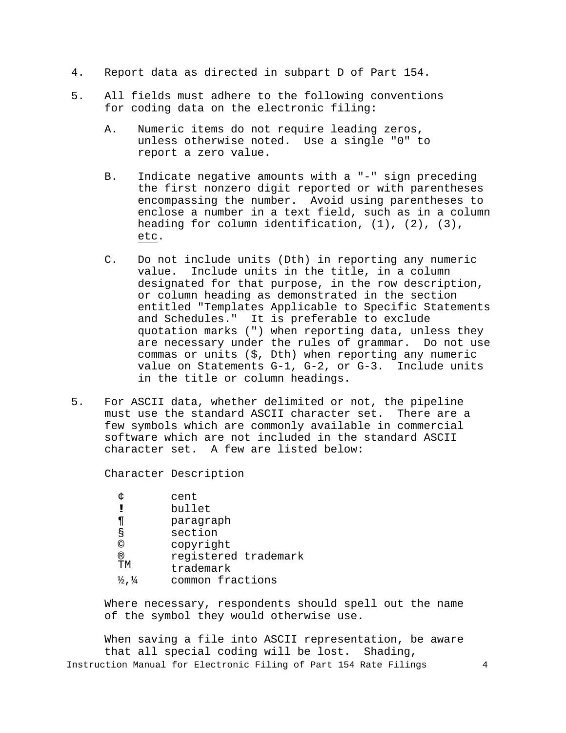4. Report data as directed in subpart D of Part 154.

5. All fields must adhere to the following conventions for coding data on the electronic filing:

   A. Numeric items do not require leading zeros, unless otherwise noted. Use a single "0" to report a zero value.

   B. Indicate negative amounts with a "-" sign preceding the first nonzero digit reported or with parentheses encompassing the number. Avoid using parentheses to enclose a number in a text field, such as in a column heading for column identification, (1), (2), (3), <u>etc</u>.

   C. Do not include units (Dth) in reporting any numeric value. Include units in the title, in a column designated for that purpose, in the row description, or column heading as demonstrated in the section entitled "Templates Applicable to Specific Statements and Schedules." It is preferable to exclude quotation marks (") when reporting data, unless they are necessary under the rules of grammar. Do not use commas or units ($, Dth) when reporting any numeric value on Statements G-1, G-2, or G-3. Include units in the title or column headings.

5. For ASCII data, whether delimited or not, the pipeline must use the standard ASCII character set. There are a few symbols which are commonly available in commercial software which are not included in the standard ASCII character set. A few are listed below:

| Character | Description |
|---|---|
| ¢ | cent |
| ! | bullet |
| ¶ | paragraph |
| § | section |
| © | copyright |
| ® | registered trademark |
| TM | trademark |
| ½,¼ | common fractions |

   Where necessary, respondents should spell out the name of the symbol they would otherwise use.

   When saving a file into ASCII representation, be aware that all special coding will be lost. Shading,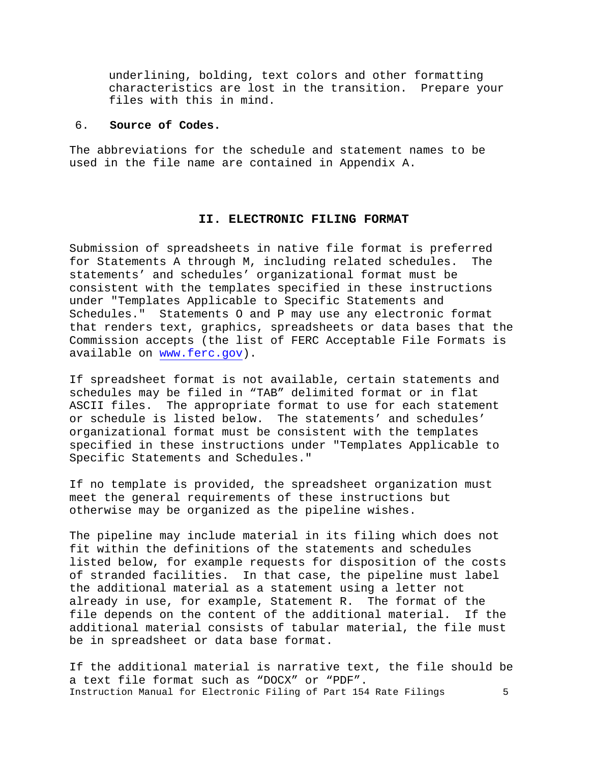underlining, bolding, text colors and other formatting characteristics are lost in the transition. Prepare your files with this in mind.

6. **Source of Codes.**

The abbreviations for the schedule and statement names to be used in the file name are contained in Appendix A.

## II. ELECTRONIC FILING FORMAT

Submission of spreadsheets in native file format is preferred for Statements A through M, including related schedules. The statements' and schedules' organizational format must be consistent with the templates specified in these instructions under "Templates Applicable to Specific Statements and Schedules." Statements O and P may use any electronic format that renders text, graphics, spreadsheets or data bases that the Commission accepts (the list of FERC Acceptable File Formats is available on www.ferc.gov).

If spreadsheet format is not available, certain statements and schedules may be filed in "TAB" delimited format or in flat ASCII files. The appropriate format to use for each statement or schedule is listed below. The statements' and schedules' organizational format must be consistent with the templates specified in these instructions under "Templates Applicable to Specific Statements and Schedules."

If no template is provided, the spreadsheet organization must meet the general requirements of these instructions but otherwise may be organized as the pipeline wishes.

The pipeline may include material in its filing which does not fit within the definitions of the statements and schedules listed below, for example requests for disposition of the costs of stranded facilities. In that case, the pipeline must label the additional material as a statement using a letter not already in use, for example, Statement R. The format of the file depends on the content of the additional material. If the additional material consists of tabular material, the file must be in spreadsheet or data base format.

If the additional material is narrative text, the file should be a text file format such as "DOCX" or "PDF".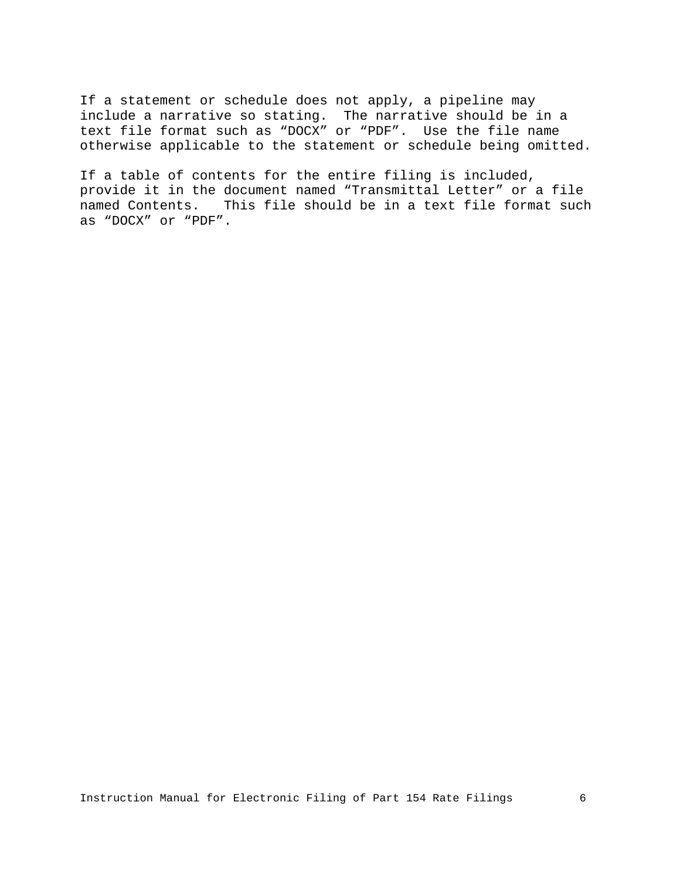If a statement or schedule does not apply, a pipeline may include a narrative so stating. The narrative should be in a text file format such as “DOCX” or “PDF”. Use the file name otherwise applicable to the statement or schedule being omitted.

If a table of contents for the entire filing is included, provide it in the document named “Transmittal Letter” or a file named Contents. This file should be in a text file format such as “DOCX” or “PDF”.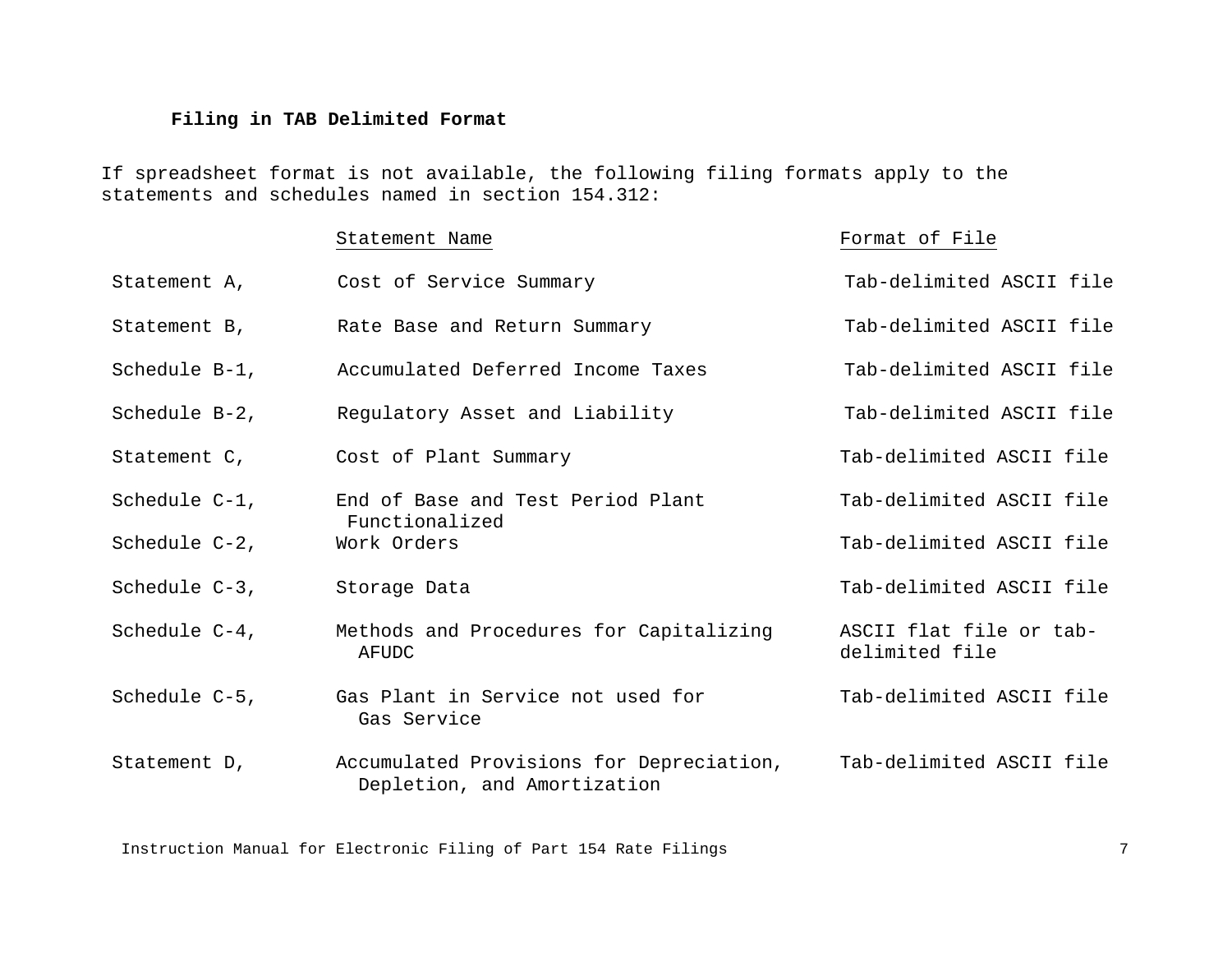**Filing in TAB Delimited Format**

If spreadsheet format is not available, the following filing formats apply to the statements and schedules named in section 154.312:

| | Statement Name | Format of File |
|---|---|---|
| Statement A, | Cost of Service Summary | Tab-delimited ASCII file |
| Statement B, | Rate Base and Return Summary | Tab-delimited ASCII file |
| Schedule B-1, | Accumulated Deferred Income Taxes | Tab-delimited ASCII file |
| Schedule B-2, | Regulatory Asset and Liability | Tab-delimited ASCII file |
| Statement C, | Cost of Plant Summary | Tab-delimited ASCII file |
| Schedule C-1, | End of Base and Test Period Plant Functionalized | Tab-delimited ASCII file |
| Schedule C-2, | Work Orders | Tab-delimited ASCII file |
| Schedule C-3, | Storage Data | Tab-delimited ASCII file |
| Schedule C-4, | Methods and Procedures for Capitalizing AFUDC | ASCII flat file or tab-delimited file |
| Schedule C-5, | Gas Plant in Service not used for Gas Service | Tab-delimited ASCII file |
| Statement D, | Accumulated Provisions for Depreciation, Depletion, and Amortization | Tab-delimited ASCII file |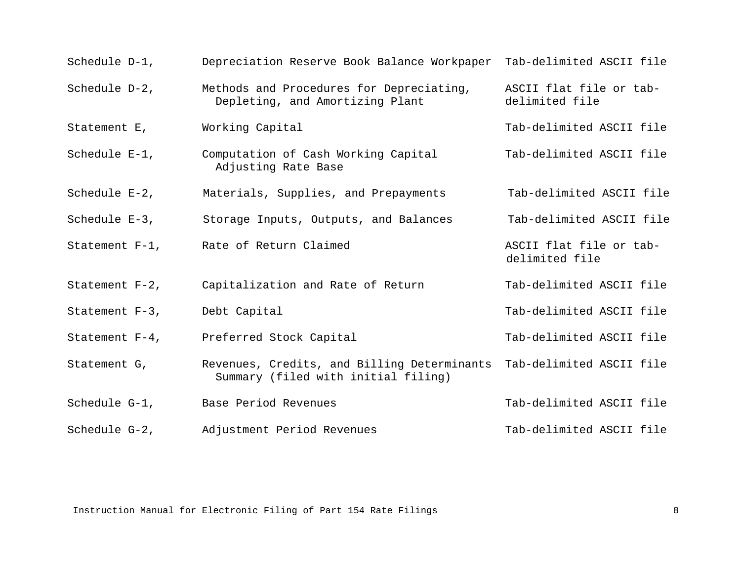| | | |
|---|---|---|
| Schedule D-1, | Depreciation Reserve Book Balance Workpaper | Tab-delimited ASCII file |
| Schedule D-2, | Methods and Procedures for Depreciating, Depleting, and Amortizing Plant | ASCII flat file or tab-delimited file |
| Statement E, | Working Capital | Tab-delimited ASCII file |
| Schedule E-1, | Computation of Cash Working Capital Adjusting Rate Base | Tab-delimited ASCII file |
| Schedule E-2, | Materials, Supplies, and Prepayments | Tab-delimited ASCII file |
| Schedule E-3, | Storage Inputs, Outputs, and Balances | Tab-delimited ASCII file |
| Statement F-1, | Rate of Return Claimed | ASCII flat file or tab-delimited file |
| Statement F-2, | Capitalization and Rate of Return | Tab-delimited ASCII file |
| Statement F-3, | Debt Capital | Tab-delimited ASCII file |
| Statement F-4, | Preferred Stock Capital | Tab-delimited ASCII file |
| Statement G, | Revenues, Credits, and Billing Determinants Summary (filed with initial filing) | Tab-delimited ASCII file |
| Schedule G-1, | Base Period Revenues | Tab-delimited ASCII file |
| Schedule G-2, | Adjustment Period Revenues | Tab-delimited ASCII file |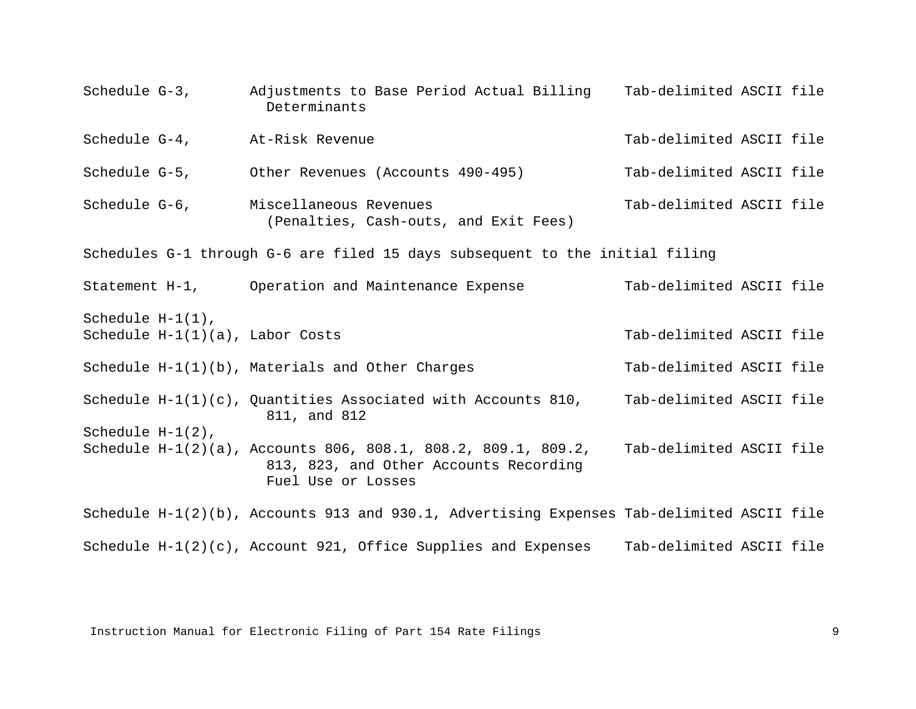| | | |
|---|---|---|
| Schedule G-3, | Adjustments to Base Period Actual Billing Determinants | Tab-delimited ASCII file |
| Schedule G-4, | At-Risk Revenue | Tab-delimited ASCII file |
| Schedule G-5, | Other Revenues (Accounts 490-495) | Tab-delimited ASCII file |
| Schedule G-6, | Miscellaneous Revenues (Penalties, Cash-outs, and Exit Fees) | Tab-delimited ASCII file |

Schedules G-1 through G-6 are filed 15 days subsequent to the initial filing

| | | |
|---|---|---|
| Statement H-1, | Operation and Maintenance Expense | Tab-delimited ASCII file |
| Schedule H-1(1), Schedule H-1(1)(a), | Labor Costs | Tab-delimited ASCII file |
| Schedule H-1(1)(b), | Materials and Other Charges | Tab-delimited ASCII file |
| Schedule H-1(1)(c), | Quantities Associated with Accounts 810, 811, and 812 | Tab-delimited ASCII file |
| Schedule H-1(2), Schedule H-1(2)(a), | Accounts 806, 808.1, 808.2, 809.1, 809.2, 813, 823, and Other Accounts Recording Fuel Use or Losses | Tab-delimited ASCII file |
| Schedule H-1(2)(b), | Accounts 913 and 930.1, Advertising Expenses | Tab-delimited ASCII file |
| Schedule H-1(2)(c), | Account 921, Office Supplies and Expenses | Tab-delimited ASCII file |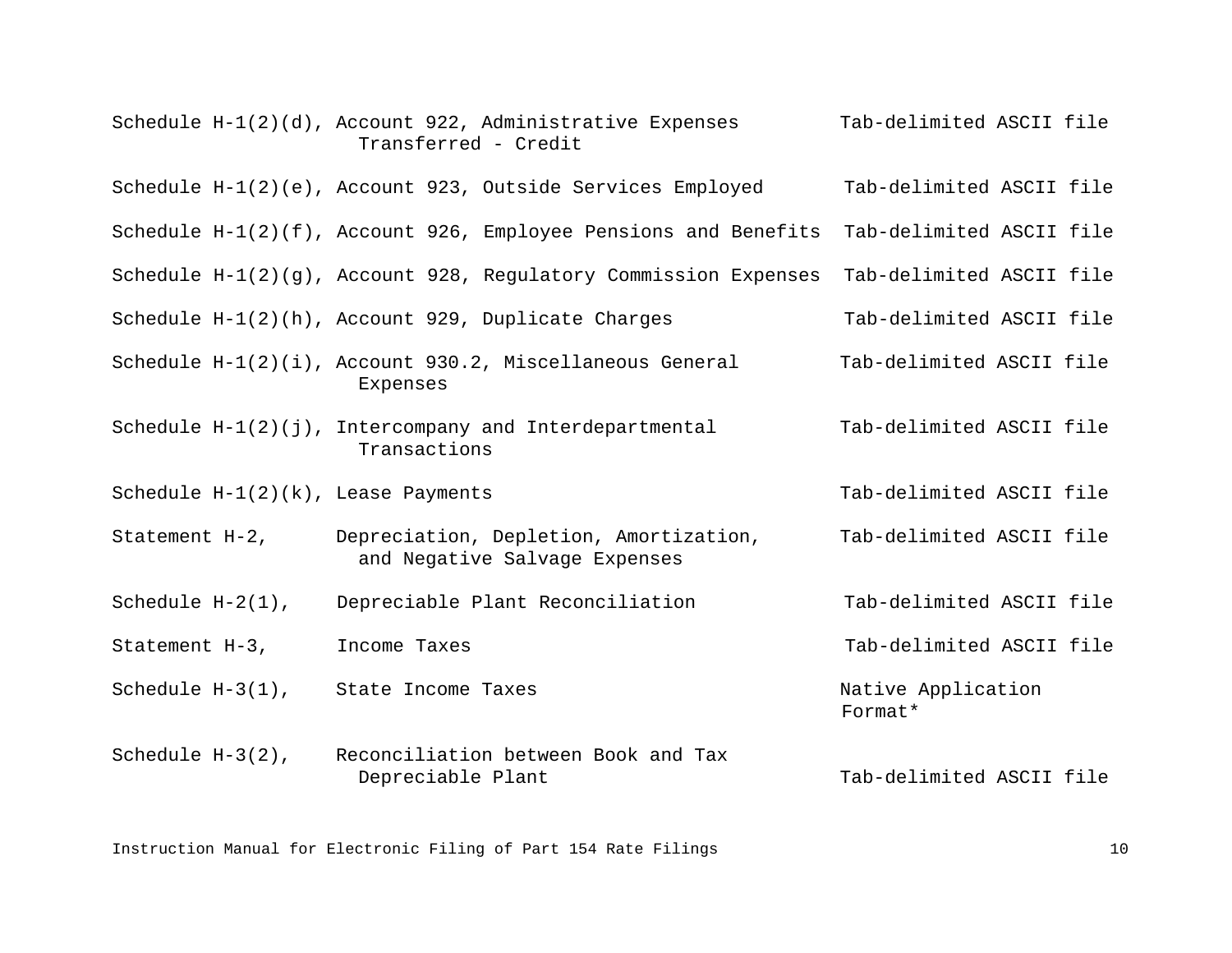| | | |
|---|---|---|
| Schedule H-1(2)(d), | Account 922, Administrative Expenses Transferred - Credit | Tab-delimited ASCII file |
| Schedule H-1(2)(e), | Account 923, Outside Services Employed | Tab-delimited ASCII file |
| Schedule H-1(2)(f), | Account 926, Employee Pensions and Benefits | Tab-delimited ASCII file |
| Schedule H-1(2)(g), | Account 928, Regulatory Commission Expenses | Tab-delimited ASCII file |
| Schedule H-1(2)(h), | Account 929, Duplicate Charges | Tab-delimited ASCII file |
| Schedule H-1(2)(i), | Account 930.2, Miscellaneous General Expenses | Tab-delimited ASCII file |
| Schedule H-1(2)(j), | Intercompany and Interdepartmental Transactions | Tab-delimited ASCII file |
| Schedule H-1(2)(k), | Lease Payments | Tab-delimited ASCII file |
| Statement H-2, | Depreciation, Depletion, Amortization, and Negative Salvage Expenses | Tab-delimited ASCII file |
| Schedule H-2(1), | Depreciable Plant Reconciliation | Tab-delimited ASCII file |
| Statement H-3, | Income Taxes | Tab-delimited ASCII file |
| Schedule H-3(1), | State Income Taxes | Native Application Format* |
| Schedule H-3(2), | Reconciliation between Book and Tax Depreciable Plant | Tab-delimited ASCII file |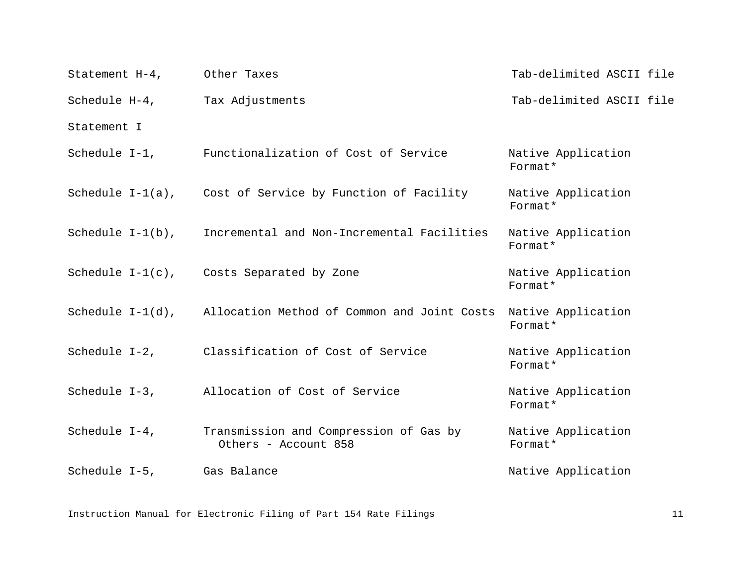| | | |
|---|---|---|
| Statement H-4, | Other Taxes | Tab-delimited ASCII file |
| Schedule H-4, | Tax Adjustments | Tab-delimited ASCII file |
| Statement I | | |
| Schedule I-1, | Functionalization of Cost of Service | Native Application Format* |
| Schedule I-1(a), | Cost of Service by Function of Facility | Native Application Format* |
| Schedule I-1(b), | Incremental and Non-Incremental Facilities | Native Application Format* |
| Schedule I-1(c), | Costs Separated by Zone | Native Application Format* |
| Schedule I-1(d), | Allocation Method of Common and Joint Costs | Native Application Format* |
| Schedule I-2, | Classification of Cost of Service | Native Application Format* |
| Schedule I-3, | Allocation of Cost of Service | Native Application Format* |
| Schedule I-4, | Transmission and Compression of Gas by Others - Account 858 | Native Application Format* |
| Schedule I-5, | Gas Balance | Native Application |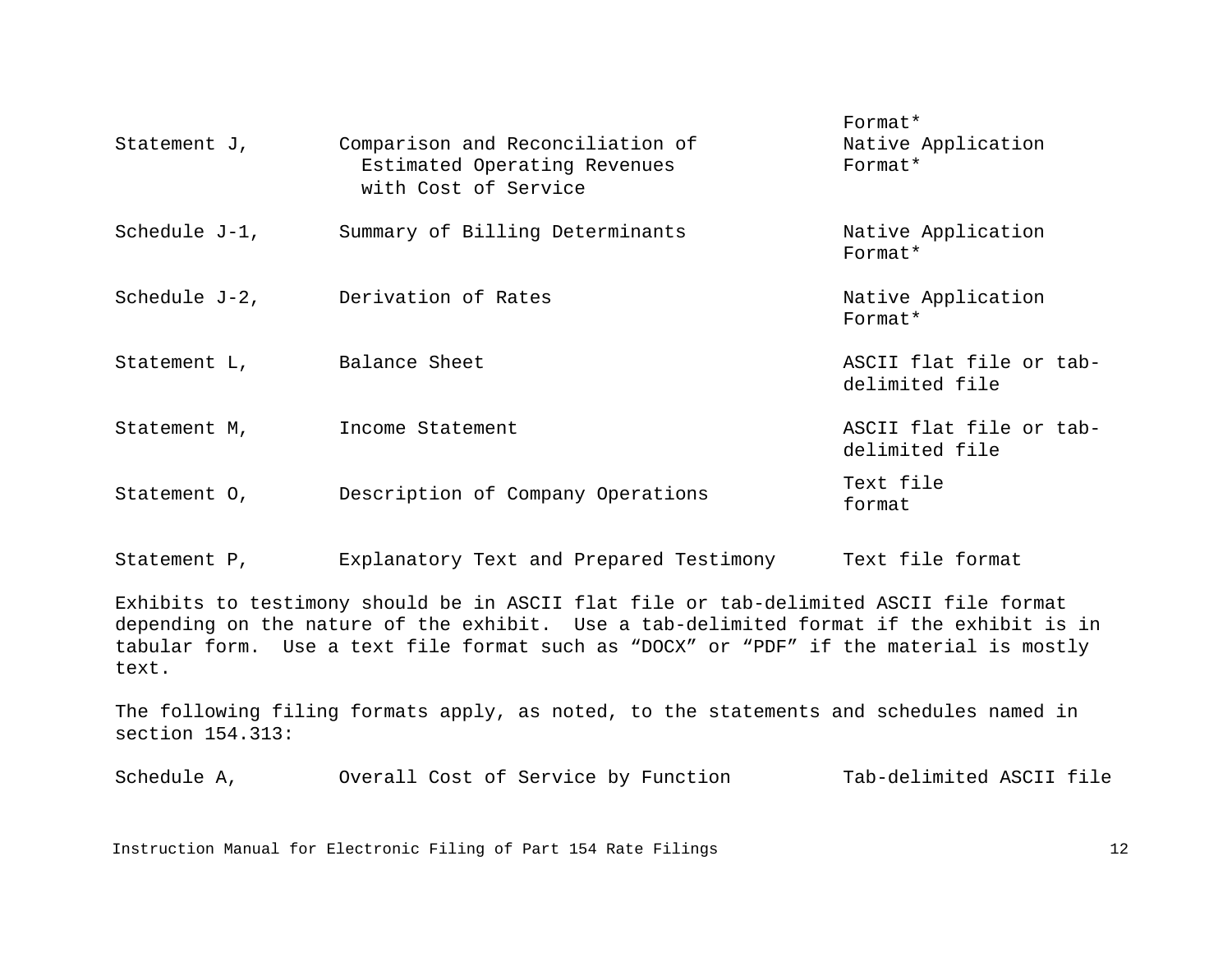| | | Format* |
|---|---|---|
| Statement J, | Comparison and Reconciliation of Estimated Operating Revenues with Cost of Service | Native Application Format* |
| Schedule J-1, | Summary of Billing Determinants | Native Application Format* |
| Schedule J-2, | Derivation of Rates | Native Application Format* |
| Statement L, | Balance Sheet | ASCII flat file or tab-delimited file |
| Statement M, | Income Statement | ASCII flat file or tab-delimited file |
| Statement O, | Description of Company Operations | Text file format |
| Statement P, | Explanatory Text and Prepared Testimony | Text file format |

Exhibits to testimony should be in ASCII flat file or tab-delimited ASCII file format depending on the nature of the exhibit. Use a tab-delimited format if the exhibit is in tabular form. Use a text file format such as “DOCX” or “PDF” if the material is mostly text.

The following filing formats apply, as noted, to the statements and schedules named in section 154.313:

| | | |
|---|---|---|
| Schedule A, | Overall Cost of Service by Function | Tab-delimited ASCII file |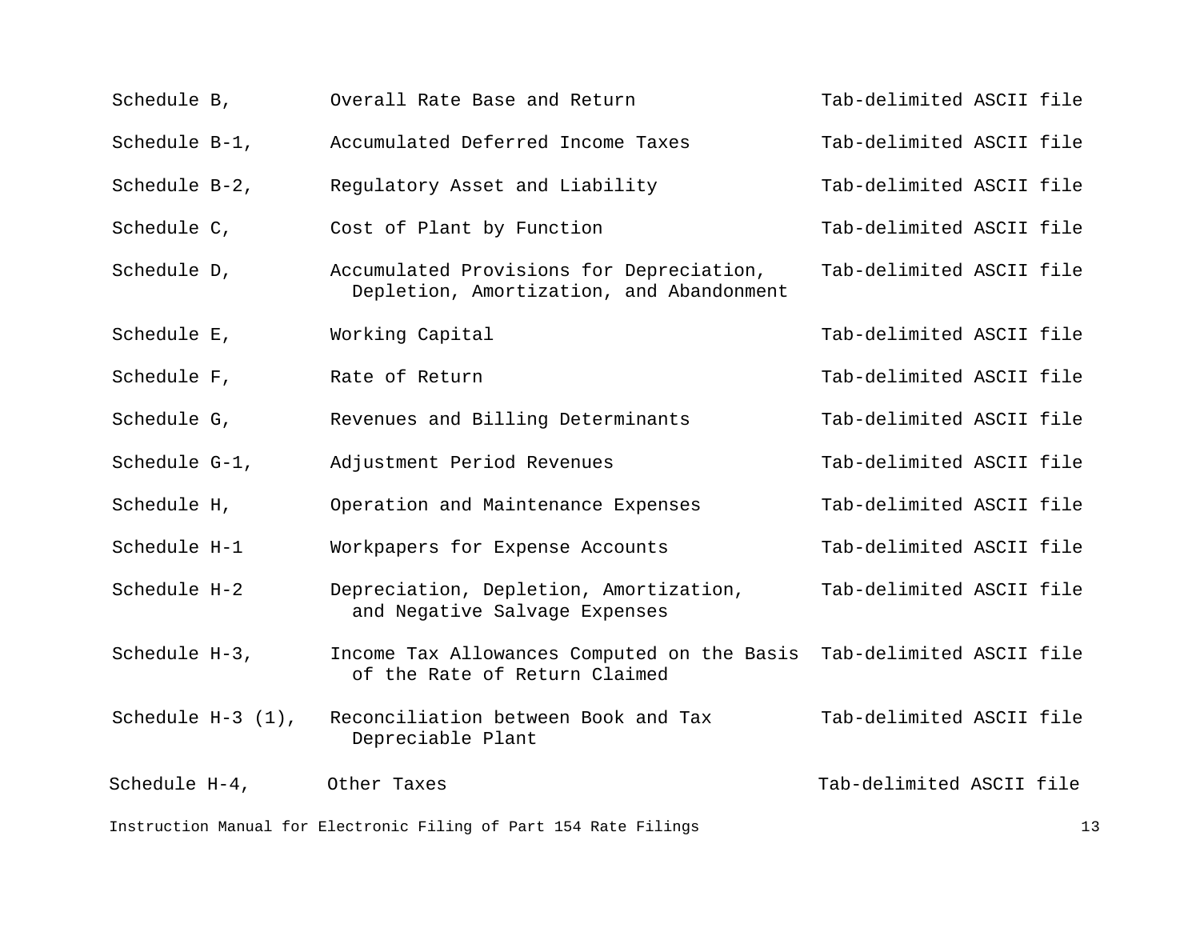| | | |
|---|---|---|
| Schedule B, | Overall Rate Base and Return | Tab-delimited ASCII file |
| Schedule B-1, | Accumulated Deferred Income Taxes | Tab-delimited ASCII file |
| Schedule B-2, | Regulatory Asset and Liability | Tab-delimited ASCII file |
| Schedule C, | Cost of Plant by Function | Tab-delimited ASCII file |
| Schedule D, | Accumulated Provisions for Depreciation, Depletion, Amortization, and Abandonment | Tab-delimited ASCII file |
| Schedule E, | Working Capital | Tab-delimited ASCII file |
| Schedule F, | Rate of Return | Tab-delimited ASCII file |
| Schedule G, | Revenues and Billing Determinants | Tab-delimited ASCII file |
| Schedule G-1, | Adjustment Period Revenues | Tab-delimited ASCII file |
| Schedule H, | Operation and Maintenance Expenses | Tab-delimited ASCII file |
| Schedule H-1 | Workpapers for Expense Accounts | Tab-delimited ASCII file |
| Schedule H-2 | Depreciation, Depletion, Amortization, and Negative Salvage Expenses | Tab-delimited ASCII file |
| Schedule H-3, | Income Tax Allowances Computed on the Basis of the Rate of Return Claimed | Tab-delimited ASCII file |
| Schedule H-3 (1), | Reconciliation between Book and Tax Depreciable Plant | Tab-delimited ASCII file |
| Schedule H-4, | Other Taxes | Tab-delimited ASCII file |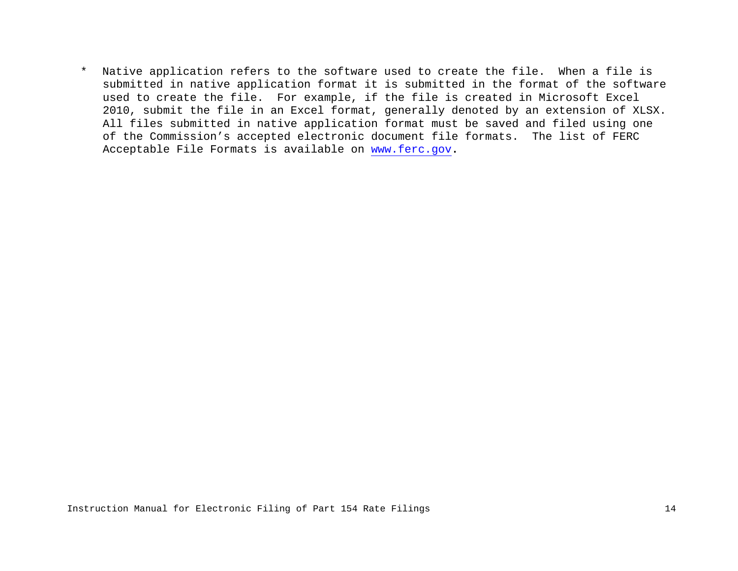* Native application refers to the software used to create the file. When a file is submitted in native application format it is submitted in the format of the software used to create the file. For example, if the file is created in Microsoft Excel 2010, submit the file in an Excel format, generally denoted by an extension of XLSX. All files submitted in native application format must be saved and filed using one of the Commission's accepted electronic document file formats. The list of FERC Acceptable File Formats is available on [www.ferc.gov](www.ferc.gov).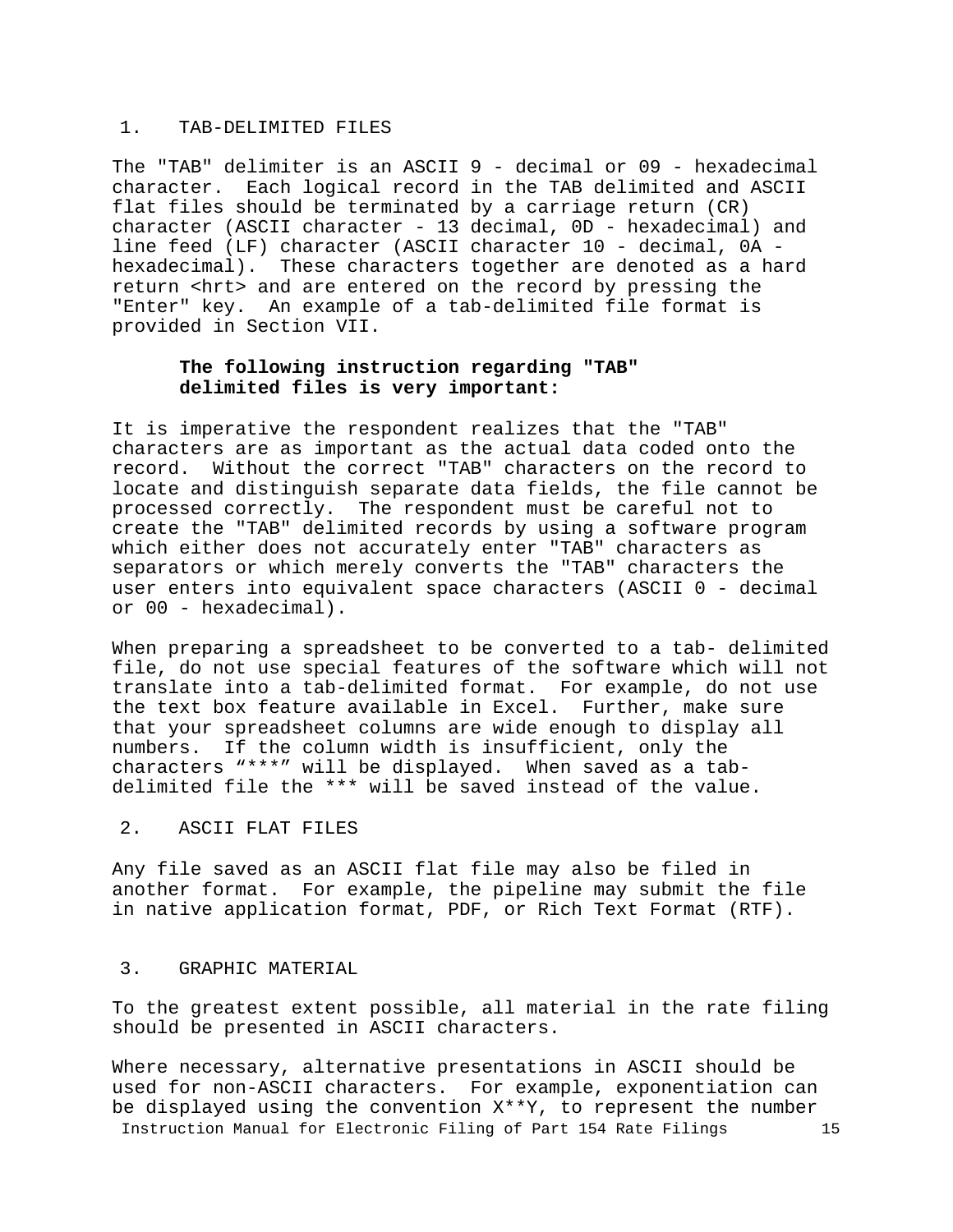## 1. TAB-DELIMITED FILES

The "TAB" delimiter is an ASCII 9 - decimal or 09 - hexadecimal character. Each logical record in the TAB delimited and ASCII flat files should be terminated by a carriage return (CR) character (ASCII character - 13 decimal, 0D - hexadecimal) and line feed (LF) character (ASCII character 10 - decimal, 0A - hexadecimal). These characters together are denoted as a hard return <hrt> and are entered on the record by pressing the "Enter" key. An example of a tab-delimited file format is provided in Section VII.

**The following instruction regarding "TAB" delimited files is very important:**

It is imperative the respondent realizes that the "TAB" characters are as important as the actual data coded onto the record. Without the correct "TAB" characters on the record to locate and distinguish separate data fields, the file cannot be processed correctly. The respondent must be careful not to create the "TAB" delimited records by using a software program which either does not accurately enter "TAB" characters as separators or which merely converts the "TAB" characters the user enters into equivalent space characters (ASCII 0 - decimal or 00 - hexadecimal).

When preparing a spreadsheet to be converted to a tab- delimited file, do not use special features of the software which will not translate into a tab-delimited format. For example, do not use the text box feature available in Excel. Further, make sure that your spreadsheet columns are wide enough to display all numbers. If the column width is insufficient, only the characters “***” will be displayed. When saved as a tab-delimited file the *** will be saved instead of the value.

## 2. ASCII FLAT FILES

Any file saved as an ASCII flat file may also be filed in another format. For example, the pipeline may submit the file in native application format, PDF, or Rich Text Format (RTF).

## 3. GRAPHIC MATERIAL

To the greatest extent possible, all material in the rate filing should be presented in ASCII characters.

Where necessary, alternative presentations in ASCII should be used for non-ASCII characters. For example, exponentiation can be displayed using the convention X**Y, to represent the number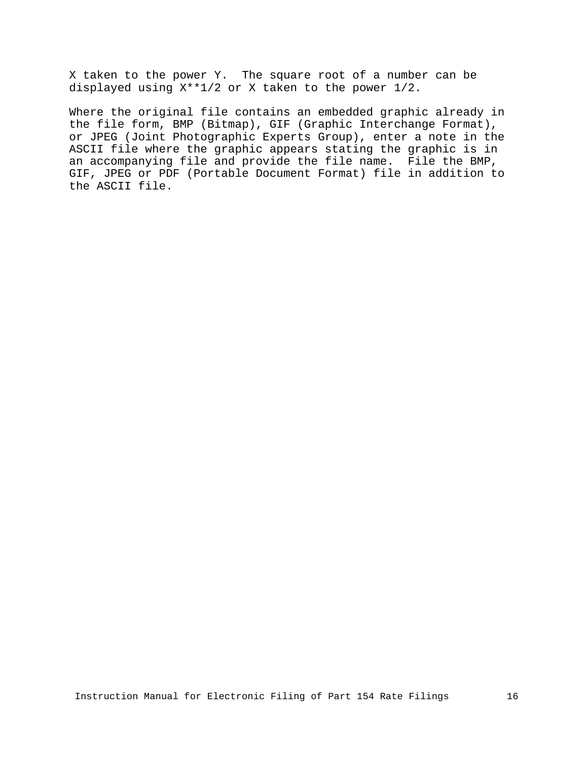X taken to the power Y.  The square root of a number can be displayed using X**1/2 or X taken to the power 1/2.

Where the original file contains an embedded graphic already in the file form, BMP (Bitmap), GIF (Graphic Interchange Format), or JPEG (Joint Photographic Experts Group), enter a note in the ASCII file where the graphic appears stating the graphic is in an accompanying file and provide the file name.  File the BMP, GIF, JPEG or PDF (Portable Document Format) file in addition to the ASCII file.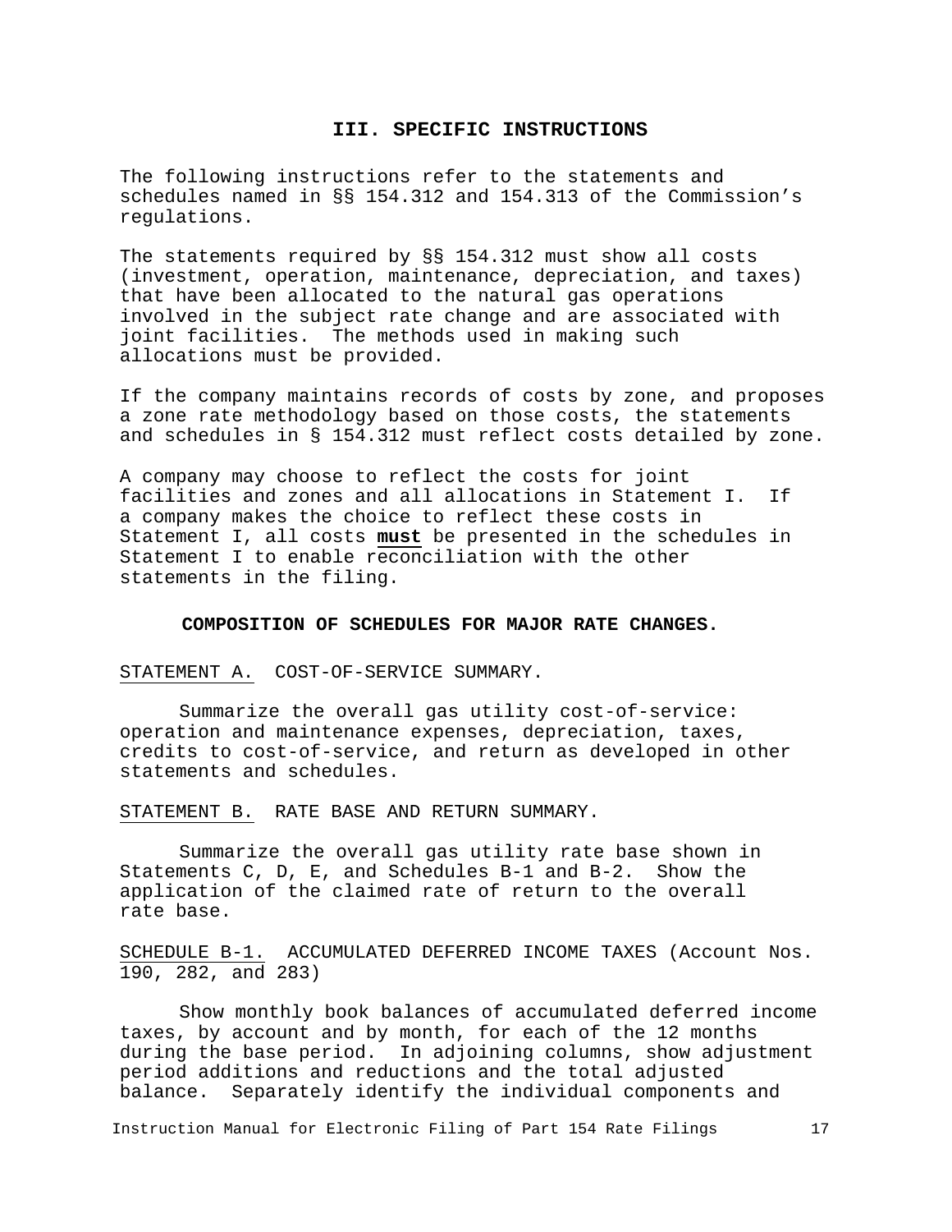## III. SPECIFIC INSTRUCTIONS

The following instructions refer to the statements and schedules named in §§ 154.312 and 154.313 of the Commission's regulations.

The statements required by §§ 154.312 must show all costs (investment, operation, maintenance, depreciation, and taxes) that have been allocated to the natural gas operations involved in the subject rate change and are associated with joint facilities. The methods used in making such allocations must be provided.

If the company maintains records of costs by zone, and proposes a zone rate methodology based on those costs, the statements and schedules in § 154.312 must reflect costs detailed by zone.

A company may choose to reflect the costs for joint facilities and zones and all allocations in Statement I. If a company makes the choice to reflect these costs in Statement I, all costs **must** be presented in the schedules in Statement I to enable reconciliation with the other statements in the filing.

### COMPOSITION OF SCHEDULES FOR MAJOR RATE CHANGES.

STATEMENT A. COST-OF-SERVICE SUMMARY.

Summarize the overall gas utility cost-of-service: operation and maintenance expenses, depreciation, taxes, credits to cost-of-service, and return as developed in other statements and schedules.

STATEMENT B. RATE BASE AND RETURN SUMMARY.

Summarize the overall gas utility rate base shown in Statements C, D, E, and Schedules B-1 and B-2. Show the application of the claimed rate of return to the overall rate base.

SCHEDULE B-1. ACCUMULATED DEFERRED INCOME TAXES (Account Nos. 190, 282, and 283)

Show monthly book balances of accumulated deferred income taxes, by account and by month, for each of the 12 months during the base period. In adjoining columns, show adjustment period additions and reductions and the total adjusted balance. Separately identify the individual components and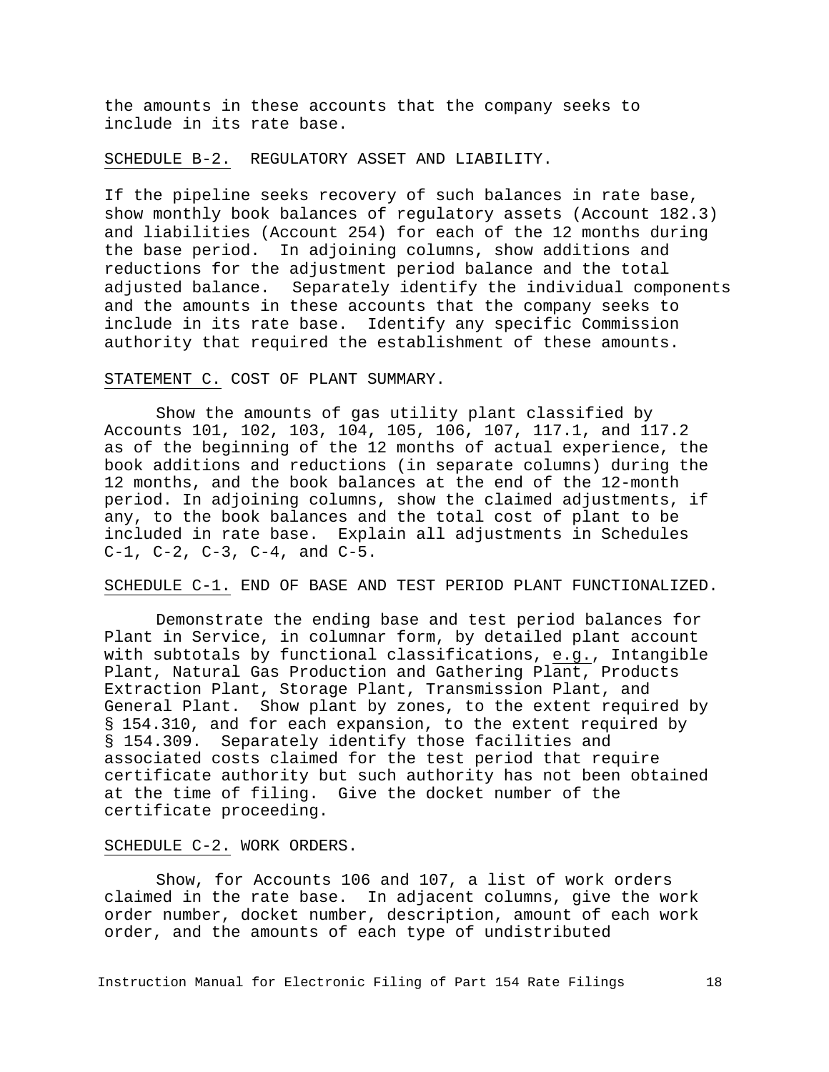the amounts in these accounts that the company seeks to include in its rate base.

SCHEDULE B-2. REGULATORY ASSET AND LIABILITY.

If the pipeline seeks recovery of such balances in rate base, show monthly book balances of regulatory assets (Account 182.3) and liabilities (Account 254) for each of the 12 months during the base period. In adjoining columns, show additions and reductions for the adjustment period balance and the total adjusted balance. Separately identify the individual components and the amounts in these accounts that the company seeks to include in its rate base. Identify any specific Commission authority that required the establishment of these amounts.

STATEMENT C. COST OF PLANT SUMMARY.

Show the amounts of gas utility plant classified by Accounts 101, 102, 103, 104, 105, 106, 107, 117.1, and 117.2 as of the beginning of the 12 months of actual experience, the book additions and reductions (in separate columns) during the 12 months, and the book balances at the end of the 12-month period. In adjoining columns, show the claimed adjustments, if any, to the book balances and the total cost of plant to be included in rate base. Explain all adjustments in Schedules C-1, C-2, C-3, C-4, and C-5.

SCHEDULE C-1. END OF BASE AND TEST PERIOD PLANT FUNCTIONALIZED.

Demonstrate the ending base and test period balances for Plant in Service, in columnar form, by detailed plant account with subtotals by functional classifications, e.g., Intangible Plant, Natural Gas Production and Gathering Plant, Products Extraction Plant, Storage Plant, Transmission Plant, and General Plant. Show plant by zones, to the extent required by § 154.310, and for each expansion, to the extent required by § 154.309. Separately identify those facilities and associated costs claimed for the test period that require certificate authority but such authority has not been obtained at the time of filing. Give the docket number of the certificate proceeding.

SCHEDULE C-2. WORK ORDERS.

Show, for Accounts 106 and 107, a list of work orders claimed in the rate base. In adjacent columns, give the work order number, docket number, description, amount of each work order, and the amounts of each type of undistributed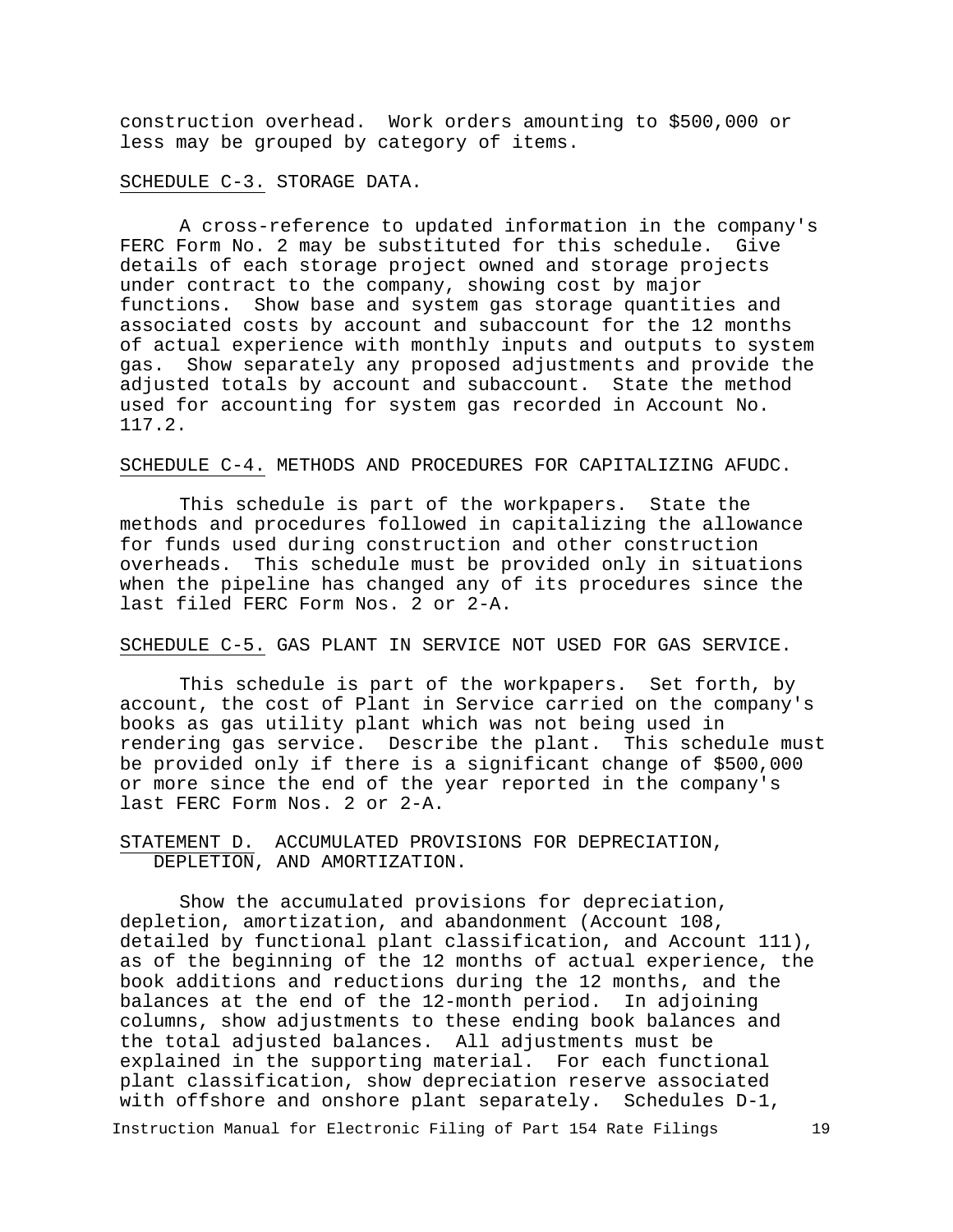construction overhead. Work orders amounting to $500,000 or less may be grouped by category of items.

SCHEDULE C-3. STORAGE DATA.

A cross-reference to updated information in the company's FERC Form No. 2 may be substituted for this schedule. Give details of each storage project owned and storage projects under contract to the company, showing cost by major functions. Show base and system gas storage quantities and associated costs by account and subaccount for the 12 months of actual experience with monthly inputs and outputs to system gas. Show separately any proposed adjustments and provide the adjusted totals by account and subaccount. State the method used for accounting for system gas recorded in Account No. 117.2.

SCHEDULE C-4. METHODS AND PROCEDURES FOR CAPITALIZING AFUDC.

This schedule is part of the workpapers. State the methods and procedures followed in capitalizing the allowance for funds used during construction and other construction overheads. This schedule must be provided only in situations when the pipeline has changed any of its procedures since the last filed FERC Form Nos. 2 or 2-A.

SCHEDULE C-5. GAS PLANT IN SERVICE NOT USED FOR GAS SERVICE.

This schedule is part of the workpapers. Set forth, by account, the cost of Plant in Service carried on the company's books as gas utility plant which was not being used in rendering gas service. Describe the plant. This schedule must be provided only if there is a significant change of $500,000 or more since the end of the year reported in the company's last FERC Form Nos. 2 or 2-A.

STATEMENT D. ACCUMULATED PROVISIONS FOR DEPRECIATION, DEPLETION, AND AMORTIZATION.

Show the accumulated provisions for depreciation, depletion, amortization, and abandonment (Account 108, detailed by functional plant classification, and Account 111), as of the beginning of the 12 months of actual experience, the book additions and reductions during the 12 months, and the balances at the end of the 12-month period. In adjoining columns, show adjustments to these ending book balances and the total adjusted balances. All adjustments must be explained in the supporting material. For each functional plant classification, show depreciation reserve associated with offshore and onshore plant separately. Schedules D-1,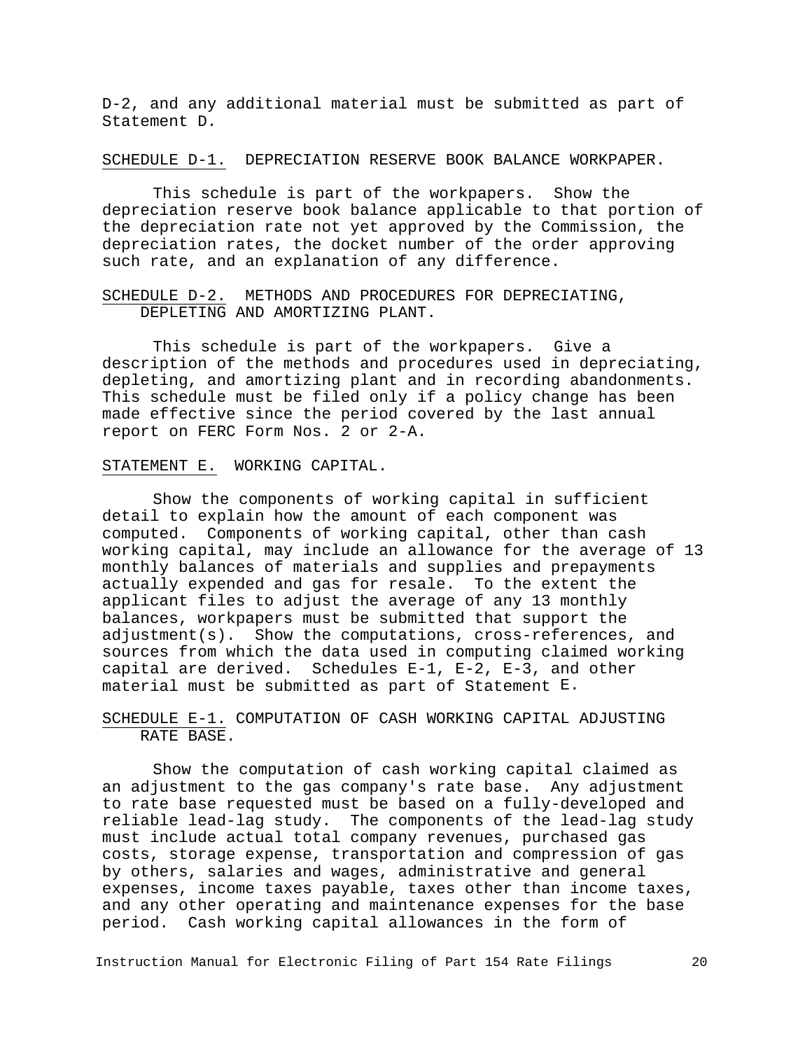D-2, and any additional material must be submitted as part of Statement D.

SCHEDULE D-1. DEPRECIATION RESERVE BOOK BALANCE WORKPAPER.

This schedule is part of the workpapers. Show the depreciation reserve book balance applicable to that portion of the depreciation rate not yet approved by the Commission, the depreciation rates, the docket number of the order approving such rate, and an explanation of any difference.

SCHEDULE D-2. METHODS AND PROCEDURES FOR DEPRECIATING, DEPLETING AND AMORTIZING PLANT.

This schedule is part of the workpapers. Give a description of the methods and procedures used in depreciating, depleting, and amortizing plant and in recording abandonments. This schedule must be filed only if a policy change has been made effective since the period covered by the last annual report on FERC Form Nos. 2 or 2-A.

STATEMENT E. WORKING CAPITAL.

Show the components of working capital in sufficient detail to explain how the amount of each component was computed. Components of working capital, other than cash working capital, may include an allowance for the average of 13 monthly balances of materials and supplies and prepayments actually expended and gas for resale. To the extent the applicant files to adjust the average of any 13 monthly balances, workpapers must be submitted that support the adjustment(s). Show the computations, cross-references, and sources from which the data used in computing claimed working capital are derived. Schedules E-1, E-2, E-3, and other material must be submitted as part of Statement E.

SCHEDULE E-1. COMPUTATION OF CASH WORKING CAPITAL ADJUSTING RATE BASE.

Show the computation of cash working capital claimed as an adjustment to the gas company's rate base. Any adjustment to rate base requested must be based on a fully-developed and reliable lead-lag study. The components of the lead-lag study must include actual total company revenues, purchased gas costs, storage expense, transportation and compression of gas by others, salaries and wages, administrative and general expenses, income taxes payable, taxes other than income taxes, and any other operating and maintenance expenses for the base period. Cash working capital allowances in the form of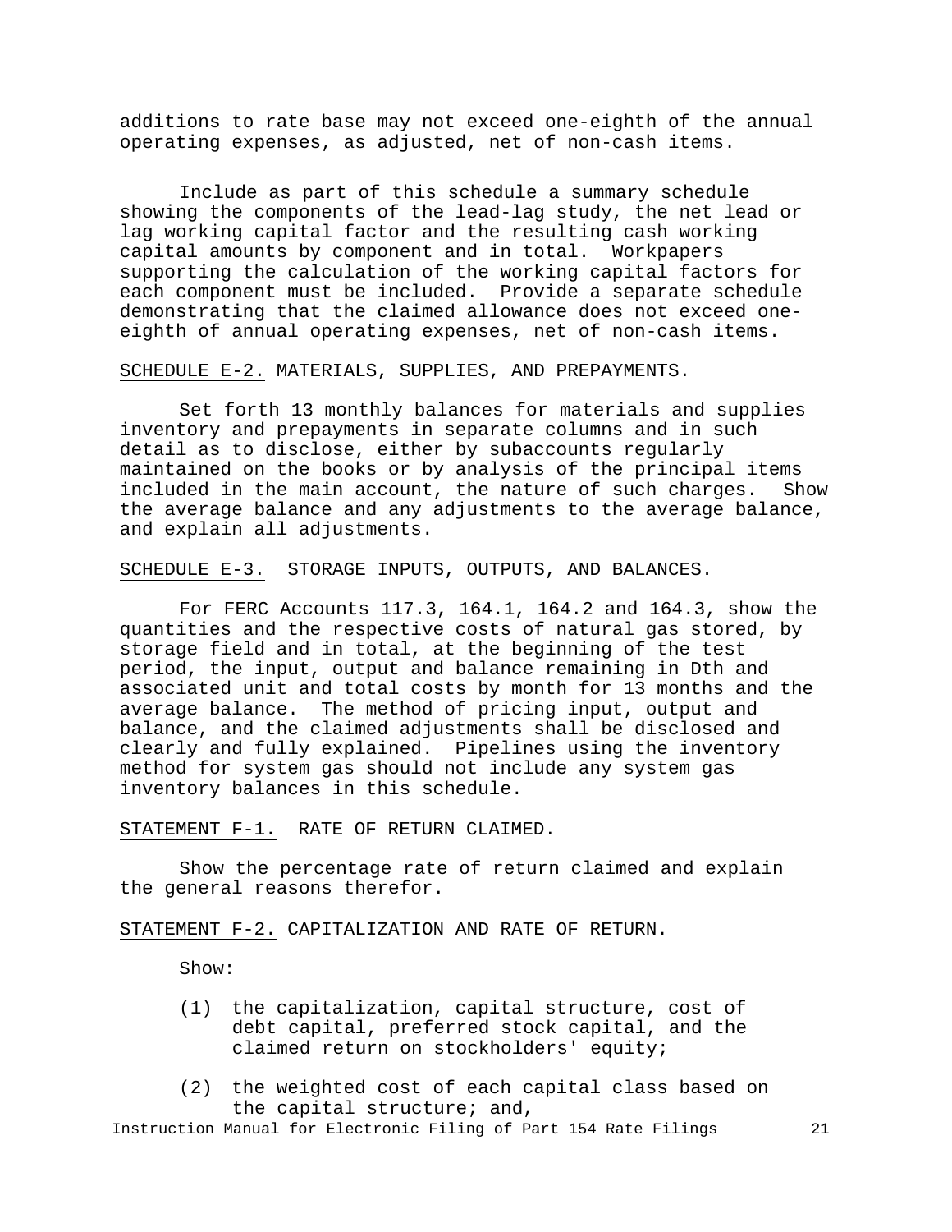additions to rate base may not exceed one-eighth of the annual operating expenses, as adjusted, net of non-cash items.

Include as part of this schedule a summary schedule showing the components of the lead-lag study, the net lead or lag working capital factor and the resulting cash working capital amounts by component and in total. Workpapers supporting the calculation of the working capital factors for each component must be included. Provide a separate schedule demonstrating that the claimed allowance does not exceed one-eighth of annual operating expenses, net of non-cash items.

SCHEDULE E-2. MATERIALS, SUPPLIES, AND PREPAYMENTS.

Set forth 13 monthly balances for materials and supplies inventory and prepayments in separate columns and in such detail as to disclose, either by subaccounts regularly maintained on the books or by analysis of the principal items included in the main account, the nature of such charges. Show the average balance and any adjustments to the average balance, and explain all adjustments.

SCHEDULE E-3. STORAGE INPUTS, OUTPUTS, AND BALANCES.

For FERC Accounts 117.3, 164.1, 164.2 and 164.3, show the quantities and the respective costs of natural gas stored, by storage field and in total, at the beginning of the test period, the input, output and balance remaining in Dth and associated unit and total costs by month for 13 months and the average balance. The method of pricing input, output and balance, and the claimed adjustments shall be disclosed and clearly and fully explained. Pipelines using the inventory method for system gas should not include any system gas inventory balances in this schedule.

STATEMENT F-1. RATE OF RETURN CLAIMED.

Show the percentage rate of return claimed and explain the general reasons therefor.

STATEMENT F-2. CAPITALIZATION AND RATE OF RETURN.

Show:

(1) the capitalization, capital structure, cost of debt capital, preferred stock capital, and the claimed return on stockholders' equity;

(2) the weighted cost of each capital class based on the capital structure; and,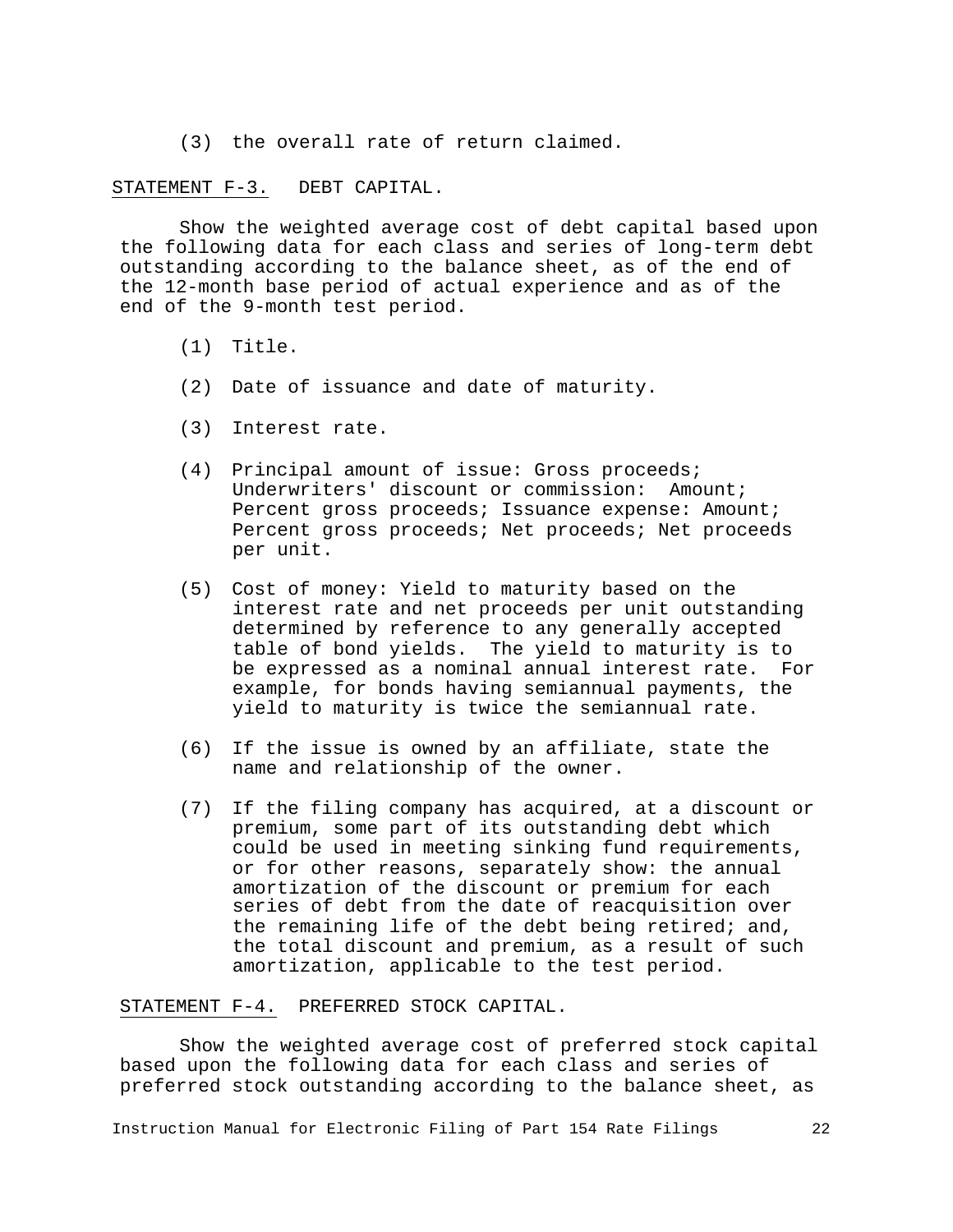(3) the overall rate of return claimed.

STATEMENT F-3. DEBT CAPITAL.

Show the weighted average cost of debt capital based upon the following data for each class and series of long-term debt outstanding according to the balance sheet, as of the end of the 12-month base period of actual experience and as of the end of the 9-month test period.

(1) Title.

(2) Date of issuance and date of maturity.

(3) Interest rate.

(4) Principal amount of issue: Gross proceeds; Underwriters' discount or commission: Amount; Percent gross proceeds; Issuance expense: Amount; Percent gross proceeds; Net proceeds; Net proceeds per unit.

(5) Cost of money: Yield to maturity based on the interest rate and net proceeds per unit outstanding determined by reference to any generally accepted table of bond yields. The yield to maturity is to be expressed as a nominal annual interest rate. For example, for bonds having semiannual payments, the yield to maturity is twice the semiannual rate.

(6) If the issue is owned by an affiliate, state the name and relationship of the owner.

(7) If the filing company has acquired, at a discount or premium, some part of its outstanding debt which could be used in meeting sinking fund requirements, or for other reasons, separately show: the annual amortization of the discount or premium for each series of debt from the date of reacquisition over the remaining life of the debt being retired; and, the total discount and premium, as a result of such amortization, applicable to the test period.

STATEMENT F-4. PREFERRED STOCK CAPITAL.

Show the weighted average cost of preferred stock capital based upon the following data for each class and series of preferred stock outstanding according to the balance sheet, as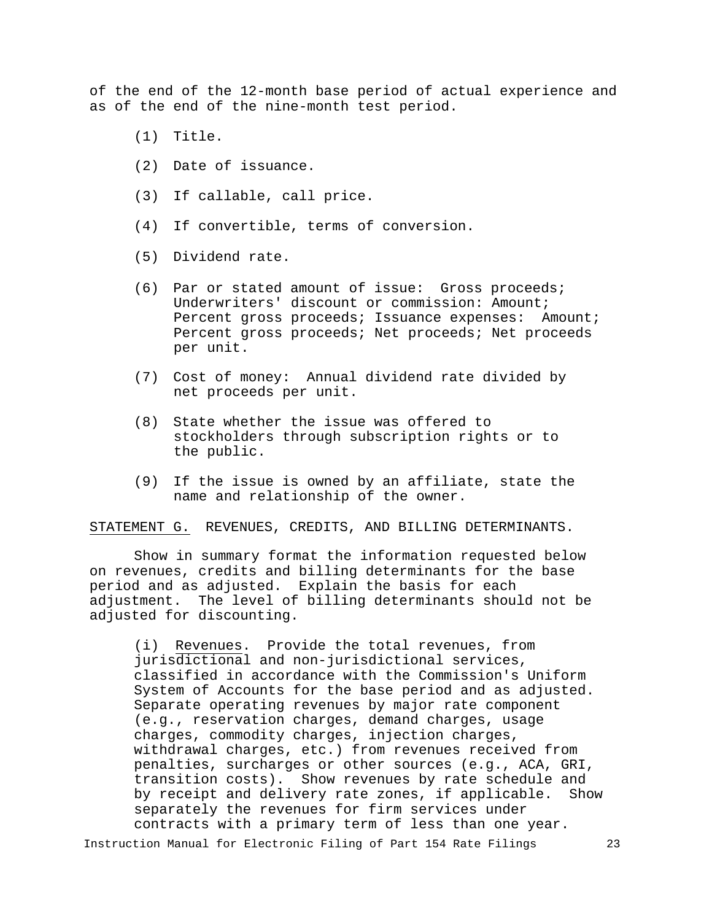of the end of the 12-month base period of actual experience and as of the end of the nine-month test period.

(1) Title.

(2) Date of issuance.

(3) If callable, call price.

(4) If convertible, terms of conversion.

(5) Dividend rate.

(6) Par or stated amount of issue: Gross proceeds; Underwriters' discount or commission: Amount; Percent gross proceeds; Issuance expenses: Amount; Percent gross proceeds; Net proceeds; Net proceeds per unit.

(7) Cost of money: Annual dividend rate divided by net proceeds per unit.

(8) State whether the issue was offered to stockholders through subscription rights or to the public.

(9) If the issue is owned by an affiliate, state the name and relationship of the owner.

STATEMENT G. REVENUES, CREDITS, AND BILLING DETERMINANTS.

Show in summary format the information requested below on revenues, credits and billing determinants for the base period and as adjusted. Explain the basis for each adjustment. The level of billing determinants should not be adjusted for discounting.

(i) Revenues. Provide the total revenues, from jurisdictional and non-jurisdictional services, classified in accordance with the Commission's Uniform System of Accounts for the base period and as adjusted. Separate operating revenues by major rate component (e.g., reservation charges, demand charges, usage charges, commodity charges, injection charges, withdrawal charges, etc.) from revenues received from penalties, surcharges or other sources (e.g., ACA, GRI, transition costs). Show revenues by rate schedule and by receipt and delivery rate zones, if applicable. Show separately the revenues for firm services under contracts with a primary term of less than one year.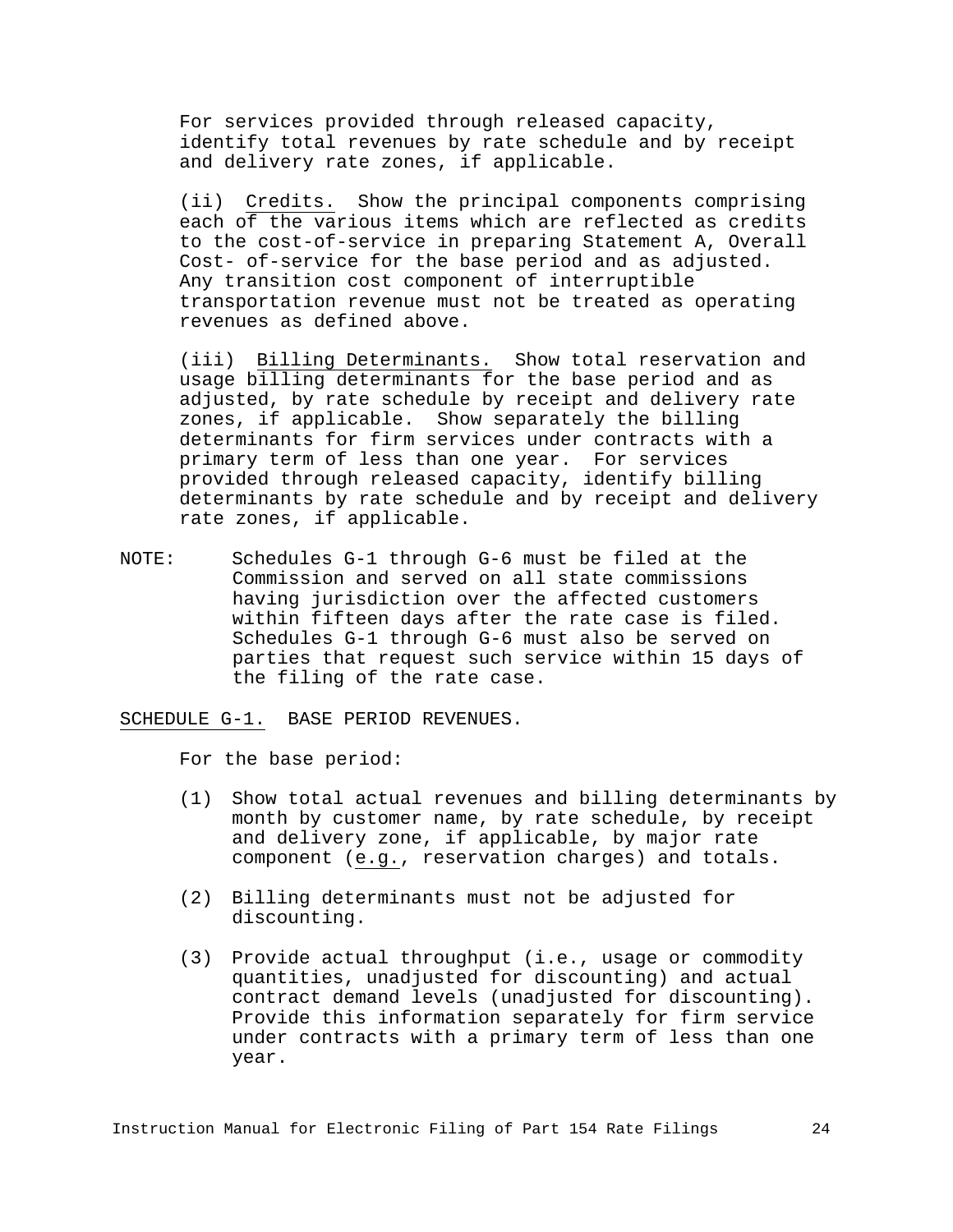For services provided through released capacity, identify total revenues by rate schedule and by receipt and delivery rate zones, if applicable.

(ii) Credits. Show the principal components comprising each of the various items which are reflected as credits to the cost-of-service in preparing Statement A, Overall Cost- of-service for the base period and as adjusted. Any transition cost component of interruptible transportation revenue must not be treated as operating revenues as defined above.

(iii) Billing Determinants. Show total reservation and usage billing determinants for the base period and as adjusted, by rate schedule by receipt and delivery rate zones, if applicable. Show separately the billing determinants for firm services under contracts with a primary term of less than one year. For services provided through released capacity, identify billing determinants by rate schedule and by receipt and delivery rate zones, if applicable.

NOTE: Schedules G-1 through G-6 must be filed at the Commission and served on all state commissions having jurisdiction over the affected customers within fifteen days after the rate case is filed. Schedules G-1 through G-6 must also be served on parties that request such service within 15 days of the filing of the rate case.

SCHEDULE G-1. BASE PERIOD REVENUES.

For the base period:

(1) Show total actual revenues and billing determinants by month by customer name, by rate schedule, by receipt and delivery zone, if applicable, by major rate component (e.g., reservation charges) and totals.

(2) Billing determinants must not be adjusted for discounting.

(3) Provide actual throughput (i.e., usage or commodity quantities, unadjusted for discounting) and actual contract demand levels (unadjusted for discounting). Provide this information separately for firm service under contracts with a primary term of less than one year.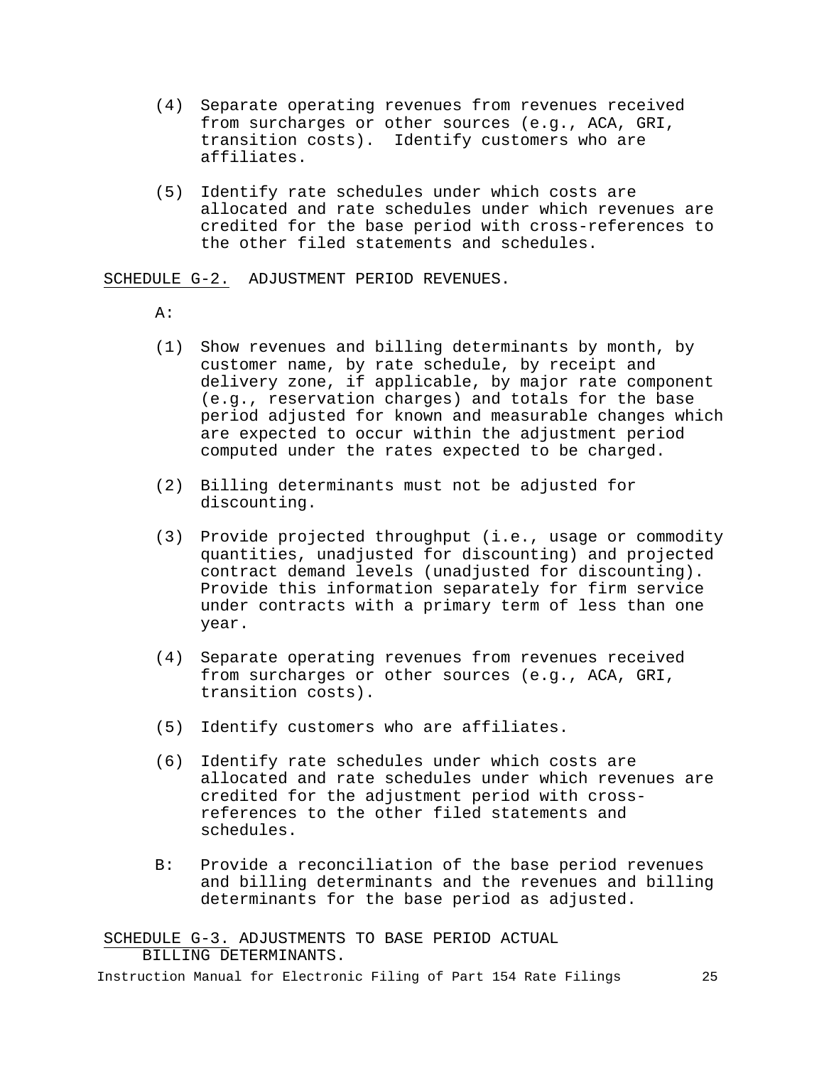(4) Separate operating revenues from revenues received from surcharges or other sources (e.g., ACA, GRI, transition costs). Identify customers who are affiliates.

(5) Identify rate schedules under which costs are allocated and rate schedules under which revenues are credited for the base period with cross-references to the other filed statements and schedules.

<u>SCHEDULE G-2.</u> ADJUSTMENT PERIOD REVENUES.

A:

(1) Show revenues and billing determinants by month, by customer name, by rate schedule, by receipt and delivery zone, if applicable, by major rate component (e.g., reservation charges) and totals for the base period adjusted for known and measurable changes which are expected to occur within the adjustment period computed under the rates expected to be charged.

(2) Billing determinants must not be adjusted for discounting.

(3) Provide projected throughput (i.e., usage or commodity quantities, unadjusted for discounting) and projected contract demand levels (unadjusted for discounting). Provide this information separately for firm service under contracts with a primary term of less than one year.

(4) Separate operating revenues from revenues received from surcharges or other sources (e.g., ACA, GRI, transition costs).

(5) Identify customers who are affiliates.

(6) Identify rate schedules under which costs are allocated and rate schedules under which revenues are credited for the adjustment period with cross-references to the other filed statements and schedules.

B: Provide a reconciliation of the base period revenues and billing determinants and the revenues and billing determinants for the base period as adjusted.

<u>SCHEDULE G-3.</u> ADJUSTMENTS TO BASE PERIOD ACTUAL BILLING DETERMINANTS.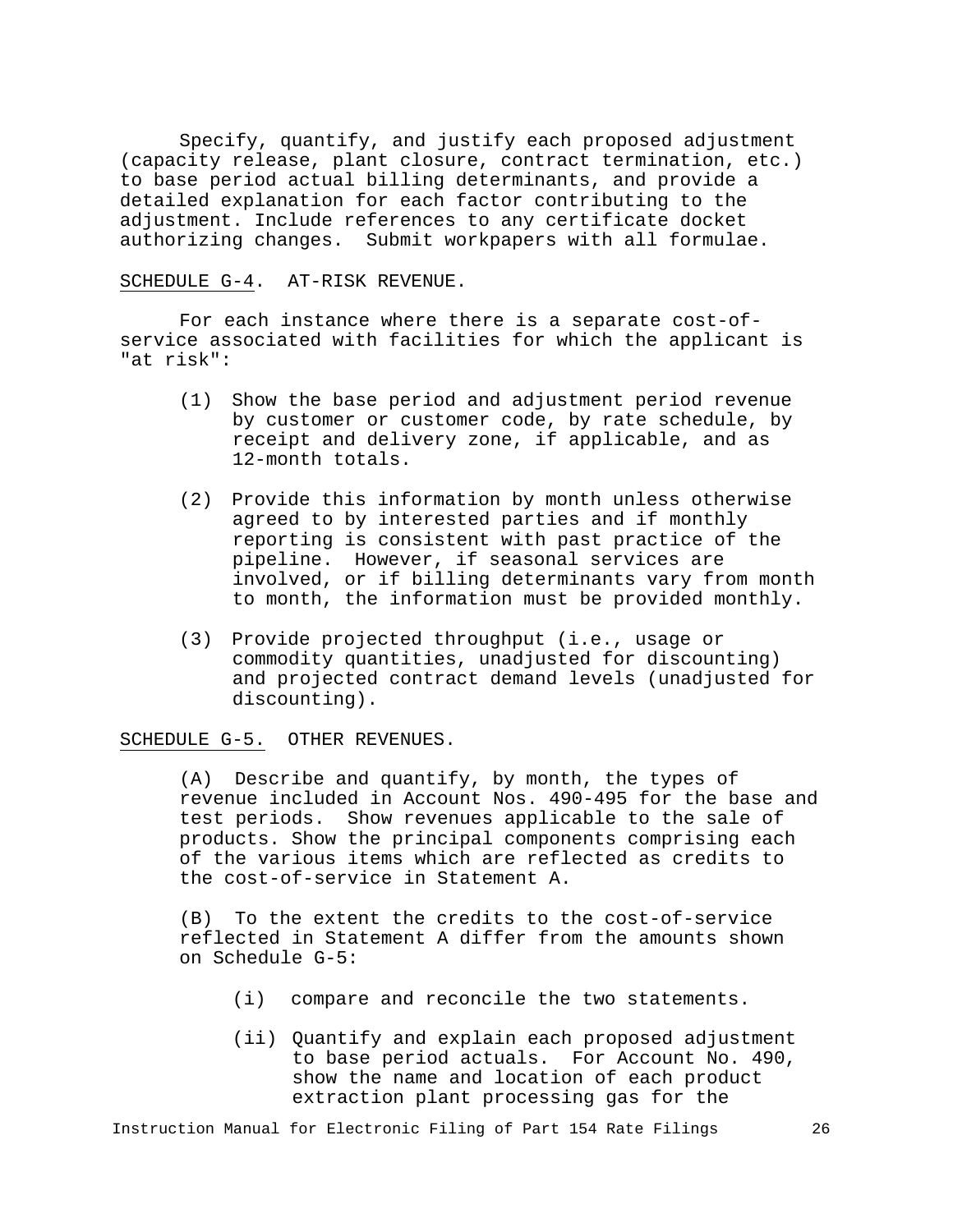Specify, quantify, and justify each proposed adjustment (capacity release, plant closure, contract termination, etc.) to base period actual billing determinants, and provide a detailed explanation for each factor contributing to the adjustment. Include references to any certificate docket authorizing changes. Submit workpapers with all formulae.

SCHEDULE G-4. AT-RISK REVENUE.

For each instance where there is a separate cost-of-service associated with facilities for which the applicant is "at risk":

(1) Show the base period and adjustment period revenue by customer or customer code, by rate schedule, by receipt and delivery zone, if applicable, and as 12-month totals.

(2) Provide this information by month unless otherwise agreed to by interested parties and if monthly reporting is consistent with past practice of the pipeline. However, if seasonal services are involved, or if billing determinants vary from month to month, the information must be provided monthly.

(3) Provide projected throughput (i.e., usage or commodity quantities, unadjusted for discounting) and projected contract demand levels (unadjusted for discounting).

SCHEDULE G-5. OTHER REVENUES.

(A) Describe and quantify, by month, the types of revenue included in Account Nos. 490-495 for the base and test periods. Show revenues applicable to the sale of products. Show the principal components comprising each of the various items which are reflected as credits to the cost-of-service in Statement A.

(B) To the extent the credits to the cost-of-service reflected in Statement A differ from the amounts shown on Schedule G-5:

(i) compare and reconcile the two statements.

(ii) Quantify and explain each proposed adjustment to base period actuals. For Account No. 490, show the name and location of each product extraction plant processing gas for the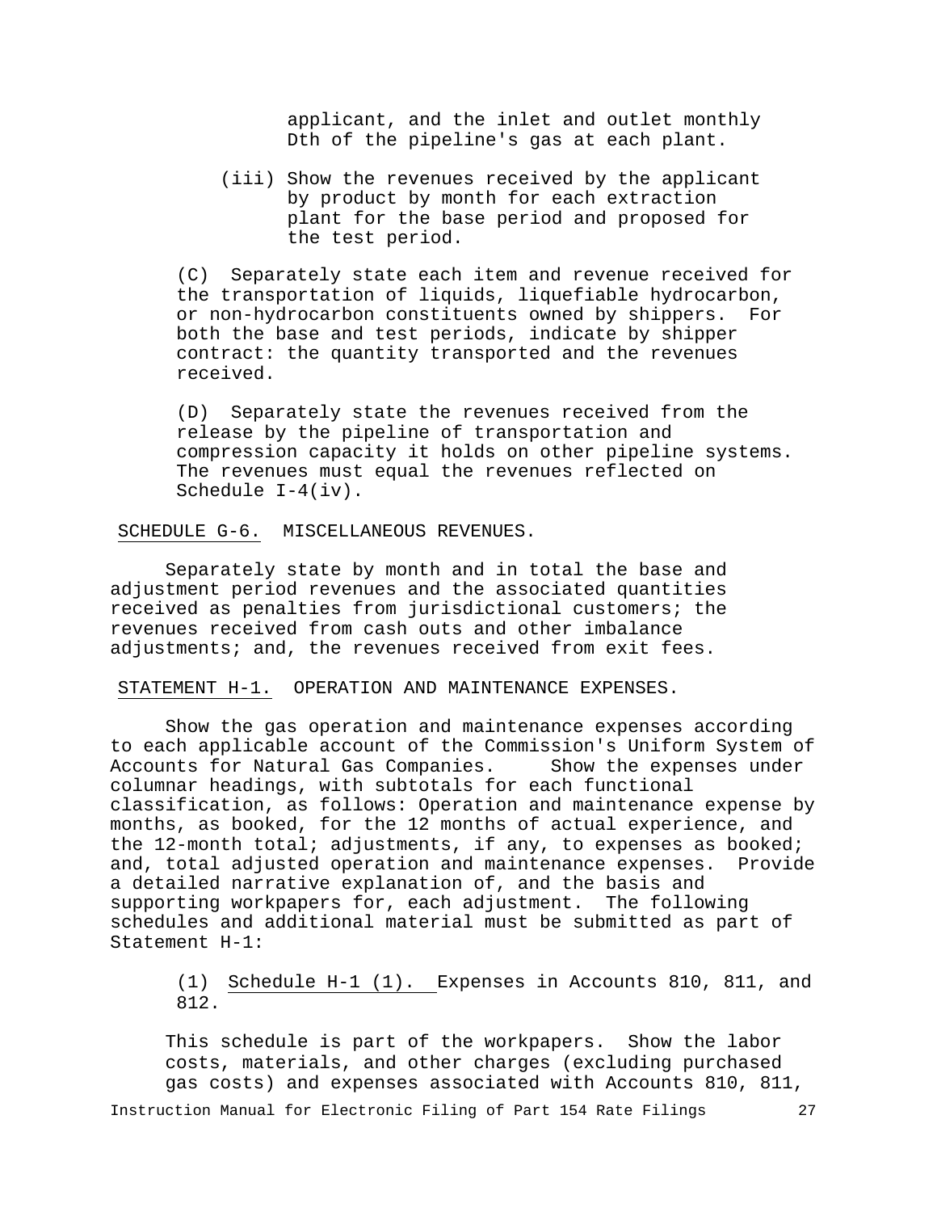applicant, and the inlet and outlet monthly Dth of the pipeline's gas at each plant.

(iii) Show the revenues received by the applicant by product by month for each extraction plant for the base period and proposed for the test period.

(C) Separately state each item and revenue received for the transportation of liquids, liquefiable hydrocarbon, or non-hydrocarbon constituents owned by shippers. For both the base and test periods, indicate by shipper contract: the quantity transported and the revenues received.

(D) Separately state the revenues received from the release by the pipeline of transportation and compression capacity it holds on other pipeline systems. The revenues must equal the revenues reflected on Schedule I-4(iv).

SCHEDULE G-6. MISCELLANEOUS REVENUES.

Separately state by month and in total the base and adjustment period revenues and the associated quantities received as penalties from jurisdictional customers; the revenues received from cash outs and other imbalance adjustments; and, the revenues received from exit fees.

STATEMENT H-1. OPERATION AND MAINTENANCE EXPENSES.

Show the gas operation and maintenance expenses according to each applicable account of the Commission's Uniform System of Accounts for Natural Gas Companies. Show the expenses under columnar headings, with subtotals for each functional classification, as follows: Operation and maintenance expense by months, as booked, for the 12 months of actual experience, and the 12-month total; adjustments, if any, to expenses as booked; and, total adjusted operation and maintenance expenses. Provide a detailed narrative explanation of, and the basis and supporting workpapers for, each adjustment. The following schedules and additional material must be submitted as part of Statement H-1:

(1) Schedule H-1 (1). Expenses in Accounts 810, 811, and 812.

This schedule is part of the workpapers. Show the labor costs, materials, and other charges (excluding purchased gas costs) and expenses associated with Accounts 810, 811,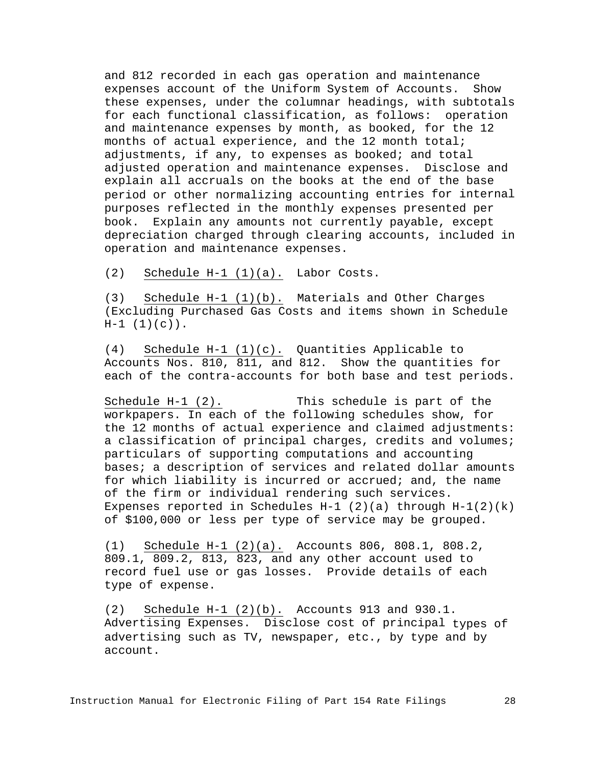and 812 recorded in each gas operation and maintenance expenses account of the Uniform System of Accounts. Show these expenses, under the columnar headings, with subtotals for each functional classification, as follows: operation and maintenance expenses by month, as booked, for the 12 months of actual experience, and the 12 month total; adjustments, if any, to expenses as booked; and total adjusted operation and maintenance expenses. Disclose and explain all accruals on the books at the end of the base period or other normalizing accounting entries for internal purposes reflected in the monthly expenses presented per book. Explain any amounts not currently payable, except depreciation charged through clearing accounts, included in operation and maintenance expenses.

(2) Schedule H-1 (1)(a). Labor Costs.

(3) Schedule H-1 (1)(b). Materials and Other Charges (Excluding Purchased Gas Costs and items shown in Schedule H-1 (1)(c)).

(4) Schedule H-1 (1)(c). Quantities Applicable to Accounts Nos. 810, 811, and 812. Show the quantities for each of the contra-accounts for both base and test periods.

Schedule H-1 (2). This schedule is part of the workpapers. In each of the following schedules show, for the 12 months of actual experience and claimed adjustments: a classification of principal charges, credits and volumes; particulars of supporting computations and accounting bases; a description of services and related dollar amounts for which liability is incurred or accrued; and, the name of the firm or individual rendering such services. Expenses reported in Schedules H-1 (2)(a) through H-1(2)(k) of $100,000 or less per type of service may be grouped.

(1) Schedule H-1 (2)(a). Accounts 806, 808.1, 808.2, 809.1, 809.2, 813, 823, and any other account used to record fuel use or gas losses. Provide details of each type of expense.

(2) Schedule H-1 (2)(b). Accounts 913 and 930.1. Advertising Expenses. Disclose cost of principal types of advertising such as TV, newspaper, etc., by type and by account.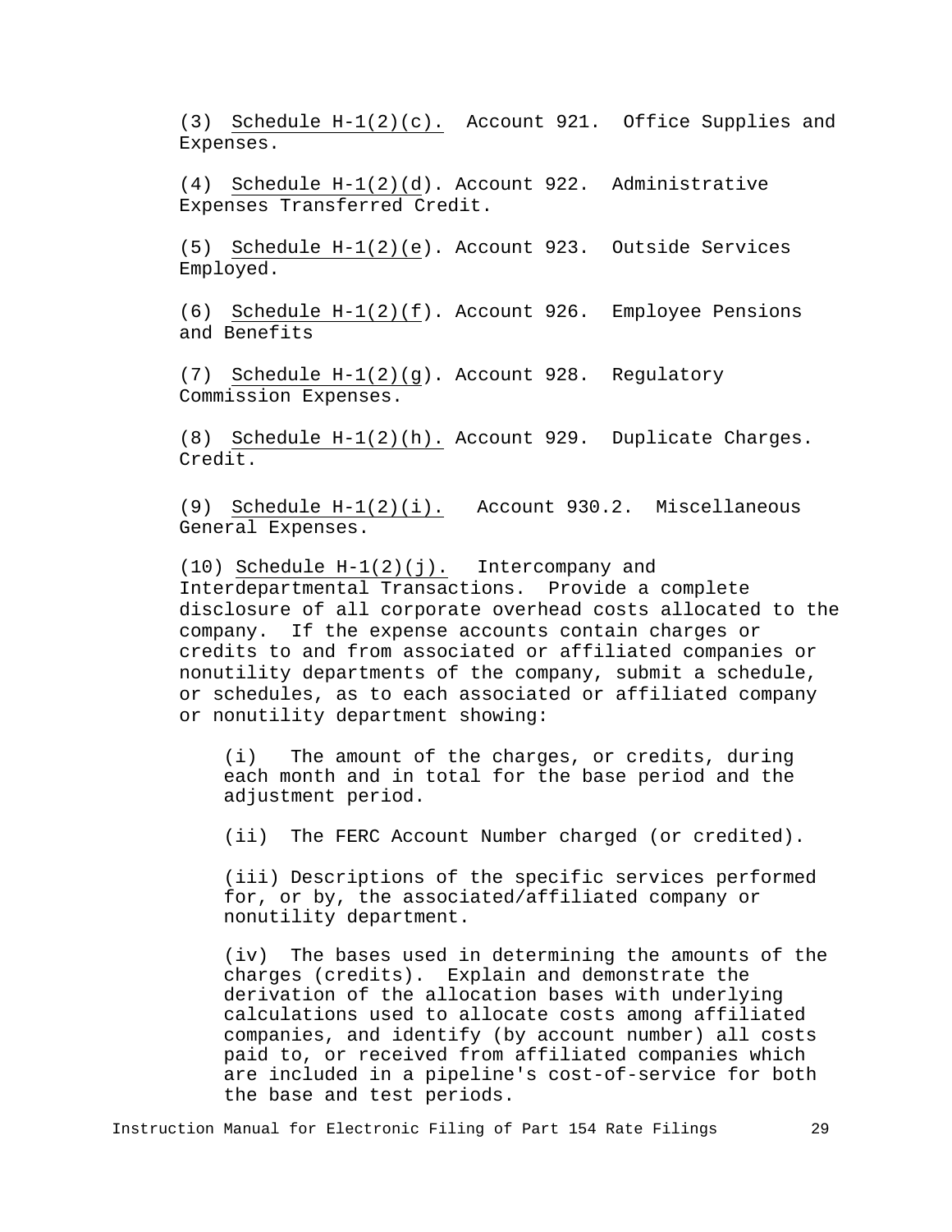(3) Schedule H-1(2)(c). Account 921. Office Supplies and Expenses.

(4) Schedule H-1(2)(d). Account 922. Administrative Expenses Transferred Credit.

(5) Schedule H-1(2)(e). Account 923. Outside Services Employed.

(6) Schedule H-1(2)(f). Account 926. Employee Pensions and Benefits

(7) Schedule H-1(2)(g). Account 928. Regulatory Commission Expenses.

(8) Schedule H-1(2)(h). Account 929. Duplicate Charges. Credit.

(9) Schedule H-1(2)(i). Account 930.2. Miscellaneous General Expenses.

(10) Schedule H-1(2)(j). Intercompany and Interdepartmental Transactions. Provide a complete disclosure of all corporate overhead costs allocated to the company. If the expense accounts contain charges or credits to and from associated or affiliated companies or nonutility departments of the company, submit a schedule, or schedules, as to each associated or affiliated company or nonutility department showing:

(i) The amount of the charges, or credits, during each month and in total for the base period and the adjustment period.

(ii) The FERC Account Number charged (or credited).

(iii) Descriptions of the specific services performed for, or by, the associated/affiliated company or nonutility department.

(iv) The bases used in determining the amounts of the charges (credits). Explain and demonstrate the derivation of the allocation bases with underlying calculations used to allocate costs among affiliated companies, and identify (by account number) all costs paid to, or received from affiliated companies which are included in a pipeline's cost-of-service for both the base and test periods.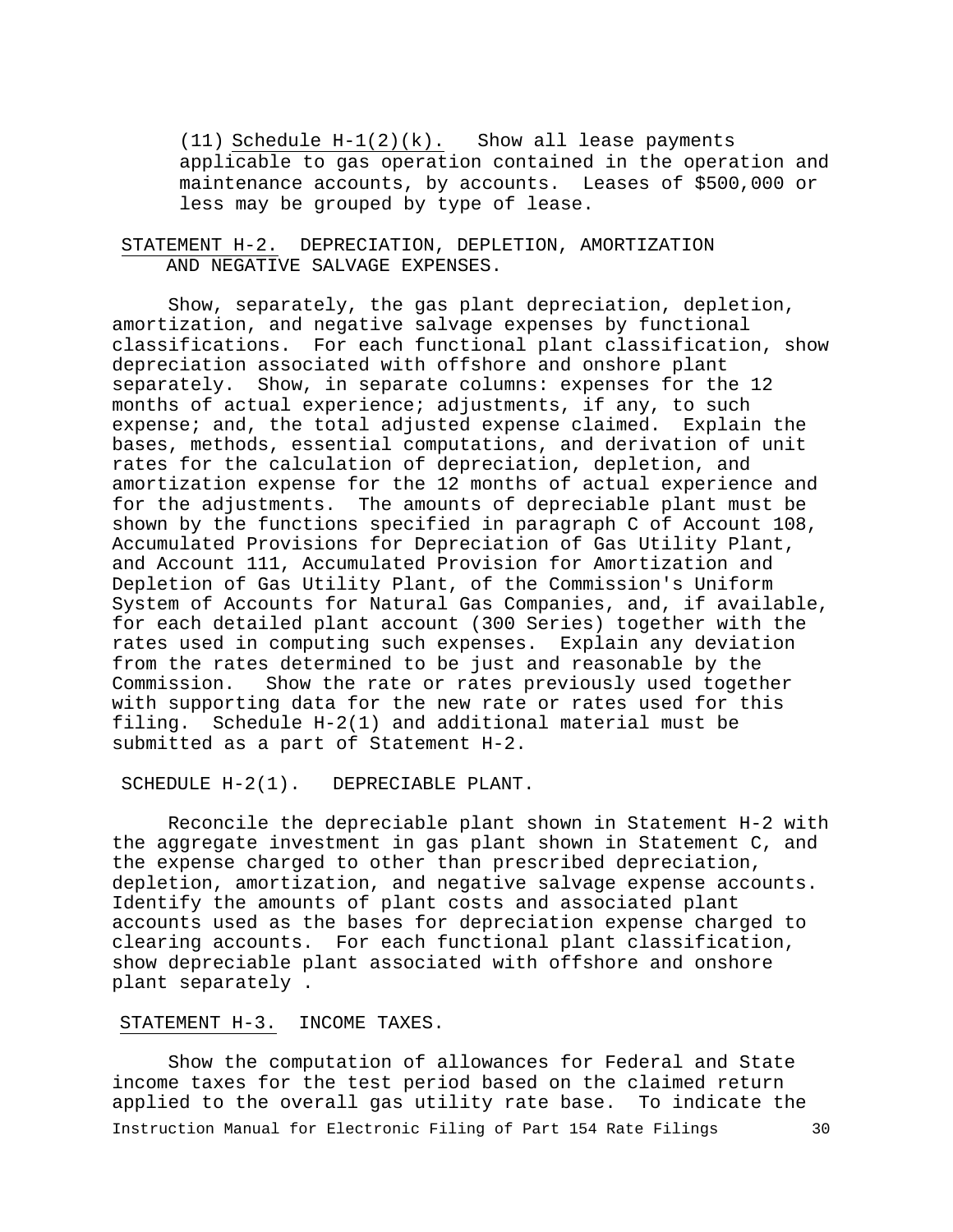(11) Schedule H-1(2)(k). Show all lease payments applicable to gas operation contained in the operation and maintenance accounts, by accounts. Leases of $500,000 or less may be grouped by type of lease.

## STATEMENT H-2. DEPRECIATION, DEPLETION, AMORTIZATION AND NEGATIVE SALVAGE EXPENSES.

Show, separately, the gas plant depreciation, depletion, amortization, and negative salvage expenses by functional classifications. For each functional plant classification, show depreciation associated with offshore and onshore plant separately. Show, in separate columns: expenses for the 12 months of actual experience; adjustments, if any, to such expense; and, the total adjusted expense claimed. Explain the bases, methods, essential computations, and derivation of unit rates for the calculation of depreciation, depletion, and amortization expense for the 12 months of actual experience and for the adjustments. The amounts of depreciable plant must be shown by the functions specified in paragraph C of Account 108, Accumulated Provisions for Depreciation of Gas Utility Plant, and Account 111, Accumulated Provision for Amortization and Depletion of Gas Utility Plant, of the Commission's Uniform System of Accounts for Natural Gas Companies, and, if available, for each detailed plant account (300 Series) together with the rates used in computing such expenses. Explain any deviation from the rates determined to be just and reasonable by the Commission. Show the rate or rates previously used together with supporting data for the new rate or rates used for this filing. Schedule H-2(1) and additional material must be submitted as a part of Statement H-2.

### SCHEDULE H-2(1). DEPRECIABLE PLANT.

Reconcile the depreciable plant shown in Statement H-2 with the aggregate investment in gas plant shown in Statement C, and the expense charged to other than prescribed depreciation, depletion, amortization, and negative salvage expense accounts. Identify the amounts of plant costs and associated plant accounts used as the bases for depreciation expense charged to clearing accounts. For each functional plant classification, show depreciable plant associated with offshore and onshore plant separately .

## STATEMENT H-3. INCOME TAXES.

Show the computation of allowances for Federal and State income taxes for the test period based on the claimed return applied to the overall gas utility rate base. To indicate the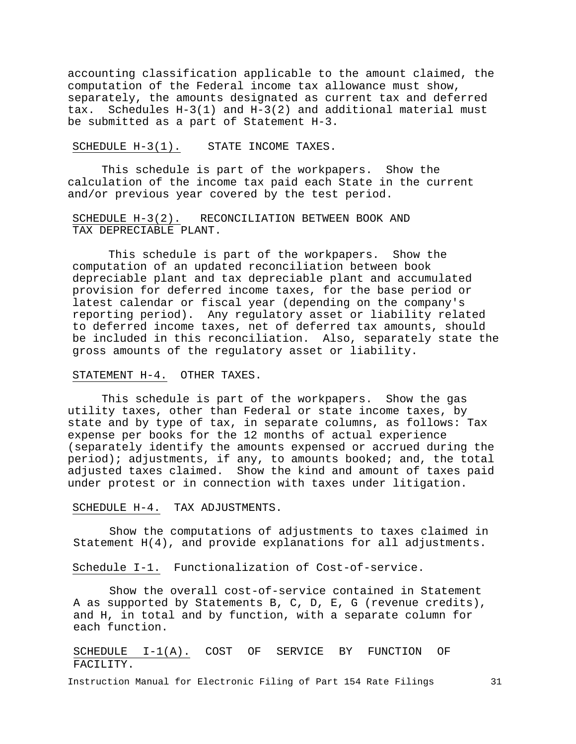accounting classification applicable to the amount claimed, the computation of the Federal income tax allowance must show, separately, the amounts designated as current tax and deferred tax. Schedules H-3(1) and H-3(2) and additional material must be submitted as a part of Statement H-3.

SCHEDULE H-3(1). STATE INCOME TAXES.

This schedule is part of the workpapers. Show the calculation of the income tax paid each State in the current and/or previous year covered by the test period.

SCHEDULE H-3(2). RECONCILIATION BETWEEN BOOK AND TAX DEPRECIABLE PLANT.

This schedule is part of the workpapers. Show the computation of an updated reconciliation between book depreciable plant and tax depreciable plant and accumulated provision for deferred income taxes, for the base period or latest calendar or fiscal year (depending on the company's reporting period). Any regulatory asset or liability related to deferred income taxes, net of deferred tax amounts, should be included in this reconciliation. Also, separately state the gross amounts of the regulatory asset or liability.

STATEMENT H-4. OTHER TAXES.

This schedule is part of the workpapers. Show the gas utility taxes, other than Federal or state income taxes, by state and by type of tax, in separate columns, as follows: Tax expense per books for the 12 months of actual experience (separately identify the amounts expensed or accrued during the period); adjustments, if any, to amounts booked; and, the total adjusted taxes claimed. Show the kind and amount of taxes paid under protest or in connection with taxes under litigation.

SCHEDULE H-4. TAX ADJUSTMENTS.

Show the computations of adjustments to taxes claimed in Statement H(4), and provide explanations for all adjustments.

Schedule I-1. Functionalization of Cost-of-service.

Show the overall cost-of-service contained in Statement A as supported by Statements B, C, D, E, G (revenue credits), and H, in total and by function, with a separate column for each function.

SCHEDULE I-1(A). COST OF SERVICE BY FUNCTION OF FACILITY.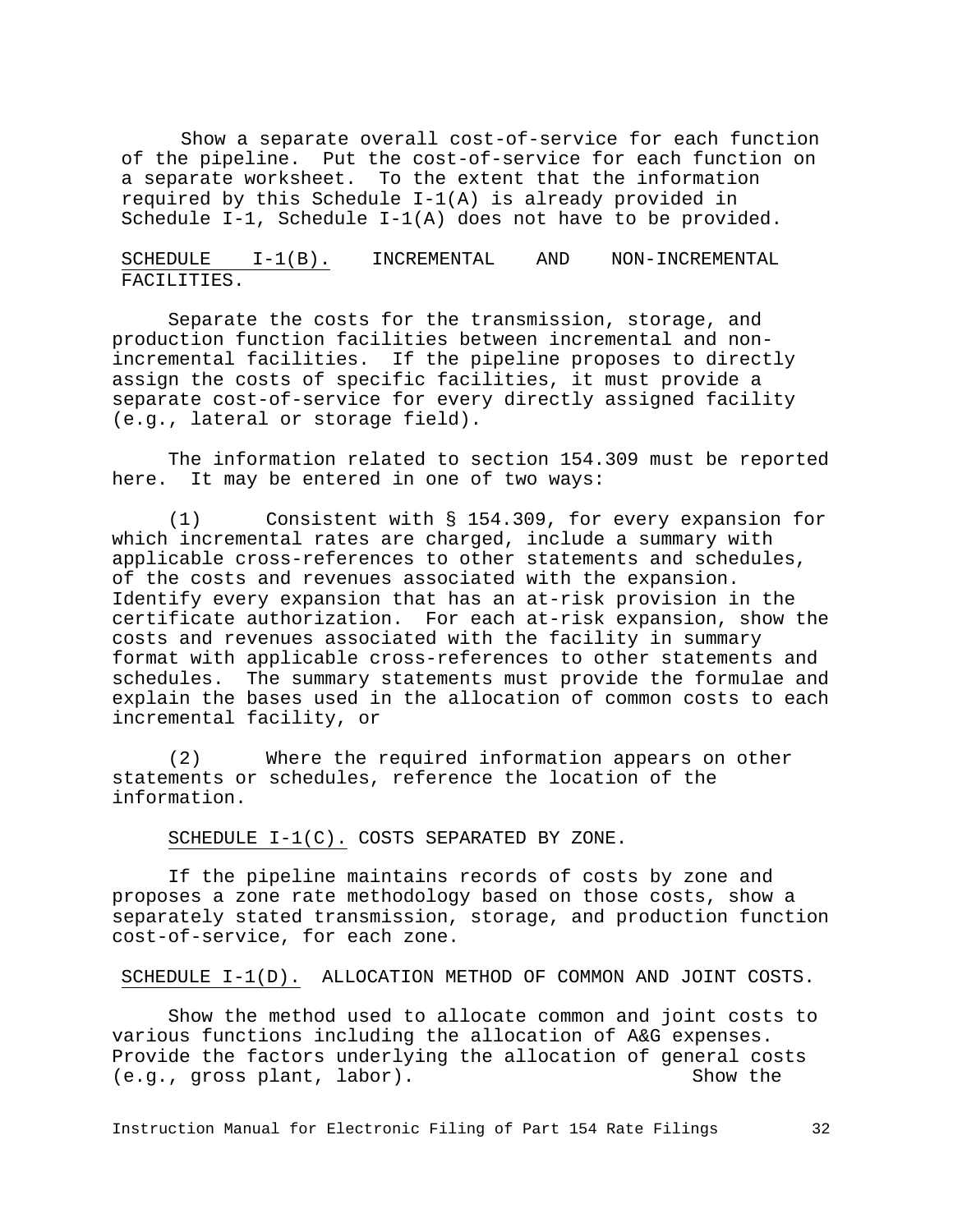Show a separate overall cost-of-service for each function of the pipeline. Put the cost-of-service for each function on a separate worksheet. To the extent that the information required by this Schedule I-1(A) is already provided in Schedule I-1, Schedule I-1(A) does not have to be provided.

SCHEDULE I-1(B). INCREMENTAL AND NON-INCREMENTAL FACILITIES.

Separate the costs for the transmission, storage, and production function facilities between incremental and non-incremental facilities. If the pipeline proposes to directly assign the costs of specific facilities, it must provide a separate cost-of-service for every directly assigned facility (e.g., lateral or storage field).

The information related to section 154.309 must be reported here. It may be entered in one of two ways:

(1) Consistent with § 154.309, for every expansion for which incremental rates are charged, include a summary with applicable cross-references to other statements and schedules, of the costs and revenues associated with the expansion. Identify every expansion that has an at-risk provision in the certificate authorization. For each at-risk expansion, show the costs and revenues associated with the facility in summary format with applicable cross-references to other statements and schedules. The summary statements must provide the formulae and explain the bases used in the allocation of common costs to each incremental facility, or

(2) Where the required information appears on other statements or schedules, reference the location of the information.

SCHEDULE I-1(C). COSTS SEPARATED BY ZONE.

If the pipeline maintains records of costs by zone and proposes a zone rate methodology based on those costs, show a separately stated transmission, storage, and production function cost-of-service, for each zone.

SCHEDULE I-1(D). ALLOCATION METHOD OF COMMON AND JOINT COSTS.

Show the method used to allocate common and joint costs to various functions including the allocation of A&G expenses. Provide the factors underlying the allocation of general costs (e.g., gross plant, labor). Show the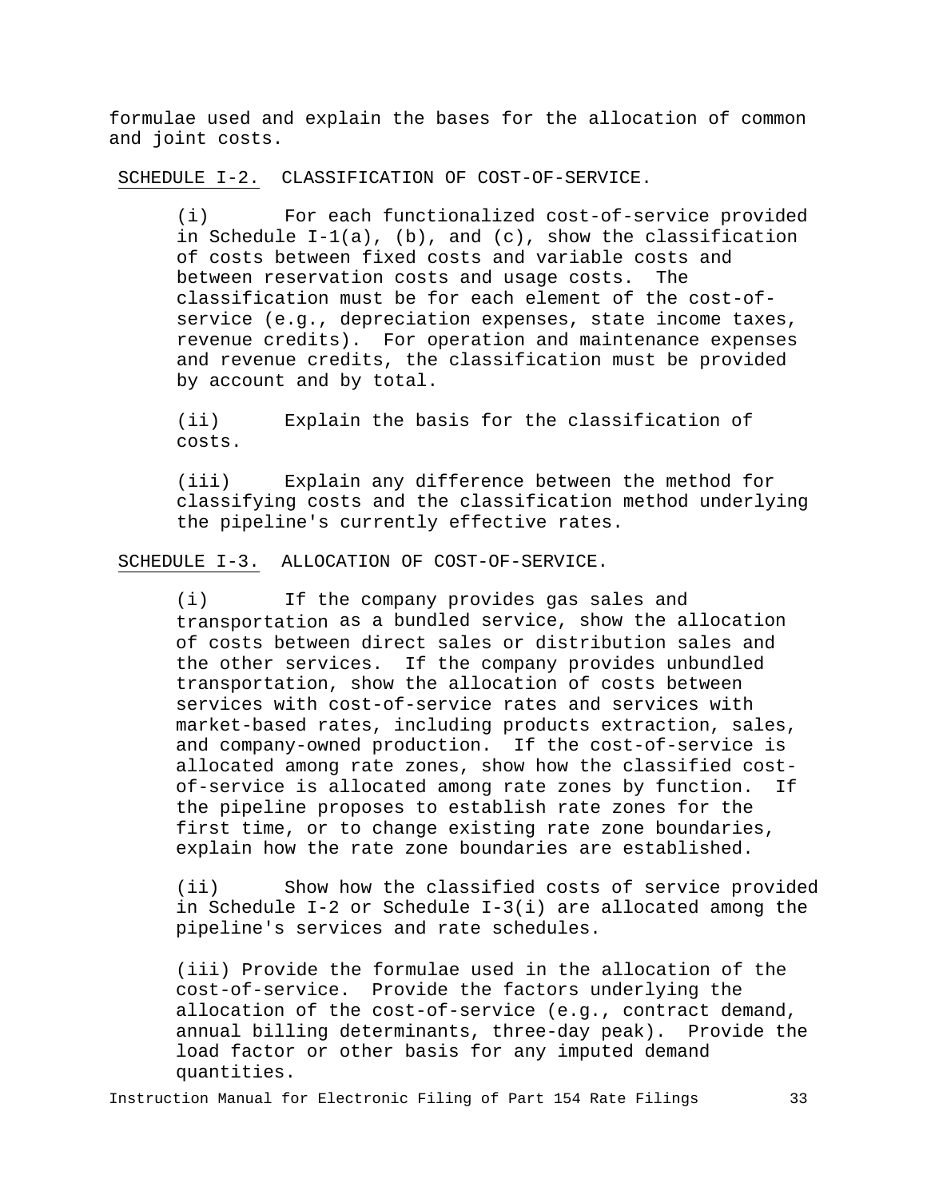formulae used and explain the bases for the allocation of common and joint costs.

SCHEDULE I-2. CLASSIFICATION OF COST-OF-SERVICE.

(i) For each functionalized cost-of-service provided in Schedule I-1(a), (b), and (c), show the classification of costs between fixed costs and variable costs and between reservation costs and usage costs. The classification must be for each element of the cost-of-service (e.g., depreciation expenses, state income taxes, revenue credits). For operation and maintenance expenses and revenue credits, the classification must be provided by account and by total.

(ii) Explain the basis for the classification of costs.

(iii) Explain any difference between the method for classifying costs and the classification method underlying the pipeline's currently effective rates.

SCHEDULE I-3. ALLOCATION OF COST-OF-SERVICE.

(i) If the company provides gas sales and transportation as a bundled service, show the allocation of costs between direct sales or distribution sales and the other services. If the company provides unbundled transportation, show the allocation of costs between services with cost-of-service rates and services with market-based rates, including products extraction, sales, and company-owned production. If the cost-of-service is allocated among rate zones, show how the classified cost-of-service is allocated among rate zones by function. If the pipeline proposes to establish rate zones for the first time, or to change existing rate zone boundaries, explain how the rate zone boundaries are established.

(ii) Show how the classified costs of service provided in Schedule I-2 or Schedule I-3(i) are allocated among the pipeline's services and rate schedules.

(iii) Provide the formulae used in the allocation of the cost-of-service. Provide the factors underlying the allocation of the cost-of-service (e.g., contract demand, annual billing determinants, three-day peak). Provide the load factor or other basis for any imputed demand quantities.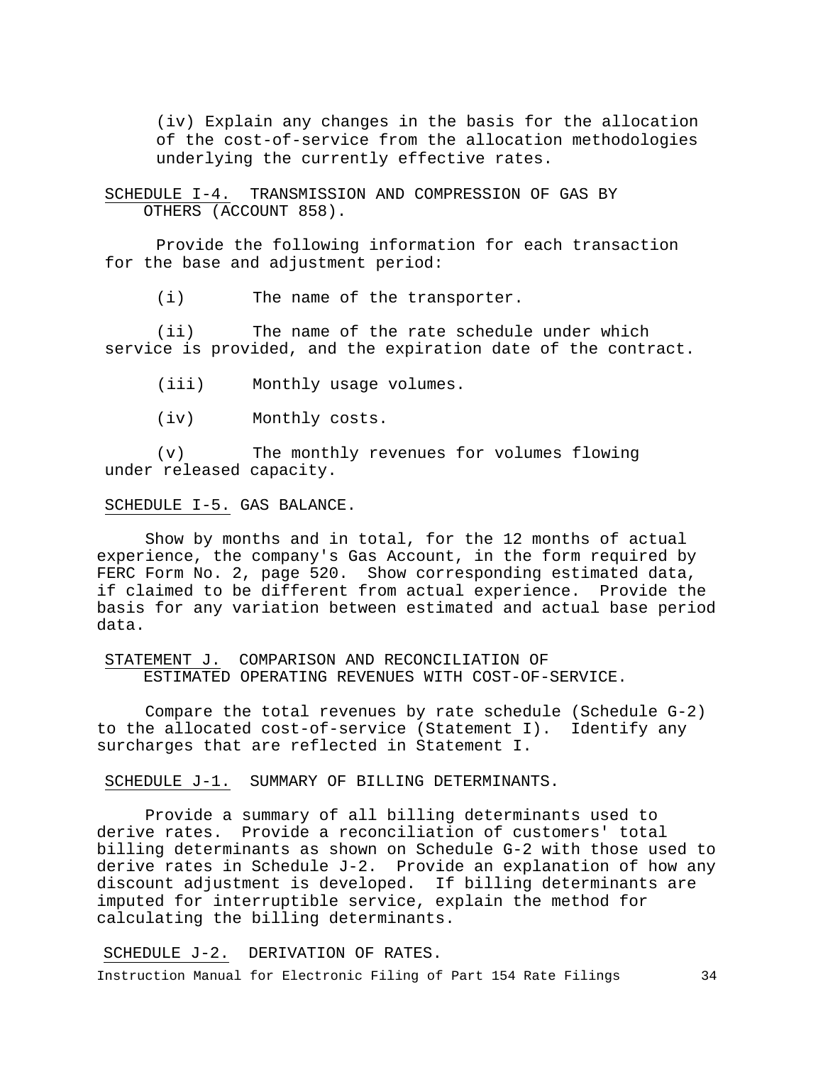(iv) Explain any changes in the basis for the allocation of the cost-of-service from the allocation methodologies underlying the currently effective rates.

SCHEDULE I-4. TRANSMISSION AND COMPRESSION OF GAS BY OTHERS (ACCOUNT 858).

Provide the following information for each transaction for the base and adjustment period:

(i) The name of the transporter.

(ii) The name of the rate schedule under which service is provided, and the expiration date of the contract.

(iii) Monthly usage volumes.

(iv) Monthly costs.

(v) The monthly revenues for volumes flowing under released capacity.

SCHEDULE I-5. GAS BALANCE.

Show by months and in total, for the 12 months of actual experience, the company's Gas Account, in the form required by FERC Form No. 2, page 520. Show corresponding estimated data, if claimed to be different from actual experience. Provide the basis for any variation between estimated and actual base period data.

STATEMENT J. COMPARISON AND RECONCILIATION OF ESTIMATED OPERATING REVENUES WITH COST-OF-SERVICE.

Compare the total revenues by rate schedule (Schedule G-2) to the allocated cost-of-service (Statement I). Identify any surcharges that are reflected in Statement I.

SCHEDULE J-1. SUMMARY OF BILLING DETERMINANTS.

Provide a summary of all billing determinants used to derive rates. Provide a reconciliation of customers' total billing determinants as shown on Schedule G-2 with those used to derive rates in Schedule J-2. Provide an explanation of how any discount adjustment is developed. If billing determinants are imputed for interruptible service, explain the method for calculating the billing determinants.

SCHEDULE J-2. DERIVATION OF RATES.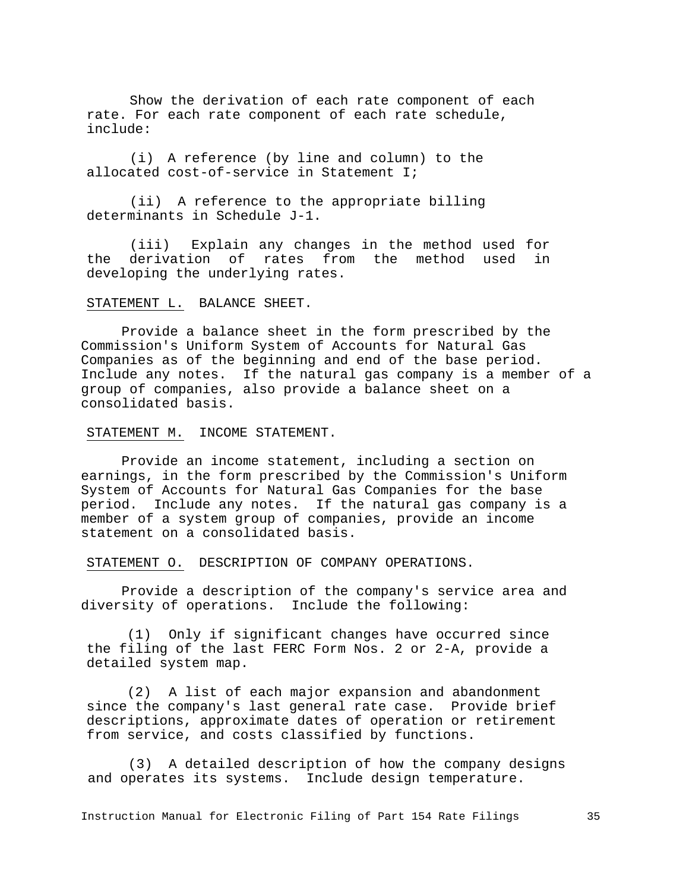Show the derivation of each rate component of each rate. For each rate component of each rate schedule, include:

(i) A reference (by line and column) to the allocated cost-of-service in Statement I;

(ii) A reference to the appropriate billing determinants in Schedule J-1.

(iii) Explain any changes in the method used for the derivation of rates from the method used in developing the underlying rates.

STATEMENT L. BALANCE SHEET.

Provide a balance sheet in the form prescribed by the Commission's Uniform System of Accounts for Natural Gas Companies as of the beginning and end of the base period. Include any notes. If the natural gas company is a member of a group of companies, also provide a balance sheet on a consolidated basis.

STATEMENT M. INCOME STATEMENT.

Provide an income statement, including a section on earnings, in the form prescribed by the Commission's Uniform System of Accounts for Natural Gas Companies for the base period. Include any notes. If the natural gas company is a member of a system group of companies, provide an income statement on a consolidated basis.

STATEMENT O. DESCRIPTION OF COMPANY OPERATIONS.

Provide a description of the company's service area and diversity of operations. Include the following:

(1) Only if significant changes have occurred since the filing of the last FERC Form Nos. 2 or 2-A, provide a detailed system map.

(2) A list of each major expansion and abandonment since the company's last general rate case. Provide brief descriptions, approximate dates of operation or retirement from service, and costs classified by functions.

(3) A detailed description of how the company designs and operates its systems. Include design temperature.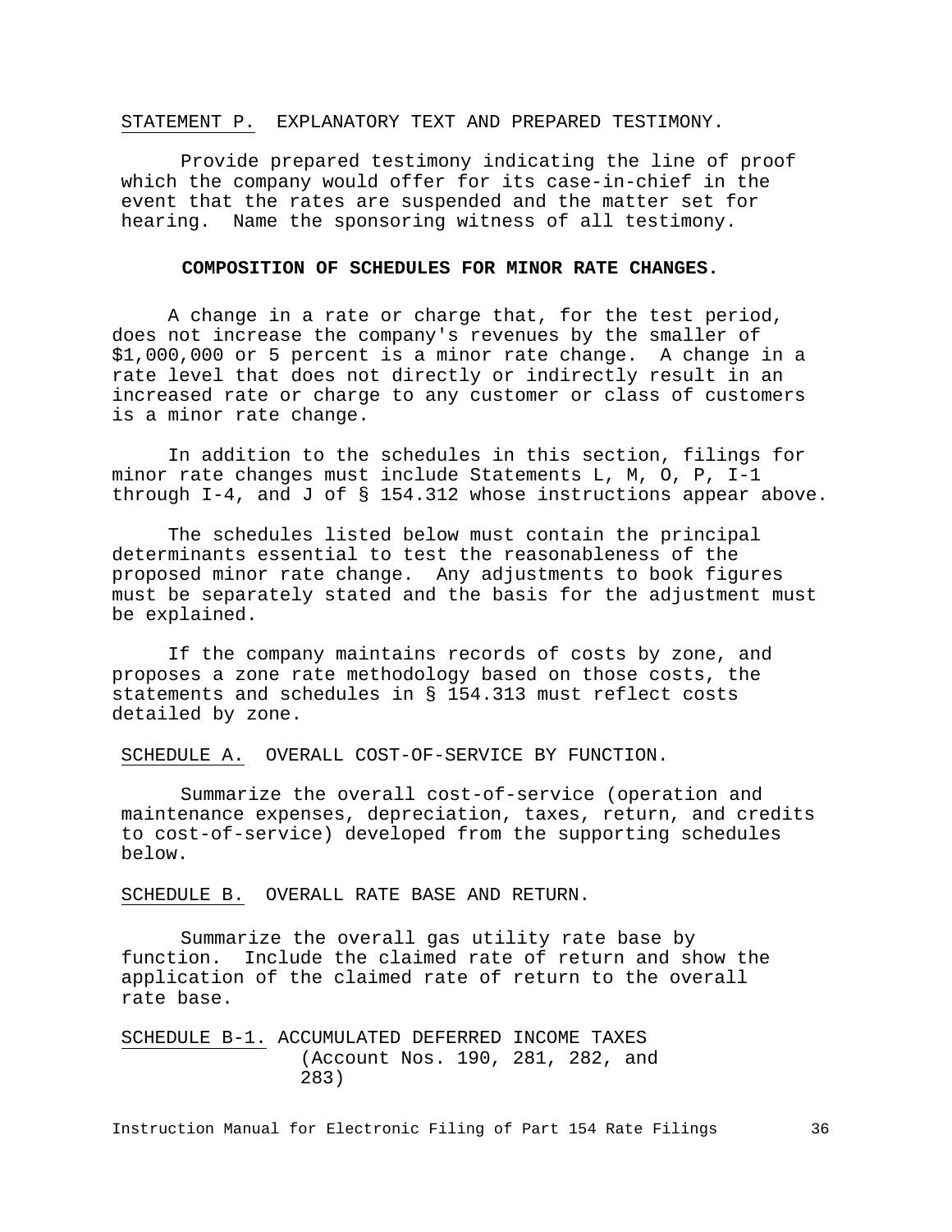STATEMENT P. EXPLANATORY TEXT AND PREPARED TESTIMONY.

Provide prepared testimony indicating the line of proof which the company would offer for its case-in-chief in the event that the rates are suspended and the matter set for hearing. Name the sponsoring witness of all testimony.

**COMPOSITION OF SCHEDULES FOR MINOR RATE CHANGES.**

A change in a rate or charge that, for the test period, does not increase the company's revenues by the smaller of $1,000,000 or 5 percent is a minor rate change. A change in a rate level that does not directly or indirectly result in an increased rate or charge to any customer or class of customers is a minor rate change.

In addition to the schedules in this section, filings for minor rate changes must include Statements L, M, O, P, I-1 through I-4, and J of § 154.312 whose instructions appear above.

The schedules listed below must contain the principal determinants essential to test the reasonableness of the proposed minor rate change. Any adjustments to book figures must be separately stated and the basis for the adjustment must be explained.

If the company maintains records of costs by zone, and proposes a zone rate methodology based on those costs, the statements and schedules in § 154.313 must reflect costs detailed by zone.

SCHEDULE A. OVERALL COST-OF-SERVICE BY FUNCTION.

Summarize the overall cost-of-service (operation and maintenance expenses, depreciation, taxes, return, and credits to cost-of-service) developed from the supporting schedules below.

SCHEDULE B. OVERALL RATE BASE AND RETURN.

Summarize the overall gas utility rate base by function. Include the claimed rate of return and show the application of the claimed rate of return to the overall rate base.

SCHEDULE B-1. ACCUMULATED DEFERRED INCOME TAXES (Account Nos. 190, 281, 282, and 283)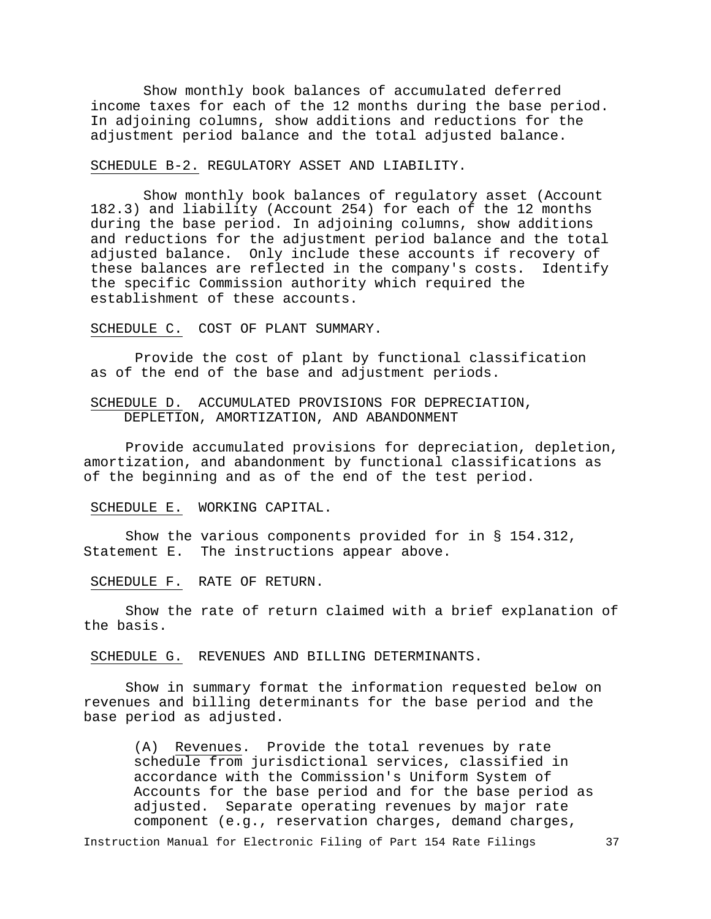Show monthly book balances of accumulated deferred income taxes for each of the 12 months during the base period. In adjoining columns, show additions and reductions for the adjustment period balance and the total adjusted balance.

SCHEDULE B-2. REGULATORY ASSET AND LIABILITY.

Show monthly book balances of regulatory asset (Account 182.3) and liability (Account 254) for each of the 12 months during the base period. In adjoining columns, show additions and reductions for the adjustment period balance and the total adjusted balance. Only include these accounts if recovery of these balances are reflected in the company's costs. Identify the specific Commission authority which required the establishment of these accounts.

SCHEDULE C. COST OF PLANT SUMMARY.

Provide the cost of plant by functional classification as of the end of the base and adjustment periods.

SCHEDULE D. ACCUMULATED PROVISIONS FOR DEPRECIATION, DEPLETION, AMORTIZATION, AND ABANDONMENT

Provide accumulated provisions for depreciation, depletion, amortization, and abandonment by functional classifications as of the beginning and as of the end of the test period.

SCHEDULE E. WORKING CAPITAL.

Show the various components provided for in § 154.312, Statement E. The instructions appear above.

SCHEDULE F. RATE OF RETURN.

Show the rate of return claimed with a brief explanation of the basis.

SCHEDULE G. REVENUES AND BILLING DETERMINANTS.

Show in summary format the information requested below on revenues and billing determinants for the base period and the base period as adjusted.

(A) Revenues. Provide the total revenues by rate schedule from jurisdictional services, classified in accordance with the Commission's Uniform System of Accounts for the base period and for the base period as adjusted. Separate operating revenues by major rate component (e.g., reservation charges, demand charges,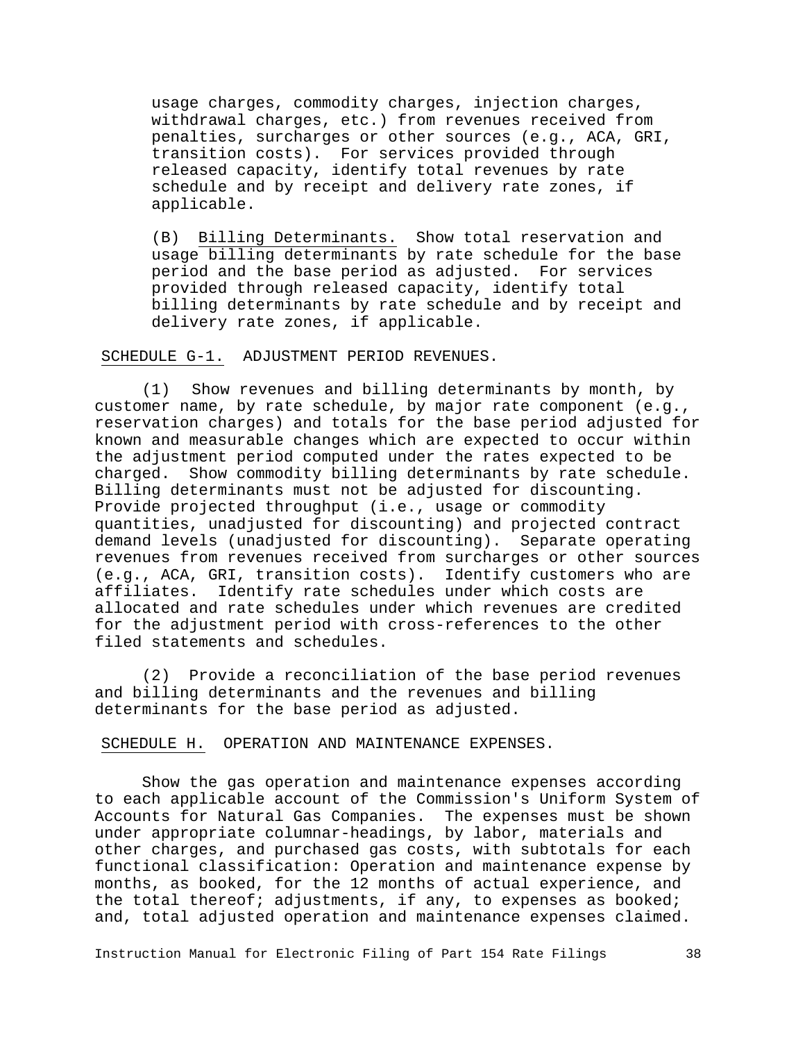usage charges, commodity charges, injection charges, withdrawal charges, etc.) from revenues received from penalties, surcharges or other sources (e.g., ACA, GRI, transition costs). For services provided through released capacity, identify total revenues by rate schedule and by receipt and delivery rate zones, if applicable.

(B) Billing Determinants. Show total reservation and usage billing determinants by rate schedule for the base period and the base period as adjusted. For services provided through released capacity, identify total billing determinants by rate schedule and by receipt and delivery rate zones, if applicable.

SCHEDULE G-1. ADJUSTMENT PERIOD REVENUES.

(1) Show revenues and billing determinants by month, by customer name, by rate schedule, by major rate component (e.g., reservation charges) and totals for the base period adjusted for known and measurable changes which are expected to occur within the adjustment period computed under the rates expected to be charged. Show commodity billing determinants by rate schedule. Billing determinants must not be adjusted for discounting. Provide projected throughput (i.e., usage or commodity quantities, unadjusted for discounting) and projected contract demand levels (unadjusted for discounting). Separate operating revenues from revenues received from surcharges or other sources (e.g., ACA, GRI, transition costs). Identify customers who are affiliates. Identify rate schedules under which costs are allocated and rate schedules under which revenues are credited for the adjustment period with cross-references to the other filed statements and schedules.

(2) Provide a reconciliation of the base period revenues and billing determinants and the revenues and billing determinants for the base period as adjusted.

SCHEDULE H. OPERATION AND MAINTENANCE EXPENSES.

Show the gas operation and maintenance expenses according to each applicable account of the Commission's Uniform System of Accounts for Natural Gas Companies. The expenses must be shown under appropriate columnar-headings, by labor, materials and other charges, and purchased gas costs, with subtotals for each functional classification: Operation and maintenance expense by months, as booked, for the 12 months of actual experience, and the total thereof; adjustments, if any, to expenses as booked; and, total adjusted operation and maintenance expenses claimed.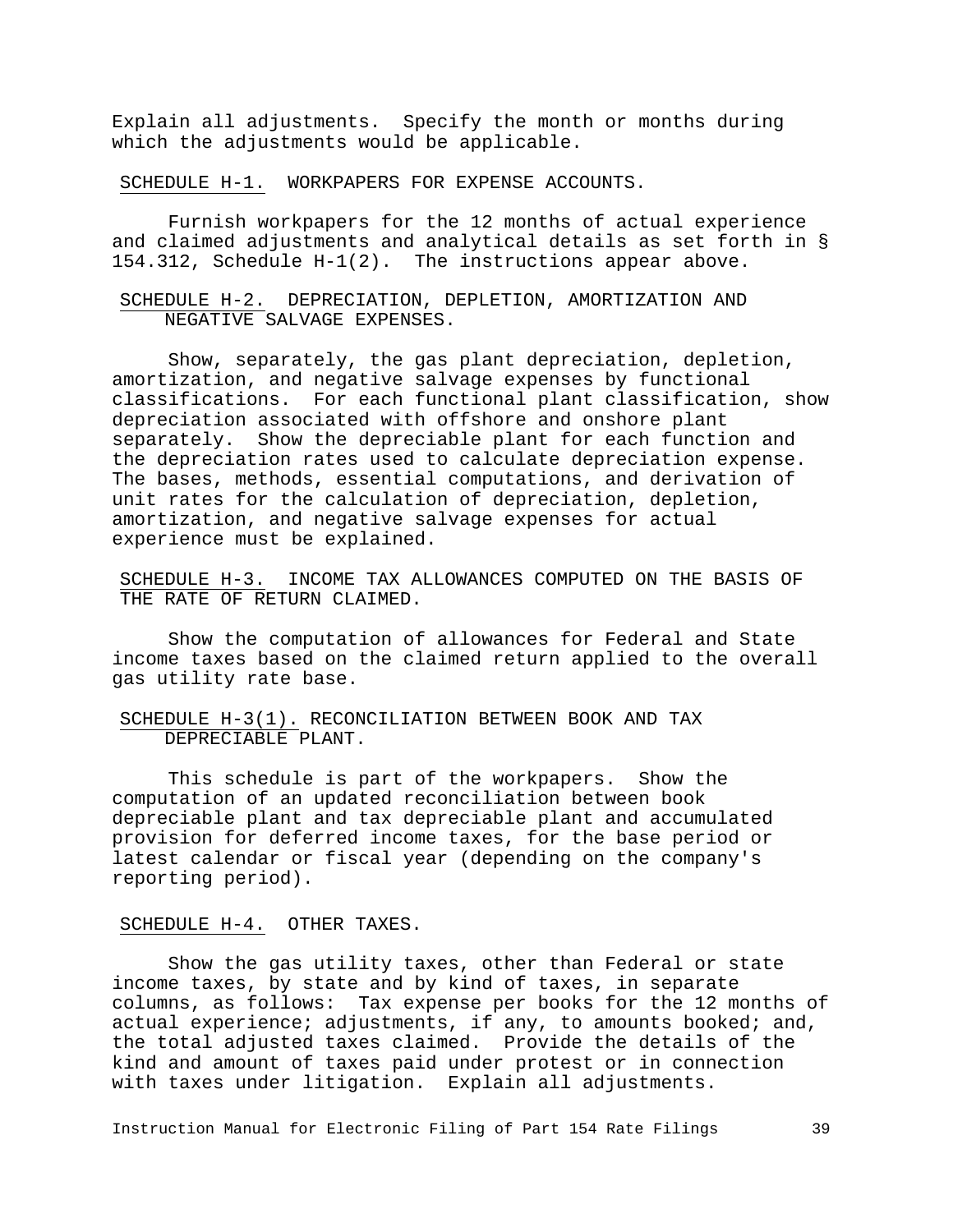Explain all adjustments. Specify the month or months during which the adjustments would be applicable.

<u>SCHEDULE H-1.</u> WORKPAPERS FOR EXPENSE ACCOUNTS.

Furnish workpapers for the 12 months of actual experience and claimed adjustments and analytical details as set forth in § 154.312, Schedule H-1(2). The instructions appear above.

<u>SCHEDULE H-2.</u> DEPRECIATION, DEPLETION, AMORTIZATION AND NEGATIVE SALVAGE EXPENSES.

Show, separately, the gas plant depreciation, depletion, amortization, and negative salvage expenses by functional classifications. For each functional plant classification, show depreciation associated with offshore and onshore plant separately. Show the depreciable plant for each function and the depreciation rates used to calculate depreciation expense. The bases, methods, essential computations, and derivation of unit rates for the calculation of depreciation, depletion, amortization, and negative salvage expenses for actual experience must be explained.

<u>SCHEDULE H-3.</u> INCOME TAX ALLOWANCES COMPUTED ON THE BASIS OF THE RATE OF RETURN CLAIMED.

Show the computation of allowances for Federal and State income taxes based on the claimed return applied to the overall gas utility rate base.

<u>SCHEDULE H-3(1).</u> RECONCILIATION BETWEEN BOOK AND TAX DEPRECIABLE PLANT.

This schedule is part of the workpapers. Show the computation of an updated reconciliation between book depreciable plant and tax depreciable plant and accumulated provision for deferred income taxes, for the base period or latest calendar or fiscal year (depending on the company's reporting period).

<u>SCHEDULE H-4.</u> OTHER TAXES.

Show the gas utility taxes, other than Federal or state income taxes, by state and by kind of taxes, in separate columns, as follows: Tax expense per books for the 12 months of actual experience; adjustments, if any, to amounts booked; and, the total adjusted taxes claimed. Provide the details of the kind and amount of taxes paid under protest or in connection with taxes under litigation. Explain all adjustments.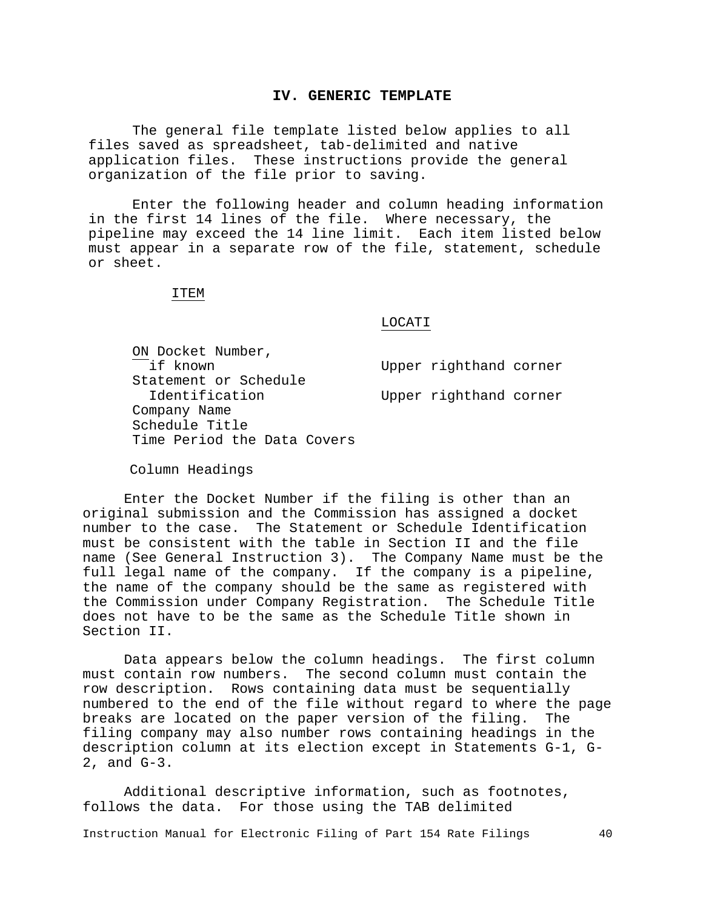## IV. GENERIC TEMPLATE

The general file template listed below applies to all files saved as spreadsheet, tab-delimited and native application files. These instructions provide the general organization of the file prior to saving.

Enter the following header and column heading information in the first 14 lines of the file. Where necessary, the pipeline may exceed the 14 line limit. Each item listed below must appear in a separate row of the file, statement, schedule or sheet.

| ITEM | LOCATION |
|---|---|
| Docket Number, if known | Upper righthand corner |
| Statement or Schedule Identification | Upper righthand corner |
| Company Name | |
| Schedule Title | |
| Time Period the Data Covers | |
| Column Headings | |

Enter the Docket Number if the filing is other than an original submission and the Commission has assigned a docket number to the case. The Statement or Schedule Identification must be consistent with the table in Section II and the file name (See General Instruction 3). The Company Name must be the full legal name of the company. If the company is a pipeline, the name of the company should be the same as registered with the Commission under Company Registration. The Schedule Title does not have to be the same as the Schedule Title shown in Section II.

Data appears below the column headings. The first column must contain row numbers. The second column must contain the row description. Rows containing data must be sequentially numbered to the end of the file without regard to where the page breaks are located on the paper version of the filing. The filing company may also number rows containing headings in the description column at its election except in Statements G-1, G-2, and G-3.

Additional descriptive information, such as footnotes, follows the data. For those using the TAB delimited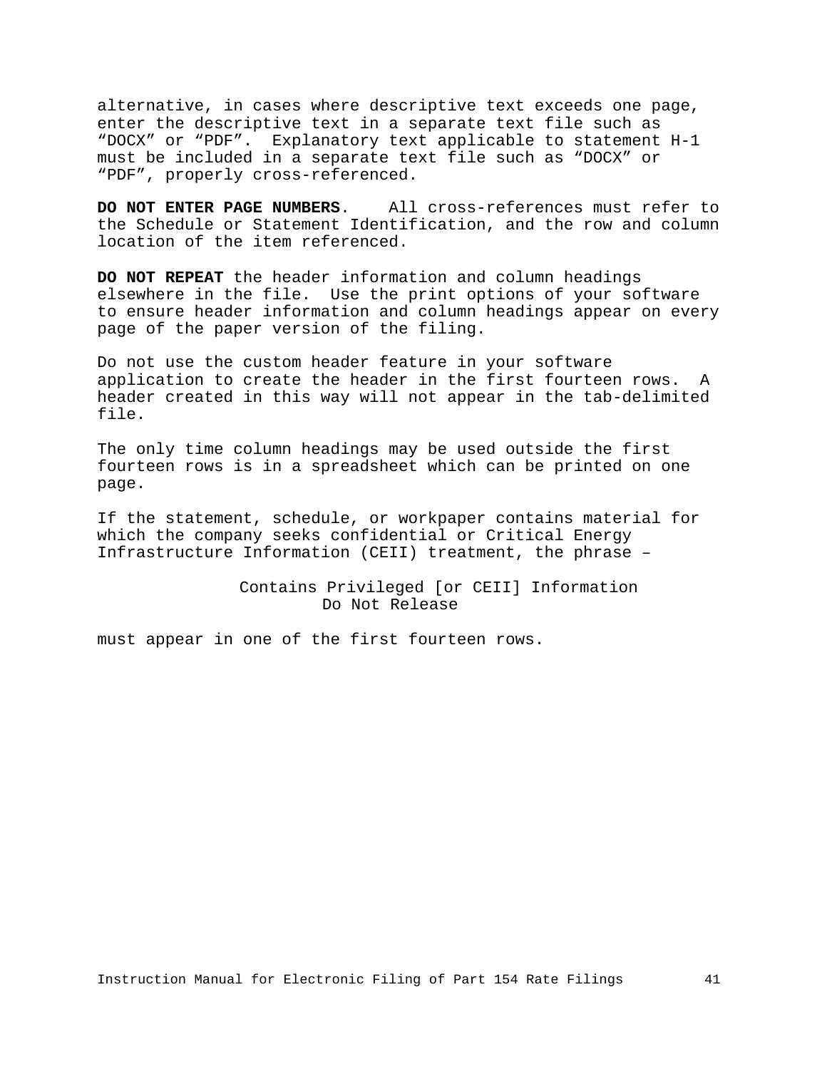alternative, in cases where descriptive text exceeds one page, enter the descriptive text in a separate text file such as "DOCX" or "PDF". Explanatory text applicable to statement H-1 must be included in a separate text file such as "DOCX" or "PDF", properly cross-referenced.

**DO NOT ENTER PAGE NUMBERS**. All cross-references must refer to the Schedule or Statement Identification, and the row and column location of the item referenced.

**DO NOT REPEAT** the header information and column headings elsewhere in the file. Use the print options of your software to ensure header information and column headings appear on every page of the paper version of the filing.

Do not use the custom header feature in your software application to create the header in the first fourteen rows. A header created in this way will not appear in the tab-delimited file.

The only time column headings may be used outside the first fourteen rows is in a spreadsheet which can be printed on one page.

If the statement, schedule, or workpaper contains material for which the company seeks confidential or Critical Energy Infrastructure Information (CEII) treatment, the phrase –

Contains Privileged [or CEII] Information
Do Not Release

must appear in one of the first fourteen rows.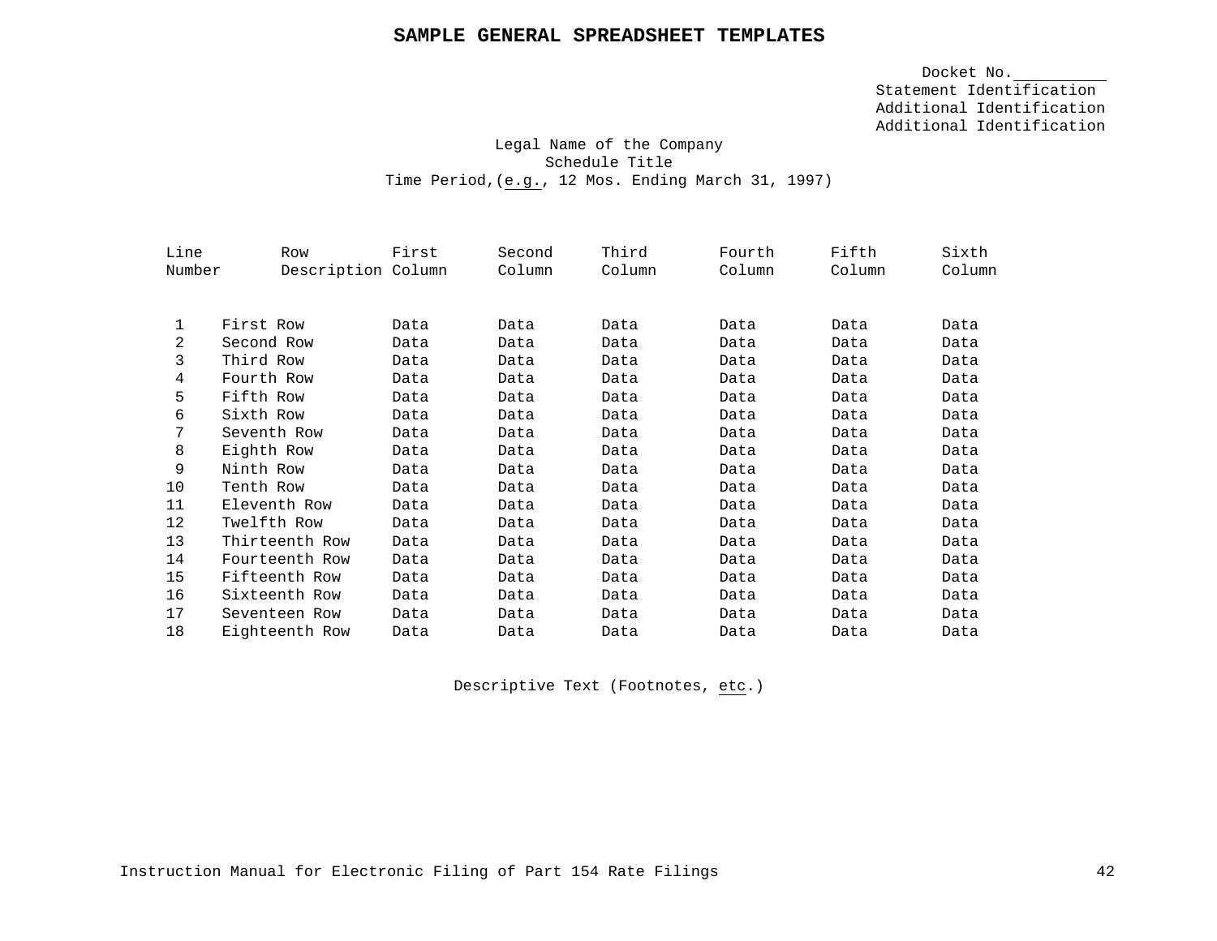# SAMPLE GENERAL SPREADSHEET TEMPLATES

Docket No.\_\_\_\_\_\_\_\_\_\_
Statement Identification
Additional Identification
Additional Identification

Legal Name of the Company
Schedule Title
Time Period,(e.g., 12 Mos. Ending March 31, 1997)

| Line Number | Row Description | First Column | Second Column | Third Column | Fourth Column | Fifth Column | Sixth Column |
|---|---|---|---|---|---|---|---|
| 1 | First Row | Data | Data | Data | Data | Data | Data |
| 2 | Second Row | Data | Data | Data | Data | Data | Data |
| 3 | Third Row | Data | Data | Data | Data | Data | Data |
| 4 | Fourth Row | Data | Data | Data | Data | Data | Data |
| 5 | Fifth Row | Data | Data | Data | Data | Data | Data |
| 6 | Sixth Row | Data | Data | Data | Data | Data | Data |
| 7 | Seventh Row | Data | Data | Data | Data | Data | Data |
| 8 | Eighth Row | Data | Data | Data | Data | Data | Data |
| 9 | Ninth Row | Data | Data | Data | Data | Data | Data |
| 10 | Tenth Row | Data | Data | Data | Data | Data | Data |
| 11 | Eleventh Row | Data | Data | Data | Data | Data | Data |
| 12 | Twelfth Row | Data | Data | Data | Data | Data | Data |
| 13 | Thirteenth Row | Data | Data | Data | Data | Data | Data |
| 14 | Fourteenth Row | Data | Data | Data | Data | Data | Data |
| 15 | Fifteenth Row | Data | Data | Data | Data | Data | Data |
| 16 | Sixteenth Row | Data | Data | Data | Data | Data | Data |
| 17 | Seventeen Row | Data | Data | Data | Data | Data | Data |
| 18 | Eighteenth Row | Data | Data | Data | Data | Data | Data |

Descriptive Text (Footnotes, etc.)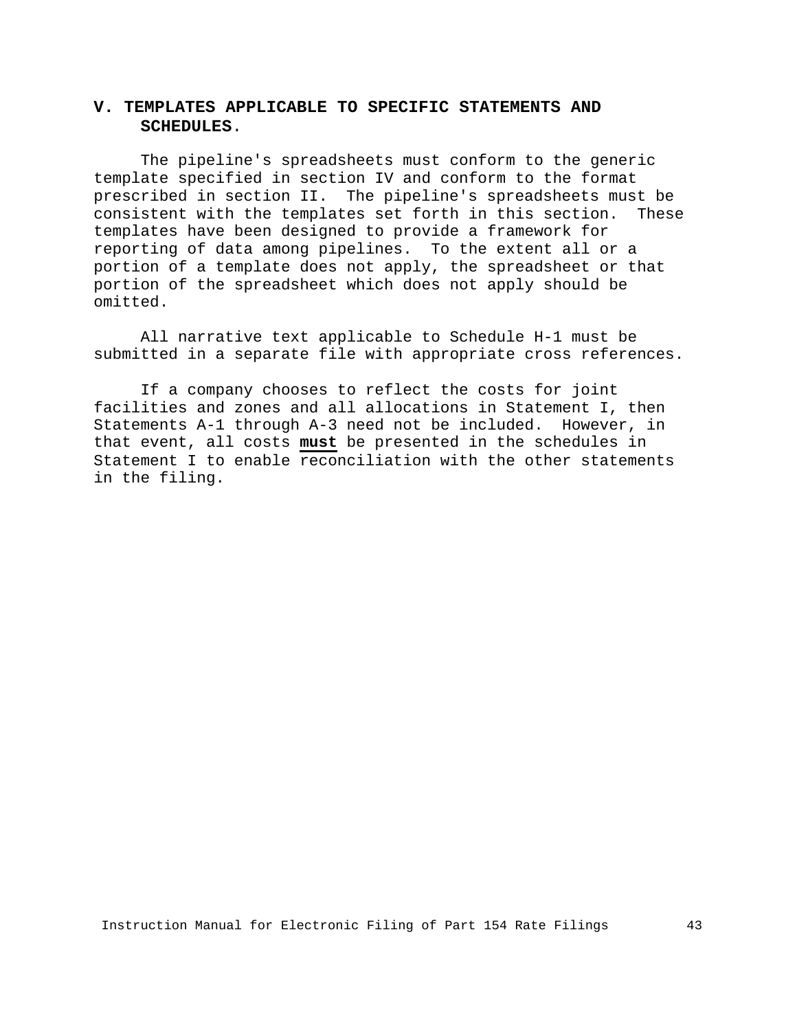## V. TEMPLATES APPLICABLE TO SPECIFIC STATEMENTS AND SCHEDULES.

The pipeline's spreadsheets must conform to the generic template specified in section IV and conform to the format prescribed in section II. The pipeline's spreadsheets must be consistent with the templates set forth in this section. These templates have been designed to provide a framework for reporting of data among pipelines. To the extent all or a portion of a template does not apply, the spreadsheet or that portion of the spreadsheet which does not apply should be omitted.

All narrative text applicable to Schedule H-1 must be submitted in a separate file with appropriate cross references.

If a company chooses to reflect the costs for joint facilities and zones and all allocations in Statement I, then Statements A-1 through A-3 need not be included. However, in that event, all costs **must** be presented in the schedules in Statement I to enable reconciliation with the other statements in the filing.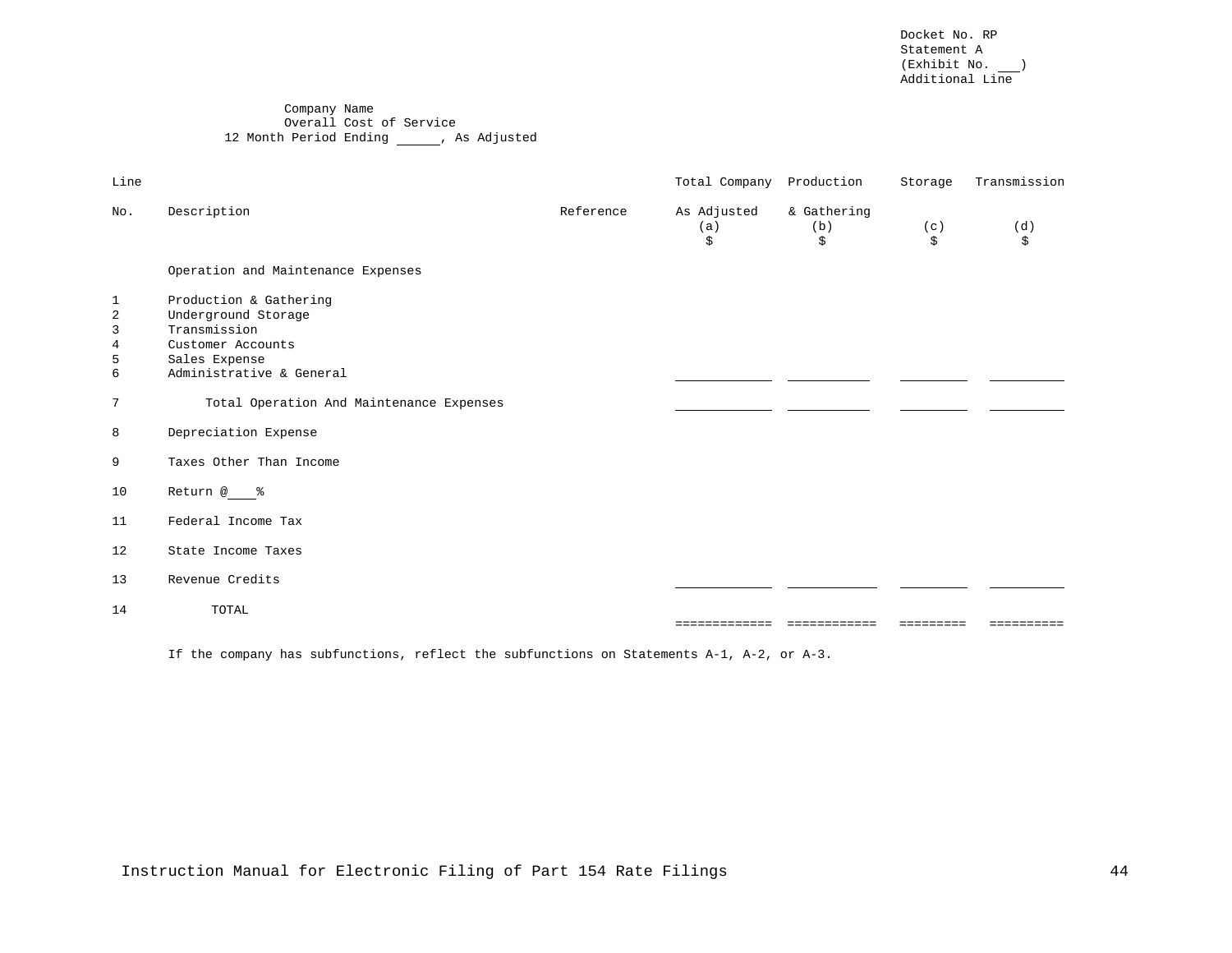Docket No. RP
Statement A
(Exhibit No. ___)
Additional Line

Company Name
Overall Cost of Service
12 Month Period Ending ______, As Adjusted

| Line No. | Description | Reference | Total Company As Adjusted (a) $ | Production & Gathering (b) $ | Storage (c) $ | Transmission (d) $ |
|---|---|---|---|---|---|---|
| | Operation and Maintenance Expenses | | | | | |
| 1 | Production & Gathering | | | | | |
| 2 | Underground Storage | | | | | |
| 3 | Transmission | | | | | |
| 4 | Customer Accounts | | | | | |
| 5 | Sales Expense | | | | | |
| 6 | Administrative & General | | ____________ | ____________ | _________ | __________ |
| 7 | Total Operation And Maintenance Expenses | | ____________ | ____________ | _________ | __________ |
| 8 | Depreciation Expense | | | | | |
| 9 | Taxes Other Than Income | | | | | |
| 10 | Return @____% | | | | | |
| 11 | Federal Income Tax | | | | | |
| 12 | State Income Taxes | | | | | |
| 13 | Revenue Credits | | ____________ | ____________ | _________ | __________ |
| 14 | TOTAL | | ============= | ============ | ========= | ========== |

If the company has subfunctions, reflect the subfunctions on Statements A-1, A-2, or A-3.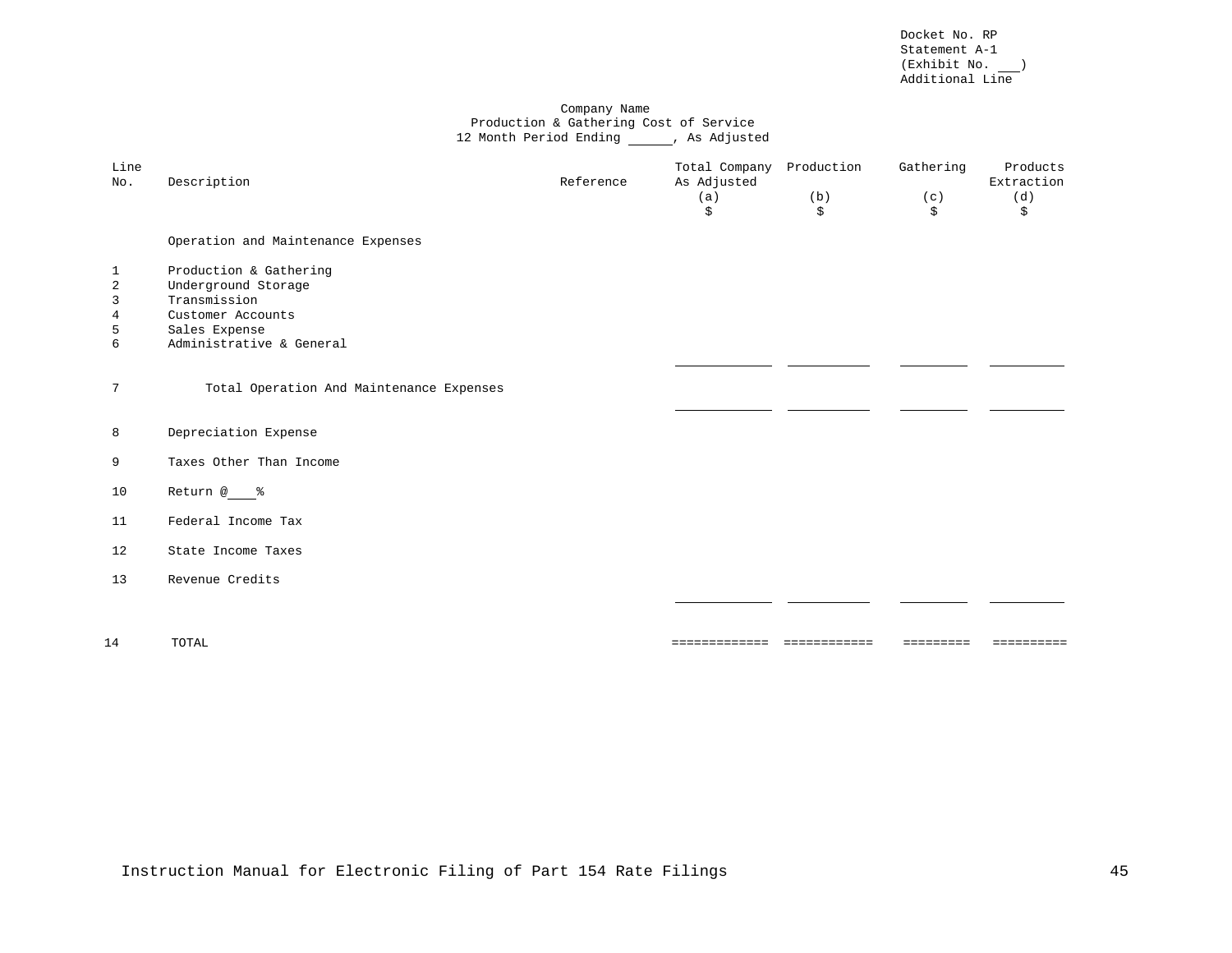Docket No. RP
Statement A-1
(Exhibit No. ___)
Additional Line

Company Name
Production & Gathering Cost of Service
12 Month Period Ending ______, As Adjusted

| Line No. | Description | Reference | Total Company As Adjusted (a) $ | Production (b) $ | Gathering (c) $ | Products Extraction (d) $ |
|---|---|---|---|---|---|---|
| | Operation and Maintenance Expenses | | | | | |
| 1 | Production & Gathering | | | | | |
| 2 | Underground Storage | | | | | |
| 3 | Transmission | | | | | |
| 4 | Customer Accounts | | | | | |
| 5 | Sales Expense | | | | | |
| 6 | Administrative & General | | | | | |
| 7 | Total Operation And Maintenance Expenses | | | | | |
| 8 | Depreciation Expense | | | | | |
| 9 | Taxes Other Than Income | | | | | |
| 10 | Return @____% | | | | | |
| 11 | Federal Income Tax | | | | | |
| 12 | State Income Taxes | | | | | |
| 13 | Revenue Credits | | | | | |
| 14 | TOTAL | | ============= | ============ | ========= | ========== |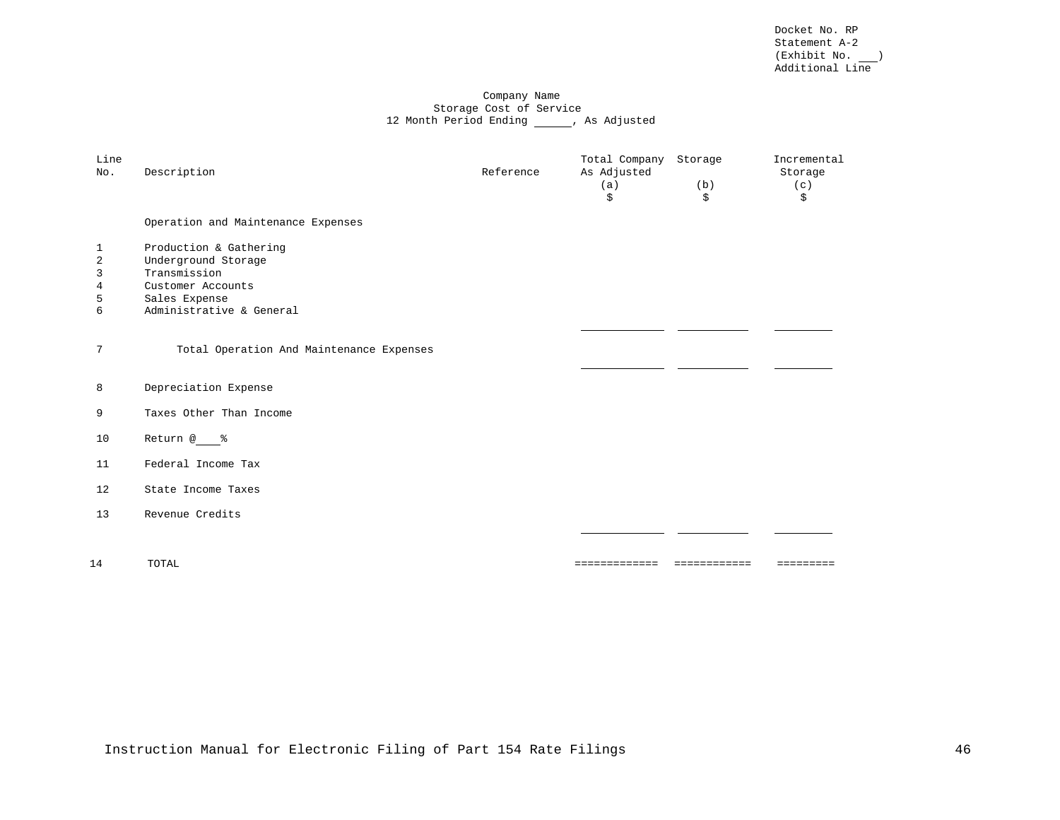Docket No. RP
Statement A-2
(Exhibit No. ___)
Additional Line

Company Name
Storage Cost of Service
12 Month Period Ending ______, As Adjusted

| Line No. | Description | Reference | Total Company As Adjusted (a) $ | Storage (b) $ | Incremental Storage (c) $ |
|---|---|---|---|---|---|
| | Operation and Maintenance Expenses | | | | |
| 1 | Production & Gathering | | | | |
| 2 | Underground Storage | | | | |
| 3 | Transmission | | | | |
| 4 | Customer Accounts | | | | |
| 5 | Sales Expense | | | | |
| 6 | Administrative & General | | | | |
| 7 | Total Operation And Maintenance Expenses | | | | |
| 8 | Depreciation Expense | | | | |
| 9 | Taxes Other Than Income | | | | |
| 10 | Return @____% | | | | |
| 11 | Federal Income Tax | | | | |
| 12 | State Income Taxes | | | | |
| 13 | Revenue Credits | | | | |
| 14 | TOTAL | | ============= | ============ | ========= |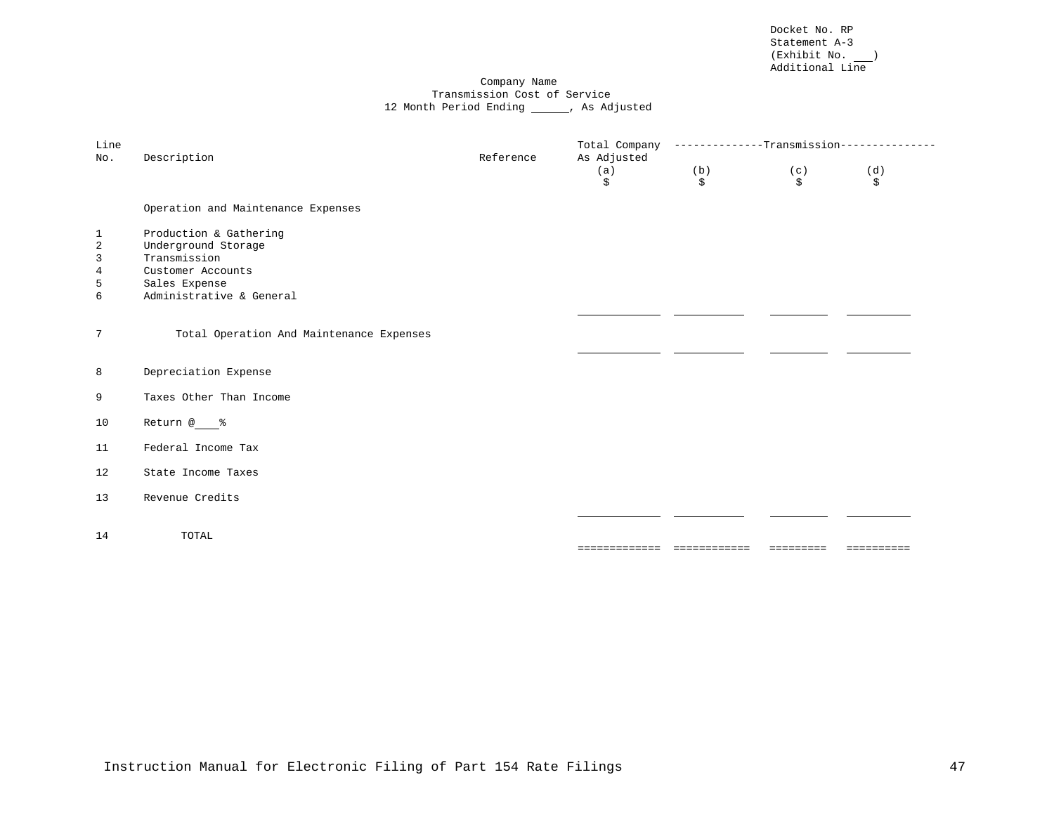Docket No. RP
Statement A-3
(Exhibit No. ___)
Additional Line

Company Name
Transmission Cost of Service
12 Month Period Ending ______, As Adjusted

| Line No. | Description | Reference | Total Company As Adjusted | --------------Transmission-------------- | | |
|---|---|---|---|---|---|---|
| | | | (a) | (b) | (c) | (d) |
| | | | $ | $ | $ | $ |
| | Operation and Maintenance Expenses | | | | | |
| 1 | Production & Gathering | | | | | |
| 2 | Underground Storage | | | | | |
| 3 | Transmission | | | | | |
| 4 | Customer Accounts | | | | | |
| 5 | Sales Expense | | | | | |
| 6 | Administrative & General | | | | | |
| | | | ____________ | ____________ | _________ | __________ |
| 7 | Total Operation And Maintenance Expenses | | | | | |
| | | | ____________ | ____________ | _________ | __________ |
| 8 | Depreciation Expense | | | | | |
| 9 | Taxes Other Than Income | | | | | |
| 10 | Return @____% | | | | | |
| 11 | Federal Income Tax | | | | | |
| 12 | State Income Taxes | | | | | |
| 13 | Revenue Credits | | | | | |
| | | | ____________ | ____________ | _________ | __________ |
| 14 | TOTAL | | | | | |
| | | | ============= | ============ | ========= | ========== |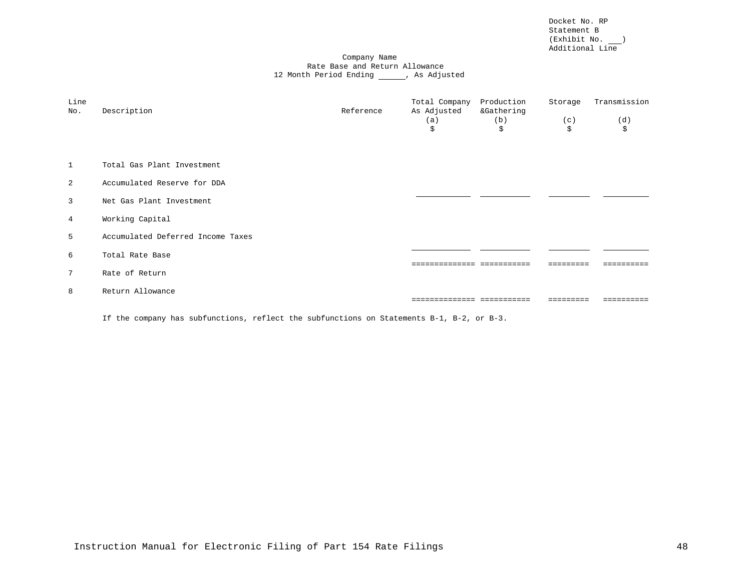Docket No. RP
Statement B
(Exhibit No. ___)
Additional Line

Company Name
Rate Base and Return Allowance
12 Month Period Ending ______, As Adjusted

| Line No. | Description | Reference | Total Company As Adjusted (a) $ | Production &Gathering (b) $ | Storage (c) $ | Transmission (d) $ |
|---|---|---|---|---|---|---|
| 1 | Total Gas Plant Investment | | | | | |
| 2 | Accumulated Reserve for DDA | | | | | |
| | | | ____________ | ___________ | _________ | __________ |
| 3 | Net Gas Plant Investment | | | | | |
| 4 | Working Capital | | | | | |
| 5 | Accumulated Deferred Income Taxes | | | | | |
| | | | _____________ | ___________ | _________ | __________ |
| 6 | Total Rate Base | | | | | |
| | | | ============== | =========== | ========= | ========== |
| 7 | Rate of Return | | | | | |
| 8 | Return Allowance | | | | | |
| | | | ============== | =========== | ========= | ========== |

If the company has subfunctions, reflect the subfunctions on Statements B-1, B-2, or B-3.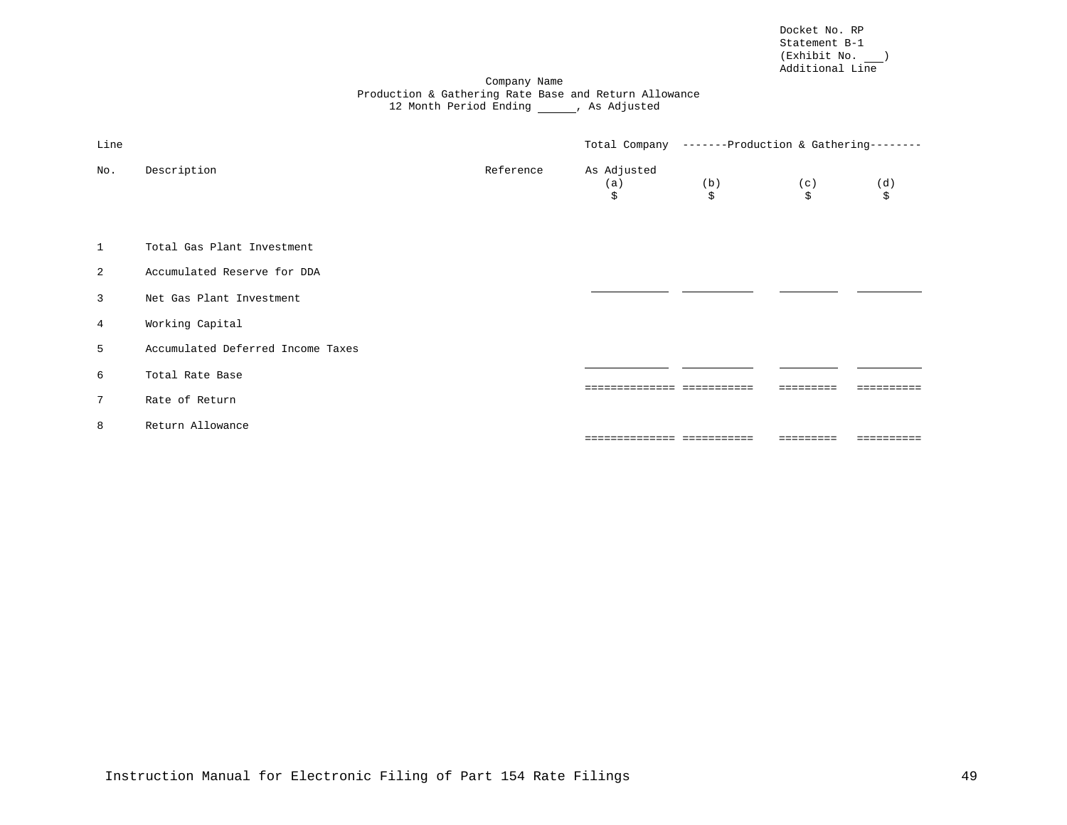Docket No. RP
Statement B-1
(Exhibit No. ___)
Additional Line

Company Name
Production & Gathering Rate Base and Return Allowance
12 Month Period Ending ______, As Adjusted

| Line No. | Description | Reference | Total Company As Adjusted (a) $ | -------Production & Gathering-------- (b) $ | (c) $ | (d) $ |
|---|---|---|---|---|---|---|
| 1 | Total Gas Plant Investment | | | | | |
| 2 | Accumulated Reserve for DDA | | | | | |
| 3 | Net Gas Plant Investment | | | | | |
| 4 | Working Capital | | | | | |
| 5 | Accumulated Deferred Income Taxes | | | | | |
| 6 | Total Rate Base | | | | | |
| 7 | Rate of Return | | | | | |
| 8 | Return Allowance | | | | | |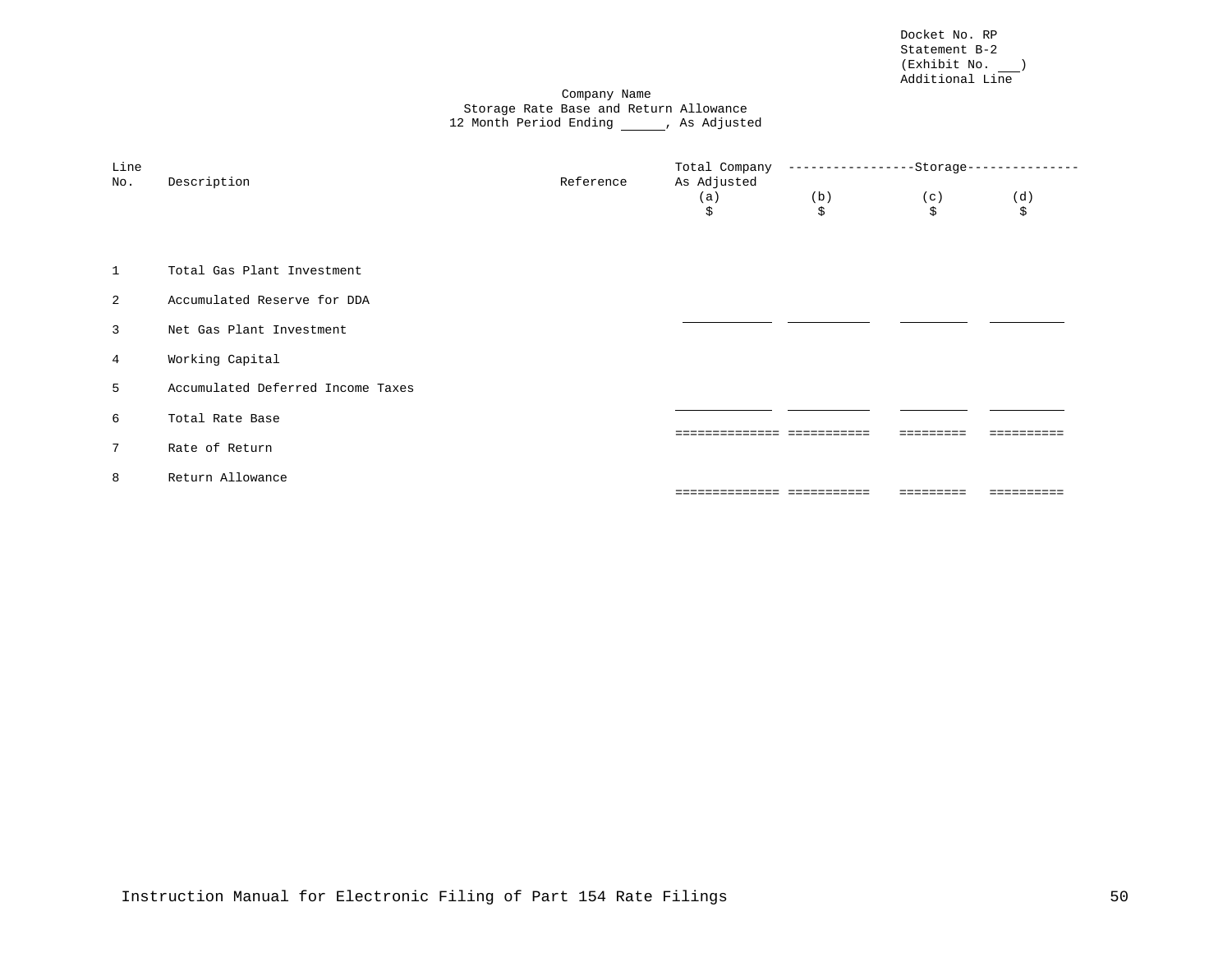Docket No. RP
Statement B-2
(Exhibit No. ___)
Additional Line

Company Name
Storage Rate Base and Return Allowance
12 Month Period Ending ______, As Adjusted

| Line No. | Description | Reference | Total Company As Adjusted (a) $ | Storage (b) $ | (c) $ | (d) $ |
|---|---|---|---|---|---|---|
| 1 | Total Gas Plant Investment | | | | | |
| 2 | Accumulated Reserve for DDA | | | | | |
| 3 | Net Gas Plant Investment | | | | | |
| 4 | Working Capital | | | | | |
| 5 | Accumulated Deferred Income Taxes | | | | | |
| 6 | Total Rate Base | | | | | |
| 7 | Rate of Return | | | | | |
| 8 | Return Allowance | | | | | |

Instruction Manual for Electronic Filing of Part 154 Rate Filings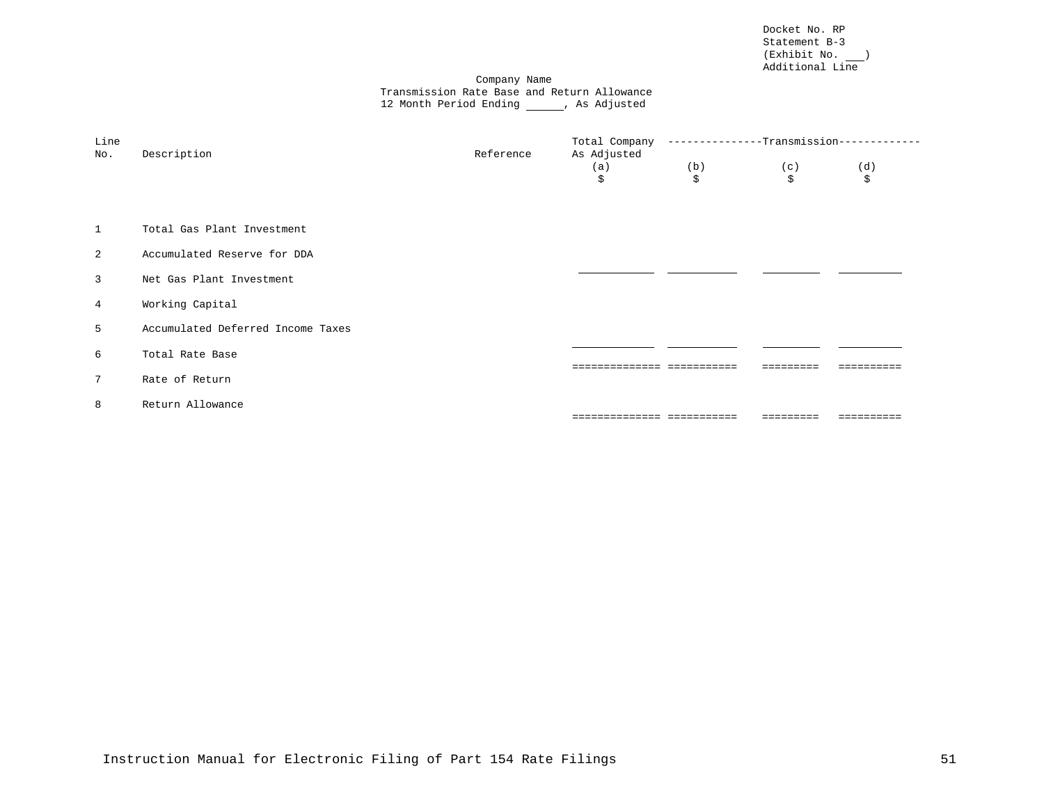Docket No. RP
Statement B-3
(Exhibit No. ___)
Additional Line

Company Name
Transmission Rate Base and Return Allowance
12 Month Period Ending ______, As Adjusted

| Line No. | Description | Reference | Total Company As Adjusted (a) $ | ---------------Transmission------------- (b) $ | (c) $ | (d) $ |
|---|---|---|---|---|---|---|
| 1 | Total Gas Plant Investment | | | | | |
| 2 | Accumulated Reserve for DDA | | ___________ | ___________ | _________ | __________ |
| 3 | Net Gas Plant Investment | | | | | |
| 4 | Working Capital | | | | | |
| 5 | Accumulated Deferred Income Taxes | | _____________ | ___________ | _________ | __________ |
| 6 | Total Rate Base | | ============== | =========== | ========= | ========== |
| 7 | Rate of Return | | | | | |
| 8 | Return Allowance | | ============== | =========== | ========= | ========== |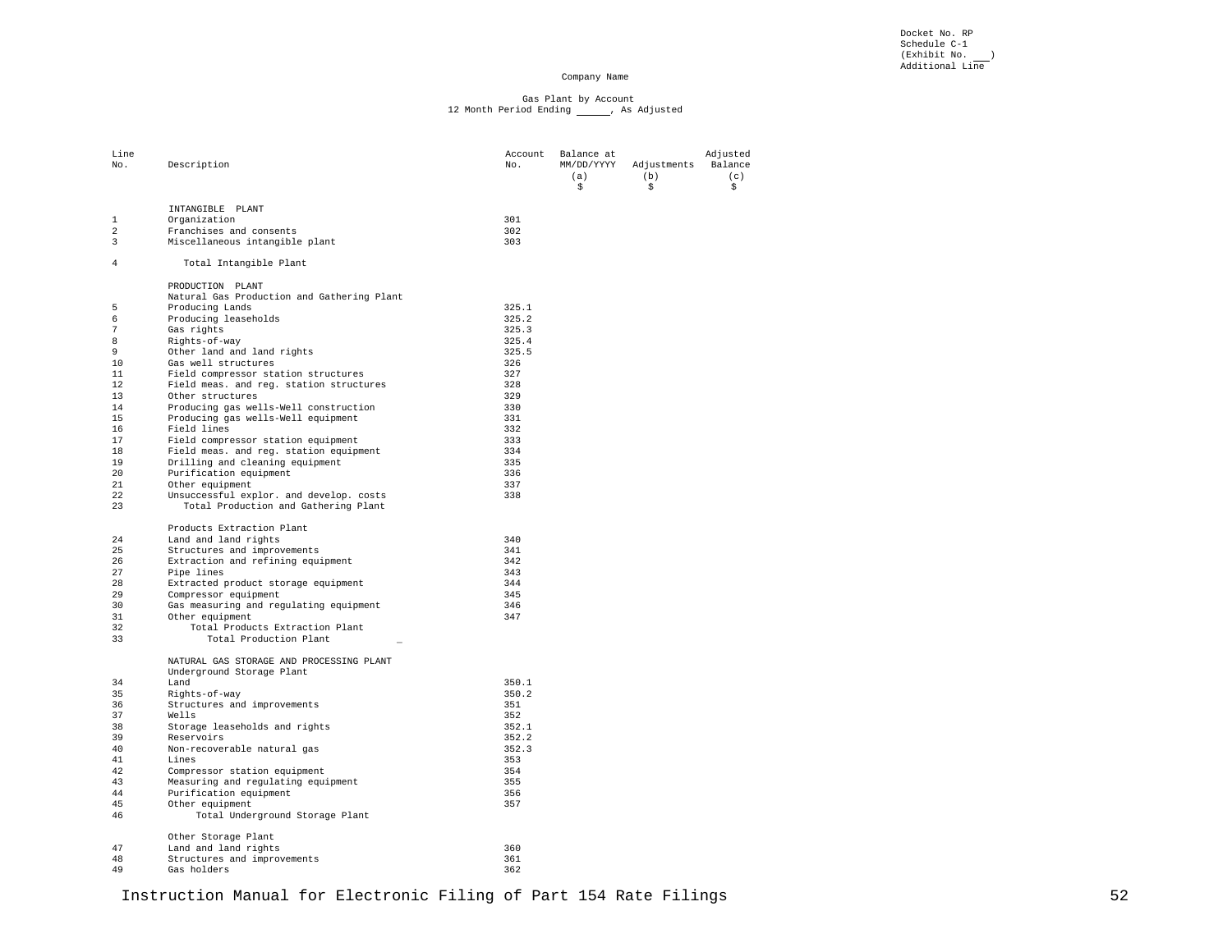Docket No. RP
Schedule C-1
(Exhibit No. ___)
Additional Line

Company Name

Gas Plant by Account
12 Month Period Ending ______, As Adjusted

| Line No. | Description | Account No. | Balance at MM/DD/YYYY (a) $ | Adjustments (b) $ | Adjusted Balance (c) $ |
|---|---|---|---|---|---|
| | INTANGIBLE PLANT | | | | |
| 1 | Organization | 301 | | | |
| 2 | Franchises and consents | 302 | | | |
| 3 | Miscellaneous intangible plant | 303 | | | |
| 4 | Total Intangible Plant | | | | |
| | PRODUCTION PLANT | | | | |
| | Natural Gas Production and Gathering Plant | | | | |
| 5 | Producing Lands | 325.1 | | | |
| 6 | Producing leaseholds | 325.2 | | | |
| 7 | Gas rights | 325.3 | | | |
| 8 | Rights-of-way | 325.4 | | | |
| 9 | Other land and land rights | 325.5 | | | |
| 10 | Gas well structures | 326 | | | |
| 11 | Field compressor station structures | 327 | | | |
| 12 | Field meas. and reg. station structures | 328 | | | |
| 13 | Other structures | 329 | | | |
| 14 | Producing gas wells-Well construction | 330 | | | |
| 15 | Producing gas wells-Well equipment | 331 | | | |
| 16 | Field lines | 332 | | | |
| 17 | Field compressor station equipment | 333 | | | |
| 18 | Field meas. and reg. station equipment | 334 | | | |
| 19 | Drilling and cleaning equipment | 335 | | | |
| 20 | Purification equipment | 336 | | | |
| 21 | Other equipment | 337 | | | |
| 22 | Unsuccessful explor. and develop. costs | 338 | | | |
| 23 | Total Production and Gathering Plant | | | | |
| | Products Extraction Plant | | | | |
| 24 | Land and land rights | 340 | | | |
| 25 | Structures and improvements | 341 | | | |
| 26 | Extraction and refining equipment | 342 | | | |
| 27 | Pipe lines | 343 | | | |
| 28 | Extracted product storage equipment | 344 | | | |
| 29 | Compressor equipment | 345 | | | |
| 30 | Gas measuring and regulating equipment | 346 | | | |
| 31 | Other equipment | 347 | | | |
| 32 | Total Products Extraction Plant | | | | |
| 33 | Total Production Plant | | | | |
| | NATURAL GAS STORAGE AND PROCESSING PLANT | | | | |
| | Underground Storage Plant | | | | |
| 34 | Land | 350.1 | | | |
| 35 | Rights-of-way | 350.2 | | | |
| 36 | Structures and improvements | 351 | | | |
| 37 | Wells | 352 | | | |
| 38 | Storage leaseholds and rights | 352.1 | | | |
| 39 | Reservoirs | 352.2 | | | |
| 40 | Non-recoverable natural gas | 352.3 | | | |
| 41 | Lines | 353 | | | |
| 42 | Compressor station equipment | 354 | | | |
| 43 | Measuring and regulating equipment | 355 | | | |
| 44 | Purification equipment | 356 | | | |
| 45 | Other equipment | 357 | | | |
| 46 | Total Underground Storage Plant | | | | |
| | Other Storage Plant | | | | |
| 47 | Land and land rights | 360 | | | |
| 48 | Structures and improvements | 361 | | | |
| 49 | Gas holders | 362 | | | |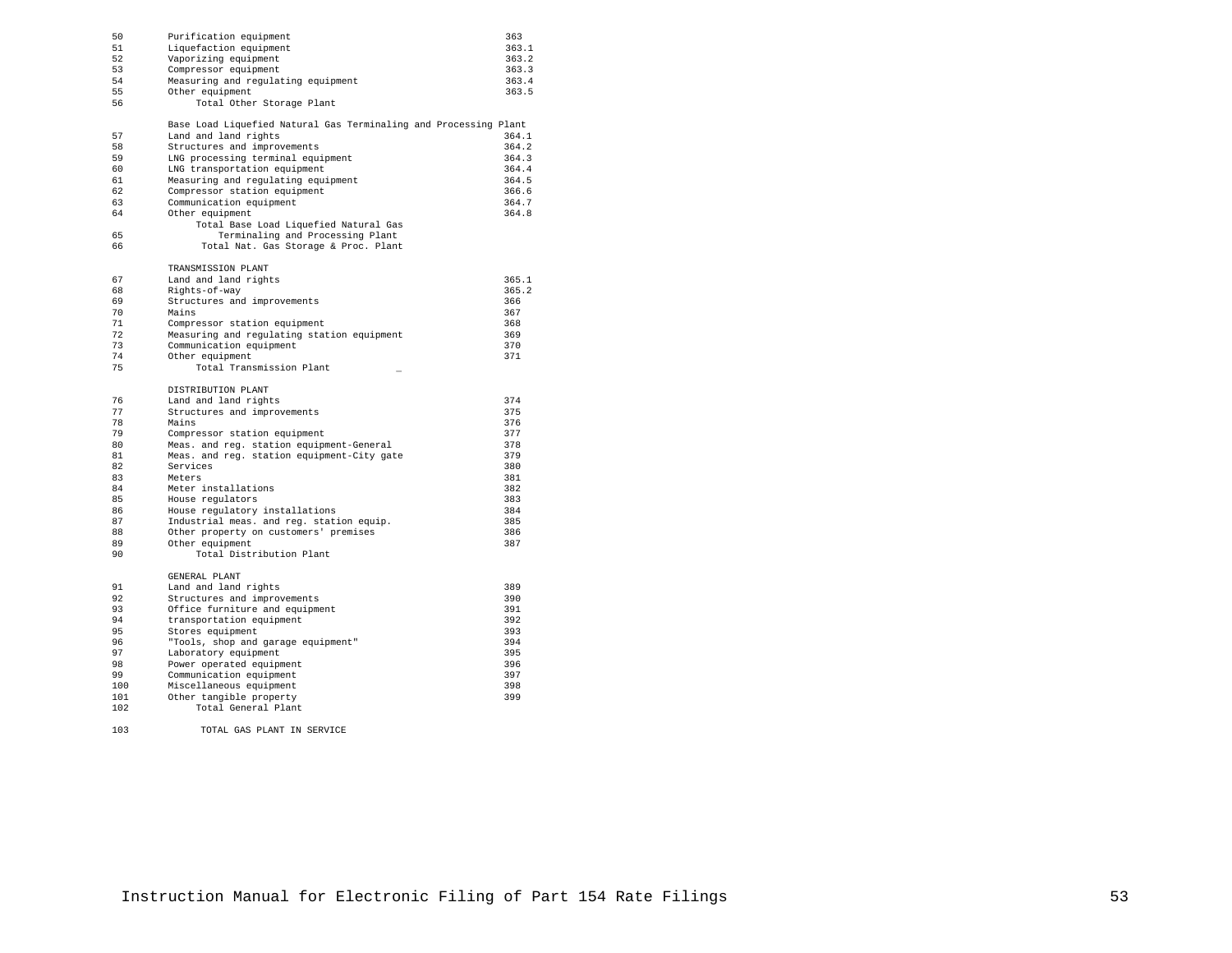| Line | Description | Account |
|---|---|---|
| 50 | Purification equipment | 363 |
| 51 | Liquefaction equipment | 363.1 |
| 52 | Vaporizing equipment | 363.2 |
| 53 | Compressor equipment | 363.3 |
| 54 | Measuring and regulating equipment | 363.4 |
| 55 | Other equipment | 363.5 |
| 56 | Total Other Storage Plant | |
| | Base Load Liquefied Natural Gas Terminaling and Processing Plant | |
| 57 | Land and land rights | 364.1 |
| 58 | Structures and improvements | 364.2 |
| 59 | LNG processing terminal equipment | 364.3 |
| 60 | LNG transportation equipment | 364.4 |
| 61 | Measuring and regulating equipment | 364.5 |
| 62 | Compressor station equipment | 366.6 |
| 63 | Communication equipment | 364.7 |
| 64 | Other equipment | 364.8 |
| 65 | Total Base Load Liquefied Natural Gas Terminaling and Processing Plant | |
| 66 | Total Nat. Gas Storage & Proc. Plant | |
| | TRANSMISSION PLANT | |
| 67 | Land and land rights | 365.1 |
| 68 | Rights-of-way | 365.2 |
| 69 | Structures and improvements | 366 |
| 70 | Mains | 367 |
| 71 | Compressor station equipment | 368 |
| 72 | Measuring and regulating station equipment | 369 |
| 73 | Communication equipment | 370 |
| 74 | Other equipment | 371 |
| 75 | Total Transmission Plant | |
| | DISTRIBUTION PLANT | |
| 76 | Land and land rights | 374 |
| 77 | Structures and improvements | 375 |
| 78 | Mains | 376 |
| 79 | Compressor station equipment | 377 |
| 80 | Meas. and reg. station equipment-General | 378 |
| 81 | Meas. and reg. station equipment-City gate | 379 |
| 82 | Services | 380 |
| 83 | Meters | 381 |
| 84 | Meter installations | 382 |
| 85 | House regulators | 383 |
| 86 | House regulatory installations | 384 |
| 87 | Industrial meas. and reg. station equip. | 385 |
| 88 | Other property on customers' premises | 386 |
| 89 | Other equipment | 387 |
| 90 | Total Distribution Plant | |
| | GENERAL PLANT | |
| 91 | Land and land rights | 389 |
| 92 | Structures and improvements | 390 |
| 93 | Office furniture and equipment | 391 |
| 94 | transportation equipment | 392 |
| 95 | Stores equipment | 393 |
| 96 | "Tools, shop and garage equipment" | 394 |
| 97 | Laboratory equipment | 395 |
| 98 | Power operated equipment | 396 |
| 99 | Communication equipment | 397 |
| 100 | Miscellaneous equipment | 398 |
| 101 | Other tangible property | 399 |
| 102 | Total General Plant | |
| 103 | TOTAL GAS PLANT IN SERVICE | |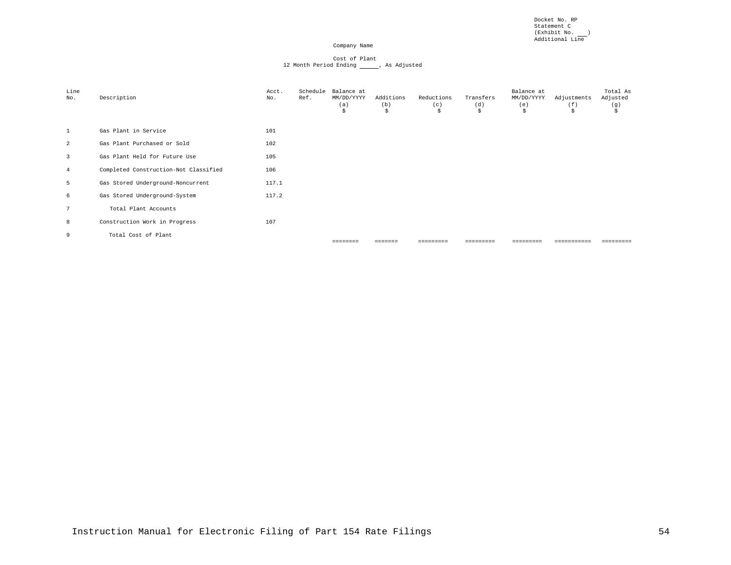Docket No. RP
Statement C
(Exhibit No. ___)
Additional Line

Company Name

Cost of Plant
12 Month Period Ending _____, As Adjusted

| Line No. | Description | Acct. No. | Schedule Ref. | Balance at MM/DD/YYYY (a) $ | Additions (b) $ | Reductions (c) $ | Transfers (d) $ | Balance at MM/DD/YYYY (e) $ | Adjustments (f) $ | Total As Adjusted (g) $ |
|---|---|---|---|---|---|---|---|---|---|---|
| 1 | Gas Plant in Service | 101 | | | | | | | | |
| 2 | Gas Plant Purchased or Sold | 102 | | | | | | | | |
| 3 | Gas Plant Held for Future Use | 105 | | | | | | | | |
| 4 | Completed Construction-Not Classified | 106 | | | | | | | | |
| 5 | Gas Stored Underground-Noncurrent | 117.1 | | | | | | | | |
| 6 | Gas Stored Underground-System | 117.2 | | | | | | | | |
| 7 | Total Plant Accounts | | | | | | | | | |
| 8 | Construction Work in Progress | 107 | | | | | | | | |
| 9 | Total Cost of Plant | | | ======== | ======= | ========= | ========= | ========= | =========== | ========= |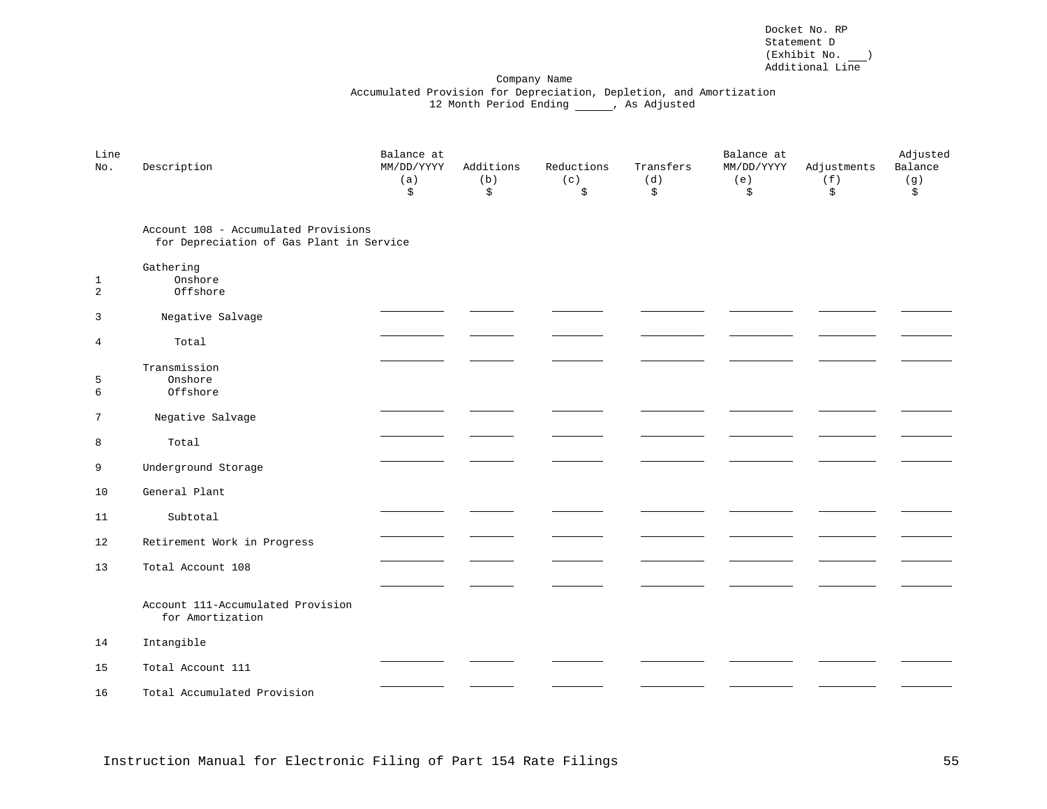Docket No. RP
Statement D
(Exhibit No. ___)
Additional Line

Company Name
Accumulated Provision for Depreciation, Depletion, and Amortization
12 Month Period Ending ______, As Adjusted

| Line No. | Description | Balance at MM/DD/YYYY (a) $ | Additions (b) $ | Reductions (c) $ | Transfers (d) $ | Balance at MM/DD/YYYY (e) $ | Adjustments (f) $ | Adjusted Balance (g) $ |
|---|---|---|---|---|---|---|---|---|
| | Account 108 - Accumulated Provisions for Depreciation of Gas Plant in Service | | | | | | | |
| | Gathering | | | | | | | |
| 1 | Onshore | | | | | | | |
| 2 | Offshore | | | | | | | |
| 3 | Negative Salvage | | | | | | | |
| 4 | Total | | | | | | | |
| | Transmission | | | | | | | |
| 5 | Onshore | | | | | | | |
| 6 | Offshore | | | | | | | |
| 7 | Negative Salvage | | | | | | | |
| 8 | Total | | | | | | | |
| 9 | Underground Storage | | | | | | | |
| 10 | General Plant | | | | | | | |
| 11 | Subtotal | | | | | | | |
| 12 | Retirement Work in Progress | | | | | | | |
| 13 | Total Account 108 | | | | | | | |
| | Account 111-Accumulated Provision for Amortization | | | | | | | |
| 14 | Intangible | | | | | | | |
| 15 | Total Account 111 | | | | | | | |
| 16 | Total Accumulated Provision | | | | | | | |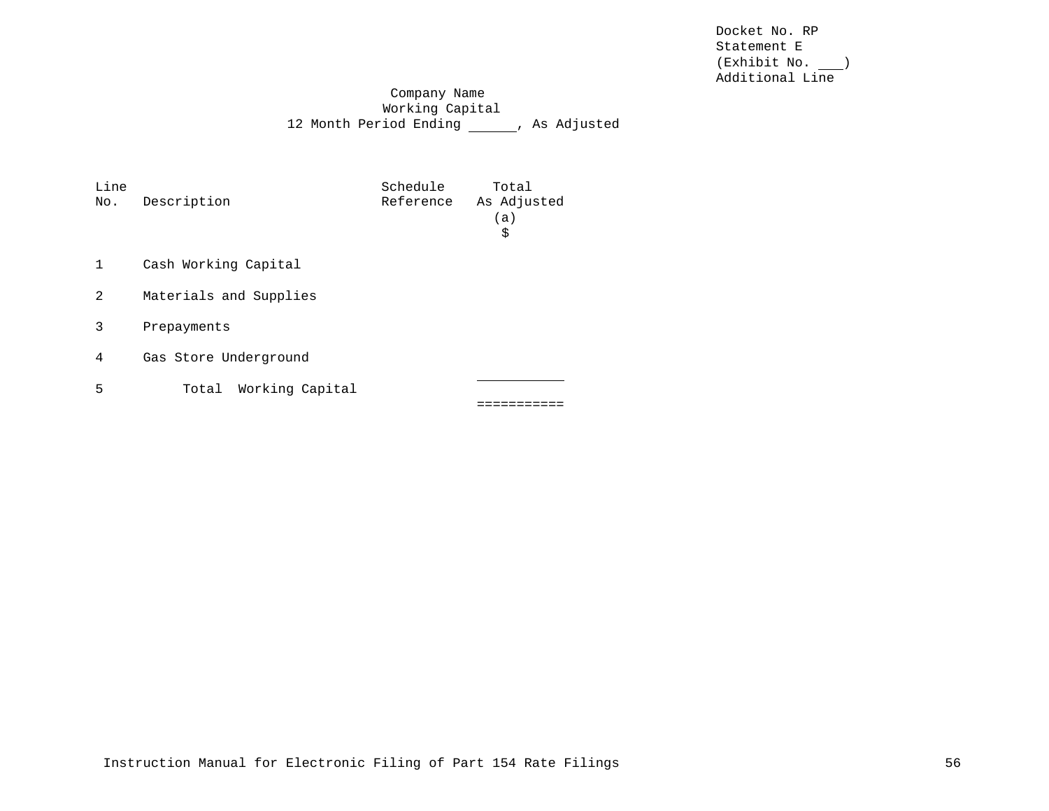Docket No. RP
Statement E
(Exhibit No. ___)
Additional Line

Company Name
Working Capital
12 Month Period Ending ______, As Adjusted

| Line No. | Description | Schedule Reference | Total As Adjusted (a) $ |
|---|---|---|---|
| 1 | Cash Working Capital | | |
| 2 | Materials and Supplies | | |
| 3 | Prepayments | | |
| 4 | Gas Store Underground | | |
| 5 | Total Working Capital | | ___________ |
| | | | =========== |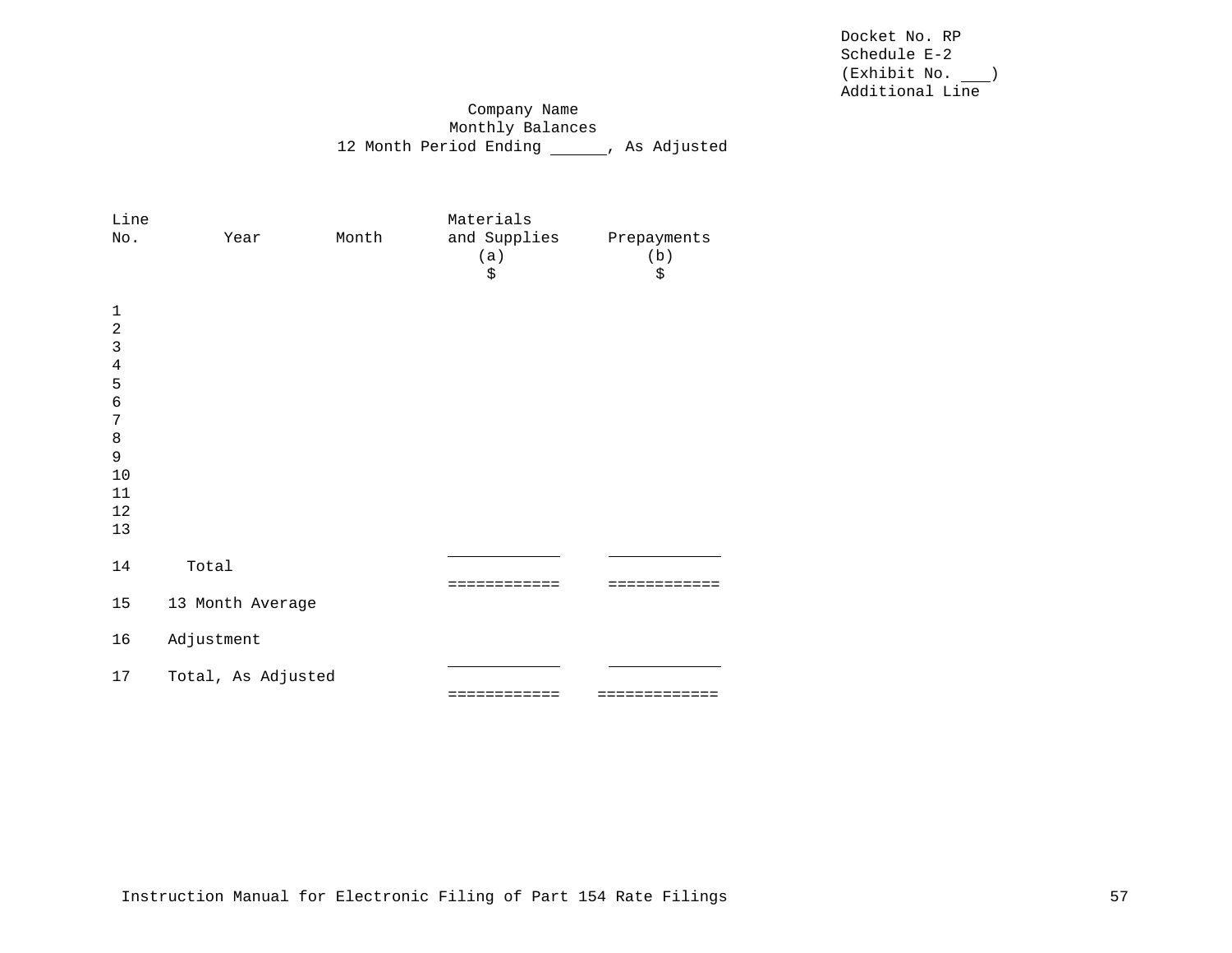Docket No. RP
Schedule E-2
(Exhibit No. ___)
Additional Line

Company Name
Monthly Balances
12 Month Period Ending ______, As Adjusted

| Line No. | Year | Month | Materials and Supplies (a) $ | Prepayments (b) $ |
|---|---|---|---|---|
| 1 | | | | |
| 2 | | | | |
| 3 | | | | |
| 4 | | | | |
| 5 | | | | |
| 6 | | | | |
| 7 | | | | |
| 8 | | | | |
| 9 | | | | |
| 10 | | | | |
| 11 | | | | |
| 12 | | | | |
| 13 | | | | |
| | | | ____________ | ____________ |
| 14 | Total | | | |
| | | | ============ | ============ |
| 15 | 13 Month Average | | | |
| 16 | Adjustment | | | |
| | | | ____________ | ____________ |
| 17 | Total, As Adjusted | | | |
| | | | ============ | ============= |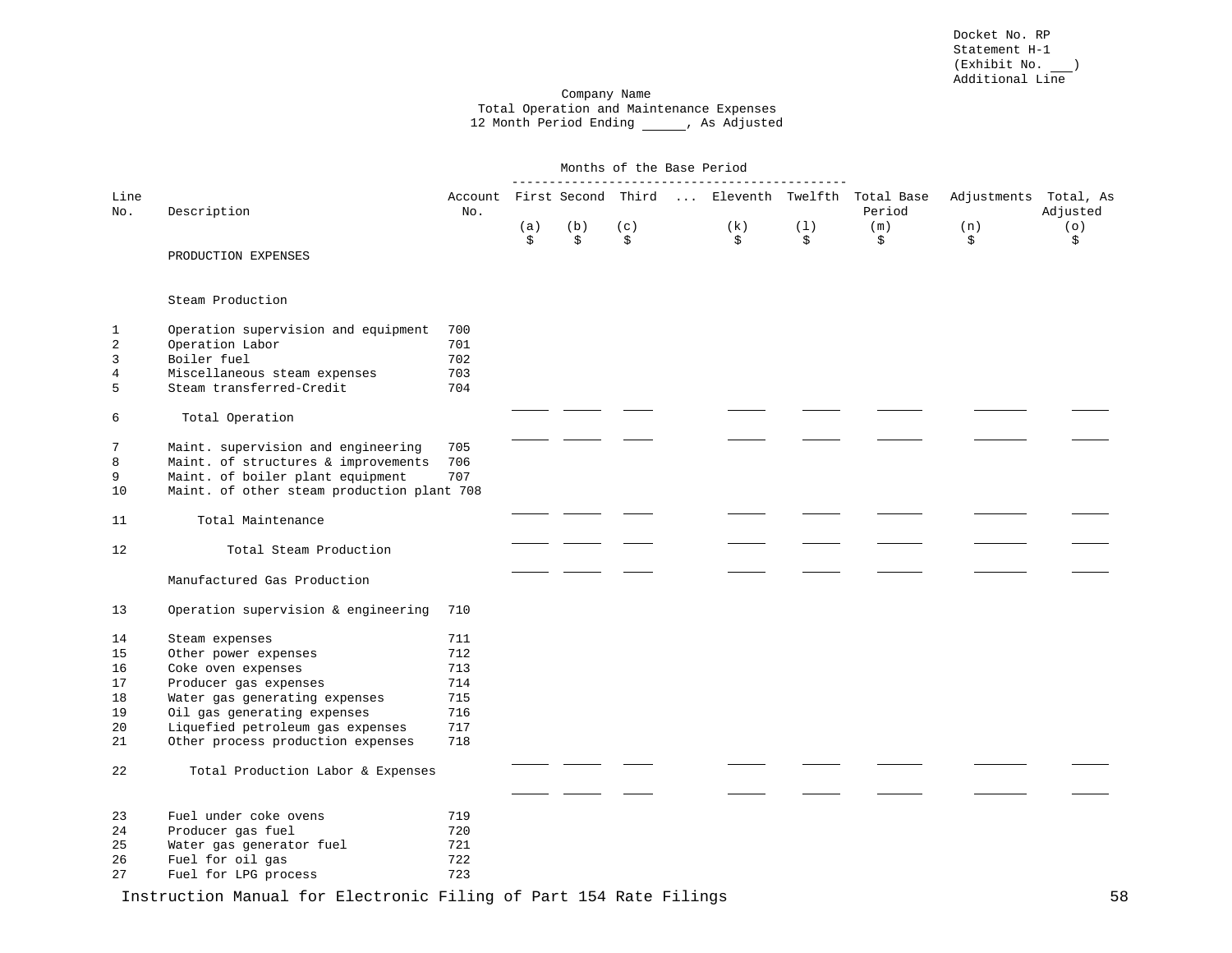Docket No. RP
Statement H-1
(Exhibit No. ___)
Additional Line

Company Name
Total Operation and Maintenance Expenses
12 Month Period Ending _____, As Adjusted

| Line No. | Description | Account No. | Months of the Base Period: First (a) $ | Second (b) $ | Third (c) $ | ... | Eleventh (k) $ | Twelfth (l) $ | Total Base Period (m) $ | Adjustments (n) $ | Total, As Adjusted (o) $ |
|---|---|---|---|---|---|---|---|---|---|---|---|
| | PRODUCTION EXPENSES | | | | | | | | | | |
| | Steam Production | | | | | | | | | | |
| 1 | Operation supervision and equipment | 700 | | | | | | | | | |
| 2 | Operation Labor | 701 | | | | | | | | | |
| 3 | Boiler fuel | 702 | | | | | | | | | |
| 4 | Miscellaneous steam expenses | 703 | | | | | | | | | |
| 5 | Steam transferred-Credit | 704 | | | | | | | | | |
| 6 | Total Operation | | ____ | ____ | ____ | | ____ | ____ | ____ | ____ | ____ |
| 7 | Maint. supervision and engineering | 705 | | | | | | | | | |
| 8 | Maint. of structures & improvements | 706 | | | | | | | | | |
| 9 | Maint. of boiler plant equipment | 707 | | | | | | | | | |
| 10 | Maint. of other steam production plant | 708 | | | | | | | | | |
| 11 | Total Maintenance | | ____ | ____ | ____ | | ____ | ____ | ____ | ____ | ____ |
| 12 | Total Steam Production | | ____ | ____ | ____ | | ____ | ____ | ____ | ____ | ____ |
| | Manufactured Gas Production | | | | | | | | | | |
| 13 | Operation supervision & engineering | 710 | | | | | | | | | |
| 14 | Steam expenses | 711 | | | | | | | | | |
| 15 | Other power expenses | 712 | | | | | | | | | |
| 16 | Coke oven expenses | 713 | | | | | | | | | |
| 17 | Producer gas expenses | 714 | | | | | | | | | |
| 18 | Water gas generating expenses | 715 | | | | | | | | | |
| 19 | Oil gas generating expenses | 716 | | | | | | | | | |
| 20 | Liquefied petroleum gas expenses | 717 | | | | | | | | | |
| 21 | Other process production expenses | 718 | | | | | | | | | |
| 22 | Total Production Labor & Expenses | | ____ | ____ | ____ | | ____ | ____ | ____ | ____ | ____ |
| 23 | Fuel under coke ovens | 719 | | | | | | | | | |
| 24 | Producer gas fuel | 720 | | | | | | | | | |
| 25 | Water gas generator fuel | 721 | | | | | | | | | |
| 26 | Fuel for oil gas | 722 | | | | | | | | | |
| 27 | Fuel for LPG process | 723 | | | | | | | | | |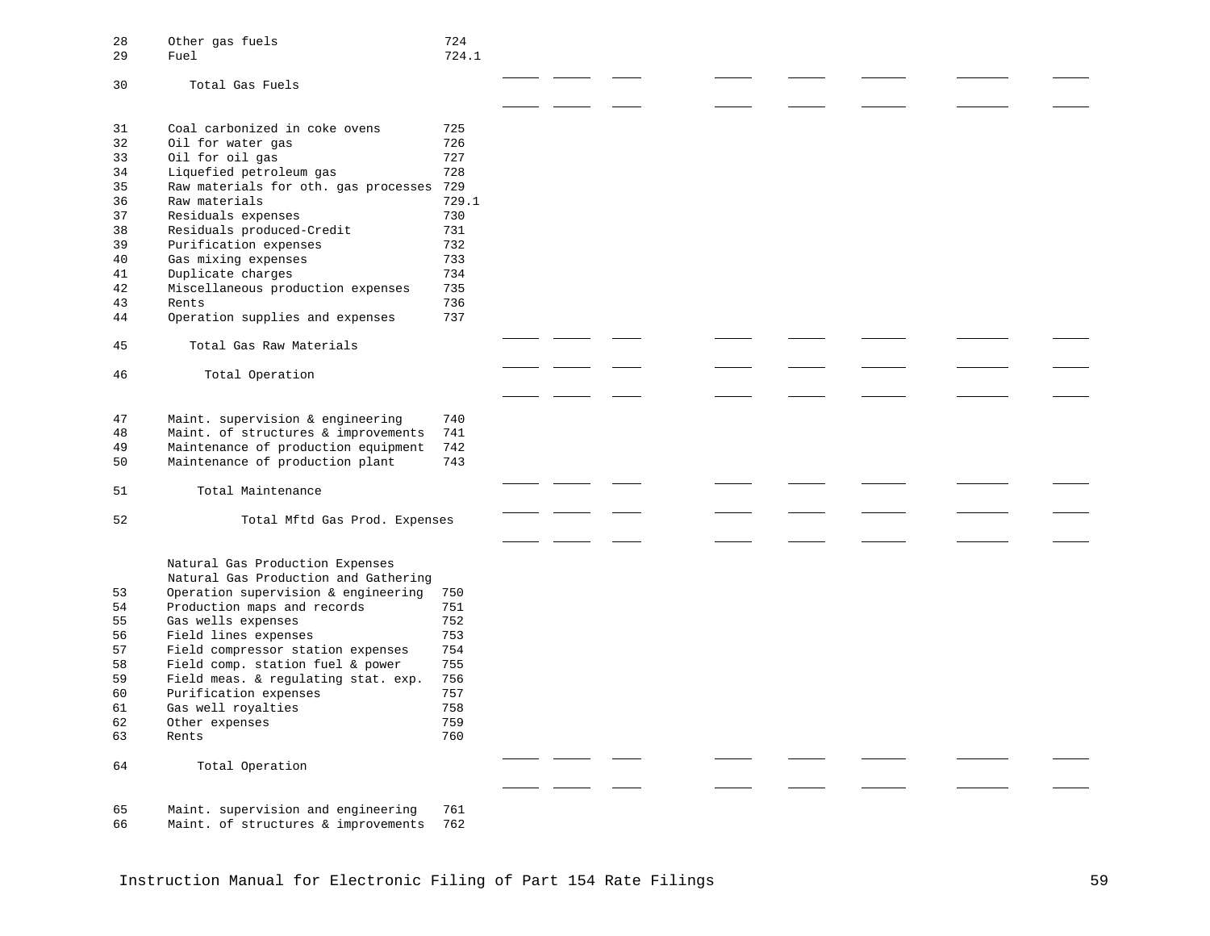| Line | Description | Account | | | | | | | | |
|---|---|---|---|---|---|---|---|---|---|---|
| 28 | Other gas fuels | 724 | | | | | | | | |
| 29 | Fuel | 724.1 | | | | | | | | |
| | | | _____ | _____ | ____ | _____ | _____ | ______ | _______ | _____ |
| 30 | Total Gas Fuels | | | | | | | | | |
| | | | _____ | _____ | ____ | _____ | _____ | ______ | _______ | _____ |
| 31 | Coal carbonized in coke ovens | 725 | | | | | | | | |
| 32 | Oil for water gas | 726 | | | | | | | | |
| 33 | Oil for oil gas | 727 | | | | | | | | |
| 34 | Liquefied petroleum gas | 728 | | | | | | | | |
| 35 | Raw materials for oth. gas processes | 729 | | | | | | | | |
| 36 | Raw materials | 729.1 | | | | | | | | |
| 37 | Residuals expenses | 730 | | | | | | | | |
| 38 | Residuals produced-Credit | 731 | | | | | | | | |
| 39 | Purification expenses | 732 | | | | | | | | |
| 40 | Gas mixing expenses | 733 | | | | | | | | |
| 41 | Duplicate charges | 734 | | | | | | | | |
| 42 | Miscellaneous production expenses | 735 | | | | | | | | |
| 43 | Rents | 736 | | | | | | | | |
| 44 | Operation supplies and expenses | 737 | | | | | | | | |
| | | | _____ | _____ | ____ | _____ | _____ | ______ | _______ | _____ |
| 45 | Total Gas Raw Materials | | | | | | | | | |
| | | | _____ | _____ | ____ | _____ | _____ | ______ | _______ | _____ |
| 46 | Total Operation | | | | | | | | | |
| | | | _____ | _____ | ____ | _____ | _____ | ______ | _______ | _____ |
| 47 | Maint. supervision & engineering | 740 | | | | | | | | |
| 48 | Maint. of structures & improvements | 741 | | | | | | | | |
| 49 | Maintenance of production equipment | 742 | | | | | | | | |
| 50 | Maintenance of production plant | 743 | | | | | | | | |
| | | | _____ | _____ | ____ | _____ | _____ | ______ | _______ | _____ |
| 51 | Total Maintenance | | | | | | | | | |
| | | | _____ | _____ | ____ | _____ | _____ | ______ | _______ | _____ |
| 52 | Total Mftd Gas Prod. Expenses | | | | | | | | | |
| | | | _____ | _____ | ____ | _____ | _____ | ______ | _______ | _____ |
| | Natural Gas Production Expenses | | | | | | | | | |
| | Natural Gas Production and Gathering | | | | | | | | | |
| 53 | Operation supervision & engineering | 750 | | | | | | | | |
| 54 | Production maps and records | 751 | | | | | | | | |
| 55 | Gas wells expenses | 752 | | | | | | | | |
| 56 | Field lines expenses | 753 | | | | | | | | |
| 57 | Field compressor station expenses | 754 | | | | | | | | |
| 58 | Field comp. station fuel & power | 755 | | | | | | | | |
| 59 | Field meas. & regulating stat. exp. | 756 | | | | | | | | |
| 60 | Purification expenses | 757 | | | | | | | | |
| 61 | Gas well royalties | 758 | | | | | | | | |
| 62 | Other expenses | 759 | | | | | | | | |
| 63 | Rents | 760 | | | | | | | | |
| | | | _____ | _____ | ____ | _____ | _____ | ______ | _______ | _____ |
| 64 | Total Operation | | | | | | | | | |
| | | | _____ | _____ | ____ | _____ | _____ | ______ | _______ | _____ |
| 65 | Maint. supervision and engineering | 761 | | | | | | | | |
| 66 | Maint. of structures & improvements | 762 | | | | | | | | |

Instruction Manual for Electronic Filing of Part 154 Rate Filings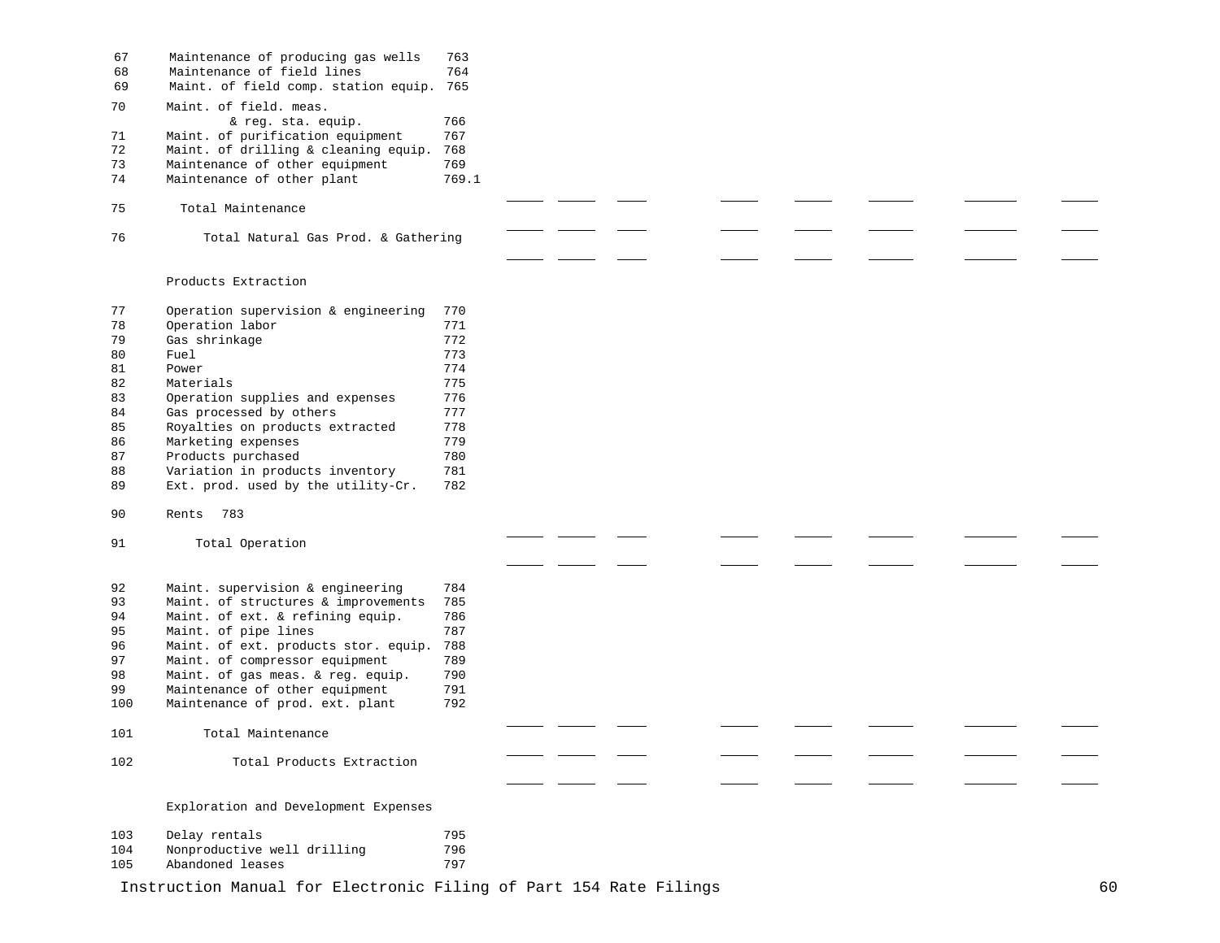| Line | Description | Account | | | | | | | | |
|---|---|---|---|---|---|---|---|---|---|---|
| 67 | Maintenance of producing gas wells | 763 | | | | | | | | |
| 68 | Maintenance of field lines | 764 | | | | | | | | |
| 69 | Maint. of field comp. station equip. | 765 | | | | | | | | |
| 70 | Maint. of field. meas. & reg. sta. equip. | 766 | | | | | | | | |
| 71 | Maint. of purification equipment | 767 | | | | | | | | |
| 72 | Maint. of drilling & cleaning equip. | 768 | | | | | | | | |
| 73 | Maintenance of other equipment | 769 | | | | | | | | |
| 74 | Maintenance of other plant | 769.1 | | | | | | | | |
| 75 | Total Maintenance | | ____ | ____ | ____ | ____ | ____ | ____ | ____ | ____ |
| 76 | Total Natural Gas Prod. & Gathering | | ____ | ____ | ____ | ____ | ____ | ____ | ____ | ____ |
| | **Products Extraction** | | | | | | | | | |
| 77 | Operation supervision & engineering | 770 | | | | | | | | |
| 78 | Operation labor | 771 | | | | | | | | |
| 79 | Gas shrinkage | 772 | | | | | | | | |
| 80 | Fuel | 773 | | | | | | | | |
| 81 | Power | 774 | | | | | | | | |
| 82 | Materials | 775 | | | | | | | | |
| 83 | Operation supplies and expenses | 776 | | | | | | | | |
| 84 | Gas processed by others | 777 | | | | | | | | |
| 85 | Royalties on products extracted | 778 | | | | | | | | |
| 86 | Marketing expenses | 779 | | | | | | | | |
| 87 | Products purchased | 780 | | | | | | | | |
| 88 | Variation in products inventory | 781 | | | | | | | | |
| 89 | Ext. prod. used by the utility-Cr. | 782 | | | | | | | | |
| 90 | Rents | 783 | | | | | | | | |
| 91 | Total Operation | | ____ | ____ | ____ | ____ | ____ | ____ | ____ | ____ |
| 92 | Maint. supervision & engineering | 784 | | | | | | | | |
| 93 | Maint. of structures & improvements | 785 | | | | | | | | |
| 94 | Maint. of ext. & refining equip. | 786 | | | | | | | | |
| 95 | Maint. of pipe lines | 787 | | | | | | | | |
| 96 | Maint. of ext. products stor. equip. | 788 | | | | | | | | |
| 97 | Maint. of compressor equipment | 789 | | | | | | | | |
| 98 | Maint. of gas meas. & reg. equip. | 790 | | | | | | | | |
| 99 | Maintenance of other equipment | 791 | | | | | | | | |
| 100 | Maintenance of prod. ext. plant | 792 | | | | | | | | |
| 101 | Total Maintenance | | ____ | ____ | ____ | ____ | ____ | ____ | ____ | ____ |
| 102 | Total Products Extraction | | ____ | ____ | ____ | ____ | ____ | ____ | ____ | ____ |
| | **Exploration and Development Expenses** | | | | | | | | | |
| 103 | Delay rentals | 795 | | | | | | | | |
| 104 | Nonproductive well drilling | 796 | | | | | | | | |
| 105 | Abandoned leases | 797 | | | | | | | | |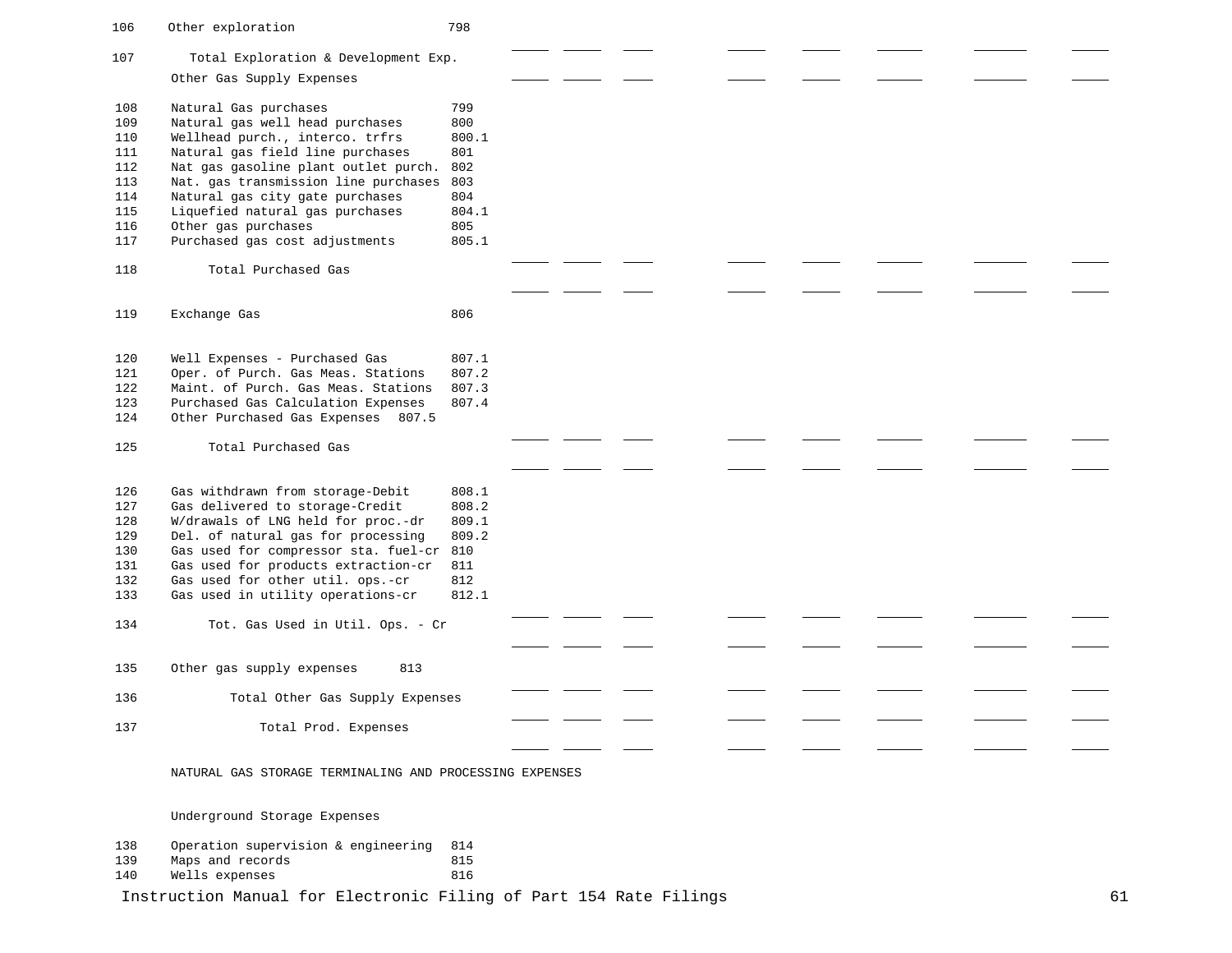| Line | Description | Account | | | | | | | | |
|---|---|---|---|---|---|---|---|---|---|---|
| 106 | Other exploration | 798 | | | | | | | | |
| 107 | Total Exploration & Development Exp. | | | | | | | | | |
| | Other Gas Supply Expenses | | | | | | | | | |
| 108 | Natural Gas purchases | 799 | | | | | | | | |
| 109 | Natural gas well head purchases | 800 | | | | | | | | |
| 110 | Wellhead purch., interco. trfrs | 800.1 | | | | | | | | |
| 111 | Natural gas field line purchases | 801 | | | | | | | | |
| 112 | Nat gas gasoline plant outlet purch. | 802 | | | | | | | | |
| 113 | Nat. gas transmission line purchases | 803 | | | | | | | | |
| 114 | Natural gas city gate purchases | 804 | | | | | | | | |
| 115 | Liquefied natural gas purchases | 804.1 | | | | | | | | |
| 116 | Other gas purchases | 805 | | | | | | | | |
| 117 | Purchased gas cost adjustments | 805.1 | | | | | | | | |
| 118 | Total Purchased Gas | | | | | | | | | |
| 119 | Exchange Gas | 806 | | | | | | | | |
| 120 | Well Expenses - Purchased Gas | 807.1 | | | | | | | | |
| 121 | Oper. of Purch. Gas Meas. Stations | 807.2 | | | | | | | | |
| 122 | Maint. of Purch. Gas Meas. Stations | 807.3 | | | | | | | | |
| 123 | Purchased Gas Calculation Expenses | 807.4 | | | | | | | | |
| 124 | Other Purchased Gas Expenses | 807.5 | | | | | | | | |
| 125 | Total Purchased Gas | | | | | | | | | |
| 126 | Gas withdrawn from storage-Debit | 808.1 | | | | | | | | |
| 127 | Gas delivered to storage-Credit | 808.2 | | | | | | | | |
| 128 | W/drawals of LNG held for proc.-dr | 809.1 | | | | | | | | |
| 129 | Del. of natural gas for processing | 809.2 | | | | | | | | |
| 130 | Gas used for compressor sta. fuel-cr | 810 | | | | | | | | |
| 131 | Gas used for products extraction-cr | 811 | | | | | | | | |
| 132 | Gas used for other util. ops.-cr | 812 | | | | | | | | |
| 133 | Gas used in utility operations-cr | 812.1 | | | | | | | | |
| 134 | Tot. Gas Used in Util. Ops. - Cr | | | | | | | | | |
| 135 | Other gas supply expenses | 813 | | | | | | | | |
| 136 | Total Other Gas Supply Expenses | | | | | | | | | |
| 137 | Total Prod. Expenses | | | | | | | | | |
| | NATURAL GAS STORAGE TERMINALING AND PROCESSING EXPENSES | | | | | | | | | |
| | Underground Storage Expenses | | | | | | | | | |
| 138 | Operation supervision & engineering | 814 | | | | | | | | |
| 139 | Maps and records | 815 | | | | | | | | |
| 140 | Wells expenses | 816 | | | | | | | | |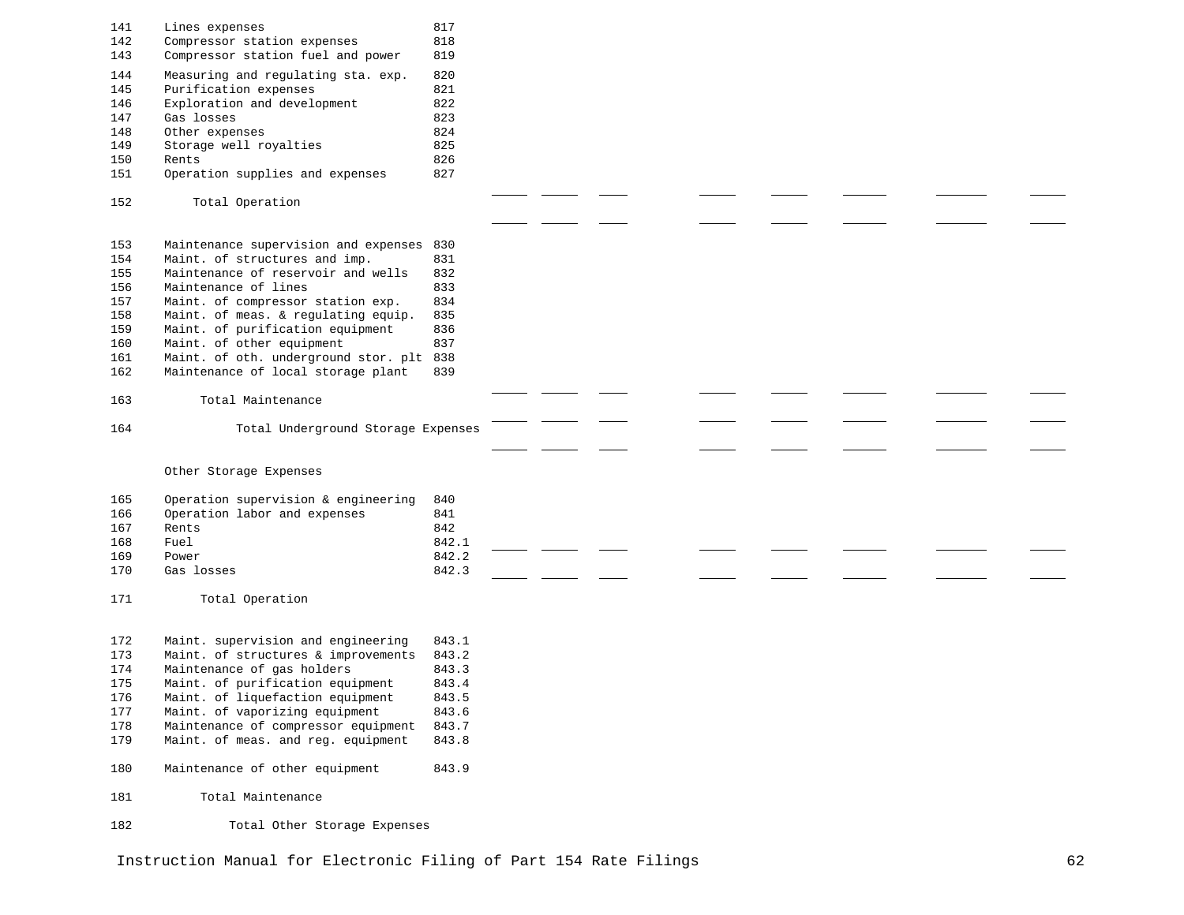| Line | Description | Account |
|---|---|---|
| 141 | Lines expenses | 817 |
| 142 | Compressor station expenses | 818 |
| 143 | Compressor station fuel and power | 819 |
| 144 | Measuring and regulating sta. exp. | 820 |
| 145 | Purification expenses | 821 |
| 146 | Exploration and development | 822 |
| 147 | Gas losses | 823 |
| 148 | Other expenses | 824 |
| 149 | Storage well royalties | 825 |
| 150 | Rents | 826 |
| 151 | Operation supplies and expenses | 827 |
| 152 | Total Operation | |
| 153 | Maintenance supervision and expenses | 830 |
| 154 | Maint. of structures and imp. | 831 |
| 155 | Maintenance of reservoir and wells | 832 |
| 156 | Maintenance of lines | 833 |
| 157 | Maint. of compressor station exp. | 834 |
| 158 | Maint. of meas. & regulating equip. | 835 |
| 159 | Maint. of purification equipment | 836 |
| 160 | Maint. of other equipment | 837 |
| 161 | Maint. of oth. underground stor. plt | 838 |
| 162 | Maintenance of local storage plant | 839 |
| 163 | Total Maintenance | |
| 164 | Total Underground Storage Expenses | |
| | Other Storage Expenses | |
| 165 | Operation supervision & engineering | 840 |
| 166 | Operation labor and expenses | 841 |
| 167 | Rents | 842 |
| 168 | Fuel | 842.1 |
| 169 | Power | 842.2 |
| 170 | Gas losses | 842.3 |
| 171 | Total Operation | |
| 172 | Maint. supervision and engineering | 843.1 |
| 173 | Maint. of structures & improvements | 843.2 |
| 174 | Maintenance of gas holders | 843.3 |
| 175 | Maint. of purification equipment | 843.4 |
| 176 | Maint. of liquefaction equipment | 843.5 |
| 177 | Maint. of vaporizing equipment | 843.6 |
| 178 | Maintenance of compressor equipment | 843.7 |
| 179 | Maint. of meas. and reg. equipment | 843.8 |
| 180 | Maintenance of other equipment | 843.9 |
| 181 | Total Maintenance | |
| 182 | Total Other Storage Expenses | |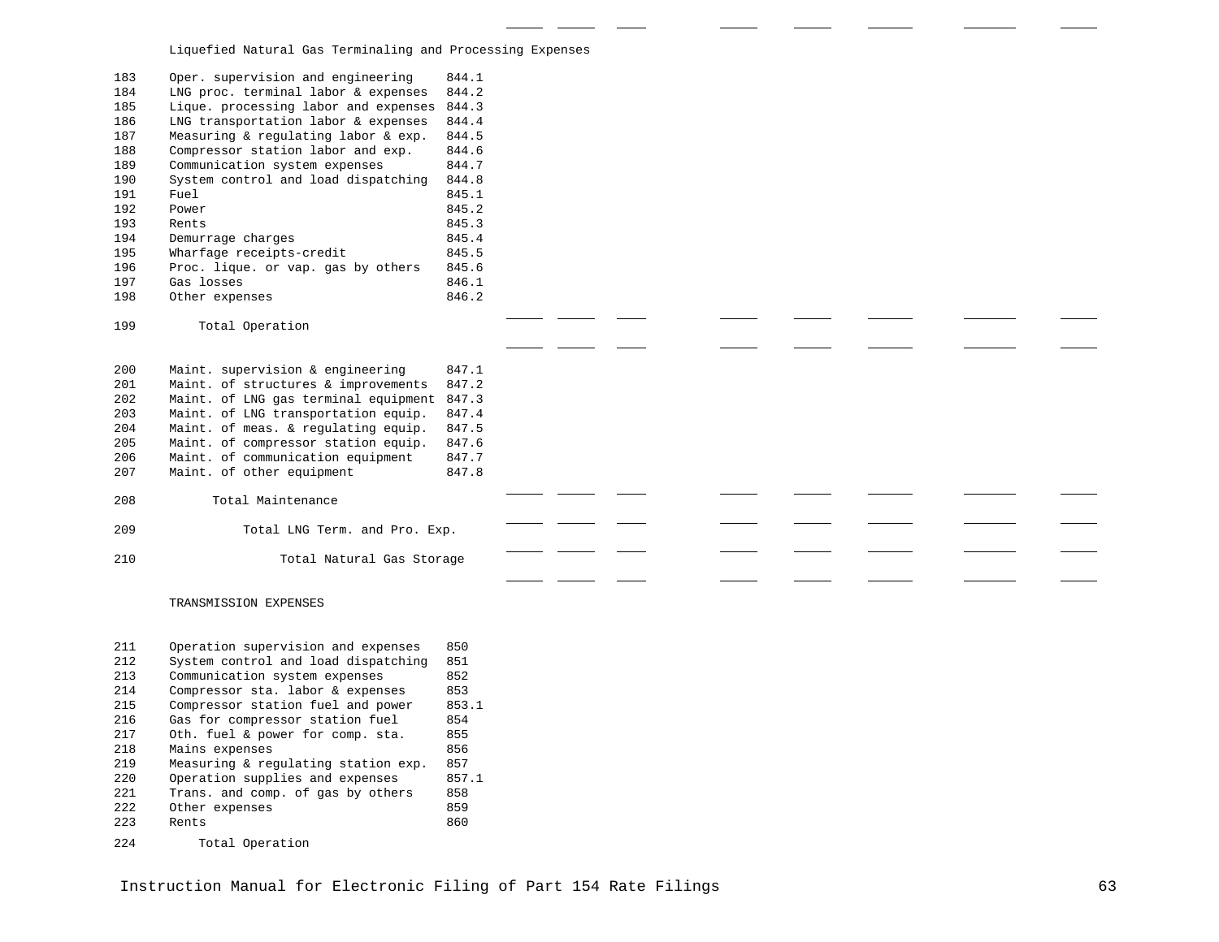Liquefied Natural Gas Terminaling and Processing Expenses

| Line | Description | Account |
|---|---|---|
| 183 | Oper. supervision and engineering | 844.1 |
| 184 | LNG proc. terminal labor & expenses | 844.2 |
| 185 | Lique. processing labor and expenses | 844.3 |
| 186 | LNG transportation labor & expenses | 844.4 |
| 187 | Measuring & regulating labor & exp. | 844.5 |
| 188 | Compressor station labor and exp. | 844.6 |
| 189 | Communication system expenses | 844.7 |
| 190 | System control and load dispatching | 844.8 |
| 191 | Fuel | 845.1 |
| 192 | Power | 845.2 |
| 193 | Rents | 845.3 |
| 194 | Demurrage charges | 845.4 |
| 195 | Wharfage receipts-credit | 845.5 |
| 196 | Proc. lique. or vap. gas by others | 845.6 |
| 197 | Gas losses | 846.1 |
| 198 | Other expenses | 846.2 |
| 199 | Total Operation | |
| 200 | Maint. supervision & engineering | 847.1 |
| 201 | Maint. of structures & improvements | 847.2 |
| 202 | Maint. of LNG gas terminal equipment | 847.3 |
| 203 | Maint. of LNG transportation equip. | 847.4 |
| 204 | Maint. of meas. & regulating equip. | 847.5 |
| 205 | Maint. of compressor station equip. | 847.6 |
| 206 | Maint. of communication equipment | 847.7 |
| 207 | Maint. of other equipment | 847.8 |
| 208 | Total Maintenance | |
| 209 | Total LNG Term. and Pro. Exp. | |
| 210 | Total Natural Gas Storage | |

TRANSMISSION EXPENSES

| Line | Description | Account |
|---|---|---|
| 211 | Operation supervision and expenses | 850 |
| 212 | System control and load dispatching | 851 |
| 213 | Communication system expenses | 852 |
| 214 | Compressor sta. labor & expenses | 853 |
| 215 | Compressor station fuel and power | 853.1 |
| 216 | Gas for compressor station fuel | 854 |
| 217 | Oth. fuel & power for comp. sta. | 855 |
| 218 | Mains expenses | 856 |
| 219 | Measuring & regulating station exp. | 857 |
| 220 | Operation supplies and expenses | 857.1 |
| 221 | Trans. and comp. of gas by others | 858 |
| 222 | Other expenses | 859 |
| 223 | Rents | 860 |
| 224 | Total Operation | |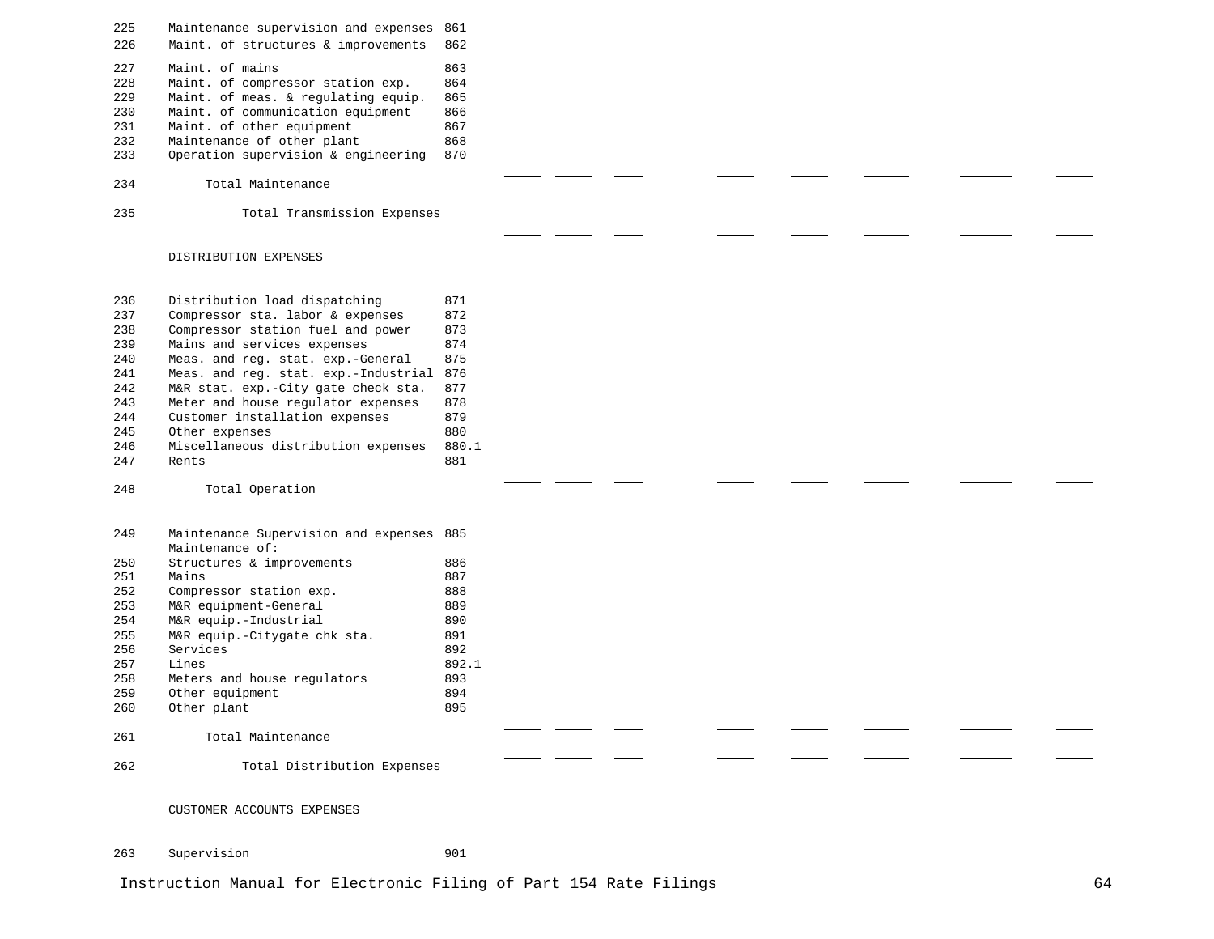| Line | Description | Account | | | | | | | | |
|---|---|---|---|---|---|---|---|---|---|---|
| 225 | Maintenance supervision and expenses | 861 | | | | | | | | |
| 226 | Maint. of structures & improvements | 862 | | | | | | | | |
| 227 | Maint. of mains | 863 | | | | | | | | |
| 228 | Maint. of compressor station exp. | 864 | | | | | | | | |
| 229 | Maint. of meas. & regulating equip. | 865 | | | | | | | | |
| 230 | Maint. of communication equipment | 866 | | | | | | | | |
| 231 | Maint. of other equipment | 867 | | | | | | | | |
| 232 | Maintenance of other plant | 868 | | | | | | | | |
| 233 | Operation supervision & engineering | 870 | | | | | | | | |
| 234 | Total Maintenance | | _____ | _____ | _____ | _____ | _____ | _____ | _____ | _____ |
| 235 | Total Transmission Expenses | | _____ | _____ | _____ | _____ | _____ | _____ | _____ | _____ |
| | DISTRIBUTION EXPENSES | | | | | | | | | |
| 236 | Distribution load dispatching | 871 | | | | | | | | |
| 237 | Compressor sta. labor & expenses | 872 | | | | | | | | |
| 238 | Compressor station fuel and power | 873 | | | | | | | | |
| 239 | Mains and services expenses | 874 | | | | | | | | |
| 240 | Meas. and reg. stat. exp.-General | 875 | | | | | | | | |
| 241 | Meas. and reg. stat. exp.-Industrial | 876 | | | | | | | | |
| 242 | M&R stat. exp.-City gate check sta. | 877 | | | | | | | | |
| 243 | Meter and house regulator expenses | 878 | | | | | | | | |
| 244 | Customer installation expenses | 879 | | | | | | | | |
| 245 | Other expenses | 880 | | | | | | | | |
| 246 | Miscellaneous distribution expenses | 880.1 | | | | | | | | |
| 247 | Rents | 881 | | | | | | | | |
| 248 | Total Operation | | _____ | _____ | _____ | _____ | _____ | _____ | _____ | _____ |
| 249 | Maintenance Supervision and expenses | 885 | | | | | | | | |
| | Maintenance of: | | | | | | | | | |
| 250 | Structures & improvements | 886 | | | | | | | | |
| 251 | Mains | 887 | | | | | | | | |
| 252 | Compressor station exp. | 888 | | | | | | | | |
| 253 | M&R equipment-General | 889 | | | | | | | | |
| 254 | M&R equip.-Industrial | 890 | | | | | | | | |
| 255 | M&R equip.-Citygate chk sta. | 891 | | | | | | | | |
| 256 | Services | 892 | | | | | | | | |
| 257 | Lines | 892.1 | | | | | | | | |
| 258 | Meters and house regulators | 893 | | | | | | | | |
| 259 | Other equipment | 894 | | | | | | | | |
| 260 | Other plant | 895 | | | | | | | | |
| 261 | Total Maintenance | | _____ | _____ | _____ | _____ | _____ | _____ | _____ | _____ |
| 262 | Total Distribution Expenses | | _____ | _____ | _____ | _____ | _____ | _____ | _____ | _____ |
| | CUSTOMER ACCOUNTS EXPENSES | | | | | | | | | |
| 263 | Supervision | 901 | | | | | | | | |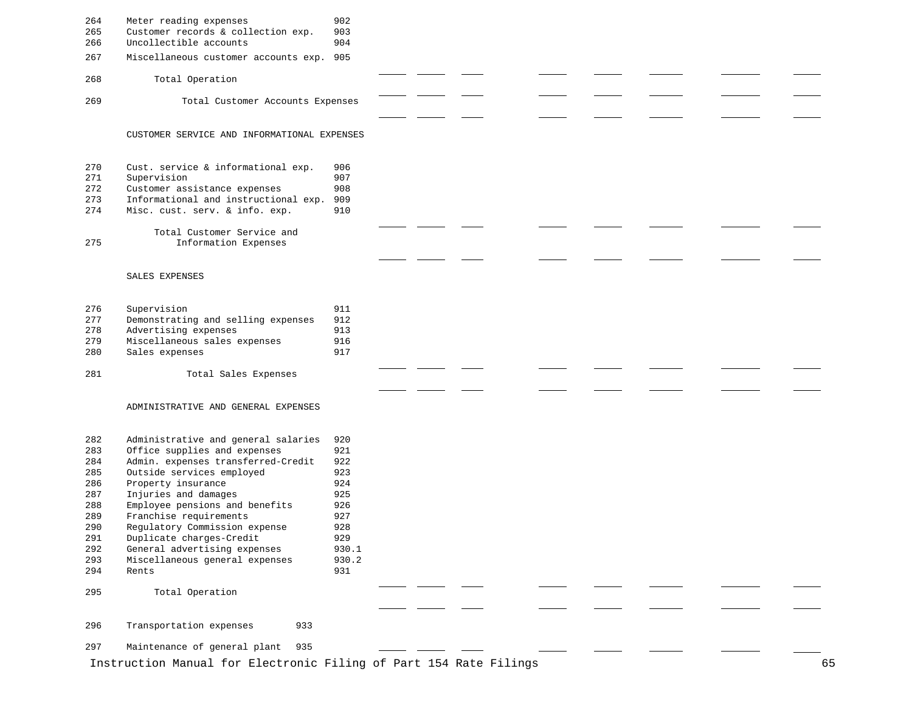| Line | Description | Account | | | | | | | | |
|---|---|---|---|---|---|---|---|---|---|---|
| 264 | Meter reading expenses | 902 | | | | | | | | |
| 265 | Customer records & collection exp. | 903 | | | | | | | | |
| 266 | Uncollectible accounts | 904 | | | | | | | | |
| 267 | Miscellaneous customer accounts exp. | 905 | | | | | | | | |
| 268 | Total Operation | | | | | | | | | |
| 269 | Total Customer Accounts Expenses | | | | | | | | | |
| | CUSTOMER SERVICE AND INFORMATIONAL EXPENSES | | | | | | | | | |
| 270 | Cust. service & informational exp. | 906 | | | | | | | | |
| 271 | Supervision | 907 | | | | | | | | |
| 272 | Customer assistance expenses | 908 | | | | | | | | |
| 273 | Informational and instructional exp. | 909 | | | | | | | | |
| 274 | Misc. cust. serv. & info. exp. | 910 | | | | | | | | |
| 275 | Total Customer Service and Information Expenses | | | | | | | | | |
| | SALES EXPENSES | | | | | | | | | |
| 276 | Supervision | 911 | | | | | | | | |
| 277 | Demonstrating and selling expenses | 912 | | | | | | | | |
| 278 | Advertising expenses | 913 | | | | | | | | |
| 279 | Miscellaneous sales expenses | 916 | | | | | | | | |
| 280 | Sales expenses | 917 | | | | | | | | |
| 281 | Total Sales Expenses | | | | | | | | | |
| | ADMINISTRATIVE AND GENERAL EXPENSES | | | | | | | | | |
| 282 | Administrative and general salaries | 920 | | | | | | | | |
| 283 | Office supplies and expenses | 921 | | | | | | | | |
| 284 | Admin. expenses transferred-Credit | 922 | | | | | | | | |
| 285 | Outside services employed | 923 | | | | | | | | |
| 286 | Property insurance | 924 | | | | | | | | |
| 287 | Injuries and damages | 925 | | | | | | | | |
| 288 | Employee pensions and benefits | 926 | | | | | | | | |
| 289 | Franchise requirements | 927 | | | | | | | | |
| 290 | Regulatory Commission expense | 928 | | | | | | | | |
| 291 | Duplicate charges-Credit | 929 | | | | | | | | |
| 292 | General advertising expenses | 930.1 | | | | | | | | |
| 293 | Miscellaneous general expenses | 930.2 | | | | | | | | |
| 294 | Rents | 931 | | | | | | | | |
| 295 | Total Operation | | | | | | | | | |
| 296 | Transportation expenses | 933 | | | | | | | | |
| 297 | Maintenance of general plant | 935 | | | | | | | | |

Instruction Manual for Electronic Filing of Part 154 Rate Filings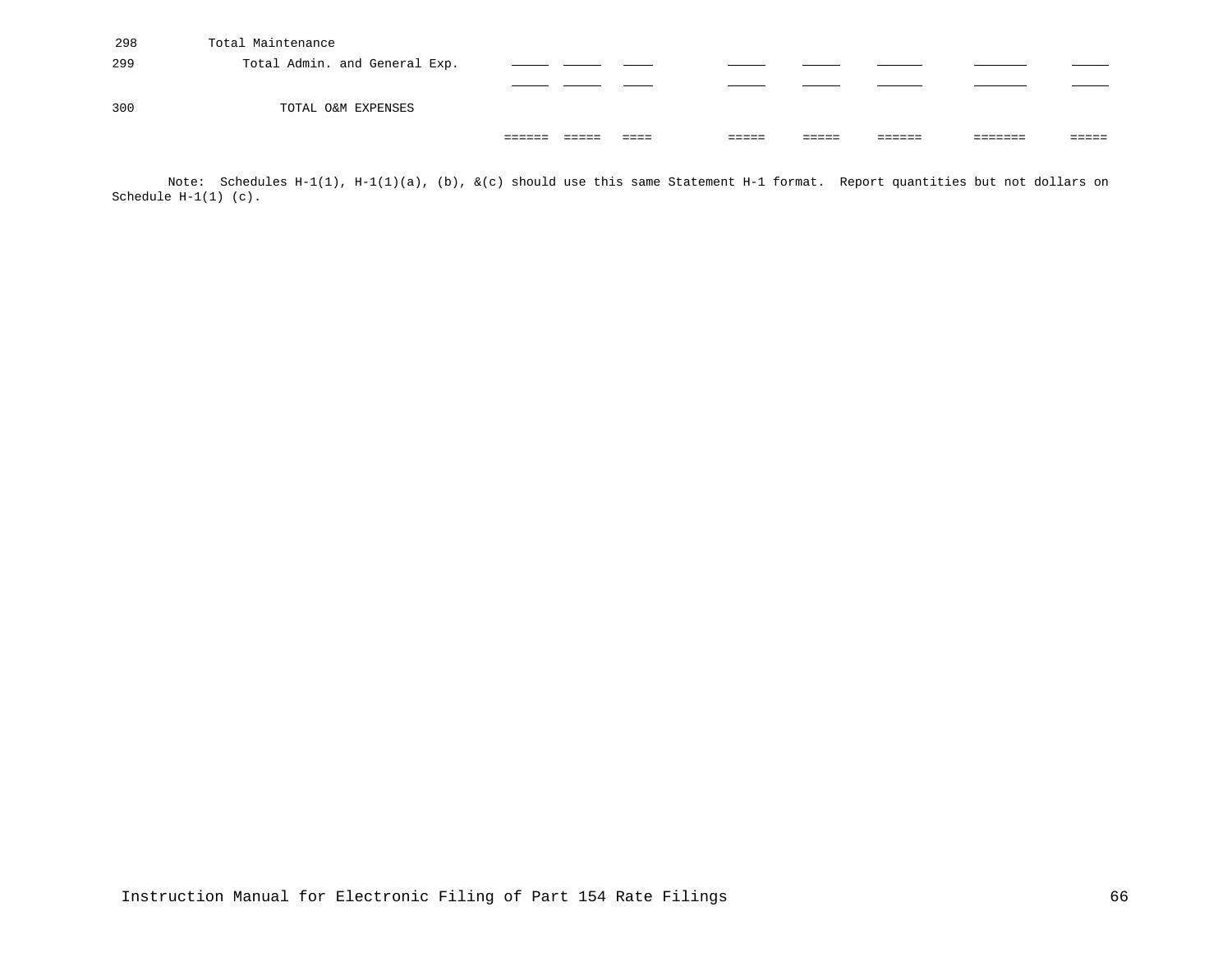| | | | | | | | | | |
|---|---|---|---|---|---|---|---|---|---|
| 298 | Total Maintenance | | | | | | | | |
| 299 | Total Admin. and General Exp. | ______ | ______ | ____ | ______ | ______ | _______ | ________ | ______ |
| | | ______ | ______ | ____ | ______ | ______ | _______ | ________ | ______ |
| 300 | TOTAL O&M EXPENSES | | | | | | | | |
| | | ====== | ===== | ==== | ===== | ===== | ====== | ======= | ===== |

Note: Schedules H-1(1), H-1(1)(a), (b), &(c) should use this same Statement H-1 format. Report quantities but not dollars on Schedule H-1(1) (c).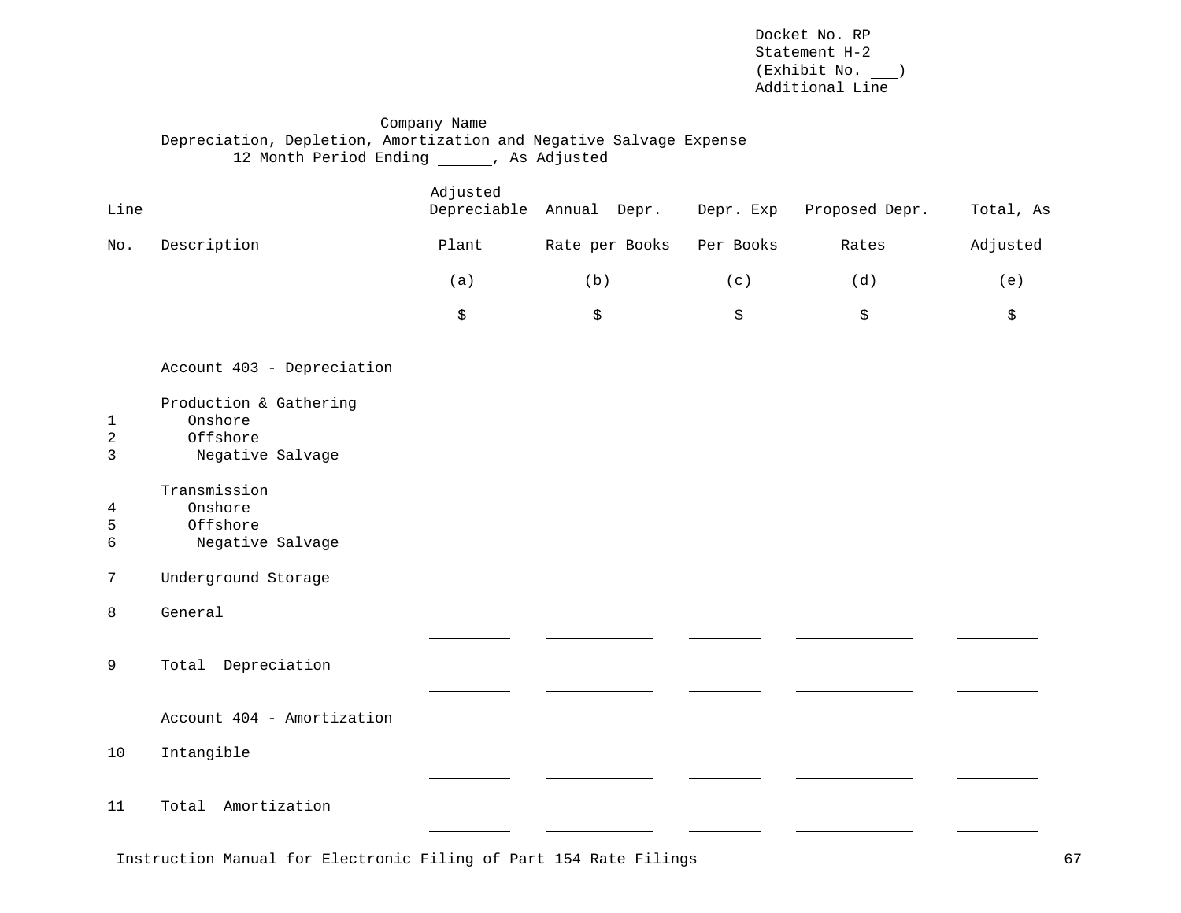Docket No. RP
Statement H-2
(Exhibit No. ___)
Additional Line

Company Name
Depreciation, Depletion, Amortization and Negative Salvage Expense
12 Month Period Ending ______, As Adjusted

| Line No. | Description | Adjusted Depreciable Plant | Annual Depr. Rate per Books | Depr. Exp Per Books | Proposed Depr. Rates | Total, As Adjusted |
|---|---|---|---|---|---|---|
| | | (a) | (b) | (c) | (d) | (e) |
| | | $ | $ | $ | $ | $ |
| | Account 403 - Depreciation | | | | | |
| | Production & Gathering | | | | | |
| 1 | Onshore | | | | | |
| 2 | Offshore | | | | | |
| 3 | Negative Salvage | | | | | |
| | Transmission | | | | | |
| 4 | Onshore | | | | | |
| 5 | Offshore | | | | | |
| 6 | Negative Salvage | | | | | |
| 7 | Underground Storage | | | | | |
| 8 | General | | | | | |
| 9 | Total Depreciation | | | | | |
| | Account 404 - Amortization | | | | | |
| 10 | Intangible | | | | | |
| 11 | Total Amortization | | | | | |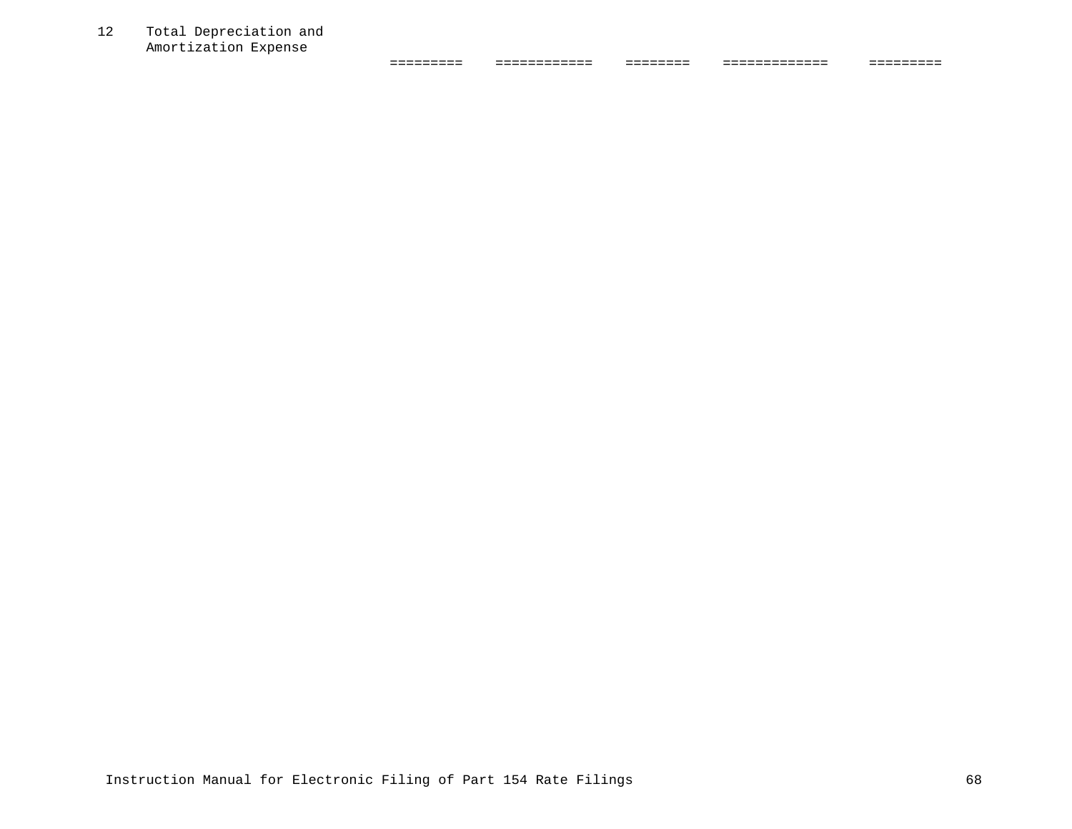```
12    Total Depreciation and
      Amortization Expense
                                =========    ============    ========    =============    =========
```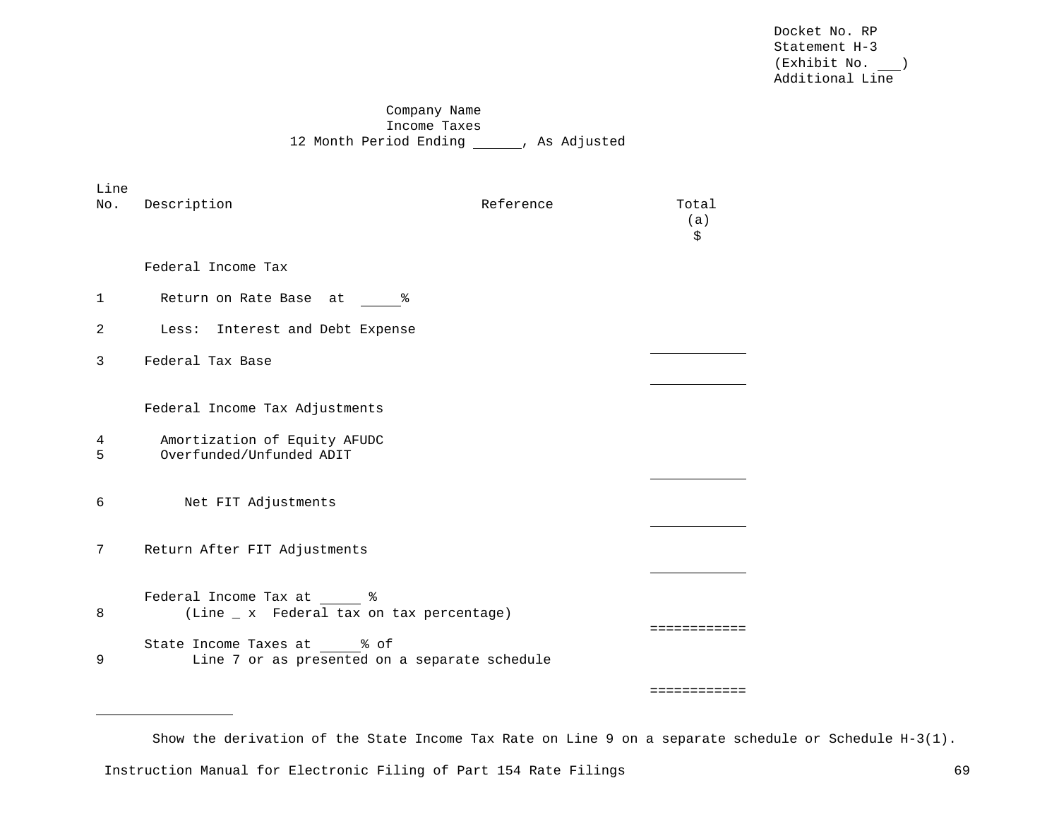Docket No. RP
Statement H-3
(Exhibit No. ___)
Additional Line

Company Name
Income Taxes
12 Month Period Ending ______, As Adjusted

| Line No. | Description | Reference | Total (a) $ |
|---|---|---|---|
| | Federal Income Tax | | |
| 1 | Return on Rate Base at _____% | | |
| 2 | Less: Interest and Debt Expense | | |
| 3 | Federal Tax Base | | |
| | Federal Income Tax Adjustments | | |
| 4 | Amortization of Equity AFUDC | | |
| 5 | Overfunded/Unfunded ADIT | | |
| 6 | Net FIT Adjustments | | |
| 7 | Return After FIT Adjustments | | |
| 8 | Federal Income Tax at _____ % (Line _ x Federal tax on tax percentage) | | |
| 9 | State Income Taxes at _____% of Line 7 or as presented on a separate schedule | | |

---

Show the derivation of the State Income Tax Rate on Line 9 on a separate schedule or Schedule H-3(1).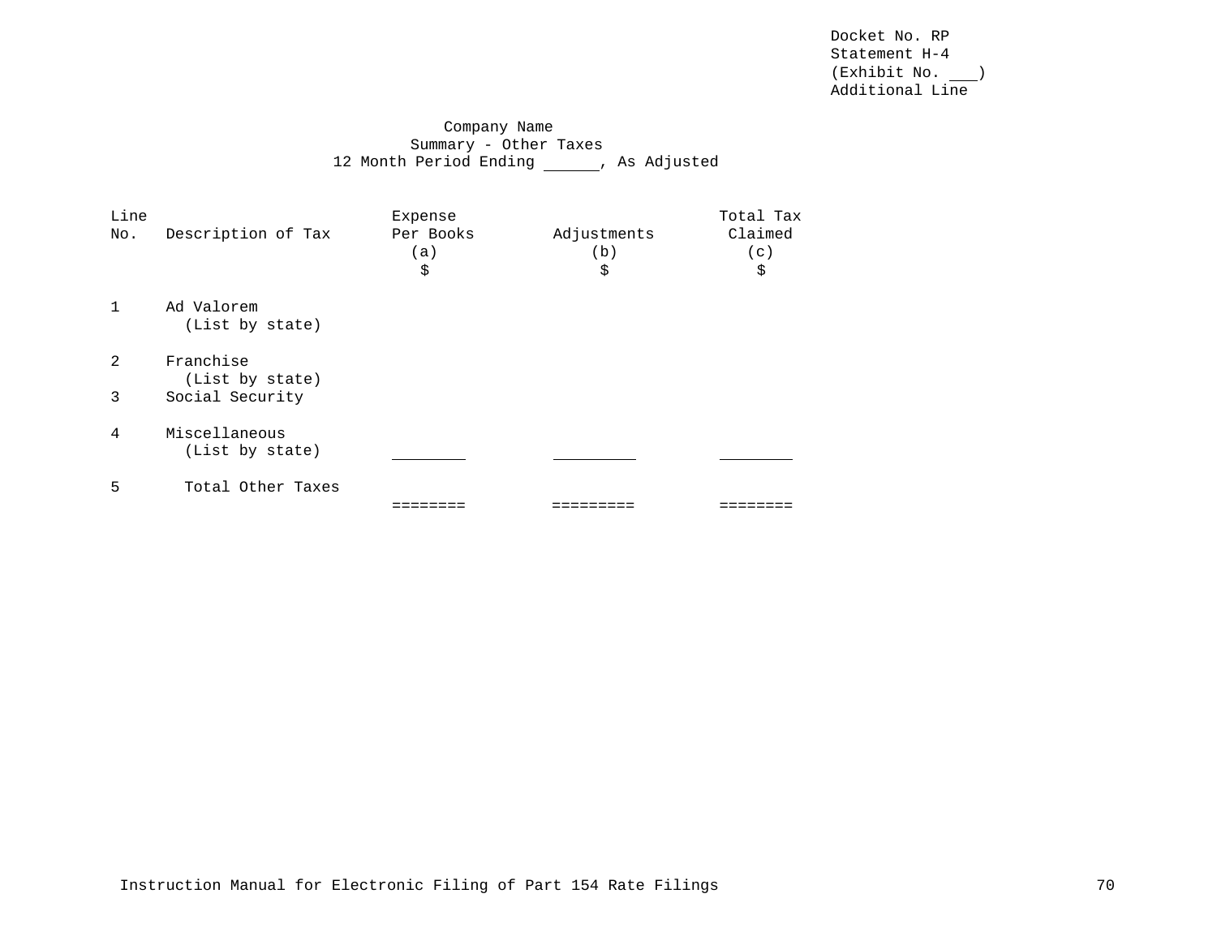Docket No. RP
Statement H-4
(Exhibit No. ___)
Additional Line

Company Name
Summary - Other Taxes
12 Month Period Ending ______, As Adjusted

| Line No. | Description of Tax | Expense Per Books (a) $ | Adjustments (b) $ | Total Tax Claimed (c) $ |
|---|---|---|---|---|
| 1 | Ad Valorem (List by state) | | | |
| 2 | Franchise (List by state) | | | |
| 3 | Social Security | | | |
| 4 | Miscellaneous (List by state) | ________ | _________ | ________ |
| 5 | Total Other Taxes | ======== | ========= | ======== |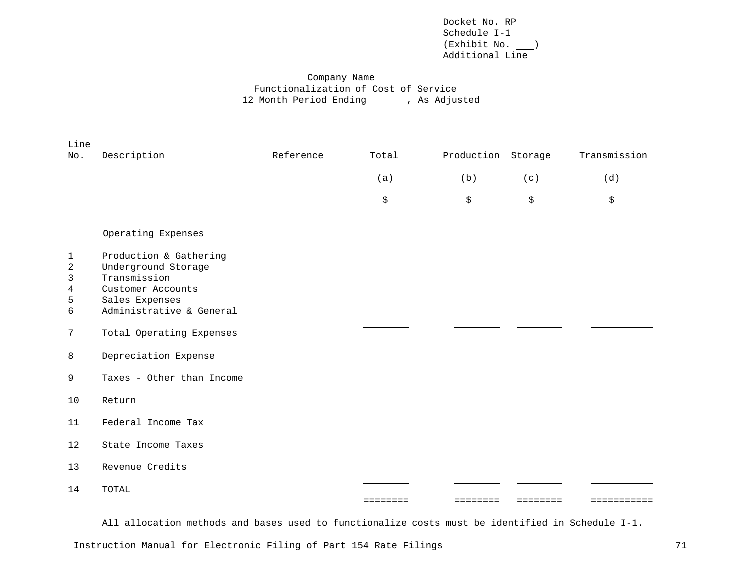Docket No. RP
Schedule I-1
(Exhibit No. ___)
Additional Line

Company Name
Functionalization of Cost of Service
12 Month Period Ending ______, As Adjusted

| Line No. | Description | Reference | Total | Production | Storage | Transmission |
|---|---|---|---|---|---|---|
| | | | (a) | (b) | (c) | (d) |
| | | | $ | $ | $ | $ |
| | Operating Expenses | | | | | |
| 1 | Production & Gathering | | | | | |
| 2 | Underground Storage | | | | | |
| 3 | Transmission | | | | | |
| 4 | Customer Accounts | | | | | |
| 5 | Sales Expenses | | | | | |
| 6 | Administrative & General | | | | | |
| | | | ________ | ________ | ________ | ___________ |
| 7 | Total Operating Expenses | | | | | |
| | | | ________ | ________ | ________ | ___________ |
| 8 | Depreciation Expense | | | | | |
| 9 | Taxes - Other than Income | | | | | |
| 10 | Return | | | | | |
| 11 | Federal Income Tax | | | | | |
| 12 | State Income Taxes | | | | | |
| 13 | Revenue Credits | | | | | |
| | | | ________ | ________ | ________ | ___________ |
| 14 | TOTAL | | | | | |
| | | | ======== | ======== | ======== | =========== |

All allocation methods and bases used to functionalize costs must be identified in Schedule I-1.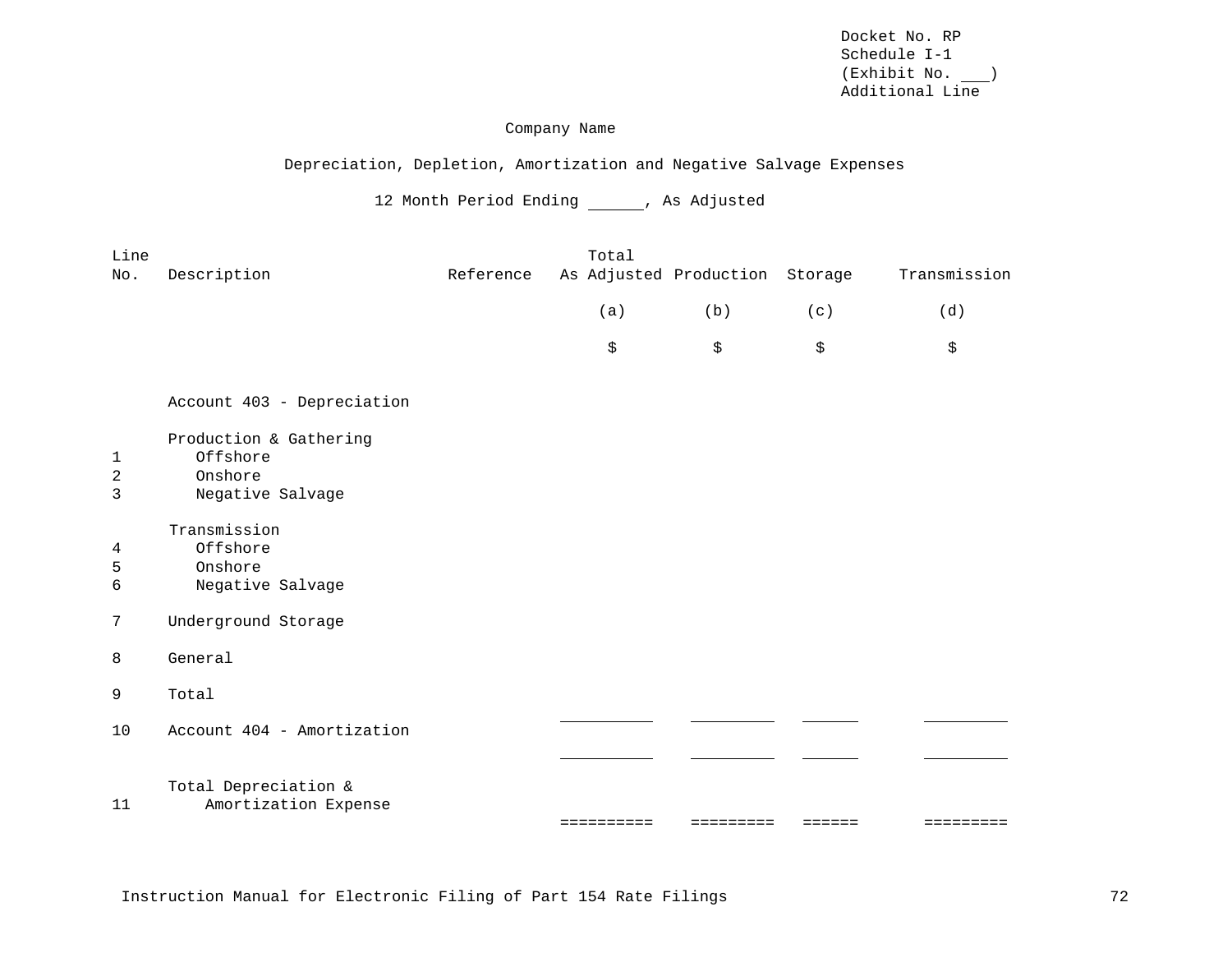Docket No. RP
Schedule I-1
(Exhibit No. ___)
Additional Line

Company Name

Depreciation, Depletion, Amortization and Negative Salvage Expenses

12 Month Period Ending ______, As Adjusted

| Line No. | Description | Reference | Total As Adjusted | Production | Storage | Transmission |
|---|---|---|---|---|---|---|
| | | | (a) | (b) | (c) | (d) |
| | | | $ | $ | $ | $ |
| | Account 403 - Depreciation | | | | | |
| | Production & Gathering | | | | | |
| 1 | Offshore | | | | | |
| 2 | Onshore | | | | | |
| 3 | Negative Salvage | | | | | |
| | Transmission | | | | | |
| 4 | Offshore | | | | | |
| 5 | Onshore | | | | | |
| 6 | Negative Salvage | | | | | |
| 7 | Underground Storage | | | | | |
| 8 | General | | | | | |
| 9 | Total | | ______ | ______ | ______ | ______ |
| 10 | Account 404 - Amortization | | ______ | ______ | ______ | ______ |
| 11 | Total Depreciation & Amortization Expense | | ========== | ========= | ====== | ========= |

Instruction Manual for Electronic Filing of Part 154 Rate Filings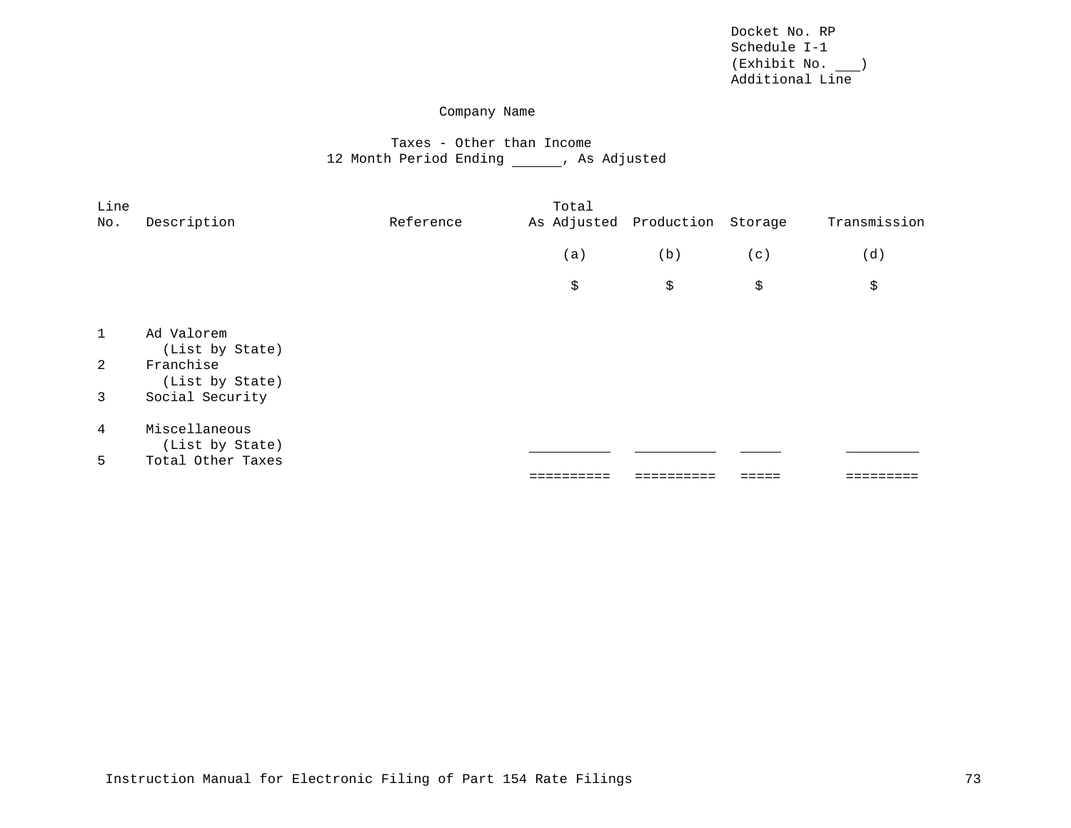Docket No. RP
Schedule I-1
(Exhibit No. ___)
Additional Line

Company Name

Taxes - Other than Income
12 Month Period Ending ______, As Adjusted

| Line No. | Description | Reference | Total As Adjusted | Production | Storage | Transmission |
|---|---|---|---|---|---|---|
| | | | (a) | (b) | (c) | (d) |
| | | | $ | $ | $ | $ |
| 1 | Ad Valorem (List by State) | | | | | |
| 2 | Franchise (List by State) | | | | | |
| 3 | Social Security | | | | | |
| 4 | Miscellaneous (List by State) | | __________ | __________ | _____ | _________ |
| 5 | Total Other Taxes | | | | | |
| | | | ========== | ========== | ===== | ========= |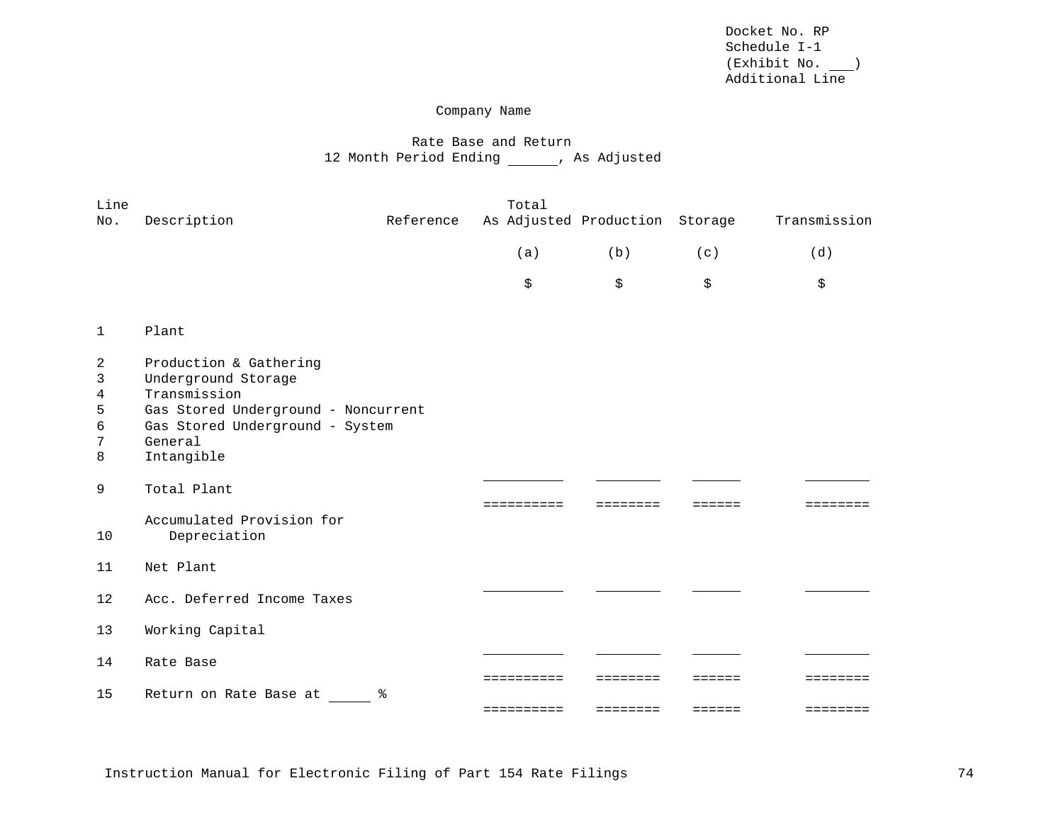Docket No. RP
Schedule I-1
(Exhibit No. ___)
Additional Line

Company Name

Rate Base and Return
12 Month Period Ending ______, As Adjusted

| Line No. | Description | Reference | Total As Adjusted | Production | Storage | Transmission |
|---|---|---|---|---|---|---|
| | | | (a) | (b) | (c) | (d) |
| | | | $ | $ | $ | $ |
| 1 | Plant | | | | | |
| 2 | Production & Gathering | | | | | |
| 3 | Underground Storage | | | | | |
| 4 | Transmission | | | | | |
| 5 | Gas Stored Underground - Noncurrent | | | | | |
| 6 | Gas Stored Underground - System | | | | | |
| 7 | General | | | | | |
| 8 | Intangible | | | | | |
| 9 | Total Plant | | | | | |
| 10 | Accumulated Provision for Depreciation | | | | | |
| 11 | Net Plant | | | | | |
| 12 | Acc. Deferred Income Taxes | | | | | |
| 13 | Working Capital | | | | | |
| 14 | Rate Base | | | | | |
| 15 | Return on Rate Base at _____ % | | | | | |

Instruction Manual for Electronic Filing of Part 154 Rate Filings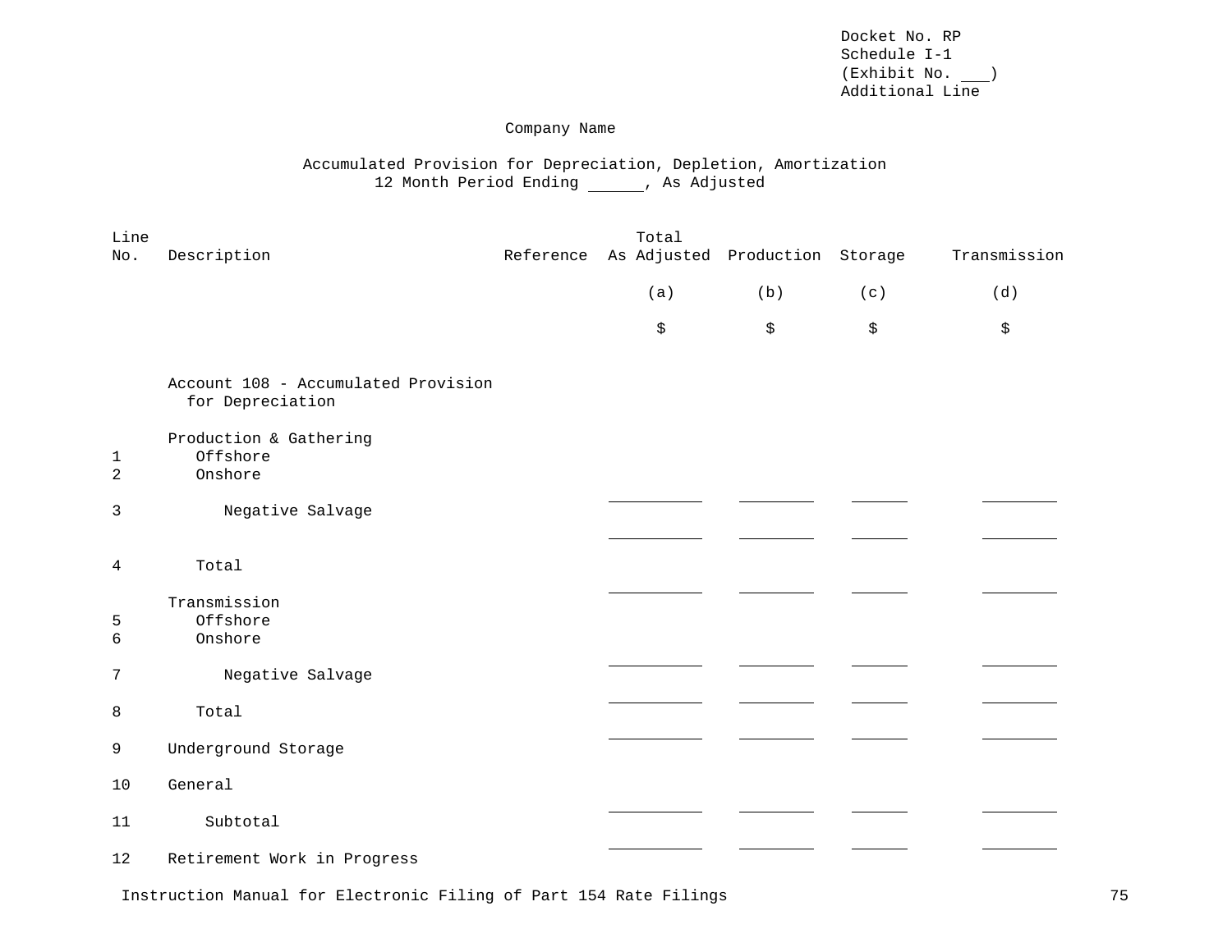Docket No. RP
Schedule I-1
(Exhibit No. ___)
Additional Line

Company Name

Accumulated Provision for Depreciation, Depletion, Amortization
12 Month Period Ending ______, As Adjusted

| Line No. | Description | Reference | Total As Adjusted | Production | Storage | Transmission |
|---|---|---|---|---|---|---|
| | | | (a) | (b) | (c) | (d) |
| | | | $ | $ | $ | $ |
| | Account 108 - Accumulated Provision for Depreciation | | | | | |
| | Production & Gathering | | | | | |
| 1 | Offshore | | | | | |
| 2 | Onshore | | | | | |
| 3 | Negative Salvage | | | | | |
| 4 | Total | | | | | |
| | Transmission | | | | | |
| 5 | Offshore | | | | | |
| 6 | Onshore | | | | | |
| 7 | Negative Salvage | | | | | |
| 8 | Total | | | | | |
| 9 | Underground Storage | | | | | |
| 10 | General | | | | | |
| 11 | Subtotal | | | | | |
| 12 | Retirement Work in Progress | | | | | |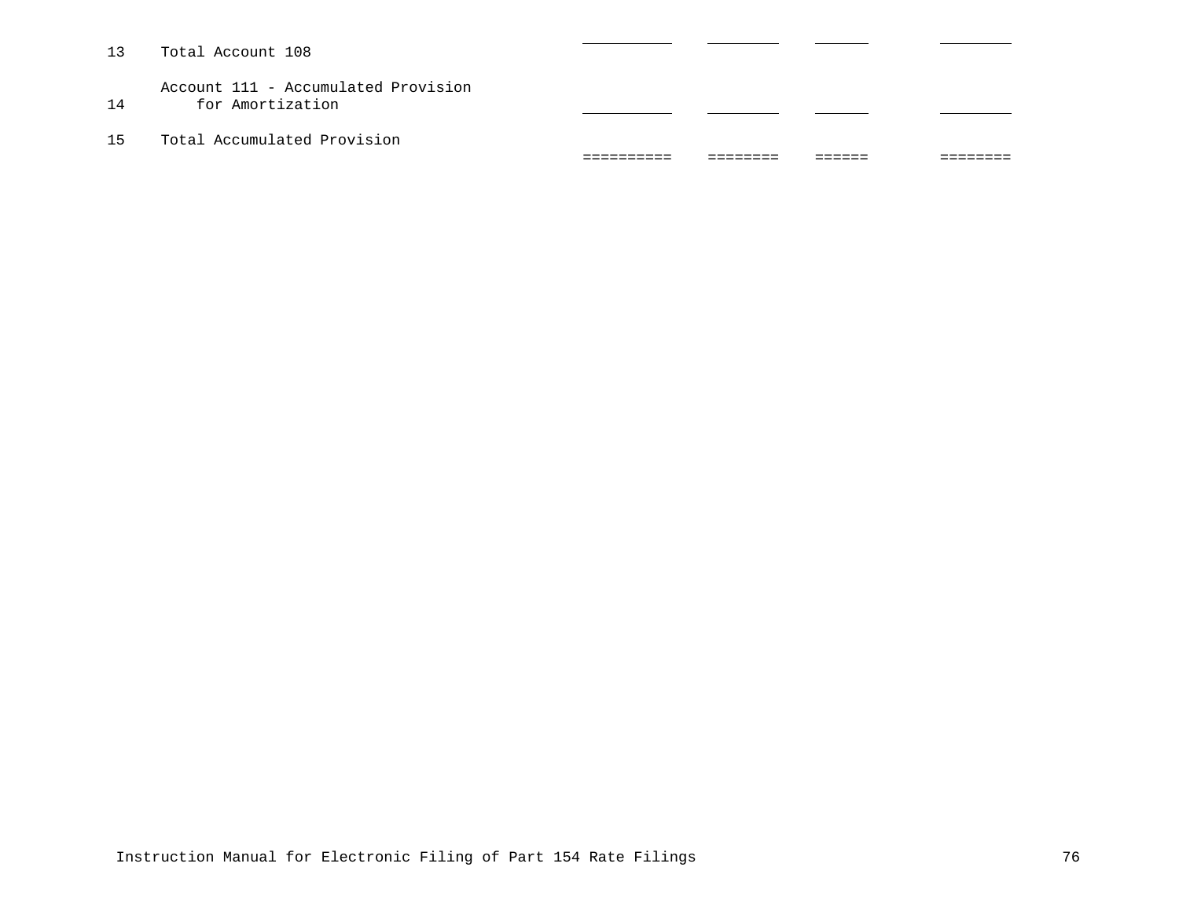| | | | | | |
|---|---|---|---|---|---|
| 13 | Total Account 108 | __________ | ________ | ______ | ________ |
| 14 | Account 111 - Accumulated Provision for Amortization | __________ | ________ | ______ | ________ |
| 15 | Total Accumulated Provision | ========== | ======== | ====== | ======== |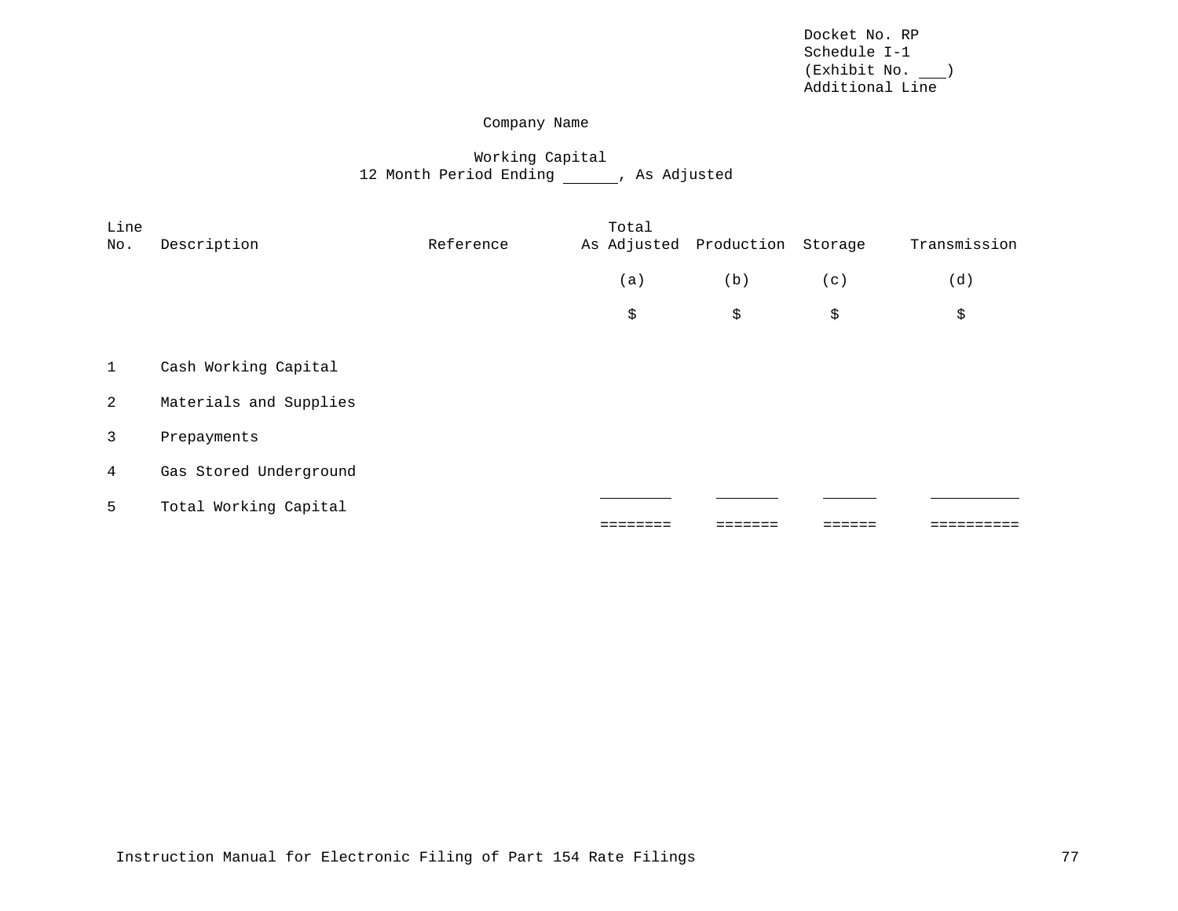Docket No. RP
Schedule I-1
(Exhibit No. ___)
Additional Line

Company Name

Working Capital
12 Month Period Ending ______, As Adjusted

| Line No. | Description | Reference | Total As Adjusted | Production | Storage | Transmission |
|---|---|---|---|---|---|---|
| | | | (a) | (b) | (c) | (d) |
| | | | $ | $ | $ | $ |
| 1 | Cash Working Capital | | | | | |
| 2 | Materials and Supplies | | | | | |
| 3 | Prepayments | | | | | |
| 4 | Gas Stored Underground | | ________ | _______ | ______ | __________ |
| 5 | Total Working Capital | | ======== | ======= | ====== | ========== |

Instruction Manual for Electronic Filing of Part 154 Rate Filings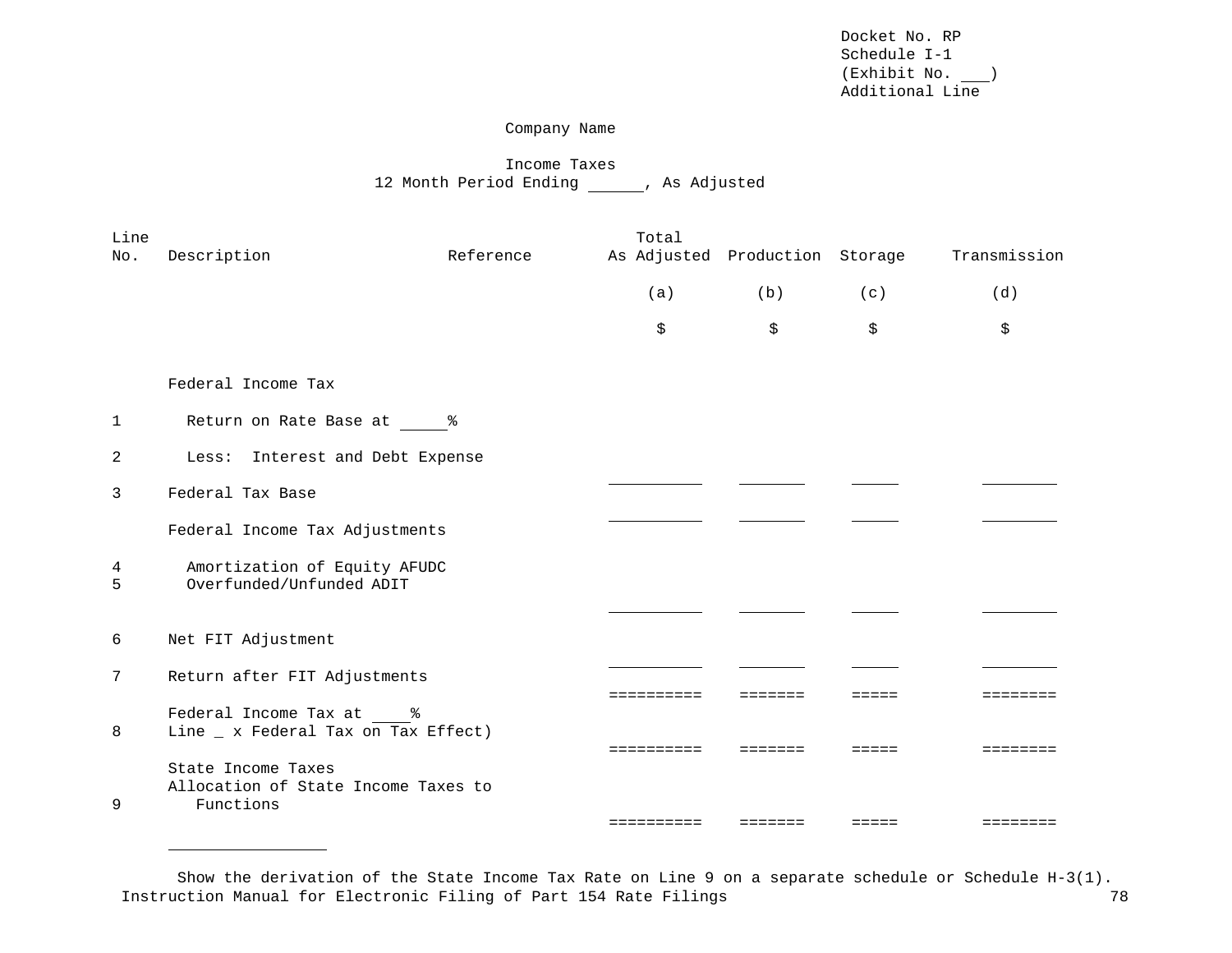Docket No. RP
Schedule I-1
(Exhibit No. ___)
Additional Line

Company Name

Income Taxes
12 Month Period Ending ______, As Adjusted

| Line No. | Description | Reference | Total As Adjusted | Production | Storage | Transmission |
|---|---|---|---|---|---|---|
| | | | (a) | (b) | (c) | (d) |
| | | | $ | $ | $ | $ |
| | Federal Income Tax | | | | | |
| 1 | Return on Rate Base at _____% | | | | | |
| 2 | Less: Interest and Debt Expense | | ___________ | ________ | ______ | _________ |
| 3 | Federal Tax Base | | ___________ | ________ | ______ | _________ |
| | Federal Income Tax Adjustments | | | | | |
| 4 | Amortization of Equity AFUDC | | | | | |
| 5 | Overfunded/Unfunded ADIT | | ___________ | ________ | ______ | _________ |
| 6 | Net FIT Adjustment | | ___________ | ________ | ______ | _________ |
| 7 | Return after FIT Adjustments | | ========== | ======= | ===== | ======== |
| 8 | Federal Income Tax at ____% Line _ x Federal Tax on Tax Effect) | | ========== | ======= | ===== | ======== |
| 9 | State Income Taxes Allocation of State Income Taxes to Functions | | ========== | ======= | ===== | ======== |

_________________

Show the derivation of the State Income Tax Rate on Line 9 on a separate schedule or Schedule H-3(1).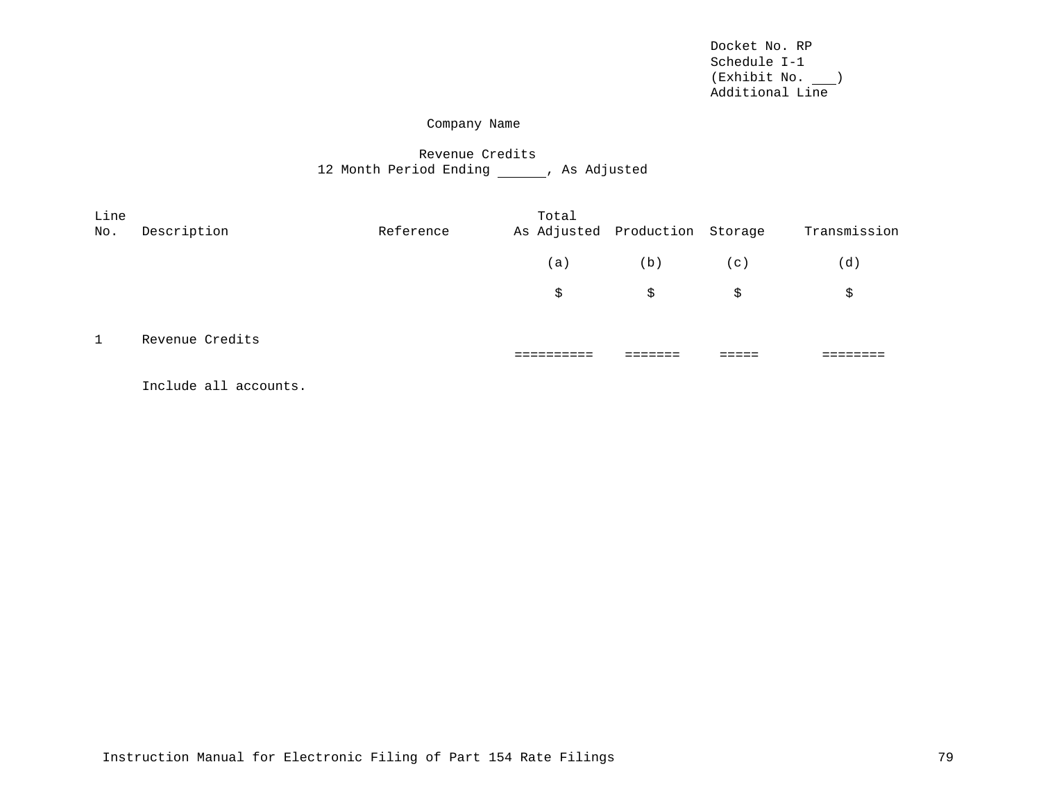Docket No. RP
Schedule I-1
(Exhibit No. ___)
Additional Line

Company Name

Revenue Credits
12 Month Period Ending ______, As Adjusted

| Line No. | Description | Reference | Total As Adjusted | Production | Storage | Transmission |
|---|---|---|---|---|---|---|
| | | | (a) | (b) | (c) | (d) |
| | | | $ | $ | $ | $ |
| 1 | Revenue Credits | | ========== | ======= | ===== | ======== |

Include all accounts.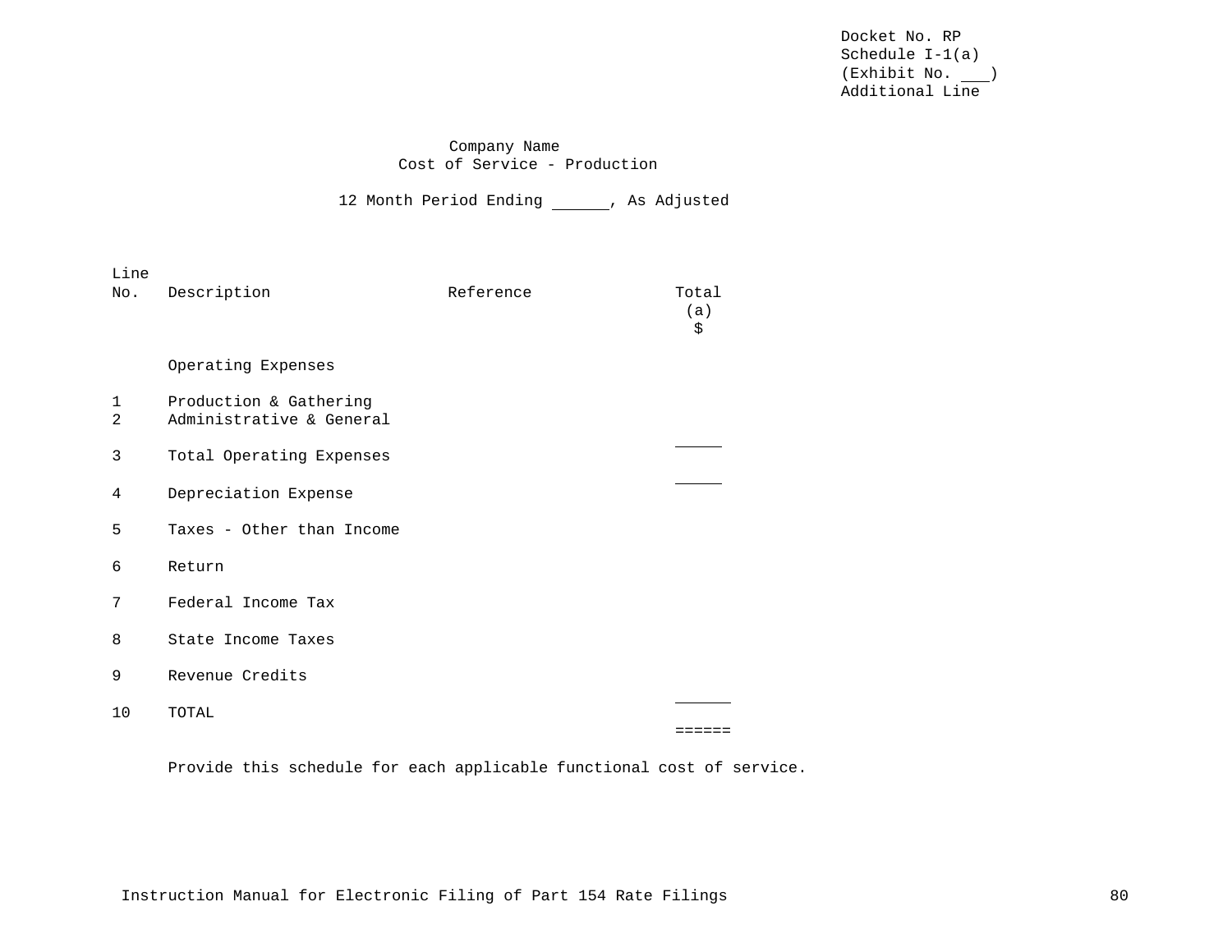Docket No. RP
Schedule I-1(a)
(Exhibit No. ___)
Additional Line

Company Name
Cost of Service - Production

12 Month Period Ending ______, As Adjusted

| Line No. | Description | Reference | Total (a) $ |
|---|---|---|---|
| | Operating Expenses | | |
| 1 | Production & Gathering | | |
| 2 | Administrative & General | | |
| | | | _____ |
| 3 | Total Operating Expenses | | |
| | | | _____ |
| 4 | Depreciation Expense | | |
| 5 | Taxes - Other than Income | | |
| 6 | Return | | |
| 7 | Federal Income Tax | | |
| 8 | State Income Taxes | | |
| 9 | Revenue Credits | | |
| | | | ______ |
| 10 | TOTAL | | |
| | | | ====== |

Provide this schedule for each applicable functional cost of service.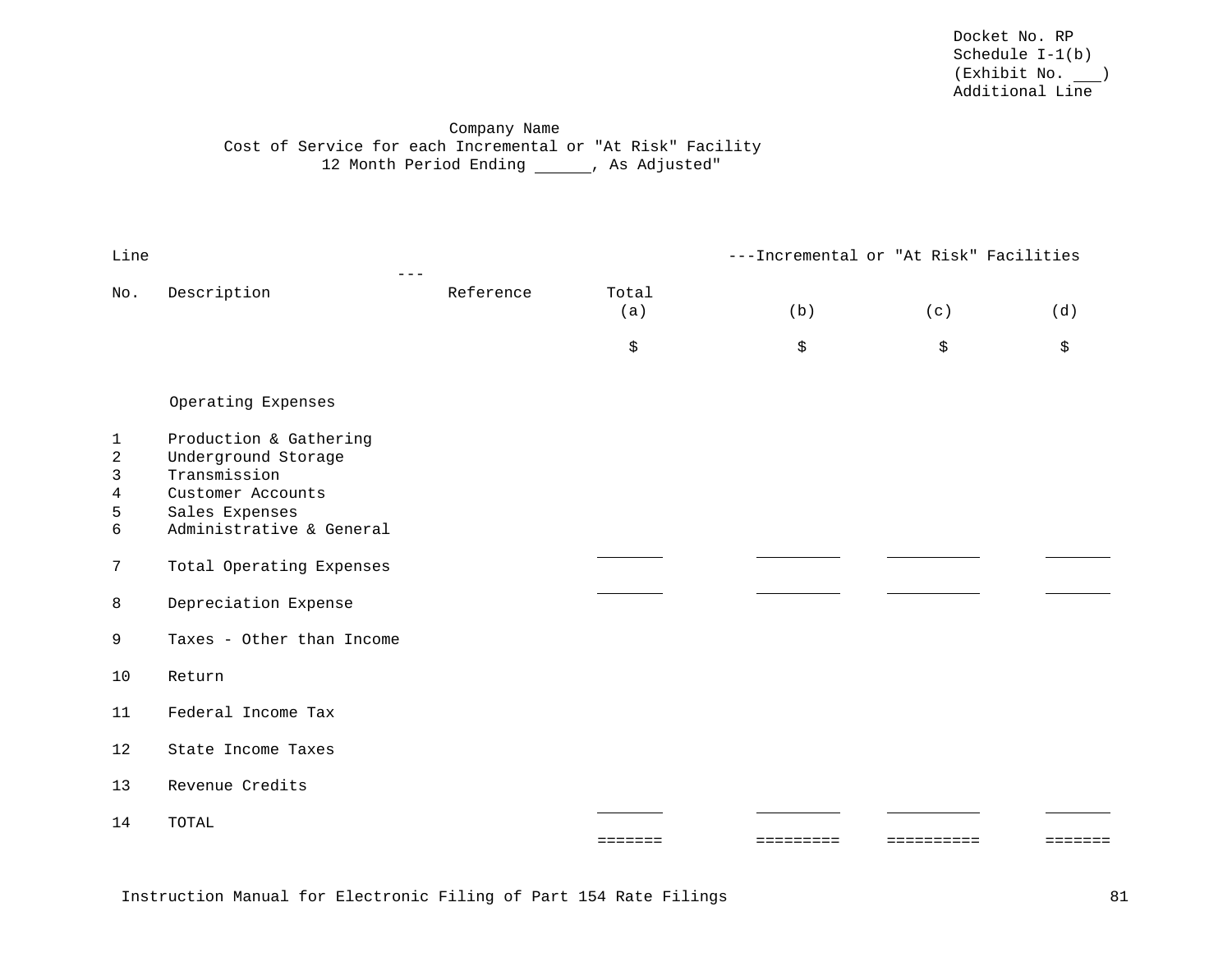Docket No. RP
Schedule I-1(b)
(Exhibit No. ___)
Additional Line

Company Name
Cost of Service for each Incremental or "At Risk" Facility
12 Month Period Ending ______, As Adjusted"

| Line No. | Description | Reference | Total (a) | ---Incremental or "At Risk" Facilities--- (b) | (c) | (d) |
|---|---|---|---|---|---|---|
| | | | $ | $ | $ | $ |
| | Operating Expenses | | | | | |
| 1 | Production & Gathering | | | | | |
| 2 | Underground Storage | | | | | |
| 3 | Transmission | | | | | |
| 4 | Customer Accounts | | | | | |
| 5 | Sales Expenses | | | | | |
| 6 | Administrative & General | | | | | |
| 7 | Total Operating Expenses | | | | | |
| 8 | Depreciation Expense | | | | | |
| 9 | Taxes - Other than Income | | | | | |
| 10 | Return | | | | | |
| 11 | Federal Income Tax | | | | | |
| 12 | State Income Taxes | | | | | |
| 13 | Revenue Credits | | | | | |
| 14 | TOTAL | | ======= | ========= | ========== | ======= |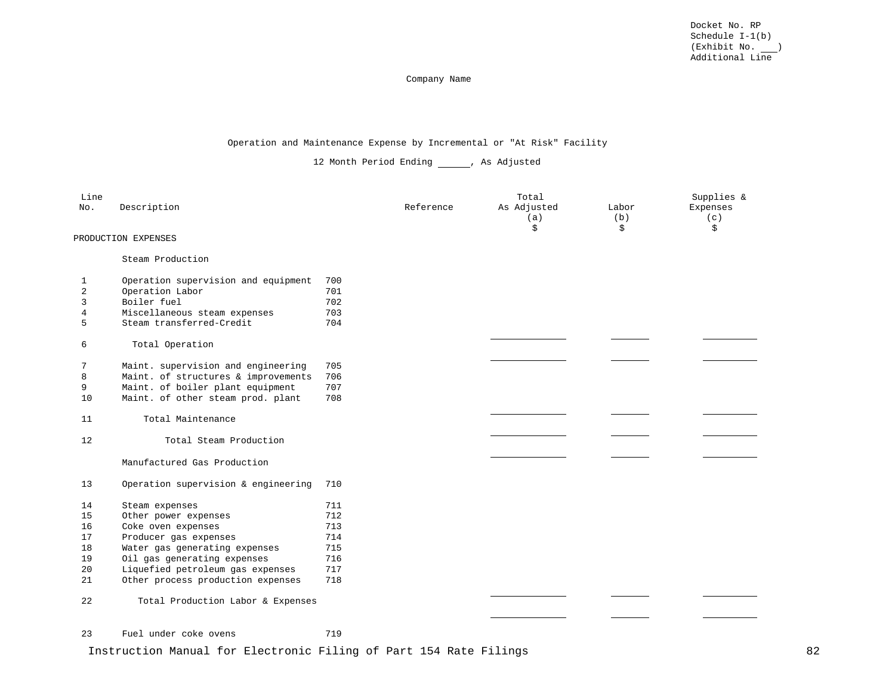Docket No. RP
Schedule I-1(b)
(Exhibit No. ___)
Additional Line

Company Name

Operation and Maintenance Expense by Incremental or "At Risk" Facility

12 Month Period Ending ______, As Adjusted

| Line No. | Description | | Reference | Total As Adjusted (a) $ | Labor (b) $ | Supplies & Expenses (c) $ |
|---|---|---|---|---|---|---|
| | PRODUCTION EXPENSES | | | | | |
| | Steam Production | | | | | |
| 1 | Operation supervision and equipment | 700 | | | | |
| 2 | Operation Labor | 701 | | | | |
| 3 | Boiler fuel | 702 | | | | |
| 4 | Miscellaneous steam expenses | 703 | | | | |
| 5 | Steam transferred-Credit | 704 | | | | |
| 6 | Total Operation | | | | | |
| 7 | Maint. supervision and engineering | 705 | | | | |
| 8 | Maint. of structures & improvements | 706 | | | | |
| 9 | Maint. of boiler plant equipment | 707 | | | | |
| 10 | Maint. of other steam prod. plant | 708 | | | | |
| 11 | Total Maintenance | | | | | |
| 12 | Total Steam Production | | | | | |
| | Manufactured Gas Production | | | | | |
| 13 | Operation supervision & engineering | 710 | | | | |
| 14 | Steam expenses | 711 | | | | |
| 15 | Other power expenses | 712 | | | | |
| 16 | Coke oven expenses | 713 | | | | |
| 17 | Producer gas expenses | 714 | | | | |
| 18 | Water gas generating expenses | 715 | | | | |
| 19 | Oil gas generating expenses | 716 | | | | |
| 20 | Liquefied petroleum gas expenses | 717 | | | | |
| 21 | Other process production expenses | 718 | | | | |
| 22 | Total Production Labor & Expenses | | | | | |
| 23 | Fuel under coke ovens | 719 | | | | |

Instruction Manual for Electronic Filing of Part 154 Rate Filings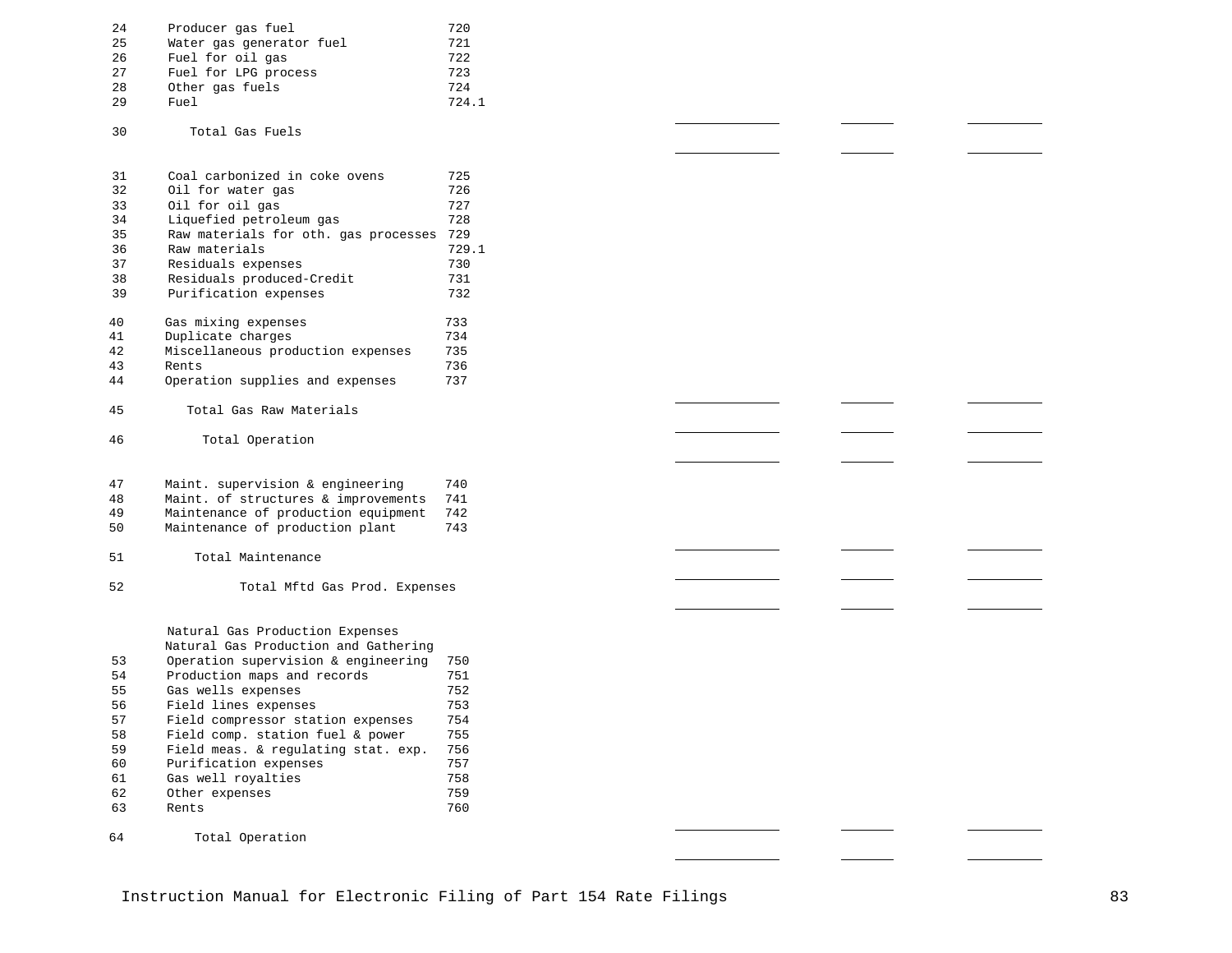| Line | Description | Account | | | |
|---|---|---|---|---|---|
| 24 | Producer gas fuel | 720 | | | |
| 25 | Water gas generator fuel | 721 | | | |
| 26 | Fuel for oil gas | 722 | | | |
| 27 | Fuel for LPG process | 723 | | | |
| 28 | Other gas fuels | 724 | | | |
| 29 | Fuel | 724.1 | | | |
| 30 | Total Gas Fuels | | | | |
| 31 | Coal carbonized in coke ovens | 725 | | | |
| 32 | Oil for water gas | 726 | | | |
| 33 | Oil for oil gas | 727 | | | |
| 34 | Liquefied petroleum gas | 728 | | | |
| 35 | Raw materials for oth. gas processes | 729 | | | |
| 36 | Raw materials | 729.1 | | | |
| 37 | Residuals expenses | 730 | | | |
| 38 | Residuals produced-Credit | 731 | | | |
| 39 | Purification expenses | 732 | | | |
| 40 | Gas mixing expenses | 733 | | | |
| 41 | Duplicate charges | 734 | | | |
| 42 | Miscellaneous production expenses | 735 | | | |
| 43 | Rents | 736 | | | |
| 44 | Operation supplies and expenses | 737 | | | |
| 45 | Total Gas Raw Materials | | | | |
| 46 | Total Operation | | | | |
| 47 | Maint. supervision & engineering | 740 | | | |
| 48 | Maint. of structures & improvements | 741 | | | |
| 49 | Maintenance of production equipment | 742 | | | |
| 50 | Maintenance of production plant | 743 | | | |
| 51 | Total Maintenance | | | | |
| 52 | Total Mftd Gas Prod. Expenses | | | | |
| | Natural Gas Production Expenses | | | | |
| | Natural Gas Production and Gathering | | | | |
| 53 | Operation supervision & engineering | 750 | | | |
| 54 | Production maps and records | 751 | | | |
| 55 | Gas wells expenses | 752 | | | |
| 56 | Field lines expenses | 753 | | | |
| 57 | Field compressor station expenses | 754 | | | |
| 58 | Field comp. station fuel & power | 755 | | | |
| 59 | Field meas. & regulating stat. exp. | 756 | | | |
| 60 | Purification expenses | 757 | | | |
| 61 | Gas well royalties | 758 | | | |
| 62 | Other expenses | 759 | | | |
| 63 | Rents | 760 | | | |
| 64 | Total Operation | | | | |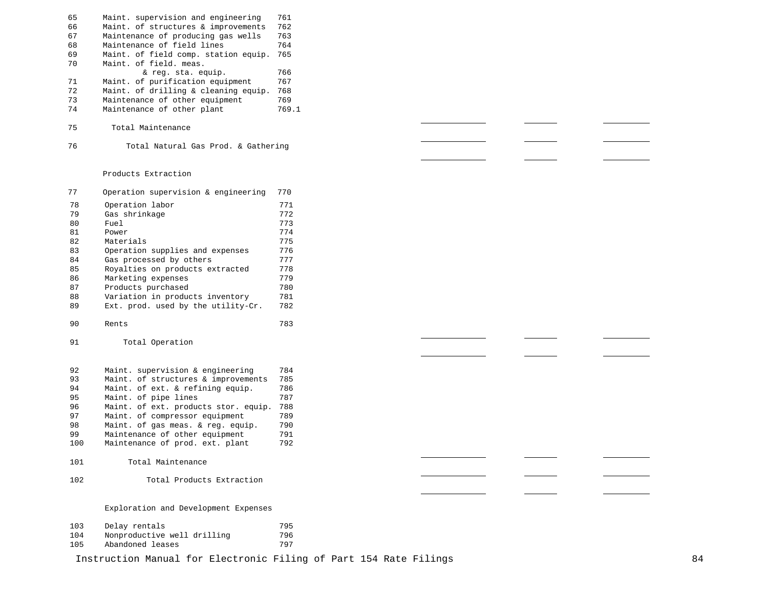| Line | Description | Account | | | |
|---|---|---|---|---|---|
| 65 | Maint. supervision and engineering | 761 | | | |
| 66 | Maint. of structures & improvements | 762 | | | |
| 67 | Maintenance of producing gas wells | 763 | | | |
| 68 | Maintenance of field lines | 764 | | | |
| 69 | Maint. of field comp. station equip. | 765 | | | |
| 70 | Maint. of field. meas. & reg. sta. equip. | 766 | | | |
| 71 | Maint. of purification equipment | 767 | | | |
| 72 | Maint. of drilling & cleaning equip. | 768 | | | |
| 73 | Maintenance of other equipment | 769 | | | |
| 74 | Maintenance of other plant | 769.1 | | | |
| 75 | Total Maintenance | | | | |
| 76 | Total Natural Gas Prod. & Gathering | | | | |
| | **Products Extraction** | | | | |
| 77 | Operation supervision & engineering | 770 | | | |
| 78 | Operation labor | 771 | | | |
| 79 | Gas shrinkage | 772 | | | |
| 80 | Fuel | 773 | | | |
| 81 | Power | 774 | | | |
| 82 | Materials | 775 | | | |
| 83 | Operation supplies and expenses | 776 | | | |
| 84 | Gas processed by others | 777 | | | |
| 85 | Royalties on products extracted | 778 | | | |
| 86 | Marketing expenses | 779 | | | |
| 87 | Products purchased | 780 | | | |
| 88 | Variation in products inventory | 781 | | | |
| 89 | Ext. prod. used by the utility-Cr. | 782 | | | |
| 90 | Rents | 783 | | | |
| 91 | Total Operation | | | | |
| 92 | Maint. supervision & engineering | 784 | | | |
| 93 | Maint. of structures & improvements | 785 | | | |
| 94 | Maint. of ext. & refining equip. | 786 | | | |
| 95 | Maint. of pipe lines | 787 | | | |
| 96 | Maint. of ext. products stor. equip. | 788 | | | |
| 97 | Maint. of compressor equipment | 789 | | | |
| 98 | Maint. of gas meas. & reg. equip. | 790 | | | |
| 99 | Maintenance of other equipment | 791 | | | |
| 100 | Maintenance of prod. ext. plant | 792 | | | |
| 101 | Total Maintenance | | | | |
| 102 | Total Products Extraction | | | | |
| | **Exploration and Development Expenses** | | | | |
| 103 | Delay rentals | 795 | | | |
| 104 | Nonproductive well drilling | 796 | | | |
| 105 | Abandoned leases | 797 | | | |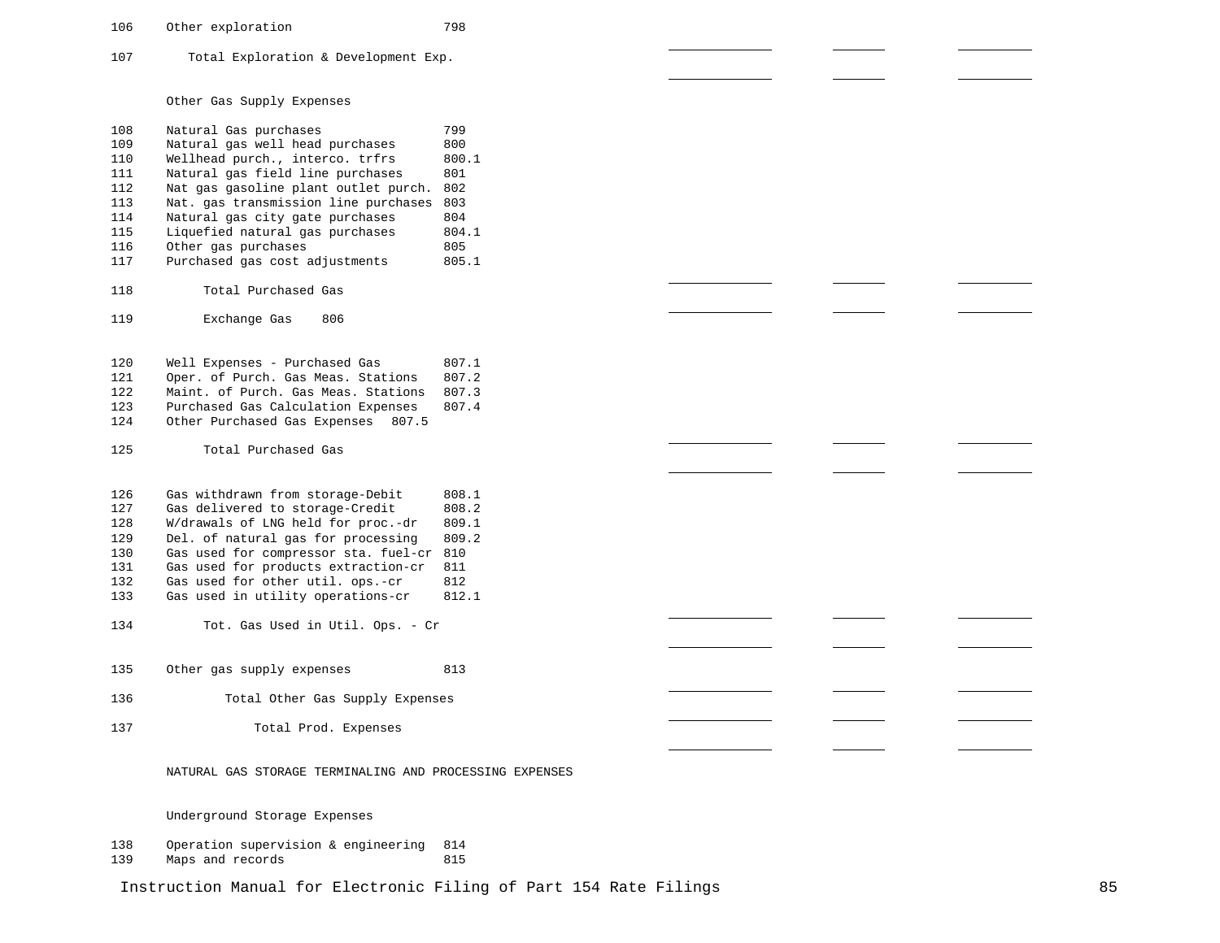| Line | Description | Account | | | |
|---|---|---|---|---|---|
| 106 | Other exploration | 798 | | | |
| 107 | Total Exploration & Development Exp. | | | | |
| | Other Gas Supply Expenses | | | | |
| 108 | Natural Gas purchases | 799 | | | |
| 109 | Natural gas well head purchases | 800 | | | |
| 110 | Wellhead purch., interco. trfrs | 800.1 | | | |
| 111 | Natural gas field line purchases | 801 | | | |
| 112 | Nat gas gasoline plant outlet purch. | 802 | | | |
| 113 | Nat. gas transmission line purchases | 803 | | | |
| 114 | Natural gas city gate purchases | 804 | | | |
| 115 | Liquefied natural gas purchases | 804.1 | | | |
| 116 | Other gas purchases | 805 | | | |
| 117 | Purchased gas cost adjustments | 805.1 | | | |
| 118 | Total Purchased Gas | | | | |
| 119 | Exchange Gas | 806 | | | |
| 120 | Well Expenses - Purchased Gas | 807.1 | | | |
| 121 | Oper. of Purch. Gas Meas. Stations | 807.2 | | | |
| 122 | Maint. of Purch. Gas Meas. Stations | 807.3 | | | |
| 123 | Purchased Gas Calculation Expenses | 807.4 | | | |
| 124 | Other Purchased Gas Expenses | 807.5 | | | |
| 125 | Total Purchased Gas | | | | |
| 126 | Gas withdrawn from storage-Debit | 808.1 | | | |
| 127 | Gas delivered to storage-Credit | 808.2 | | | |
| 128 | W/drawals of LNG held for proc.-dr | 809.1 | | | |
| 129 | Del. of natural gas for processing | 809.2 | | | |
| 130 | Gas used for compressor sta. fuel-cr | 810 | | | |
| 131 | Gas used for products extraction-cr | 811 | | | |
| 132 | Gas used for other util. ops.-cr | 812 | | | |
| 133 | Gas used in utility operations-cr | 812.1 | | | |
| 134 | Tot. Gas Used in Util. Ops. - Cr | | | | |
| 135 | Other gas supply expenses | 813 | | | |
| 136 | Total Other Gas Supply Expenses | | | | |
| 137 | Total Prod. Expenses | | | | |
| | NATURAL GAS STORAGE TERMINALING AND PROCESSING EXPENSES | | | | |
| | Underground Storage Expenses | | | | |
| 138 | Operation supervision & engineering | 814 | | | |
| 139 | Maps and records | 815 | | | |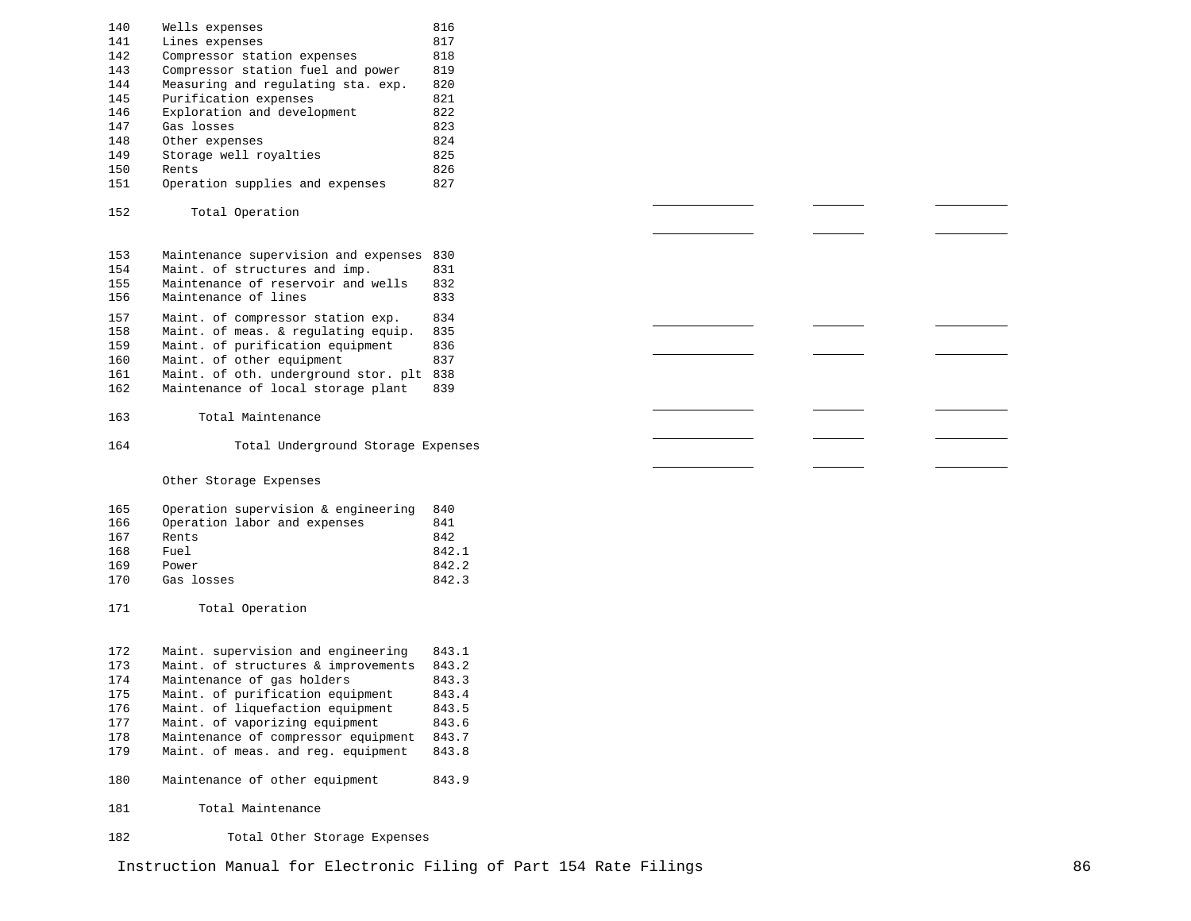| Line | Description | Account | | | |
|---|---|---|---|---|---|
| 140 | Wells expenses | 816 | | | |
| 141 | Lines expenses | 817 | | | |
| 142 | Compressor station expenses | 818 | | | |
| 143 | Compressor station fuel and power | 819 | | | |
| 144 | Measuring and regulating sta. exp. | 820 | | | |
| 145 | Purification expenses | 821 | | | |
| 146 | Exploration and development | 822 | | | |
| 147 | Gas losses | 823 | | | |
| 148 | Other expenses | 824 | | | |
| 149 | Storage well royalties | 825 | | | |
| 150 | Rents | 826 | | | |
| 151 | Operation supplies and expenses | 827 | | | |
| 152 | Total Operation | | | | |
| 153 | Maintenance supervision and expenses | 830 | | | |
| 154 | Maint. of structures and imp. | 831 | | | |
| 155 | Maintenance of reservoir and wells | 832 | | | |
| 156 | Maintenance of lines | 833 | | | |
| 157 | Maint. of compressor station exp. | 834 | | | |
| 158 | Maint. of meas. & regulating equip. | 835 | | | |
| 159 | Maint. of purification equipment | 836 | | | |
| 160 | Maint. of other equipment | 837 | | | |
| 161 | Maint. of oth. underground stor. plt | 838 | | | |
| 162 | Maintenance of local storage plant | 839 | | | |
| 163 | Total Maintenance | | | | |
| 164 | Total Underground Storage Expenses | | | | |
| | Other Storage Expenses | | | | |
| 165 | Operation supervision & engineering | 840 | | | |
| 166 | Operation labor and expenses | 841 | | | |
| 167 | Rents | 842 | | | |
| 168 | Fuel | 842.1 | | | |
| 169 | Power | 842.2 | | | |
| 170 | Gas losses | 842.3 | | | |
| 171 | Total Operation | | | | |
| 172 | Maint. supervision and engineering | 843.1 | | | |
| 173 | Maint. of structures & improvements | 843.2 | | | |
| 174 | Maintenance of gas holders | 843.3 | | | |
| 175 | Maint. of purification equipment | 843.4 | | | |
| 176 | Maint. of liquefaction equipment | 843.5 | | | |
| 177 | Maint. of vaporizing equipment | 843.6 | | | |
| 178 | Maintenance of compressor equipment | 843.7 | | | |
| 179 | Maint. of meas. and reg. equipment | 843.8 | | | |
| 180 | Maintenance of other equipment | 843.9 | | | |
| 181 | Total Maintenance | | | | |
| 182 | Total Other Storage Expenses | | | | |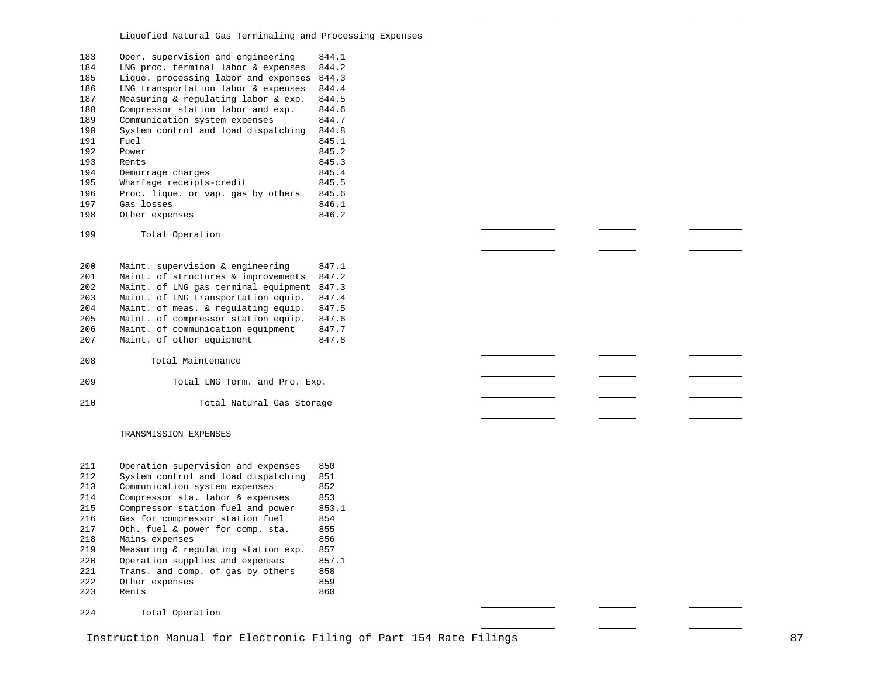Liquefied Natural Gas Terminaling and Processing Expenses

| Line | Description | Account | | | |
|---|---|---|---|---|---|
| 183 | Oper. supervision and engineering | 844.1 | | | |
| 184 | LNG proc. terminal labor & expenses | 844.2 | | | |
| 185 | Lique. processing labor and expenses | 844.3 | | | |
| 186 | LNG transportation labor & expenses | 844.4 | | | |
| 187 | Measuring & regulating labor & exp. | 844.5 | | | |
| 188 | Compressor station labor and exp. | 844.6 | | | |
| 189 | Communication system expenses | 844.7 | | | |
| 190 | System control and load dispatching | 844.8 | | | |
| 191 | Fuel | 845.1 | | | |
| 192 | Power | 845.2 | | | |
| 193 | Rents | 845.3 | | | |
| 194 | Demurrage charges | 845.4 | | | |
| 195 | Wharfage receipts-credit | 845.5 | | | |
| 196 | Proc. lique. or vap. gas by others | 845.6 | | | |
| 197 | Gas losses | 846.1 | | | |
| 198 | Other expenses | 846.2 | | | |
| 199 | Total Operation | | | | |
| 200 | Maint. supervision & engineering | 847.1 | | | |
| 201 | Maint. of structures & improvements | 847.2 | | | |
| 202 | Maint. of LNG gas terminal equipment | 847.3 | | | |
| 203 | Maint. of LNG transportation equip. | 847.4 | | | |
| 204 | Maint. of meas. & regulating equip. | 847.5 | | | |
| 205 | Maint. of compressor station equip. | 847.6 | | | |
| 206 | Maint. of communication equipment | 847.7 | | | |
| 207 | Maint. of other equipment | 847.8 | | | |
| 208 | Total Maintenance | | | | |
| 209 | Total LNG Term. and Pro. Exp. | | | | |
| 210 | Total Natural Gas Storage | | | | |

TRANSMISSION EXPENSES

| Line | Description | Account | | | |
|---|---|---|---|---|---|
| 211 | Operation supervision and expenses | 850 | | | |
| 212 | System control and load dispatching | 851 | | | |
| 213 | Communication system expenses | 852 | | | |
| 214 | Compressor sta. labor & expenses | 853 | | | |
| 215 | Compressor station fuel and power | 853.1 | | | |
| 216 | Gas for compressor station fuel | 854 | | | |
| 217 | Oth. fuel & power for comp. sta. | 855 | | | |
| 218 | Mains expenses | 856 | | | |
| 219 | Measuring & regulating station exp. | 857 | | | |
| 220 | Operation supplies and expenses | 857.1 | | | |
| 221 | Trans. and comp. of gas by others | 858 | | | |
| 222 | Other expenses | 859 | | | |
| 223 | Rents | 860 | | | |
| 224 | Total Operation | | | | |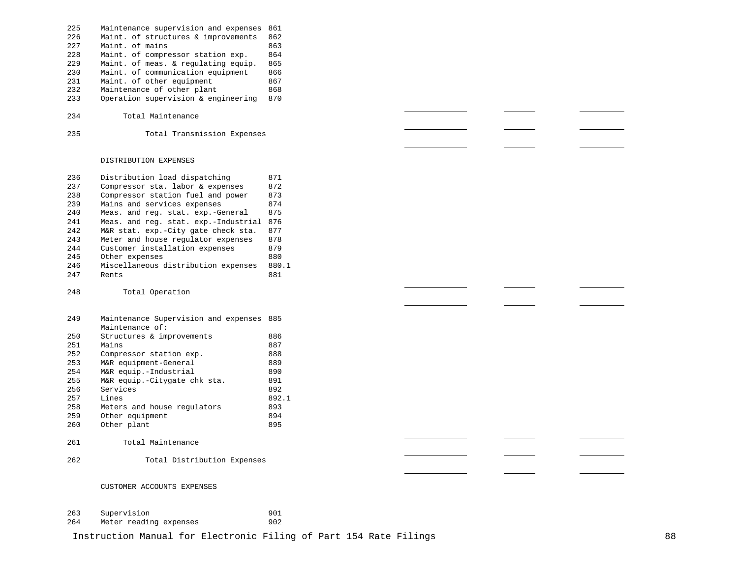| Line | Description | Account | | | |
|---|---|---|---|---|---|
| 225 | Maintenance supervision and expenses | 861 | | | |
| 226 | Maint. of structures & improvements | 862 | | | |
| 227 | Maint. of mains | 863 | | | |
| 228 | Maint. of compressor station exp. | 864 | | | |
| 229 | Maint. of meas. & regulating equip. | 865 | | | |
| 230 | Maint. of communication equipment | 866 | | | |
| 231 | Maint. of other equipment | 867 | | | |
| 232 | Maintenance of other plant | 868 | | | |
| 233 | Operation supervision & engineering | 870 | | | |
| 234 | Total Maintenance | | ______ | ______ | ______ |
| 235 | Total Transmission Expenses | | ______ | ______ | ______ |
| | | | ______ | ______ | ______ |
| | DISTRIBUTION EXPENSES | | | | |
| 236 | Distribution load dispatching | 871 | | | |
| 237 | Compressor sta. labor & expenses | 872 | | | |
| 238 | Compressor station fuel and power | 873 | | | |
| 239 | Mains and services expenses | 874 | | | |
| 240 | Meas. and reg. stat. exp.-General | 875 | | | |
| 241 | Meas. and reg. stat. exp.-Industrial | 876 | | | |
| 242 | M&R stat. exp.-City gate check sta. | 877 | | | |
| 243 | Meter and house regulator expenses | 878 | | | |
| 244 | Customer installation expenses | 879 | | | |
| 245 | Other expenses | 880 | | | |
| 246 | Miscellaneous distribution expenses | 880.1 | | | |
| 247 | Rents | 881 | | | |
| 248 | Total Operation | | ______ | ______ | ______ |
| | | | ______ | ______ | ______ |
| 249 | Maintenance Supervision and expenses | 885 | | | |
| | Maintenance of: | | | | |
| 250 | Structures & improvements | 886 | | | |
| 251 | Mains | 887 | | | |
| 252 | Compressor station exp. | 888 | | | |
| 253 | M&R equipment-General | 889 | | | |
| 254 | M&R equip.-Industrial | 890 | | | |
| 255 | M&R equip.-Citygate chk sta. | 891 | | | |
| 256 | Services | 892 | | | |
| 257 | Lines | 892.1 | | | |
| 258 | Meters and house regulators | 893 | | | |
| 259 | Other equipment | 894 | | | |
| 260 | Other plant | 895 | | | |
| 261 | Total Maintenance | | ______ | ______ | ______ |
| 262 | Total Distribution Expenses | | ______ | ______ | ______ |
| | | | ______ | ______ | ______ |
| | CUSTOMER ACCOUNTS EXPENSES | | | | |
| 263 | Supervision | 901 | | | |
| 264 | Meter reading expenses | 902 | | | |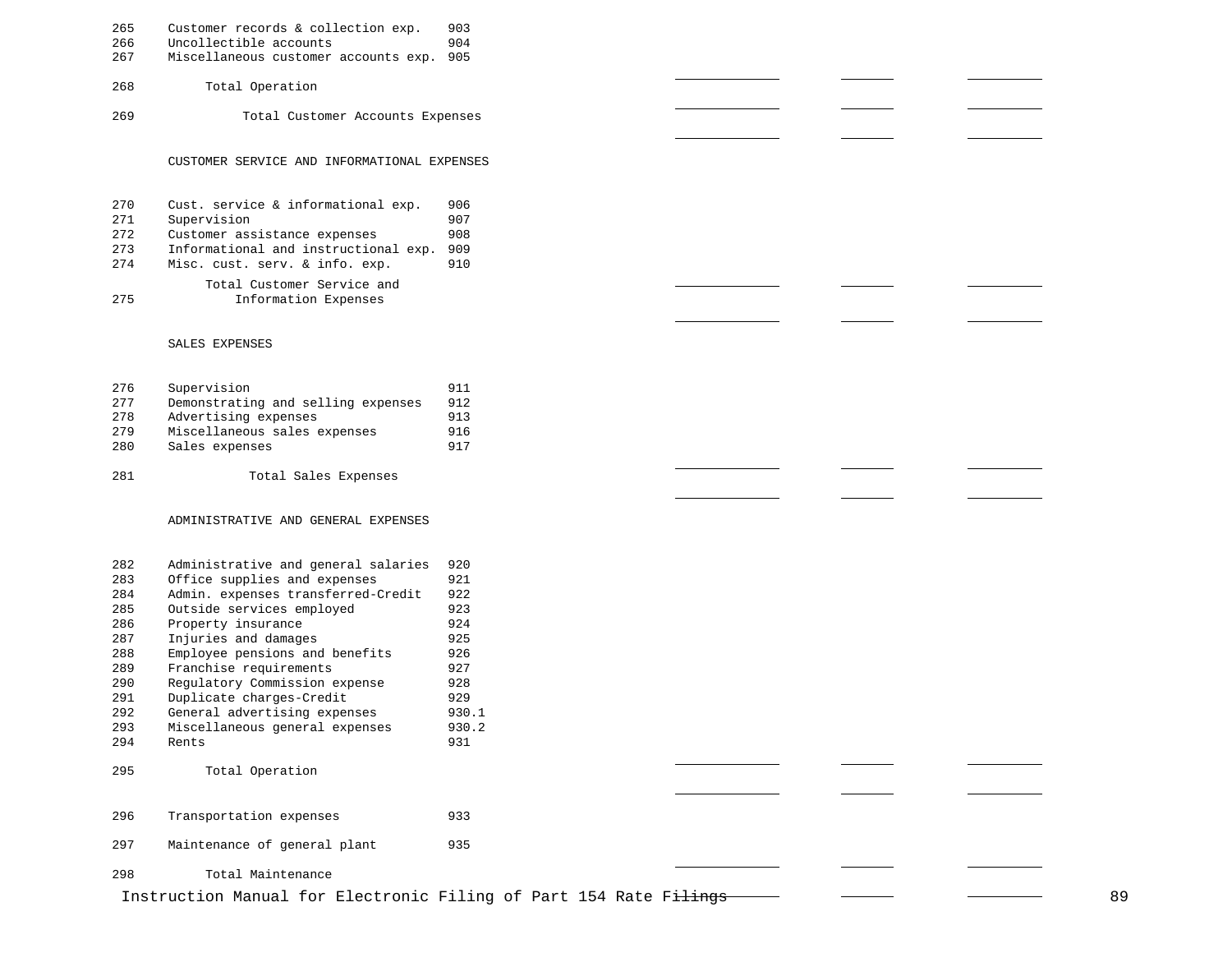| Line | Description | Account | | | |
|---|---|---|---|---|---|
| 265 | Customer records & collection exp. | 903 | | | |
| 266 | Uncollectible accounts | 904 | | | |
| 267 | Miscellaneous customer accounts exp. | 905 | | | |
| 268 | Total Operation | | | | |
| 269 | Total Customer Accounts Expenses | | | | |
| | CUSTOMER SERVICE AND INFORMATIONAL EXPENSES | | | | |
| 270 | Cust. service & informational exp. | 906 | | | |
| 271 | Supervision | 907 | | | |
| 272 | Customer assistance expenses | 908 | | | |
| 273 | Informational and instructional exp. | 909 | | | |
| 274 | Misc. cust. serv. & info. exp. | 910 | | | |
| 275 | Total Customer Service and Information Expenses | | | | |
| | SALES EXPENSES | | | | |
| 276 | Supervision | 911 | | | |
| 277 | Demonstrating and selling expenses | 912 | | | |
| 278 | Advertising expenses | 913 | | | |
| 279 | Miscellaneous sales expenses | 916 | | | |
| 280 | Sales expenses | 917 | | | |
| 281 | Total Sales Expenses | | | | |
| | ADMINISTRATIVE AND GENERAL EXPENSES | | | | |
| 282 | Administrative and general salaries | 920 | | | |
| 283 | Office supplies and expenses | 921 | | | |
| 284 | Admin. expenses transferred-Credit | 922 | | | |
| 285 | Outside services employed | 923 | | | |
| 286 | Property insurance | 924 | | | |
| 287 | Injuries and damages | 925 | | | |
| 288 | Employee pensions and benefits | 926 | | | |
| 289 | Franchise requirements | 927 | | | |
| 290 | Regulatory Commission expense | 928 | | | |
| 291 | Duplicate charges-Credit | 929 | | | |
| 292 | General advertising expenses | 930.1 | | | |
| 293 | Miscellaneous general expenses | 930.2 | | | |
| 294 | Rents | 931 | | | |
| 295 | Total Operation | | | | |
| 296 | Transportation expenses | 933 | | | |
| 297 | Maintenance of general plant | 935 | | | |
| 298 | Total Maintenance | | | | |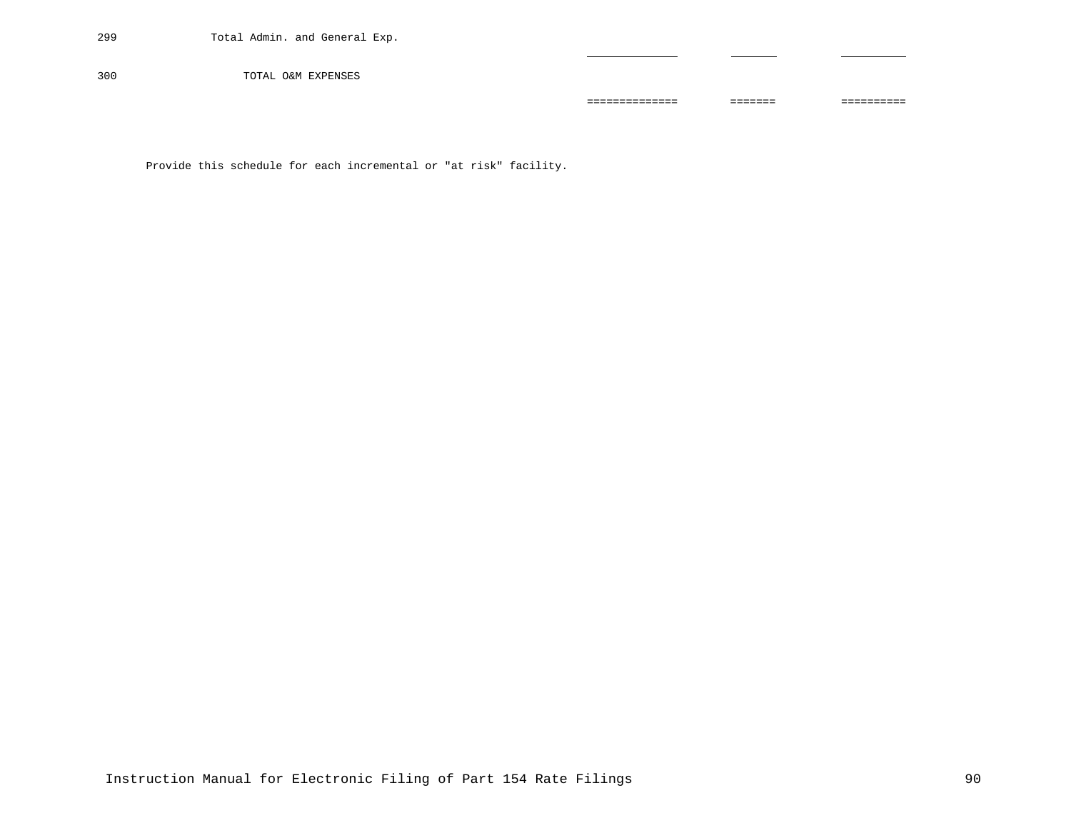| | | | | |
|---|---|---|---|---|
| 299 | Total Admin. and General Exp. | ______________ | _______ | __________ |
| 300 | TOTAL O&M EXPENSES | ============== | ======= | ========== |

Provide this schedule for each incremental or "at risk" facility.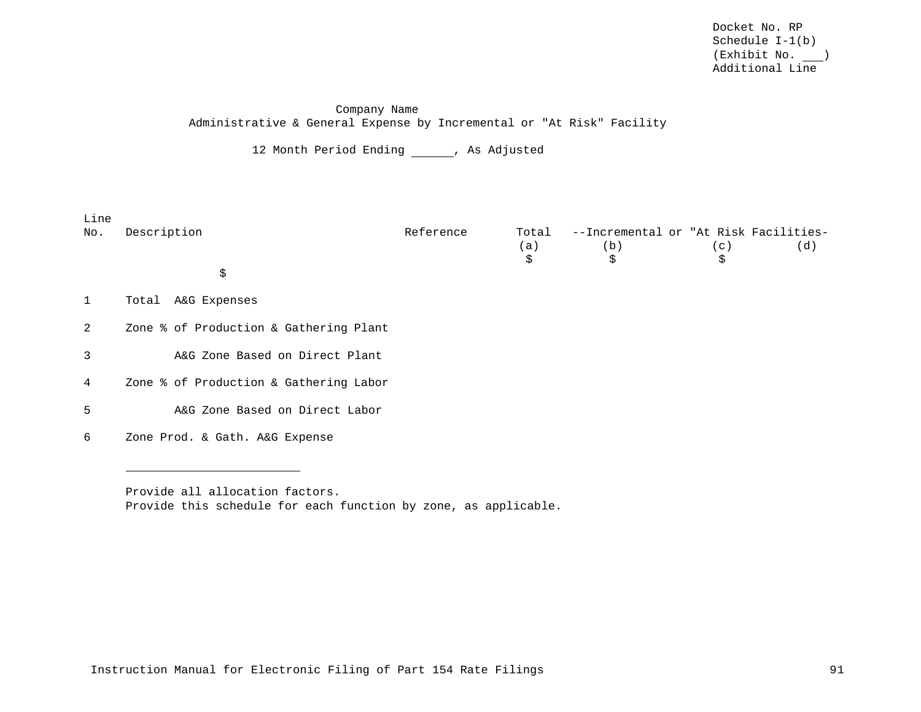Docket No. RP
Schedule I-1(b)
(Exhibit No. ___)
Additional Line

Company Name
Administrative & General Expense by Incremental or "At Risk" Facility

12 Month Period Ending ______, As Adjusted

| Line No. | Description | Reference | Total (a) | --Incremental or "At Risk Facilities- (b) | (c) | (d) |
|---|---|---|---|---|---|---|
| | $ | | $ | $ | $ | |
| 1 | Total A&G Expenses | | | | | |
| 2 | Zone % of Production & Gathering Plant | | | | | |
| 3 | A&G Zone Based on Direct Plant | | | | | |
| 4 | Zone % of Production & Gathering Labor | | | | | |
| 5 | A&G Zone Based on Direct Labor | | | | | |
| 6 | Zone Prod. & Gath. A&G Expense | | | | | |

---

Provide all allocation factors.
Provide this schedule for each function by zone, as applicable.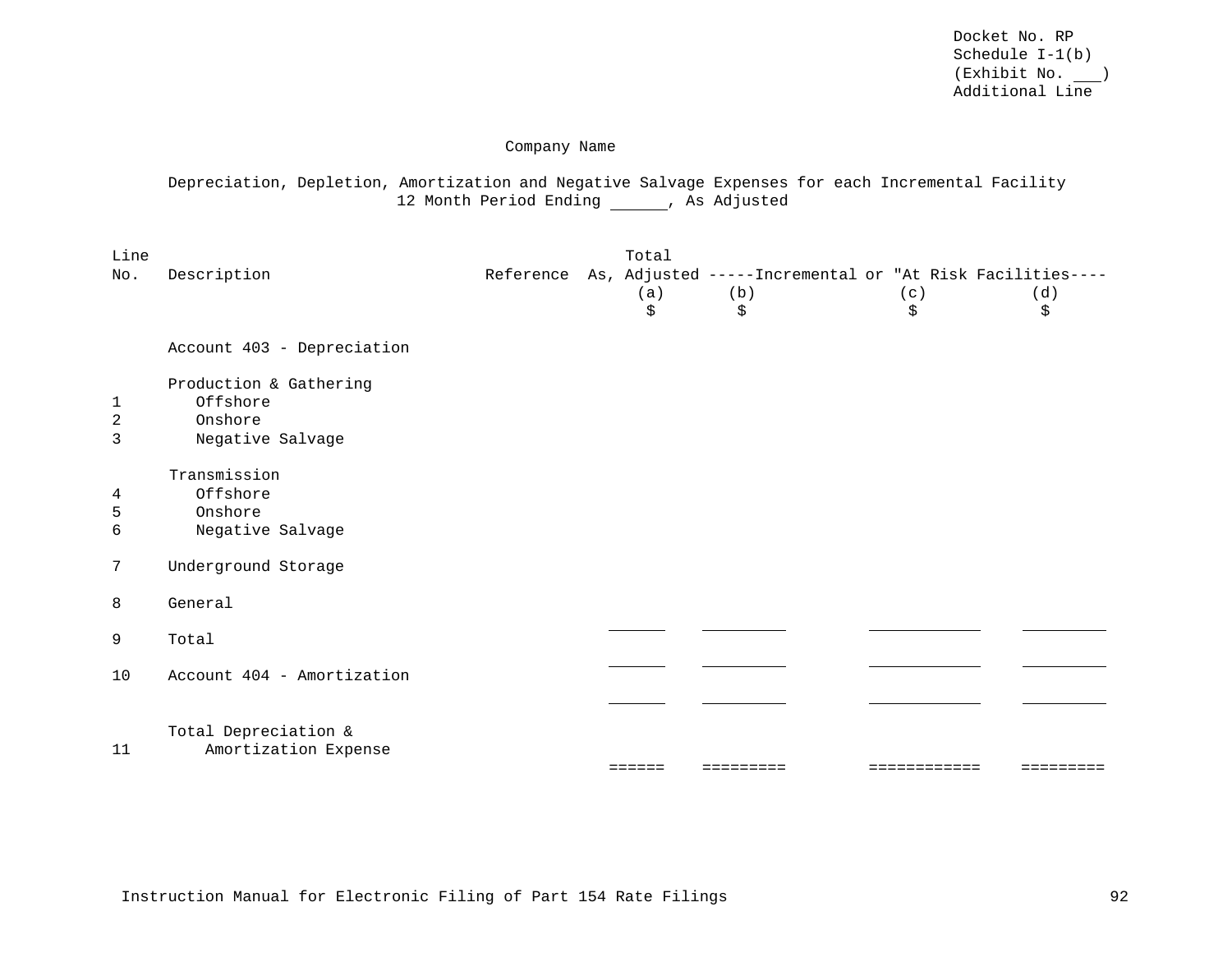Docket No. RP
Schedule I-1(b)
(Exhibit No. ___)
Additional Line

Company Name

Depreciation, Depletion, Amortization and Negative Salvage Expenses for each Incremental Facility
12 Month Period Ending ______, As Adjusted

| Line No. | Description | Reference | Total As, Adjusted | -----Incremental or "At Risk Facilities---- | | |
|---|---|---|---|---|---|---|
| | | | (a) | (b) | (c) | (d) |
| | | | $ | $ | $ | $ |
| | Account 403 - Depreciation | | | | | |
| | Production & Gathering | | | | | |
| 1 | Offshore | | | | | |
| 2 | Onshore | | | | | |
| 3 | Negative Salvage | | | | | |
| | Transmission | | | | | |
| 4 | Offshore | | | | | |
| 5 | Onshore | | | | | |
| 6 | Negative Salvage | | | | | |
| 7 | Underground Storage | | | | | |
| 8 | General | | ______ | _________ | ____________ | _________ |
| 9 | Total | | ______ | _________ | ____________ | _________ |
| 10 | Account 404 - Amortization | | ______ | _________ | ____________ | _________ |
| 11 | Total Depreciation & Amortization Expense | | ====== | ========= | ============ | ========= |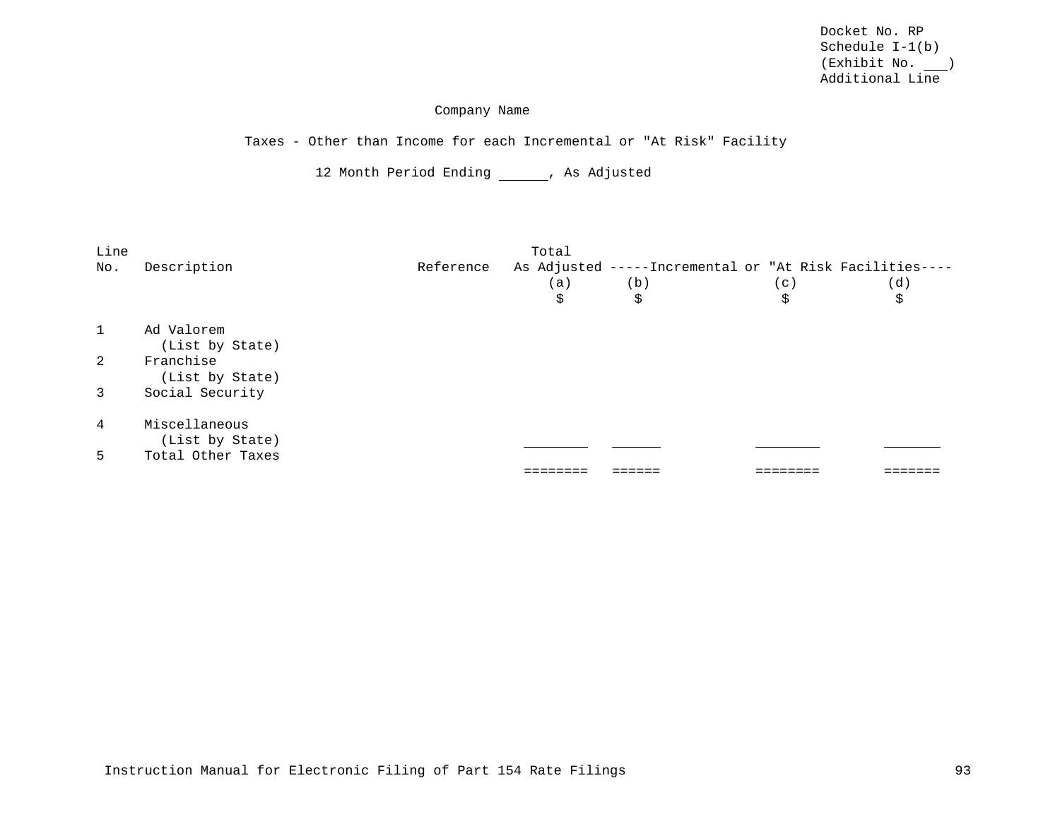Docket No. RP
Schedule I-1(b)
(Exhibit No. ___)
Additional Line

Company Name

Taxes - Other than Income for each Incremental or "At Risk" Facility

12 Month Period Ending ______, As Adjusted

| Line No. | Description | Reference | Total As Adjusted (a) $ | -----Incremental or "At Risk Facilities---- (b) $ | (c) $ | (d) $ |
|---|---|---|---|---|---|---|
| 1 | Ad Valorem (List by State) | | | | | |
| 2 | Franchise (List by State) | | | | | |
| 3 | Social Security | | | | | |
| 4 | Miscellaneous (List by State) | | ________ | ______ | ________ | _______ |
| 5 | Total Other Taxes | | ======== | ====== | ======== | ======= |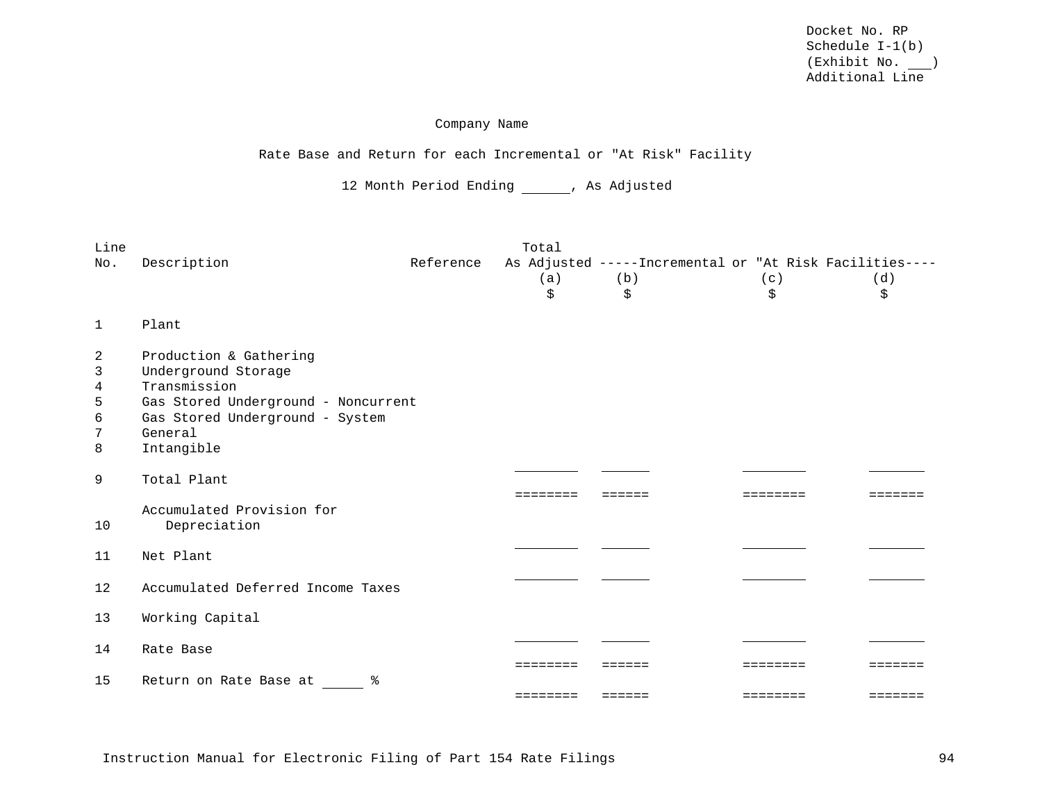Docket No. RP
Schedule I-1(b)
(Exhibit No. ___)
Additional Line

Company Name

Rate Base and Return for each Incremental or "At Risk" Facility

12 Month Period Ending ______, As Adjusted

| Line No. | Description | Reference | Total As Adjusted (a) $ | -----Incremental or "At Risk Facilities---- (b) $ | (c) $ | (d) $ |
|---|---|---|---|---|---|---|
| 1 | Plant | | | | | |
| 2 | Production & Gathering | | | | | |
| 3 | Underground Storage | | | | | |
| 4 | Transmission | | | | | |
| 5 | Gas Stored Underground - Noncurrent | | | | | |
| 6 | Gas Stored Underground - System | | | | | |
| 7 | General | | | | | |
| 8 | Intangible | | | | | |
| 9 | Total Plant | | | | | |
| 10 | Accumulated Provision for Depreciation | | | | | |
| 11 | Net Plant | | | | | |
| 12 | Accumulated Deferred Income Taxes | | | | | |
| 13 | Working Capital | | | | | |
| 14 | Rate Base | | | | | |
| 15 | Return on Rate Base at _____ % | | | | | |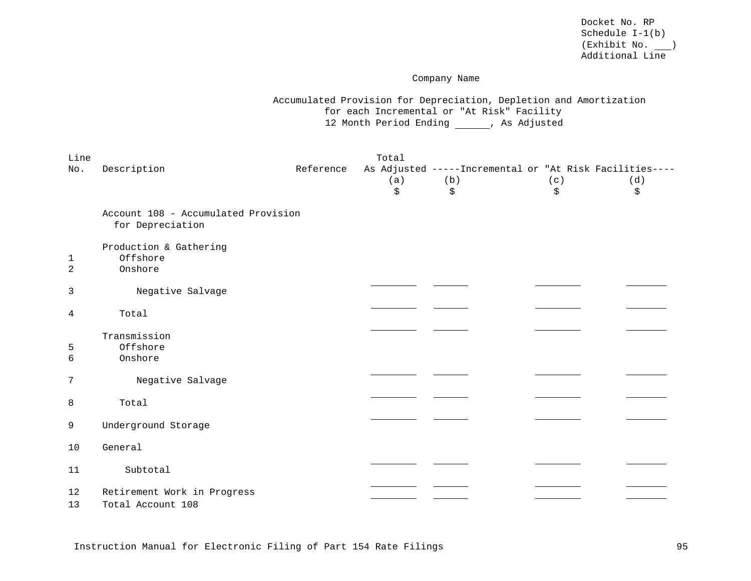Docket No. RP
Schedule I-1(b)
(Exhibit No. ___)
Additional Line

Company Name

Accumulated Provision for Depreciation, Depletion and Amortization
for each Incremental or "At Risk" Facility
12 Month Period Ending ______, As Adjusted

| Line No. | Description | Reference | Total As Adjusted (a) $ | -----Incremental or "At Risk Facilities---- (b) $ | (c) $ | (d) $ |
|---|---|---|---|---|---|---|
| | Account 108 - Accumulated Provision for Depreciation | | | | | |
| | Production & Gathering | | | | | |
| 1 | Offshore | | | | | |
| 2 | Onshore | | | | | |
| 3 | Negative Salvage | | | | | |
| 4 | Total | | | | | |
| | Transmission | | | | | |
| 5 | Offshore | | | | | |
| 6 | Onshore | | | | | |
| 7 | Negative Salvage | | | | | |
| 8 | Total | | | | | |
| 9 | Underground Storage | | | | | |
| 10 | General | | | | | |
| 11 | Subtotal | | | | | |
| 12 | Retirement Work in Progress | | | | | |
| 13 | Total Account 108 | | | | | |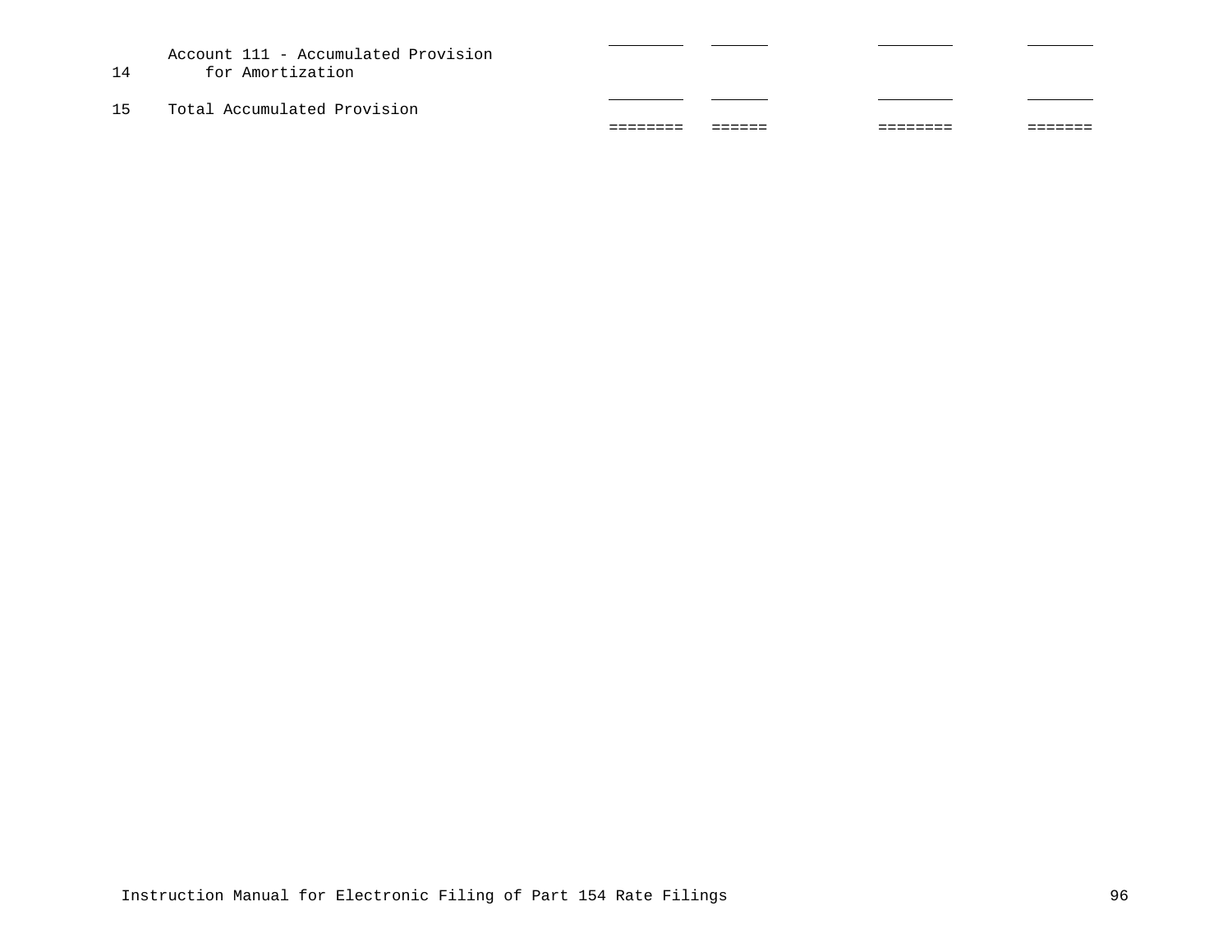| | | | | | |
|---|---|---|---|---|---|
| 14 | Account 111 - Accumulated Provision for Amortization | ________ | ______ | ________ | _______ |
| 15 | Total Accumulated Provision | ________ | ______ | ________ | _______ |
| | | ======== | ====== | ======== | ======= |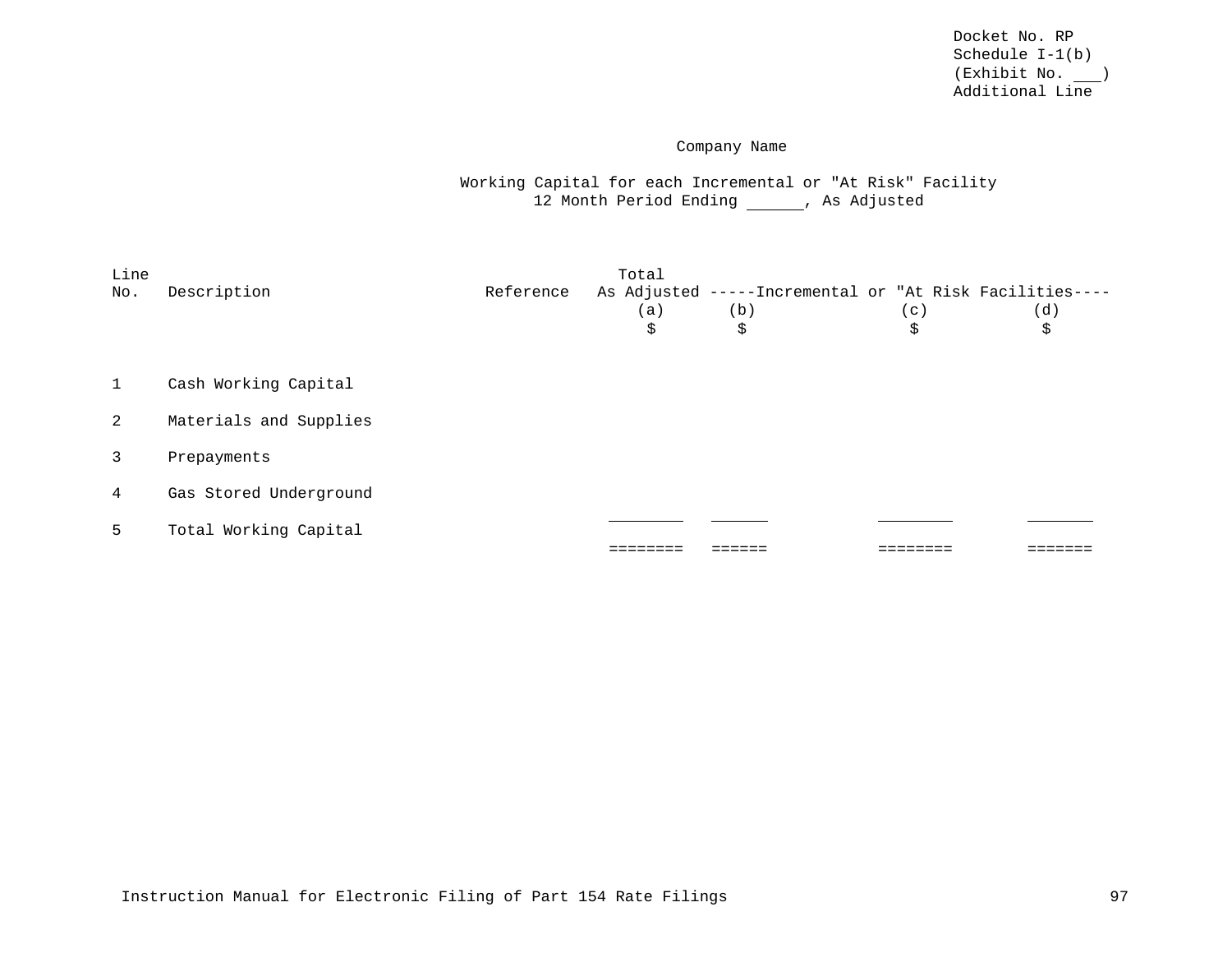Docket No. RP
Schedule I-1(b)
(Exhibit No. ___)
Additional Line

Company Name

Working Capital for each Incremental or "At Risk" Facility
12 Month Period Ending ______, As Adjusted

| Line No. | Description | Reference | Total As Adjusted | -----Incremental or "At Risk Facilities---- | | |
|---|---|---|---|---|---|---|
| | | | (a) | (b) | (c) | (d) |
| | | | $ | $ | $ | $ |
| 1 | Cash Working Capital | | | | | |
| 2 | Materials and Supplies | | | | | |
| 3 | Prepayments | | | | | |
| 4 | Gas Stored Underground | | | | | |
| 5 | Total Working Capital | | ________ | ______ | ________ | _______ |
| | | | ======== | ====== | ======== | ======= |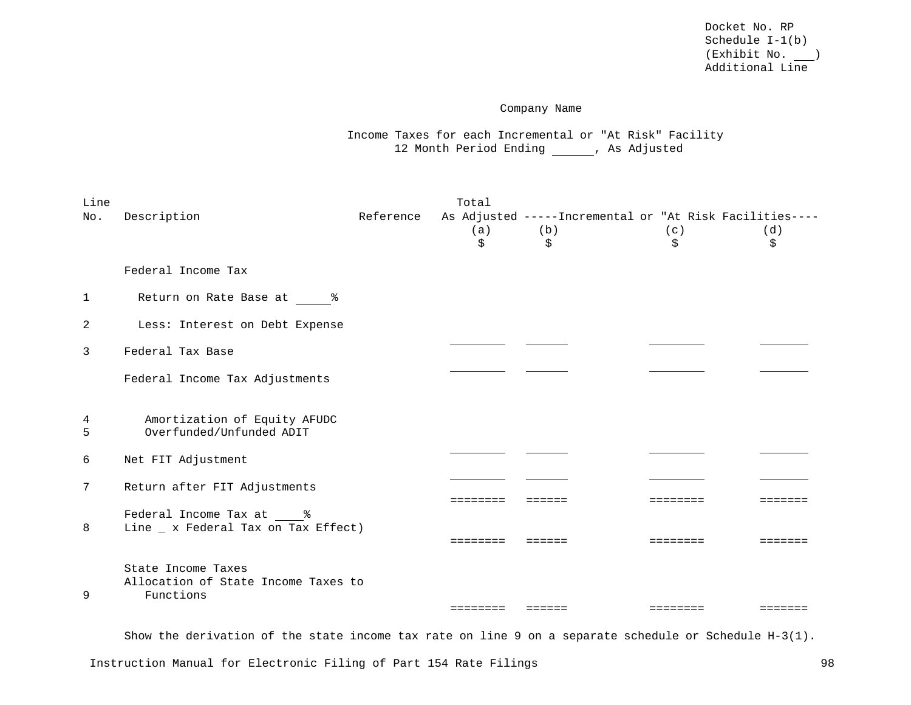Docket No. RP
Schedule I-1(b)
(Exhibit No. ___)
Additional Line

Company Name

Income Taxes for each Incremental or "At Risk" Facility
12 Month Period Ending ______, As Adjusted

| Line No. | Description | Reference | Total As Adjusted (a) $ | -----Incremental or "At Risk Facilities---- (b) $ | (c) $ | (d) $ |
|---|---|---|---|---|---|---|
| | Federal Income Tax | | | | | |
| 1 | Return on Rate Base at _____% | | | | | |
| 2 | Less: Interest on Debt Expense | | | | | |
| | | | ________ | ______ | ________ | _______ |
| 3 | Federal Tax Base | | | | | |
| | | | ________ | ______ | ________ | _______ |
| | Federal Income Tax Adjustments | | | | | |
| 4 | Amortization of Equity AFUDC | | | | | |
| 5 | Overfunded/Unfunded ADIT | | | | | |
| | | | ________ | ______ | ________ | _______ |
| 6 | Net FIT Adjustment | | | | | |
| | | | ________ | ______ | ________ | _______ |
| 7 | Return after FIT Adjustments | | | | | |
| | | | ======== | ====== | ======== | ======= |
| 8 | Federal Income Tax at ____% Line _ x Federal Tax on Tax Effect) | | | | | |
| | | | ======== | ====== | ======== | ======= |
| | State Income Taxes | | | | | |
| 9 | Allocation of State Income Taxes to Functions | | | | | |
| | | | ======== | ====== | ======== | ======= |

Show the derivation of the state income tax rate on line 9 on a separate schedule or Schedule H-3(1).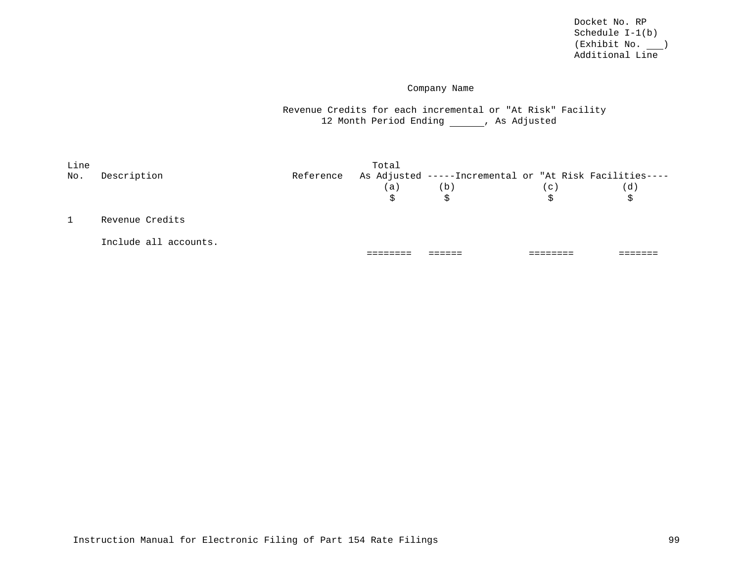Docket No. RP
Schedule I-1(b)
(Exhibit No. ___)
Additional Line

Company Name

Revenue Credits for each incremental or "At Risk" Facility
12 Month Period Ending ______, As Adjusted

| Line No. | Description | Reference | Total As Adjusted | -----Incremental or "At Risk Facilities---- | | |
|---|---|---|---|---|---|---|
| | | | (a) | (b) | (c) | (d) |
| | | | $ | $ | $ | $ |
| 1 | Revenue Credits | | | | | |
| | Include all accounts. | | | | | |
| | | | ======== | ====== | ======== | ======= |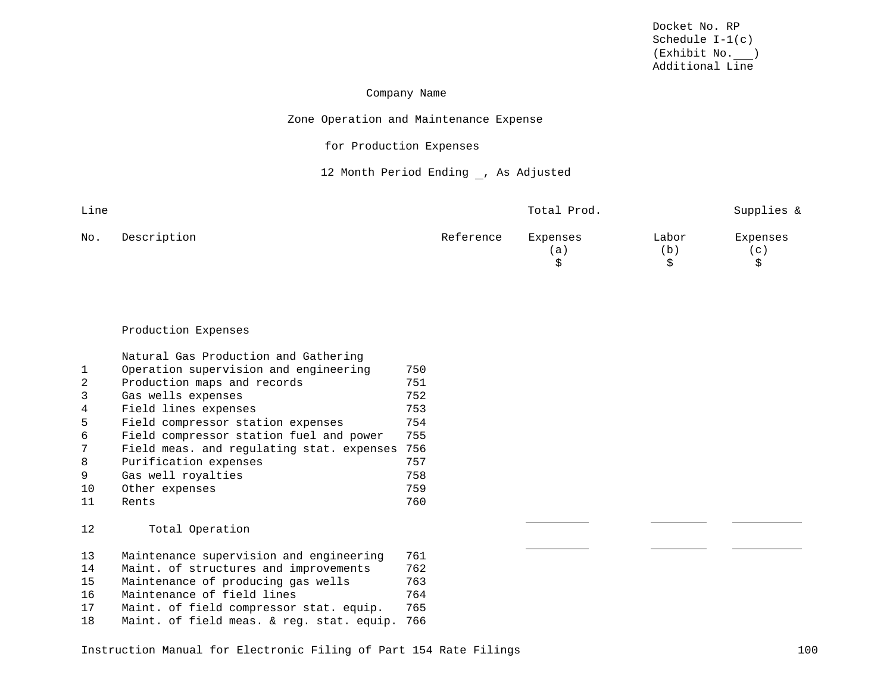Docket No. RP
Schedule I-1(c)
(Exhibit No.\_\_\_)
Additional Line

Company Name

Zone Operation and Maintenance Expense

for Production Expenses

12 Month Period Ending _, As Adjusted

| Line No. | Description | | Reference | Total Prod. Expenses (a) $ | Labor (b) $ | Supplies & Expenses (c) $ |
|---|---|---|---|---|---|---|
| | Production Expenses | | | | | |
| | Natural Gas Production and Gathering | | | | | |
| 1 | Operation supervision and engineering | 750 | | | | |
| 2 | Production maps and records | 751 | | | | |
| 3 | Gas wells expenses | 752 | | | | |
| 4 | Field lines expenses | 753 | | | | |
| 5 | Field compressor station expenses | 754 | | | | |
| 6 | Field compressor station fuel and power | 755 | | | | |
| 7 | Field meas. and regulating stat. expenses | 756 | | | | |
| 8 | Purification expenses | 757 | | | | |
| 9 | Gas well royalties | 758 | | | | |
| 10 | Other expenses | 759 | | | | |
| 11 | Rents | 760 | | | | |
| 12 | Total Operation | | | | | |
| 13 | Maintenance supervision and engineering | 761 | | | | |
| 14 | Maint. of structures and improvements | 762 | | | | |
| 15 | Maintenance of producing gas wells | 763 | | | | |
| 16 | Maintenance of field lines | 764 | | | | |
| 17 | Maint. of field compressor stat. equip. | 765 | | | | |
| 18 | Maint. of field meas. & reg. stat. equip. | 766 | | | | |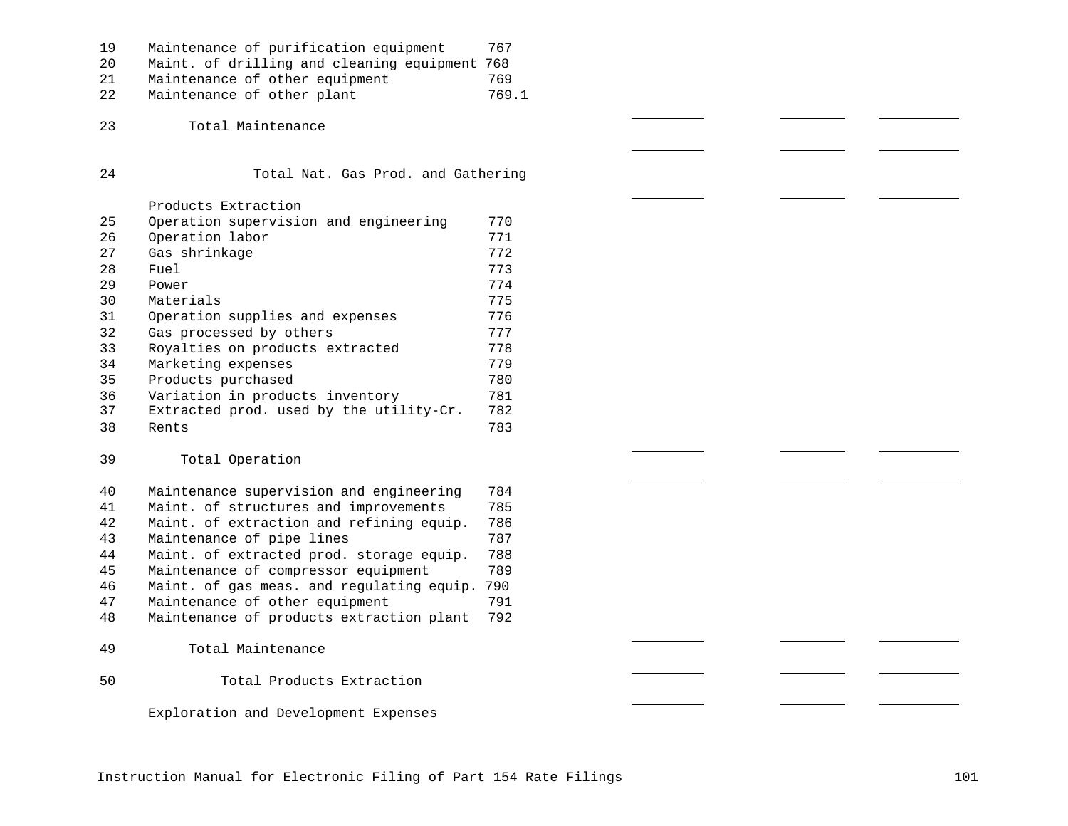| Line | Description | Account | | | |
|---|---|---|---|---|---|
| 19 | Maintenance of purification equipment | 767 | | | |
| 20 | Maint. of drilling and cleaning equipment | 768 | | | |
| 21 | Maintenance of other equipment | 769 | | | |
| 22 | Maintenance of other plant | 769.1 | | | |
| 23 | Total Maintenance | | | | |
| 24 | Total Nat. Gas Prod. and Gathering | | | | |
| | Products Extraction | | | | |
| 25 | Operation supervision and engineering | 770 | | | |
| 26 | Operation labor | 771 | | | |
| 27 | Gas shrinkage | 772 | | | |
| 28 | Fuel | 773 | | | |
| 29 | Power | 774 | | | |
| 30 | Materials | 775 | | | |
| 31 | Operation supplies and expenses | 776 | | | |
| 32 | Gas processed by others | 777 | | | |
| 33 | Royalties on products extracted | 778 | | | |
| 34 | Marketing expenses | 779 | | | |
| 35 | Products purchased | 780 | | | |
| 36 | Variation in products inventory | 781 | | | |
| 37 | Extracted prod. used by the utility-Cr. | 782 | | | |
| 38 | Rents | 783 | | | |
| 39 | Total Operation | | | | |
| 40 | Maintenance supervision and engineering | 784 | | | |
| 41 | Maint. of structures and improvements | 785 | | | |
| 42 | Maint. of extraction and refining equip. | 786 | | | |
| 43 | Maintenance of pipe lines | 787 | | | |
| 44 | Maint. of extracted prod. storage equip. | 788 | | | |
| 45 | Maintenance of compressor equipment | 789 | | | |
| 46 | Maint. of gas meas. and regulating equip. | 790 | | | |
| 47 | Maintenance of other equipment | 791 | | | |
| 48 | Maintenance of products extraction plant | 792 | | | |
| 49 | Total Maintenance | | | | |
| 50 | Total Products Extraction | | | | |
| | Exploration and Development Expenses | | | | |

Instruction Manual for Electronic Filing of Part 154 Rate Filings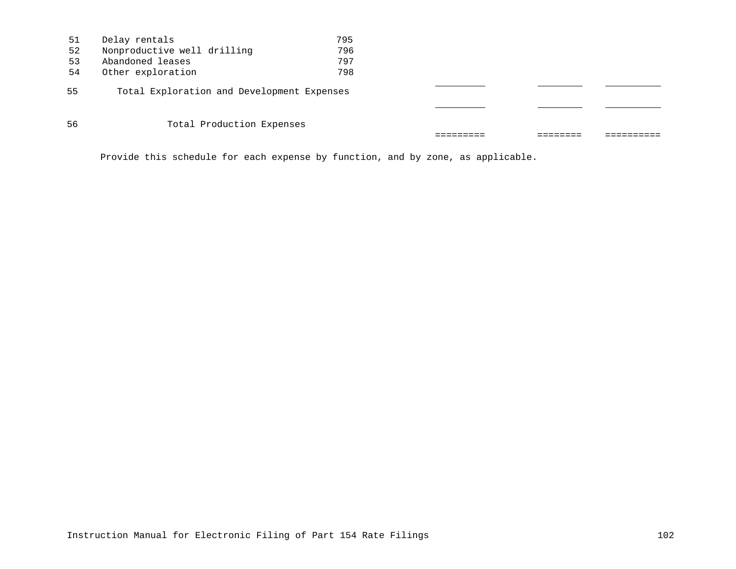| Line | Description | Account | | | |
|---|---|---|---|---|---|
| 51 | Delay rentals | 795 | | | |
| 52 | Nonproductive well drilling | 796 | | | |
| 53 | Abandoned leases | 797 | | | |
| 54 | Other exploration | 798 | | | |
| | | | _________ | ________ | __________ |
| 55 | Total Exploration and Development Expenses | | | | |
| | | | _________ | ________ | __________ |
| 56 | Total Production Expenses | | | | |
| | | | ========= | ======== | ========== |

Provide this schedule for each expense by function, and by zone, as applicable.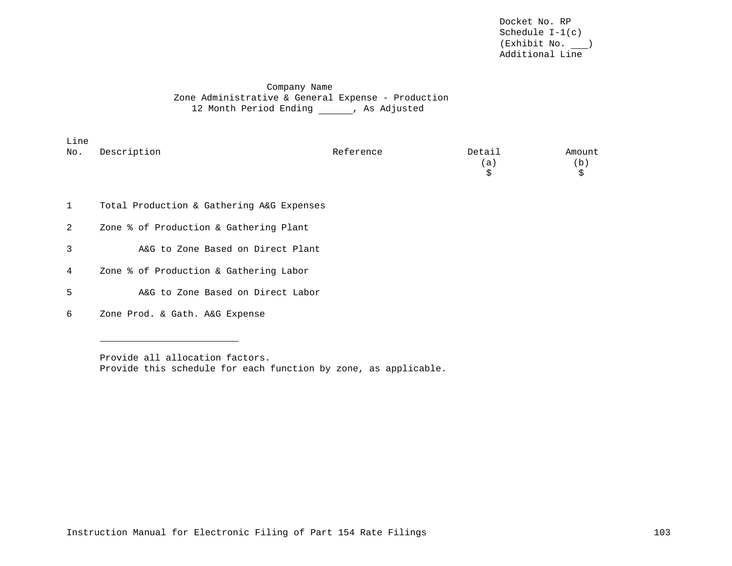Docket No. RP
Schedule I-1(c)
(Exhibit No. ___)
Additional Line

Company Name
Zone Administrative & General Expense - Production
12 Month Period Ending ______, As Adjusted

| Line No. | Description | Reference | Detail (a) $ | Amount (b) $ |
|---|---|---|---|---|
| 1 | Total Production & Gathering A&G Expenses | | | |
| 2 | Zone % of Production & Gathering Plant | | | |
| 3 | A&G to Zone Based on Direct Plant | | | |
| 4 | Zone % of Production & Gathering Labor | | | |
| 5 | A&G to Zone Based on Direct Labor | | | |
| 6 | Zone Prod. & Gath. A&G Expense | | | |

Provide all allocation factors.
Provide this schedule for each function by zone, as applicable.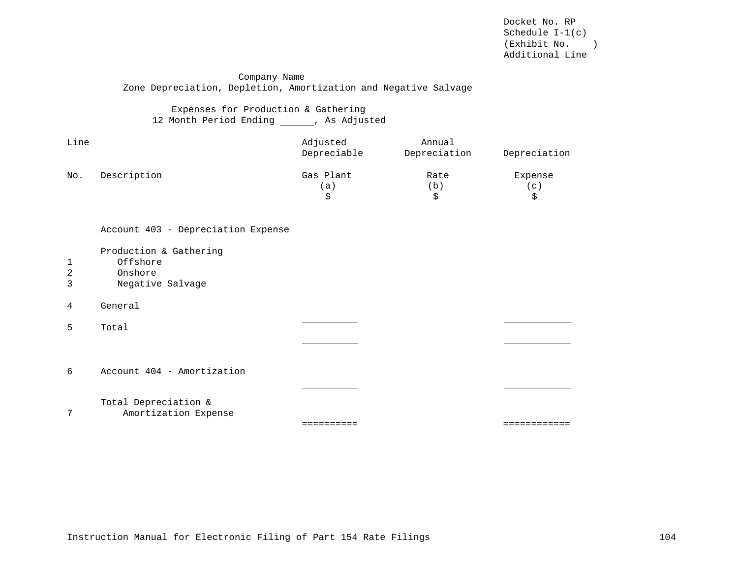Docket No. RP
Schedule I-1(c)
(Exhibit No. ___)
Additional Line

Company Name
Zone Depreciation, Depletion, Amortization and Negative Salvage

Expenses for Production & Gathering
12 Month Period Ending ______, As Adjusted

| Line No. | Description | Adjusted Depreciable Gas Plant (a) $ | Annual Depreciation Rate (b) $ | Depreciation Expense (c) $ |
|---|---|---|---|---|
| | Account 403 - Depreciation Expense | | | |
| | Production & Gathering | | | |
| 1 | Offshore | | | |
| 2 | Onshore | | | |
| 3 | Negative Salvage | | | |
| 4 | General | __________ | | ____________ |
| 5 | Total | __________ | | ____________ |
| 6 | Account 404 - Amortization | __________ | | ____________ |
| 7 | Total Depreciation & Amortization Expense | ========== | | ============ |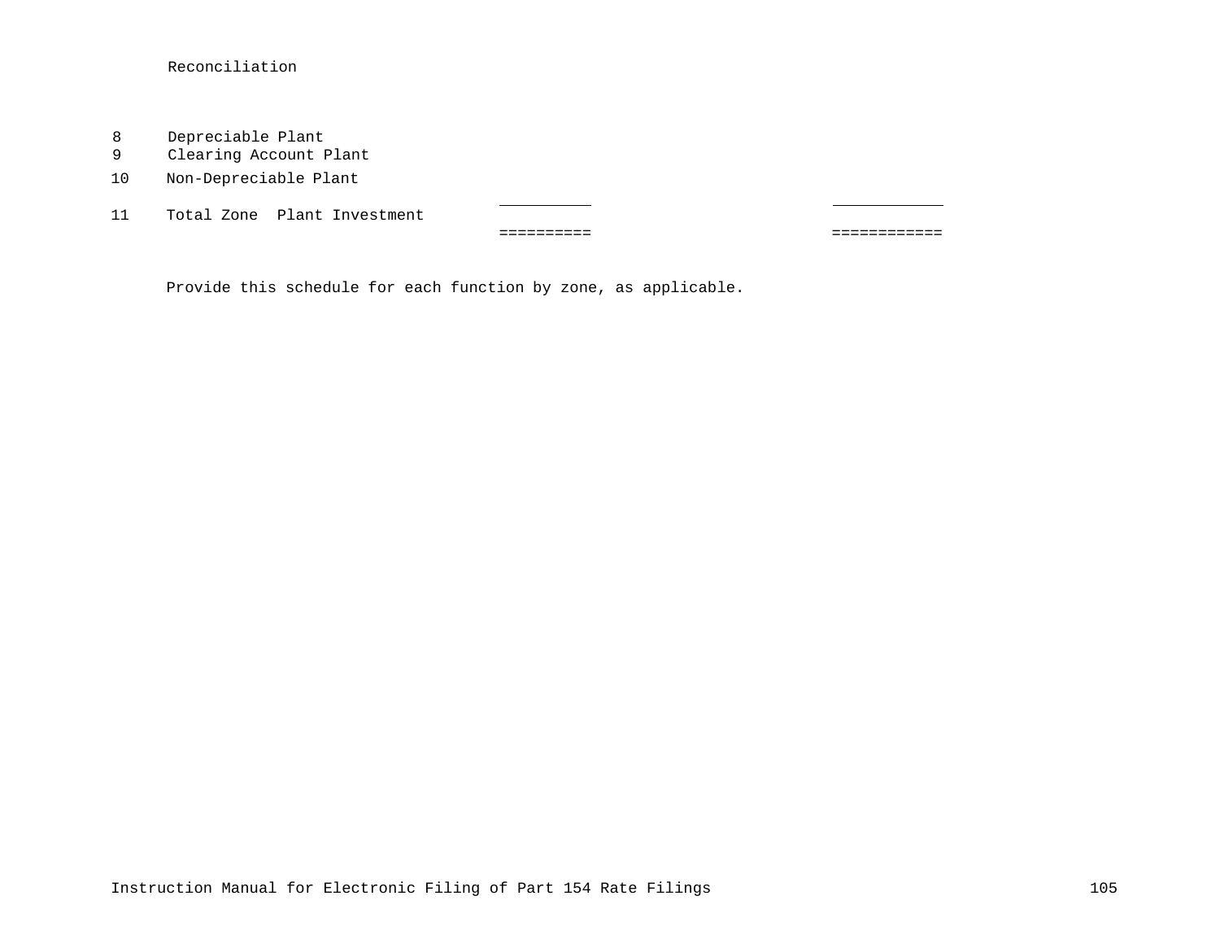Reconciliation

| | | | |
|---|---|---|---|
| 8 | Depreciable Plant | | |
| 9 | Clearing Account Plant | | |
| 10 | Non-Depreciable Plant | | |
| | | __________ | ____________ |
| 11 | Total Zone Plant Investment | | |
| | | ========== | ============ |

Provide this schedule for each function by zone, as applicable.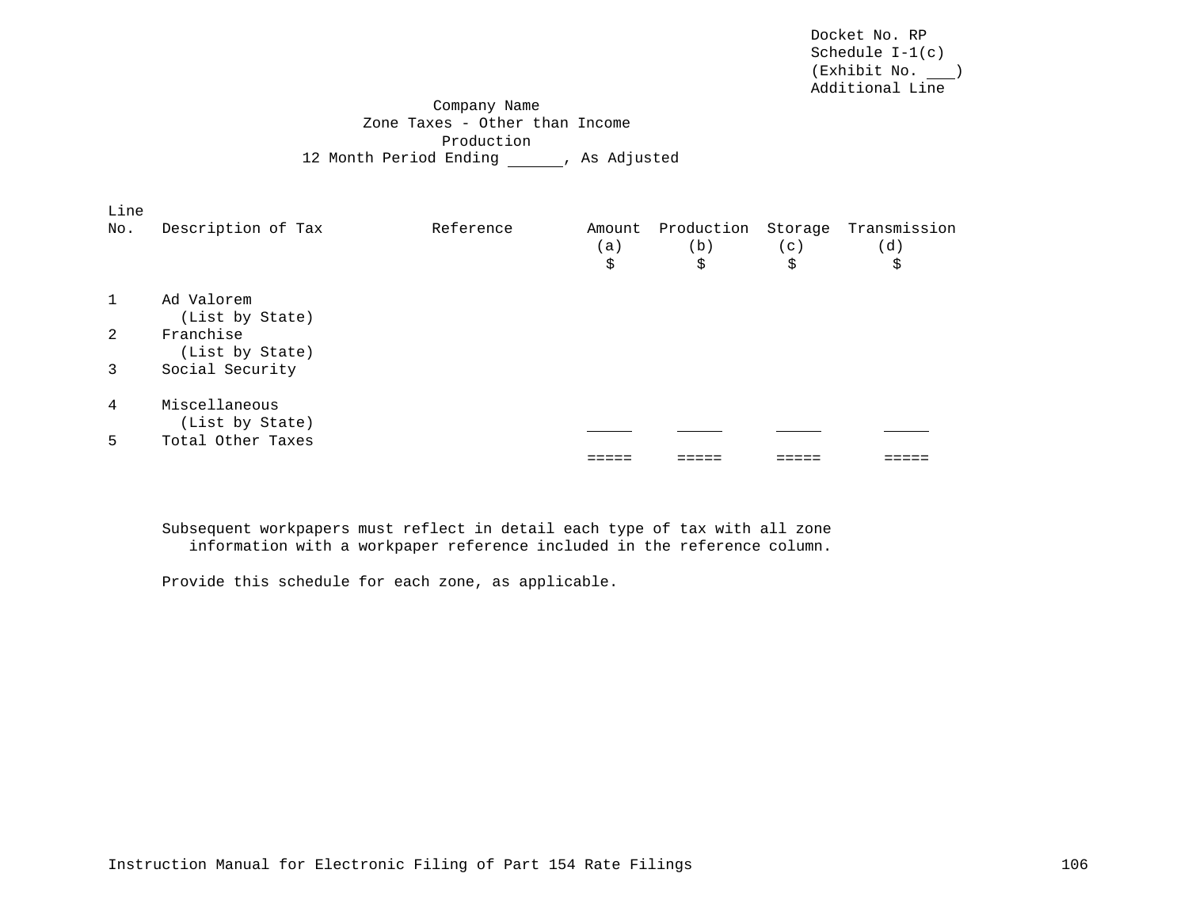Docket No. RP
Schedule I-1(c)
(Exhibit No. ___)
Additional Line

Company Name
Zone Taxes - Other than Income
Production
12 Month Period Ending ______, As Adjusted

| Line No. | Description of Tax | Reference | Amount (a) $ | Production (b) $ | Storage (c) $ | Transmission (d) $ |
|---|---|---|---|---|---|---|
| 1 | Ad Valorem (List by State) | | | | | |
| 2 | Franchise (List by State) | | | | | |
| 3 | Social Security | | | | | |
| 4 | Miscellaneous (List by State) | | _____ | _____ | _____ | _____ |
| 5 | Total Other Taxes | | ===== | ===== | ===== | ===== |

Subsequent workpapers must reflect in detail each type of tax with all zone information with a workpaper reference included in the reference column.

Provide this schedule for each zone, as applicable.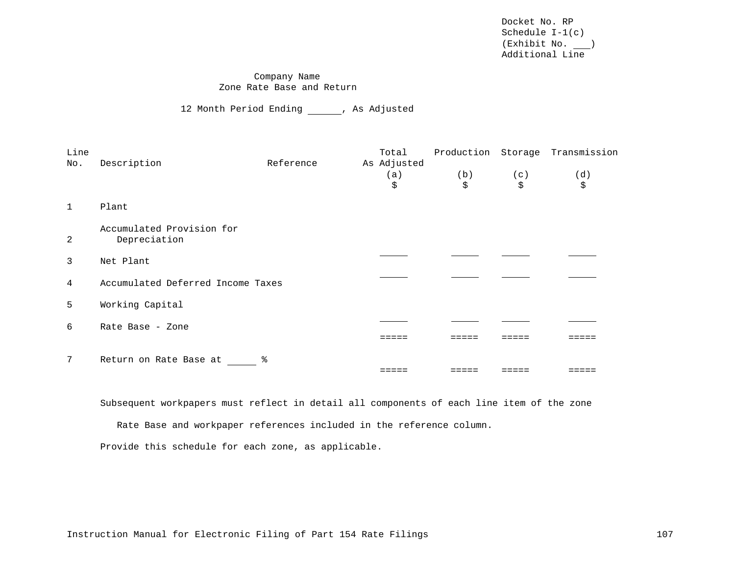Docket No. RP
Schedule I-1(c)
(Exhibit No. ___)
Additional Line

Company Name
Zone Rate Base and Return

12 Month Period Ending ______, As Adjusted

| Line No. | Description | Reference | Total As Adjusted (a) $ | Production (b) $ | Storage (c) $ | Transmission (d) $ |
|---|---|---|---|---|---|---|
| 1 | Plant | | | | | |
| 2 | Accumulated Provision for Depreciation | | _____ | _____ | _____ | _____ |
| 3 | Net Plant | | _____ | _____ | _____ | _____ |
| 4 | Accumulated Deferred Income Taxes | | | | | |
| 5 | Working Capital | | _____ | _____ | _____ | _____ |
| 6 | Rate Base - Zone | | ===== | ===== | ===== | ===== |
| 7 | Return on Rate Base at _____ % | | ===== | ===== | ===== | ===== |

Subsequent workpapers must reflect in detail all components of each line item of the zone Rate Base and workpaper references included in the reference column.

Provide this schedule for each zone, as applicable.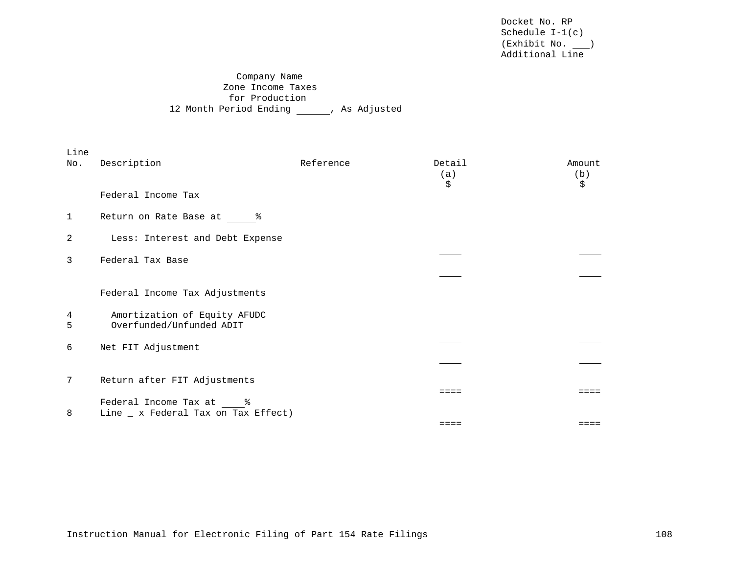Docket No. RP
Schedule I-1(c)
(Exhibit No. ___)
Additional Line

Company Name
Zone Income Taxes
for Production
12 Month Period Ending ______, As Adjusted

| Line No. | Description | Reference | Detail (a) $ | Amount (b) $ |
|---|---|---|---|---|
| | Federal Income Tax | | | |
| 1 | Return on Rate Base at _____% | | | |
| 2 | Less: Interest and Debt Expense | | ____ | ____ |
| 3 | Federal Tax Base | | ____ | ____ |
| | Federal Income Tax Adjustments | | | |
| 4 | Amortization of Equity AFUDC | | | |
| 5 | Overfunded/Unfunded ADIT | | ____ | ____ |
| 6 | Net FIT Adjustment | | ____ | ____ |
| 7 | Return after FIT Adjustments | | ==== | ==== |
| 8 | Federal Income Tax at ____% Line _ x Federal Tax on Tax Effect) | | ==== | ==== |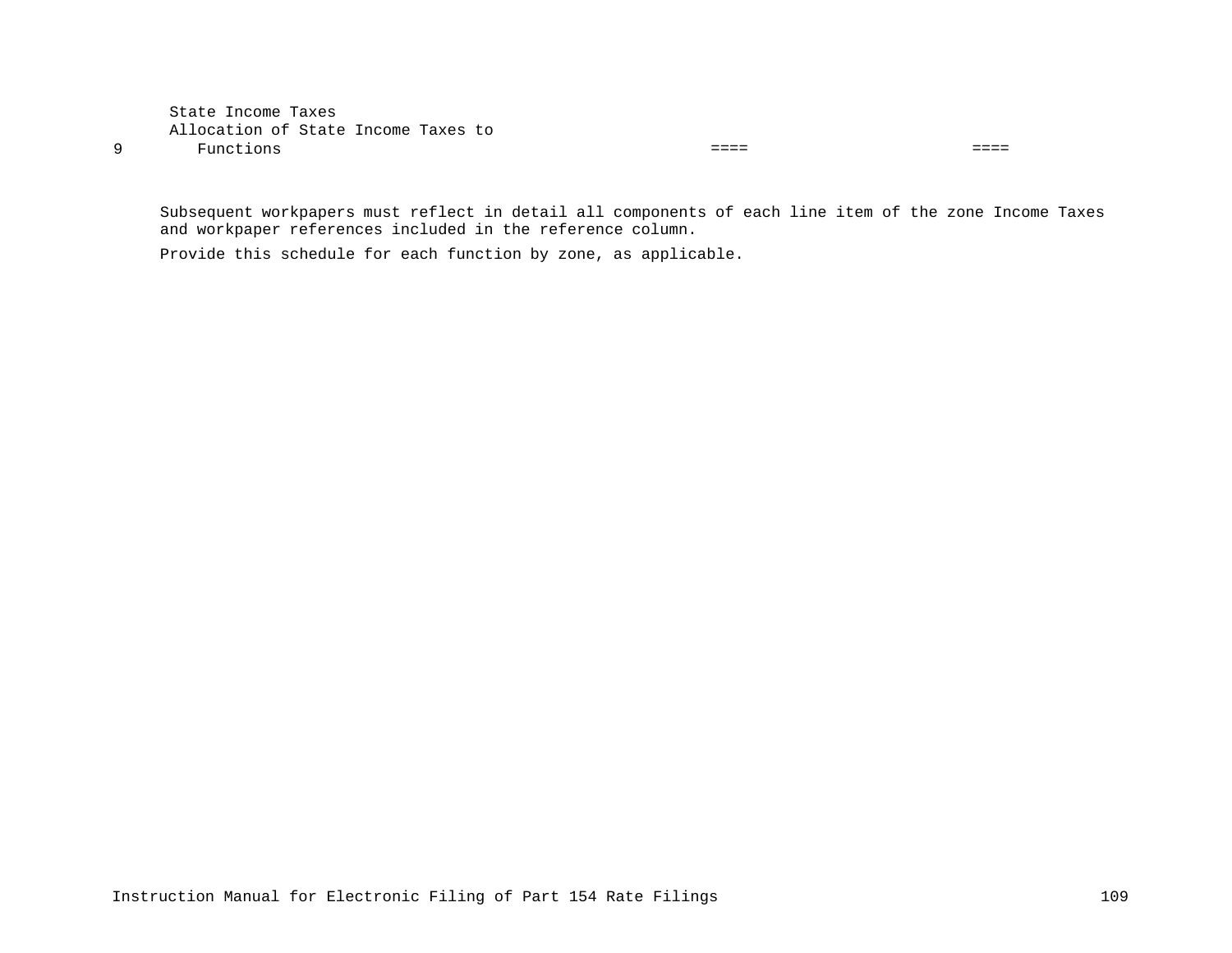| | | | |
|---|---|---|---|
| | State Income Taxes | | |
| 9 | Allocation of State Income Taxes to Functions | ==== | ==== |

Subsequent workpapers must reflect in detail all components of each line item of the zone Income Taxes and workpaper references included in the reference column.

Provide this schedule for each function by zone, as applicable.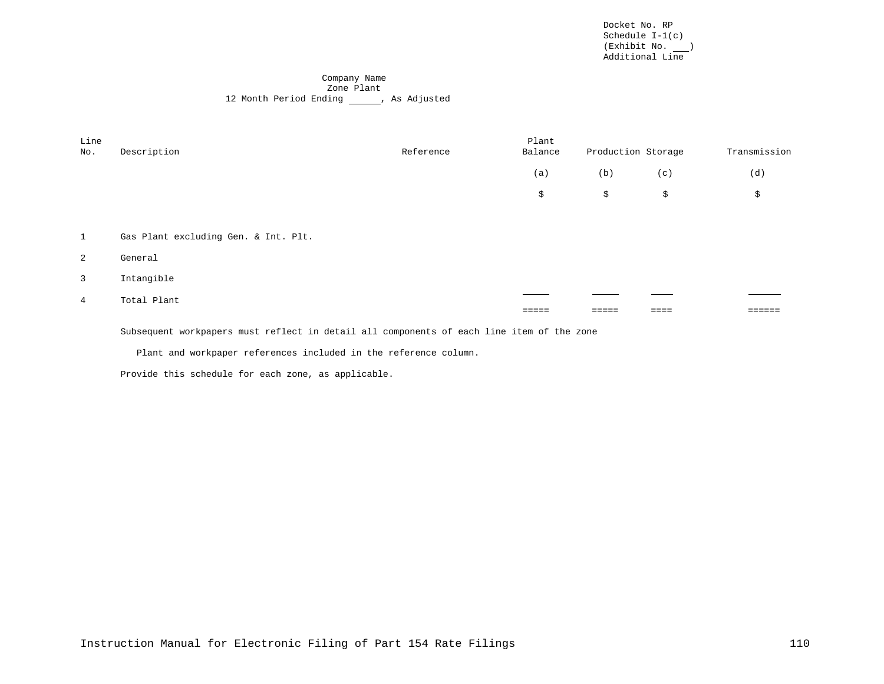Docket No. RP
Schedule I-1(c)
(Exhibit No. ___)
Additional Line

Company Name
Zone Plant
12 Month Period Ending ______, As Adjusted

| Line No. | Description | Reference | Plant Balance | Production | Storage | Transmission |
|---|---|---|---|---|---|---|
| | | | (a) | (b) | (c) | (d) |
| | | | $ | $ | $ | $ |
| 1 | Gas Plant excluding Gen. & Int. Plt. | | | | | |
| 2 | General | | | | | |
| 3 | Intangible | | _____ | _____ | ____ | ______ |
| 4 | Total Plant | | ===== | ===== | ==== | ====== |

Subsequent workpapers must reflect in detail all components of each line item of the zone

Plant and workpaper references included in the reference column.

Provide this schedule for each zone, as applicable.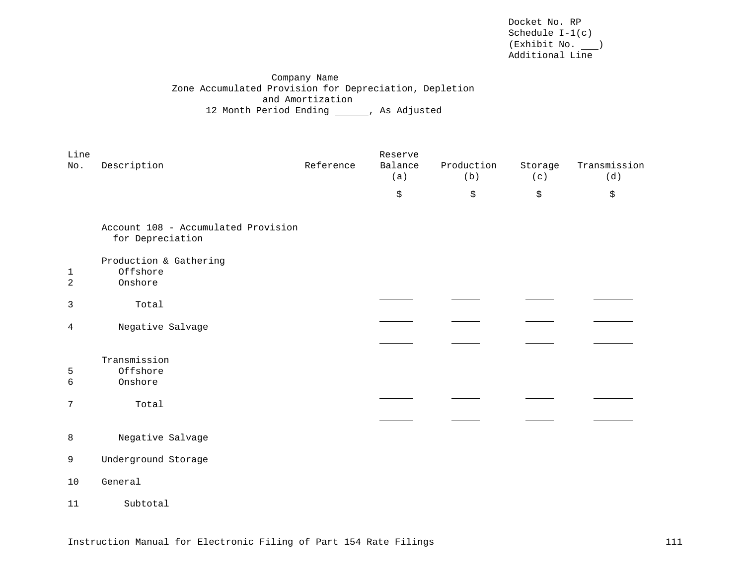Docket No. RP
Schedule I-1(c)
(Exhibit No. ___)
Additional Line

Company Name
Zone Accumulated Provision for Depreciation, Depletion and Amortization
12 Month Period Ending ______, As Adjusted

| Line No. | Description | Reference | Reserve Balance (a) | Production (b) | Storage (c) | Transmission (d) |
|---|---|---|---|---|---|---|
| | | | $ | $ | $ | $ |
| | Account 108 - Accumulated Provision for Depreciation | | | | | |
| | Production & Gathering | | | | | |
| 1 | Offshore | | | | | |
| 2 | Onshore | | | | | |
| 3 | Total | | | | | |
| 4 | Negative Salvage | | | | | |
| | Transmission | | | | | |
| 5 | Offshore | | | | | |
| 6 | Onshore | | | | | |
| 7 | Total | | | | | |
| 8 | Negative Salvage | | | | | |
| 9 | Underground Storage | | | | | |
| 10 | General | | | | | |
| 11 | Subtotal | | | | | |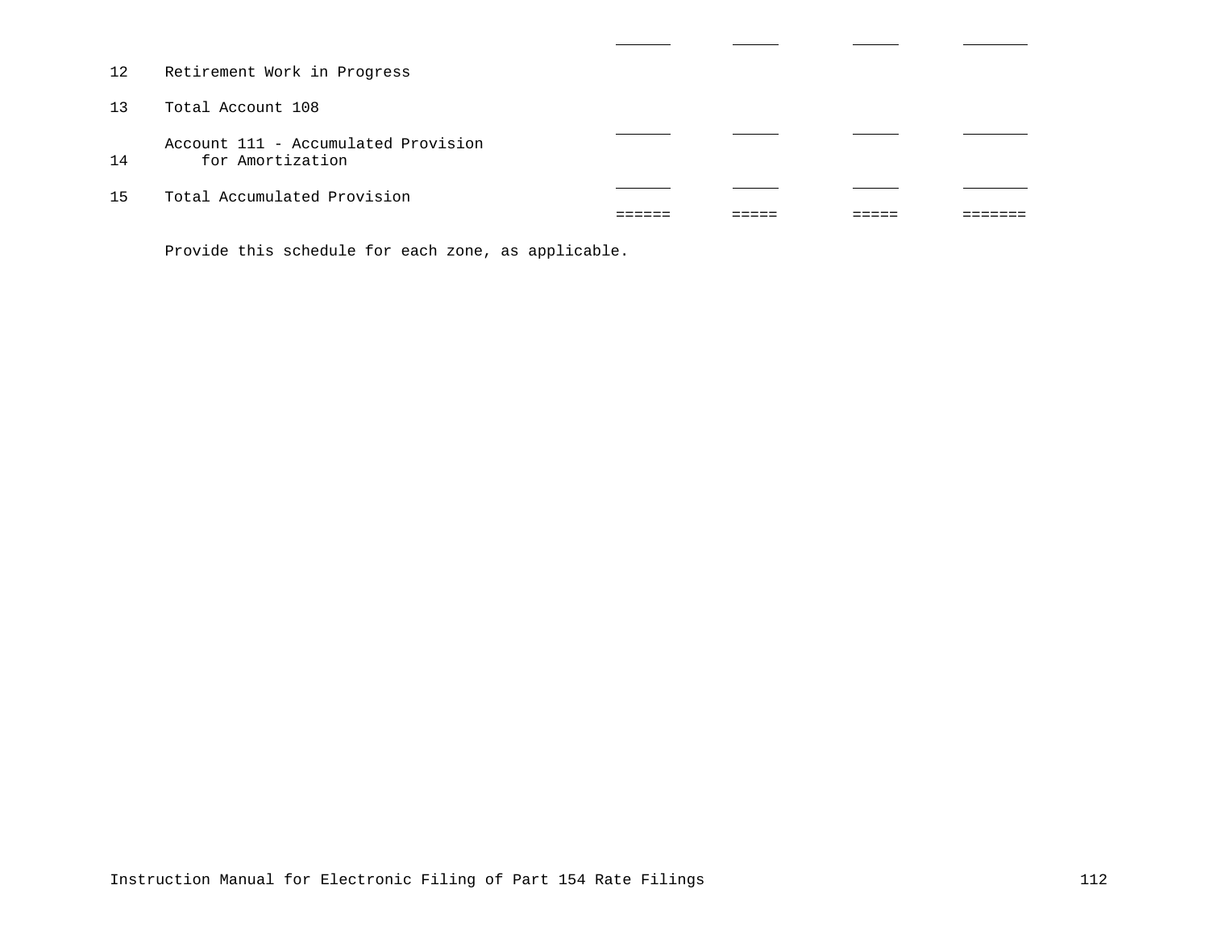| | | | | | |
|---|---|---|---|---|---|
| 12 | Retirement Work in Progress | | | | |
| 13 | Total Account 108 | | | | |
| 14 | Account 111 - Accumulated Provision for Amortization | | | | |
| 15 | Total Accumulated Provision | | | | |

Provide this schedule for each zone, as applicable.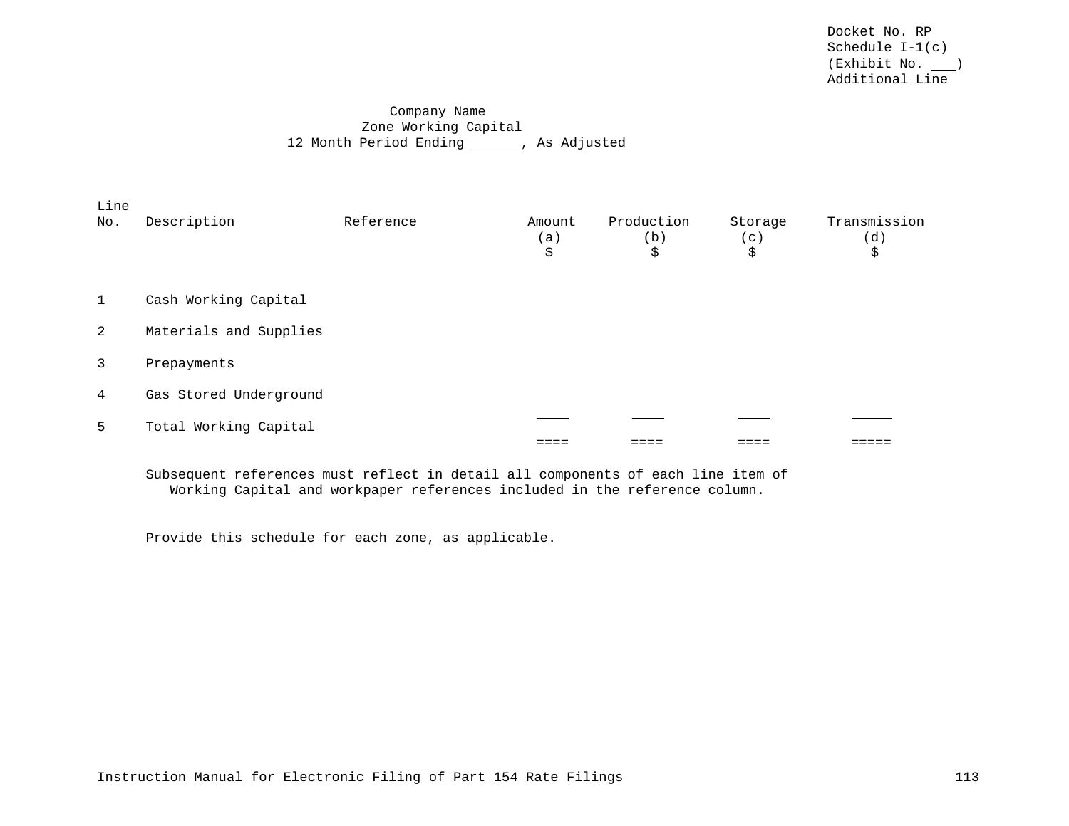Docket No. RP
Schedule I-1(c)
(Exhibit No. ___)
Additional Line

Company Name
Zone Working Capital
12 Month Period Ending ______, As Adjusted

| Line No. | Description | Reference | Amount (a) $ | Production (b) $ | Storage (c) $ | Transmission (d) $ |
|---|---|---|---|---|---|---|
| 1 | Cash Working Capital | | | | | |
| 2 | Materials and Supplies | | | | | |
| 3 | Prepayments | | | | | |
| 4 | Gas Stored Underground | | ____ | ____ | ____ | _____ |
| 5 | Total Working Capital | | ==== | ==== | ==== | ===== |

Subsequent references must reflect in detail all components of each line item of Working Capital and workpaper references included in the reference column.

Provide this schedule for each zone, as applicable.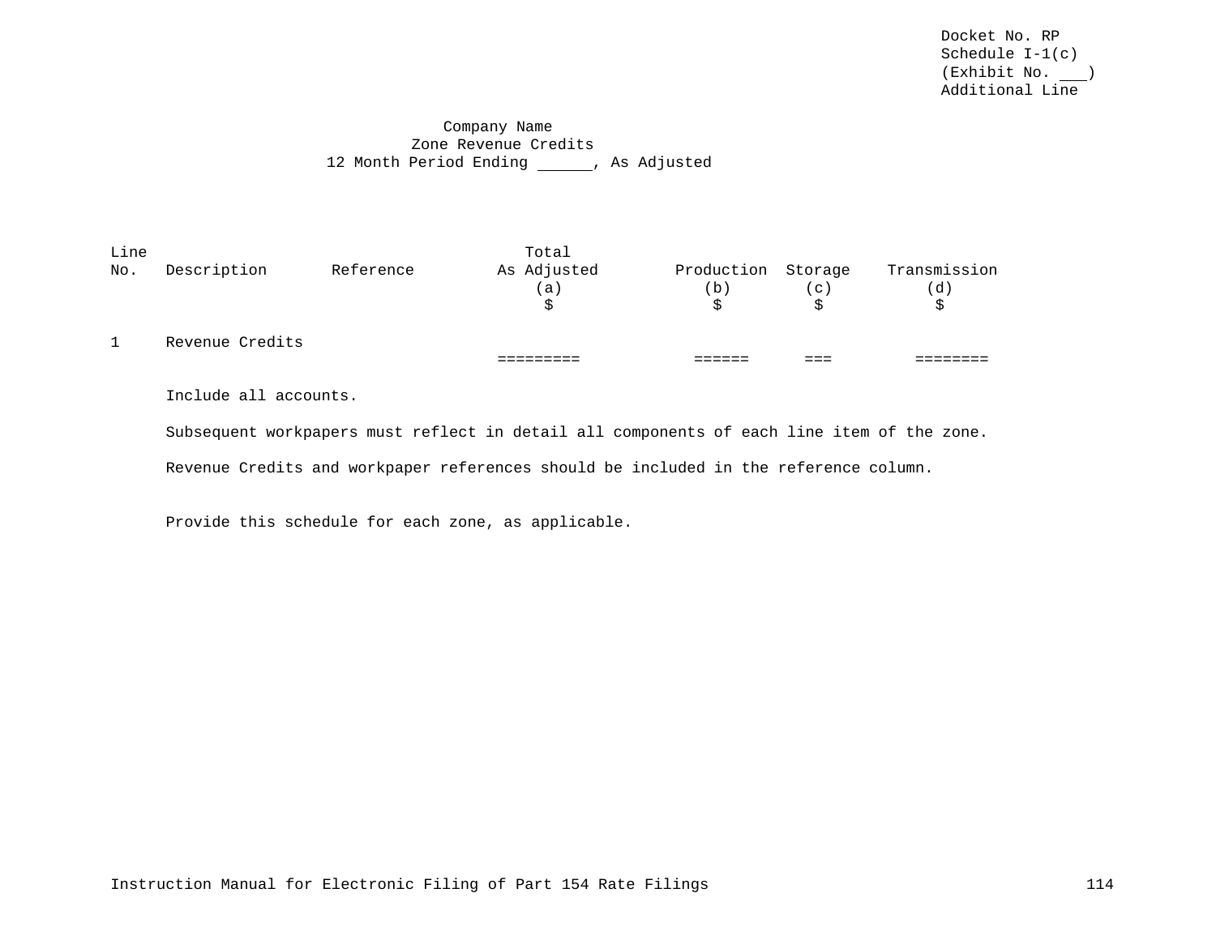Docket No. RP
Schedule I-1(c)
(Exhibit No. ___)
Additional Line

Company Name
Zone Revenue Credits
12 Month Period Ending ______, As Adjusted

| Line No. | Description | Reference | Total As Adjusted (a) $ | Production (b) $ | Storage (c) $ | Transmission (d) $ |
|---|---|---|---|---|---|---|
| 1 | Revenue Credits | | ========= | ====== | === | ======== |

Include all accounts.

Subsequent workpapers must reflect in detail all components of each line item of the zone.

Revenue Credits and workpaper references should be included in the reference column.

Provide this schedule for each zone, as applicable.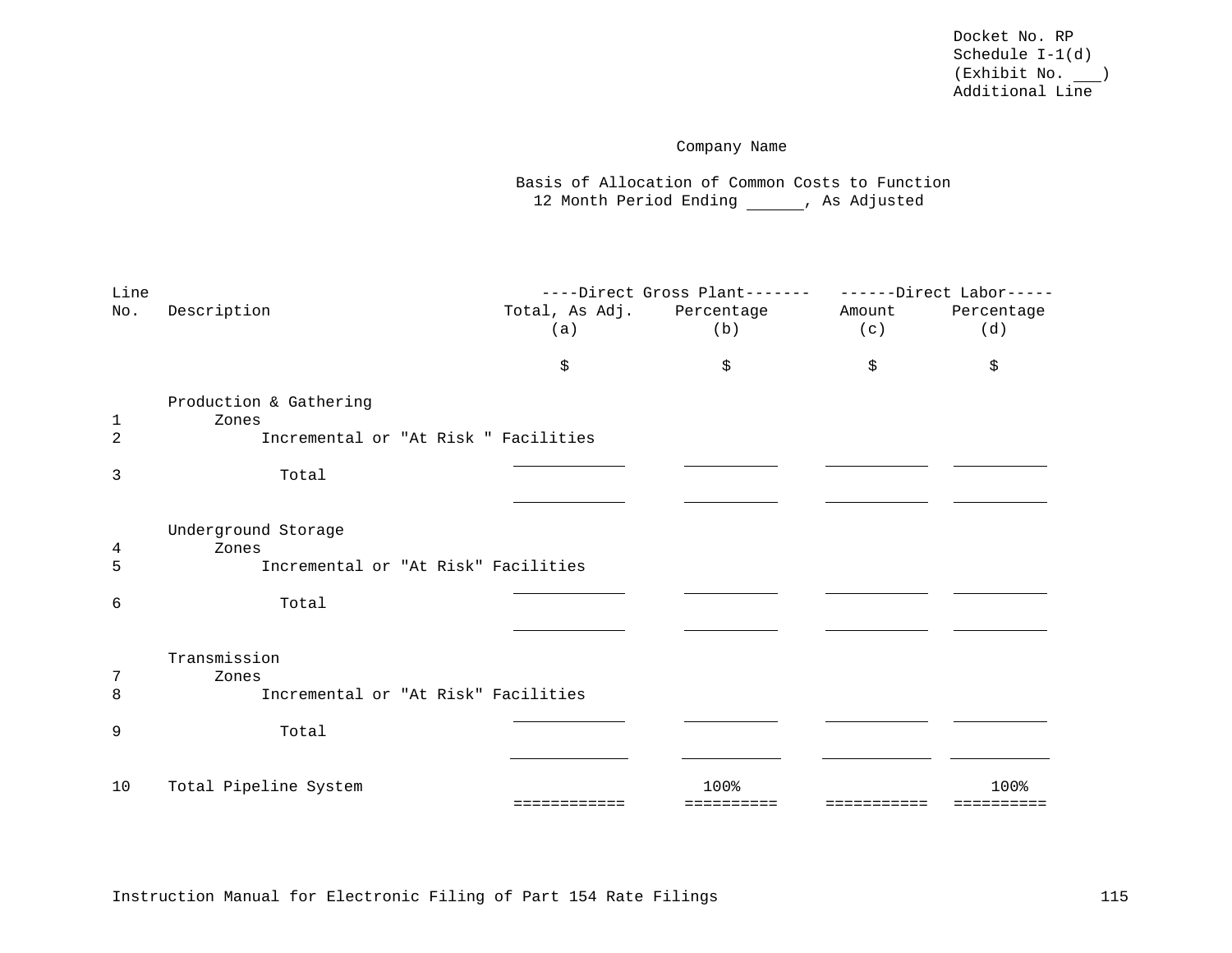Docket No. RP
Schedule I-1(d)
(Exhibit No. ___)
Additional Line

Company Name

Basis of Allocation of Common Costs to Function
12 Month Period Ending ______, As Adjusted

| Line No. | Description | ----Direct Gross Plant------- | | ------Direct Labor----- | |
|---|---|---|---|---|---|
| | | Total, As Adj. | Percentage | Amount | Percentage |
| | | (a) | (b) | (c) | (d) |
| | | $ | $ | $ | $ |
| | Production & Gathering | | | | |
| 1 | Zones | | | | |
| 2 | Incremental or "At Risk " Facilities | | | | |
| 3 | Total | | | | |
| | Underground Storage | | | | |
| 4 | Zones | | | | |
| 5 | Incremental or "At Risk" Facilities | | | | |
| 6 | Total | | | | |
| | Transmission | | | | |
| 7 | Zones | | | | |
| 8 | Incremental or "At Risk" Facilities | | | | |
| 9 | Total | | | | |
| 10 | Total Pipeline System | | 100% | | 100% |

Instruction Manual for Electronic Filing of Part 154 Rate Filings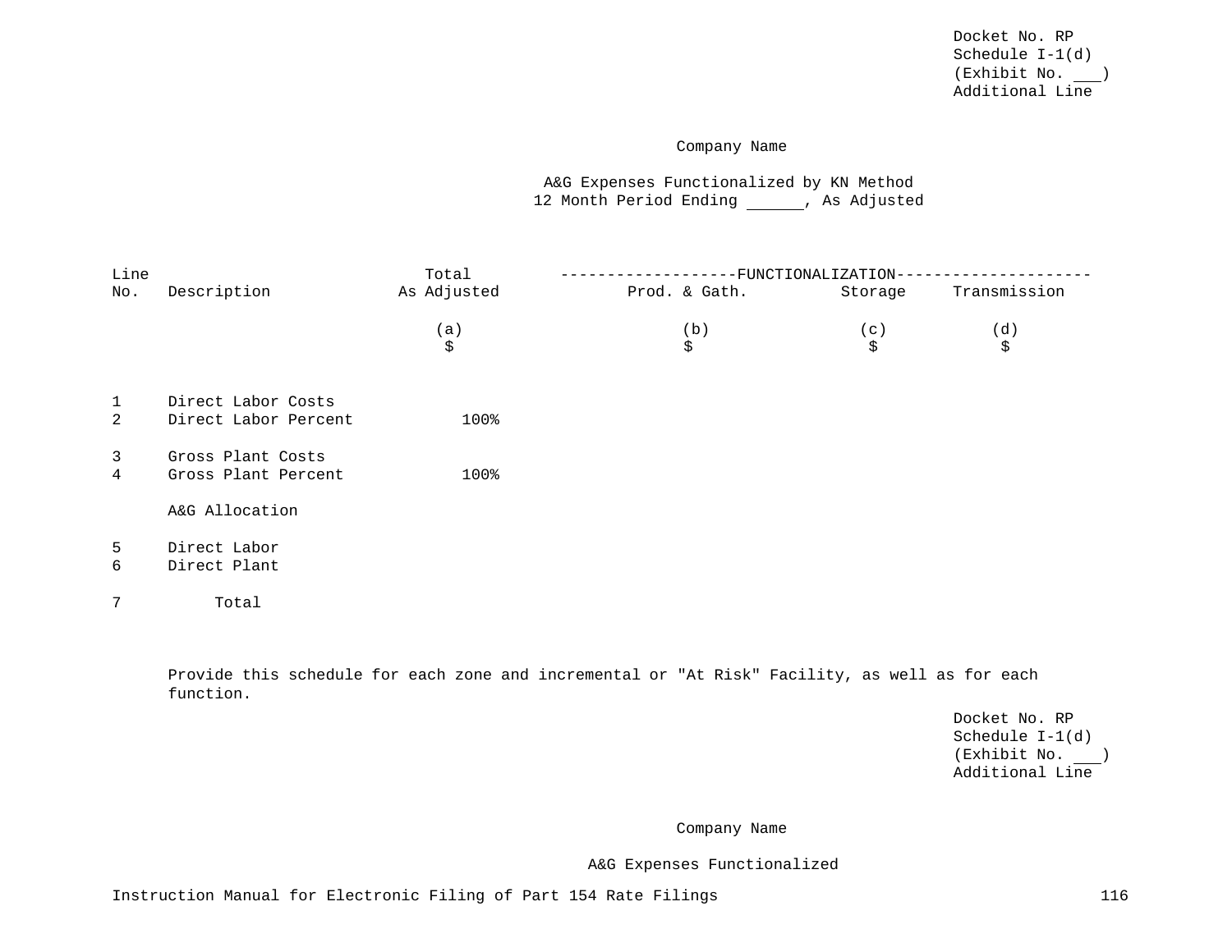Docket No. RP
Schedule I-1(d)
(Exhibit No. ___)
Additional Line

Company Name

A&G Expenses Functionalized by KN Method
12 Month Period Ending ______, As Adjusted

| Line No. | Description | Total As Adjusted | FUNCTIONALIZATION | | |
|---|---|---|---|---|---|
| | | | Prod. & Gath. | Storage | Transmission |
| | | (a) | (b) | (c) | (d) |
| | | $ | $ | $ | $ |
| 1 | Direct Labor Costs | | | | |
| 2 | Direct Labor Percent | 100% | | | |
| 3 | Gross Plant Costs | | | | |
| 4 | Gross Plant Percent | 100% | | | |
| | A&G Allocation | | | | |
| 5 | Direct Labor | | | | |
| 6 | Direct Plant | | | | |
| 7 | Total | | | | |

Provide this schedule for each zone and incremental or "At Risk" Facility, as well as for each function.

Docket No. RP
Schedule I-1(d)
(Exhibit No. ___)
Additional Line

Company Name

A&G Expenses Functionalized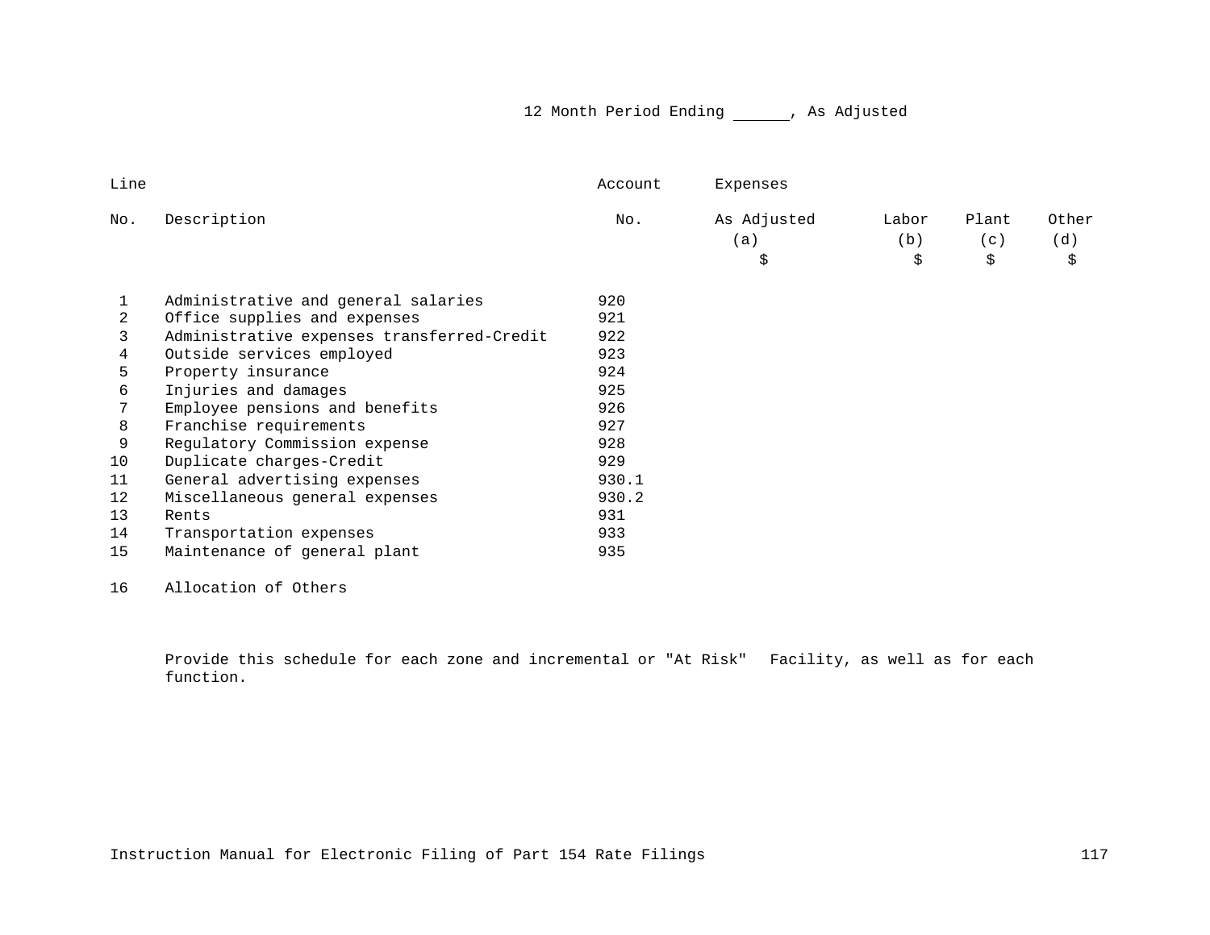12 Month Period Ending ______, As Adjusted

| Line No. | Description | Account No. | Expenses As Adjusted (a) $ | Labor (b) $ | Plant (c) $ | Other (d) $ |
|---|---|---|---|---|---|---|
| 1 | Administrative and general salaries | 920 | | | | |
| 2 | Office supplies and expenses | 921 | | | | |
| 3 | Administrative expenses transferred-Credit | 922 | | | | |
| 4 | Outside services employed | 923 | | | | |
| 5 | Property insurance | 924 | | | | |
| 6 | Injuries and damages | 925 | | | | |
| 7 | Employee pensions and benefits | 926 | | | | |
| 8 | Franchise requirements | 927 | | | | |
| 9 | Regulatory Commission expense | 928 | | | | |
| 10 | Duplicate charges-Credit | 929 | | | | |
| 11 | General advertising expenses | 930.1 | | | | |
| 12 | Miscellaneous general expenses | 930.2 | | | | |
| 13 | Rents | 931 | | | | |
| 14 | Transportation expenses | 933 | | | | |
| 15 | Maintenance of general plant | 935 | | | | |
| 16 | Allocation of Others | | | | | |

Provide this schedule for each zone and incremental or "At Risk" Facility, as well as for each function.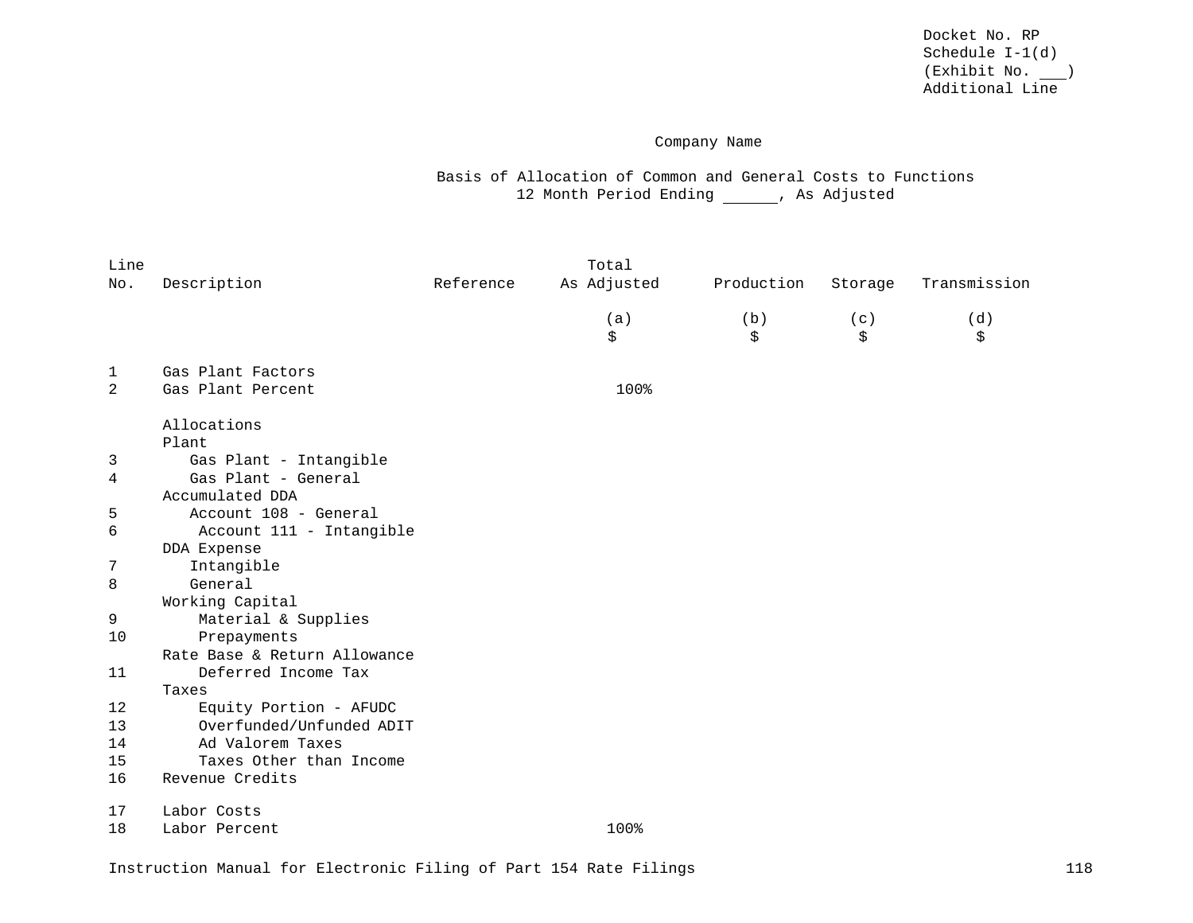Docket No. RP
Schedule I-1(d)
(Exhibit No. ___)
Additional Line

Company Name

Basis of Allocation of Common and General Costs to Functions
12 Month Period Ending ______, As Adjusted

| Line No. | Description | Reference | Total As Adjusted | Production | Storage | Transmission |
|---|---|---|---|---|---|---|
| | | | (a) | (b) | (c) | (d) |
| | | | $ | $ | $ | $ |
| 1 | Gas Plant Factors | | | | | |
| 2 | Gas Plant Percent | | 100% | | | |
| | Allocations | | | | | |
| | Plant | | | | | |
| 3 | Gas Plant - Intangible | | | | | |
| 4 | Gas Plant - General | | | | | |
| | Accumulated DDA | | | | | |
| 5 | Account 108 - General | | | | | |
| 6 | Account 111 - Intangible | | | | | |
| | DDA Expense | | | | | |
| 7 | Intangible | | | | | |
| 8 | General | | | | | |
| | Working Capital | | | | | |
| 9 | Material & Supplies | | | | | |
| 10 | Prepayments | | | | | |
| | Rate Base & Return Allowance | | | | | |
| 11 | Deferred Income Tax | | | | | |
| | Taxes | | | | | |
| 12 | Equity Portion - AFUDC | | | | | |
| 13 | Overfunded/Unfunded ADIT | | | | | |
| 14 | Ad Valorem Taxes | | | | | |
| 15 | Taxes Other than Income | | | | | |
| 16 | Revenue Credits | | | | | |
| 17 | Labor Costs | | | | | |
| 18 | Labor Percent | | 100% | | | |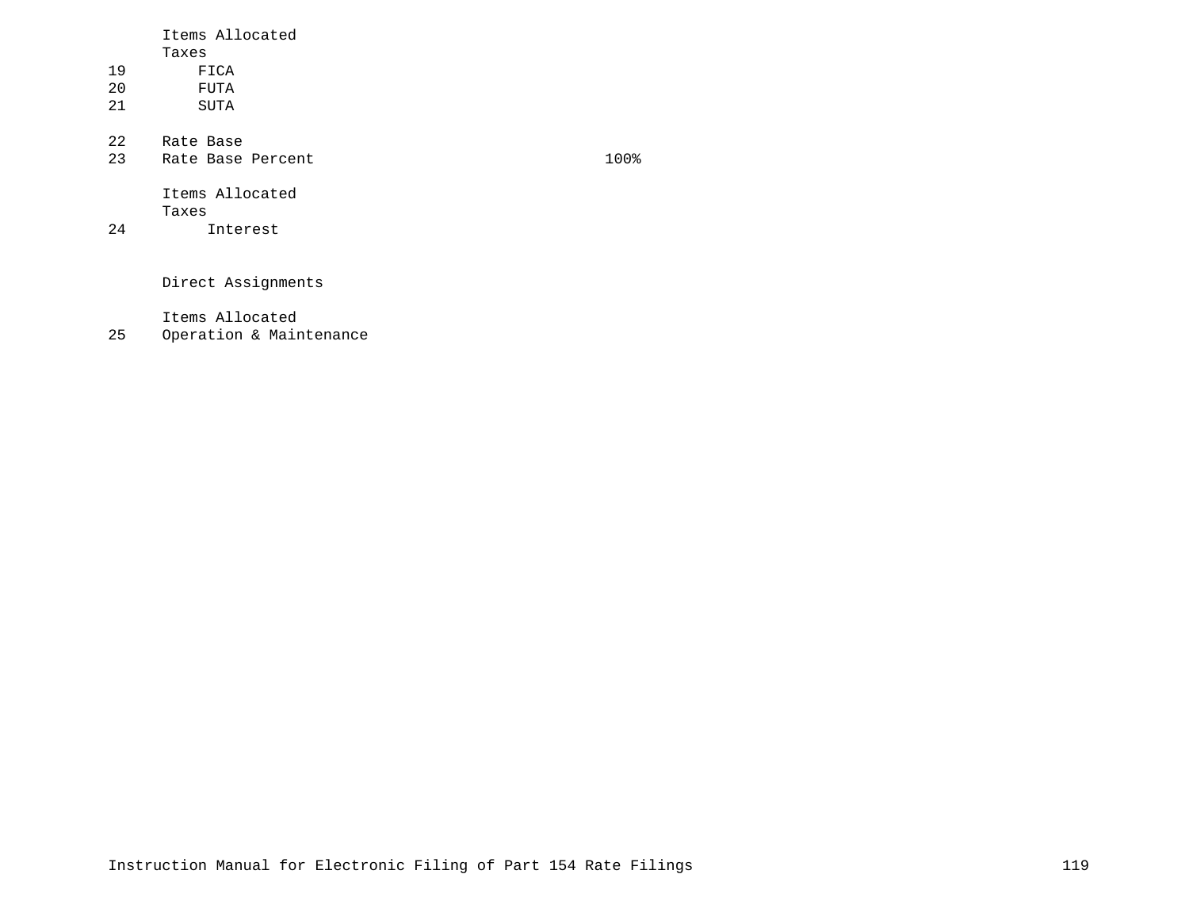```
      Items Allocated
      Taxes
19        FICA
20        FUTA
21        SUTA

22    Rate Base
23    Rate Base Percent                                100%

      Items Allocated
      Taxes
24          Interest


      Direct Assignments

      Items Allocated
25    Operation & Maintenance
```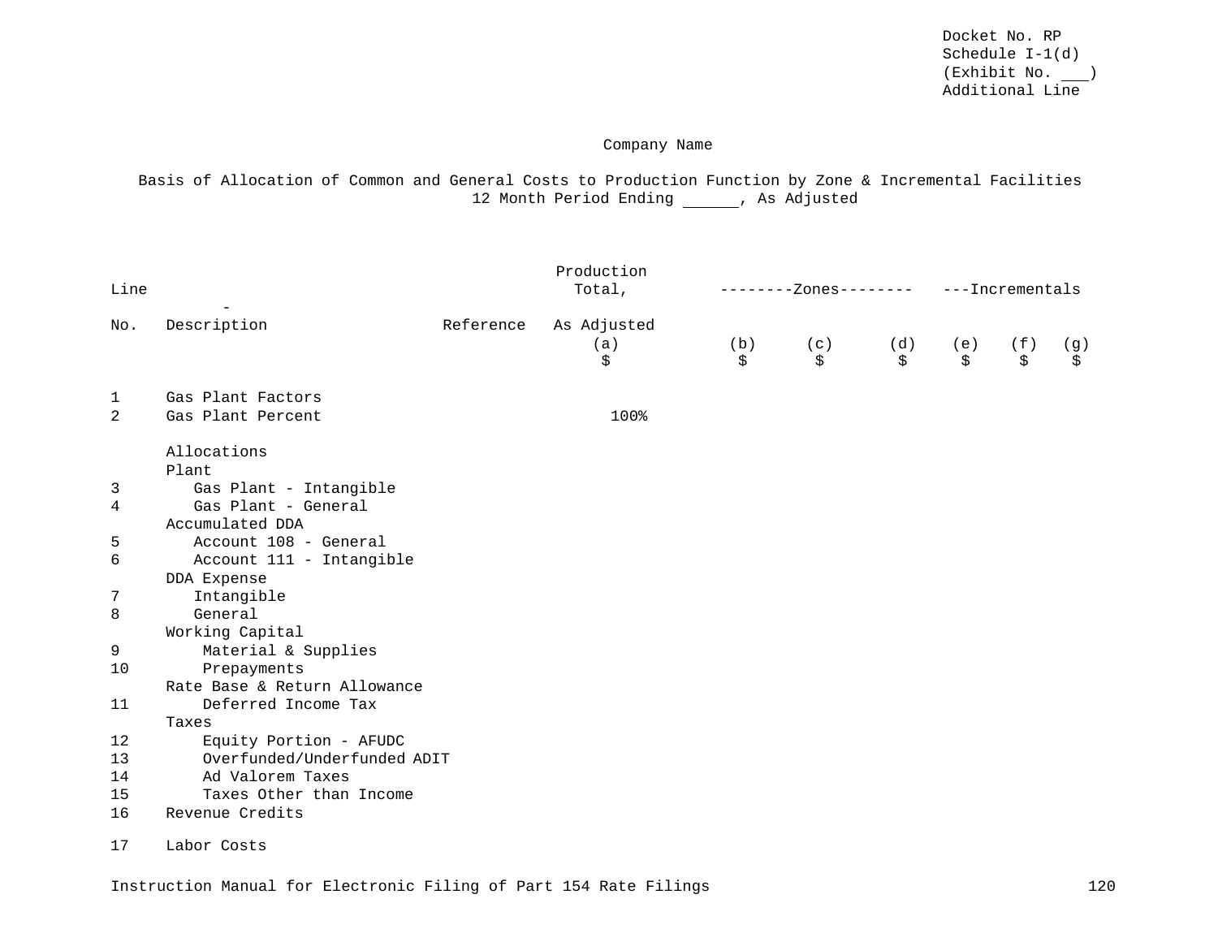Docket No. RP
Schedule I-1(d)
(Exhibit No. ___)
Additional Line

Company Name

Basis of Allocation of Common and General Costs to Production Function by Zone & Incremental Facilities
12 Month Period Ending ______, As Adjusted

| Line No. | Description | Reference | Production Total, As Adjusted | --------Zones-------- | | | ---Incrementals | | |
|---|---|---|---|---|---|---|---|---|---|
| | | | (a) | (b) | (c) | (d) | (e) | (f) | (g) |
| | | | $ | $ | $ | $ | $ | $ | $ |
| 1 | Gas Plant Factors | | | | | | | | |
| 2 | Gas Plant Percent | | 100% | | | | | | |
| | Allocations | | | | | | | | |
| | Plant | | | | | | | | |
| 3 | Gas Plant - Intangible | | | | | | | | |
| 4 | Gas Plant - General | | | | | | | | |
| | Accumulated DDA | | | | | | | | |
| 5 | Account 108 - General | | | | | | | | |
| 6 | Account 111 - Intangible | | | | | | | | |
| | DDA Expense | | | | | | | | |
| 7 | Intangible | | | | | | | | |
| 8 | General | | | | | | | | |
| | Working Capital | | | | | | | | |
| 9 | Material & Supplies | | | | | | | | |
| 10 | Prepayments | | | | | | | | |
| | Rate Base & Return Allowance | | | | | | | | |
| 11 | Deferred Income Tax | | | | | | | | |
| | Taxes | | | | | | | | |
| 12 | Equity Portion - AFUDC | | | | | | | | |
| 13 | Overfunded/Underfunded ADIT | | | | | | | | |
| 14 | Ad Valorem Taxes | | | | | | | | |
| 15 | Taxes Other than Income | | | | | | | | |
| 16 | Revenue Credits | | | | | | | | |
| 17 | Labor Costs | | | | | | | | |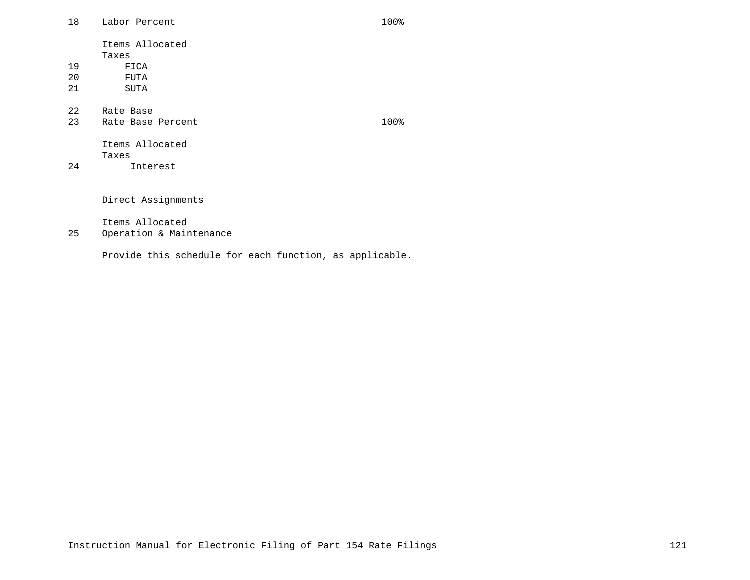| | | |
|---|---|---|
| 18 | Labor Percent | 100% |
| | Items Allocated | |
| | Taxes | |
| 19 | FICA | |
| 20 | FUTA | |
| 21 | SUTA | |
| | | |
| 22 | Rate Base | |
| 23 | Rate Base Percent | 100% |
| | Items Allocated | |
| | Taxes | |
| 24 | Interest | |
| | | |
| | Direct Assignments | |
| | Items Allocated | |
| 25 | Operation & Maintenance | |

Provide this schedule for each function, as applicable.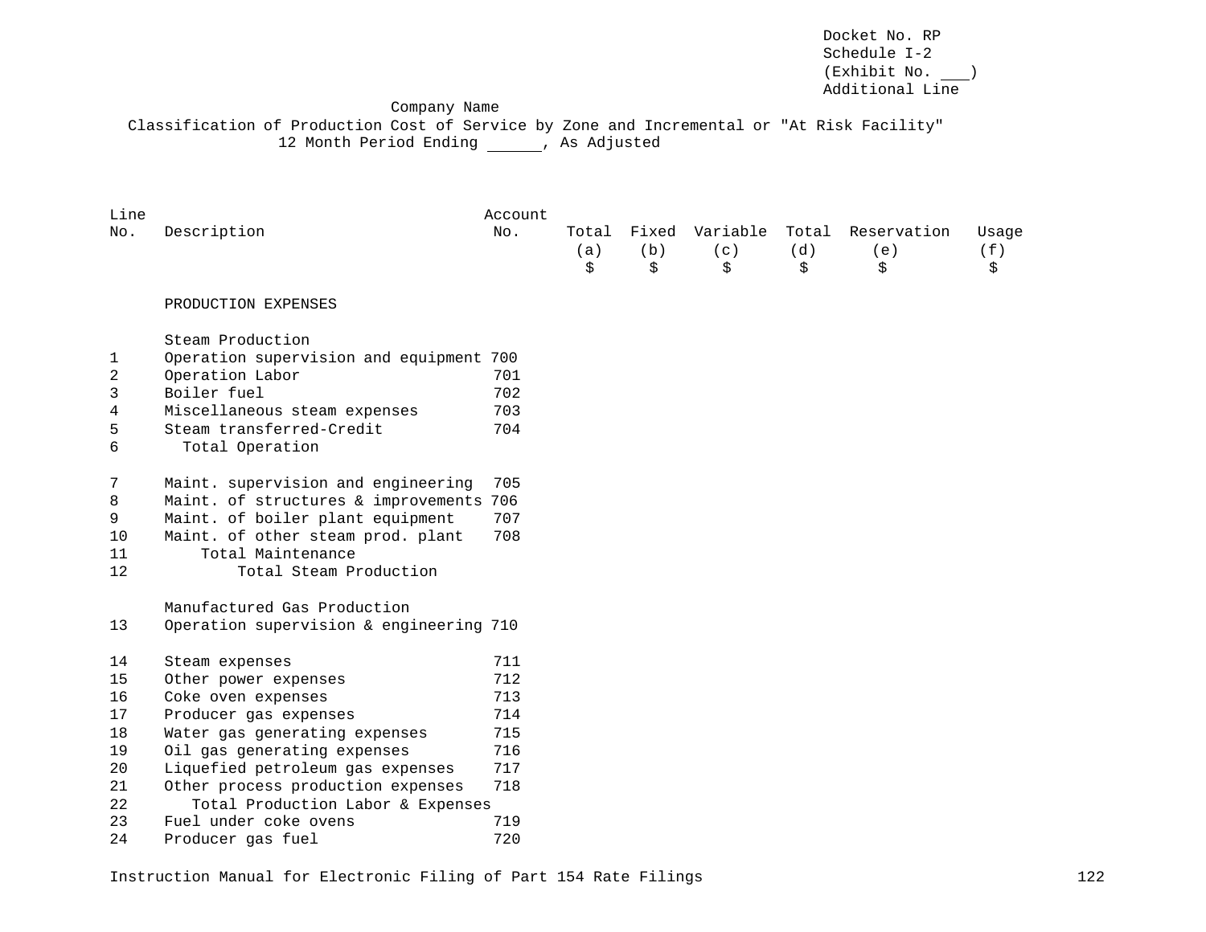Docket No. RP
Schedule I-2
(Exhibit No. ___)
Additional Line

Company Name

Classification of Production Cost of Service by Zone and Incremental or "At Risk Facility"

12 Month Period Ending ______, As Adjusted

| Line No. | Description | Account No. | Total (a) $ | Fixed (b) $ | Variable (c) $ | Total (d) $ | Reservation (e) $ | Usage (f) $ |
|---|---|---|---|---|---|---|---|---|
| | PRODUCTION EXPENSES | | | | | | | |
| | Steam Production | | | | | | | |
| 1 | Operation supervision and equipment | 700 | | | | | | |
| 2 | Operation Labor | 701 | | | | | | |
| 3 | Boiler fuel | 702 | | | | | | |
| 4 | Miscellaneous steam expenses | 703 | | | | | | |
| 5 | Steam transferred-Credit | 704 | | | | | | |
| 6 | Total Operation | | | | | | | |
| 7 | Maint. supervision and engineering | 705 | | | | | | |
| 8 | Maint. of structures & improvements | 706 | | | | | | |
| 9 | Maint. of boiler plant equipment | 707 | | | | | | |
| 10 | Maint. of other steam prod. plant | 708 | | | | | | |
| 11 | Total Maintenance | | | | | | | |
| 12 | Total Steam Production | | | | | | | |
| | Manufactured Gas Production | | | | | | | |
| 13 | Operation supervision & engineering | 710 | | | | | | |
| 14 | Steam expenses | 711 | | | | | | |
| 15 | Other power expenses | 712 | | | | | | |
| 16 | Coke oven expenses | 713 | | | | | | |
| 17 | Producer gas expenses | 714 | | | | | | |
| 18 | Water gas generating expenses | 715 | | | | | | |
| 19 | Oil gas generating expenses | 716 | | | | | | |
| 20 | Liquefied petroleum gas expenses | 717 | | | | | | |
| 21 | Other process production expenses | 718 | | | | | | |
| 22 | Total Production Labor & Expenses | | | | | | | |
| 23 | Fuel under coke ovens | 719 | | | | | | |
| 24 | Producer gas fuel | 720 | | | | | | |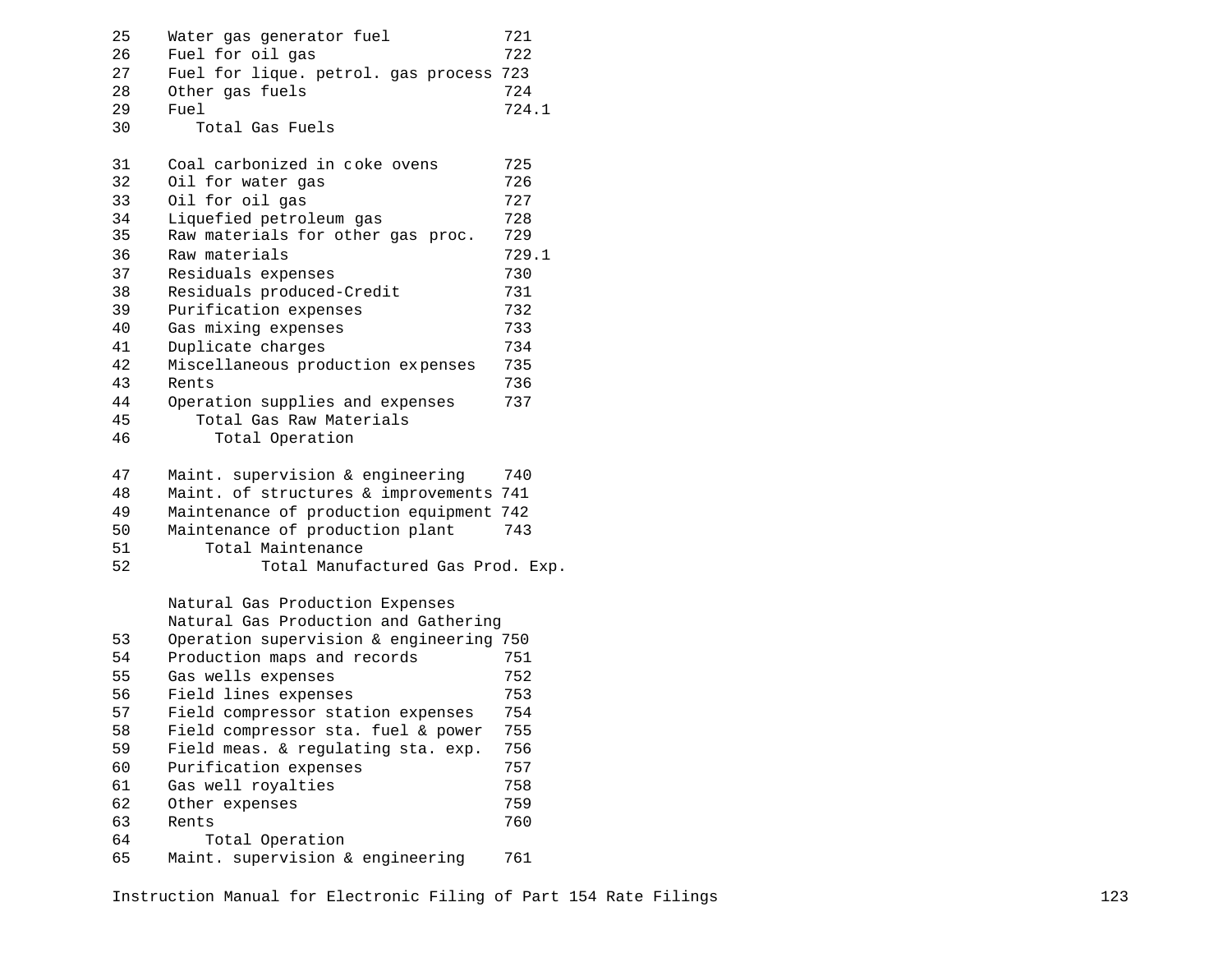| Line | Description | Account |
|---|---|---|
| 25 | Water gas generator fuel | 721 |
| 26 | Fuel for oil gas | 722 |
| 27 | Fuel for lique. petrol. gas process | 723 |
| 28 | Other gas fuels | 724 |
| 29 | Fuel | 724.1 |
| 30 | Total Gas Fuels | |
| 31 | Coal carbonized in coke ovens | 725 |
| 32 | Oil for water gas | 726 |
| 33 | Oil for oil gas | 727 |
| 34 | Liquefied petroleum gas | 728 |
| 35 | Raw materials for other gas proc. | 729 |
| 36 | Raw materials | 729.1 |
| 37 | Residuals expenses | 730 |
| 38 | Residuals produced-Credit | 731 |
| 39 | Purification expenses | 732 |
| 40 | Gas mixing expenses | 733 |
| 41 | Duplicate charges | 734 |
| 42 | Miscellaneous production expenses | 735 |
| 43 | Rents | 736 |
| 44 | Operation supplies and expenses | 737 |
| 45 | Total Gas Raw Materials | |
| 46 | Total Operation | |
| 47 | Maint. supervision & engineering | 740 |
| 48 | Maint. of structures & improvements | 741 |
| 49 | Maintenance of production equipment | 742 |
| 50 | Maintenance of production plant | 743 |
| 51 | Total Maintenance | |
| 52 | Total Manufactured Gas Prod. Exp. | |
| | Natural Gas Production Expenses | |
| | Natural Gas Production and Gathering | |
| 53 | Operation supervision & engineering | 750 |
| 54 | Production maps and records | 751 |
| 55 | Gas wells expenses | 752 |
| 56 | Field lines expenses | 753 |
| 57 | Field compressor station expenses | 754 |
| 58 | Field compressor sta. fuel & power | 755 |
| 59 | Field meas. & regulating sta. exp. | 756 |
| 60 | Purification expenses | 757 |
| 61 | Gas well royalties | 758 |
| 62 | Other expenses | 759 |
| 63 | Rents | 760 |
| 64 | Total Operation | |
| 65 | Maint. supervision & engineering | 761 |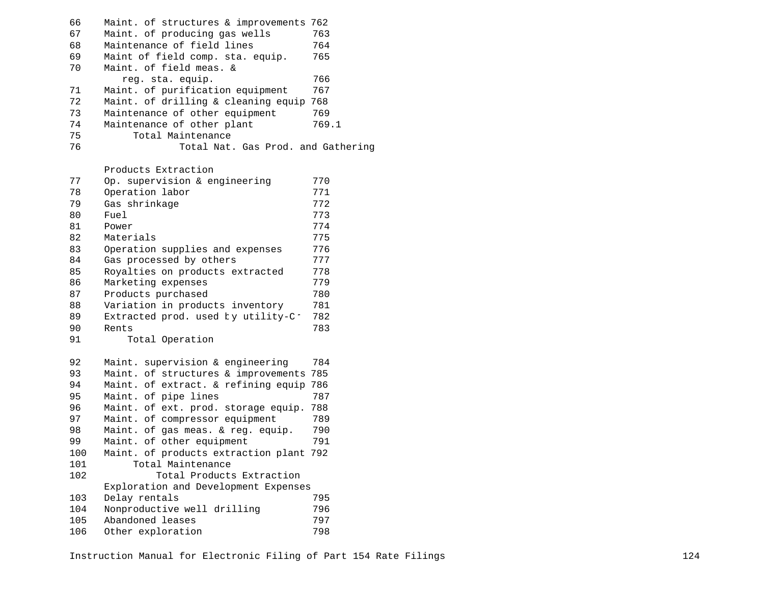```
66    Maint. of structures & improvements 762
67    Maint. of producing gas wells       763
68    Maintenance of field lines          764
69    Maint of field comp. sta. equip.    765
70    Maint. of field meas. &
         reg. sta. equip.                 766
71    Maint. of purification equipment    767
72    Maint. of drilling & cleaning equip 768
73    Maintenance of other equipment      769
74    Maintenance of other plant          769.1
75         Total Maintenance
76                 Total Nat. Gas Prod. and Gathering

      Products Extraction
77    Op. supervision & engineering       770
78    Operation labor                     771
79    Gas shrinkage                       772
80    Fuel                                773
81    Power                               774
82    Materials                           775
83    Operation supplies and expenses     776
84    Gas processed by others             777
85    Royalties on products extracted     778
86    Marketing expenses                  779
87    Products purchased                  780
88    Variation in products inventory     781
89    Extracted prod. used by utility-Cr  782
90    Rents                               783
91        Total Operation

92    Maint. supervision & engineering    784
93    Maint. of structures & improvements 785
94    Maint. of extract. & refining equip 786
95    Maint. of pipe lines                787
96    Maint. of ext. prod. storage equip. 788
97    Maint. of compressor equipment      789
98    Maint. of gas meas. & reg. equip.   790
99    Maint. of other equipment           791
100   Maint. of products extraction plant 792
101        Total Maintenance
102            Total Products Extraction
      Exploration and Development Expenses
103   Delay rentals                       795
104   Nonproductive well drilling         796
105   Abandoned leases                    797
106   Other exploration                   798
```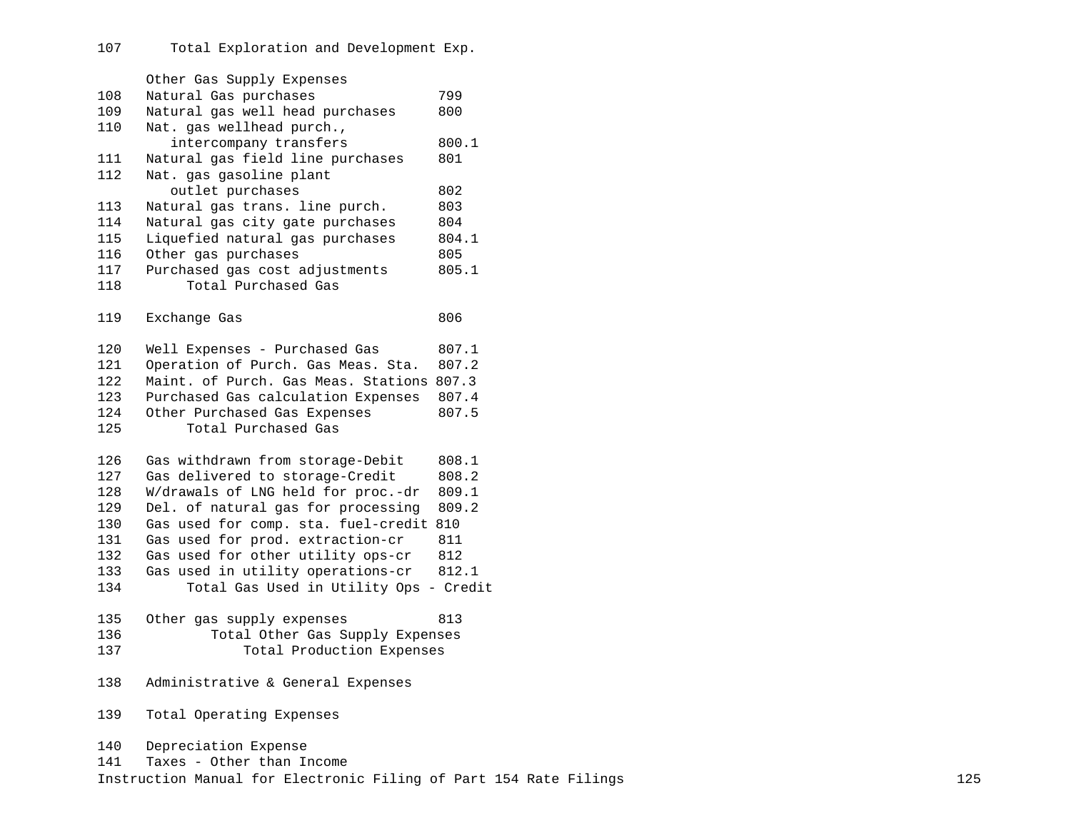```
107      Total Exploration and Development Exp.

      Other Gas Supply Expenses
108   Natural Gas purchases              799
109   Natural gas well head purchases    800
110   Nat. gas wellhead purch.,
         intercompany transfers          800.1
111   Natural gas field line purchases   801
112   Nat. gas gasoline plant
         outlet purchases                802
113   Natural gas trans. line purch.     803
114   Natural gas city gate purchases    804
115   Liquefied natural gas purchases    804.1
116   Other gas purchases                805
117   Purchased gas cost adjustments     805.1
118        Total Purchased Gas

119   Exchange Gas                       806

120   Well Expenses - Purchased Gas      807.1
121   Operation of Purch. Gas Meas. Sta.  807.2
122   Maint. of Purch. Gas Meas. Stations 807.3
123   Purchased Gas calculation Expenses  807.4
124   Other Purchased Gas Expenses       807.5
125        Total Purchased Gas

126   Gas withdrawn from storage-Debit   808.1
127   Gas delivered to storage-Credit    808.2
128   W/drawals of LNG held for proc.-dr  809.1
129   Del. of natural gas for processing  809.2
130   Gas used for comp. sta. fuel-credit 810
131   Gas used for prod. extraction-cr   811
132   Gas used for other utility ops-cr  812
133   Gas used in utility operations-cr  812.1
134        Total Gas Used in Utility Ops - Credit

135   Other gas supply expenses          813
136           Total Other Gas Supply Expenses
137               Total Production Expenses

138   Administrative & General Expenses

139   Total Operating Expenses

140   Depreciation Expense
141   Taxes - Other than Income
```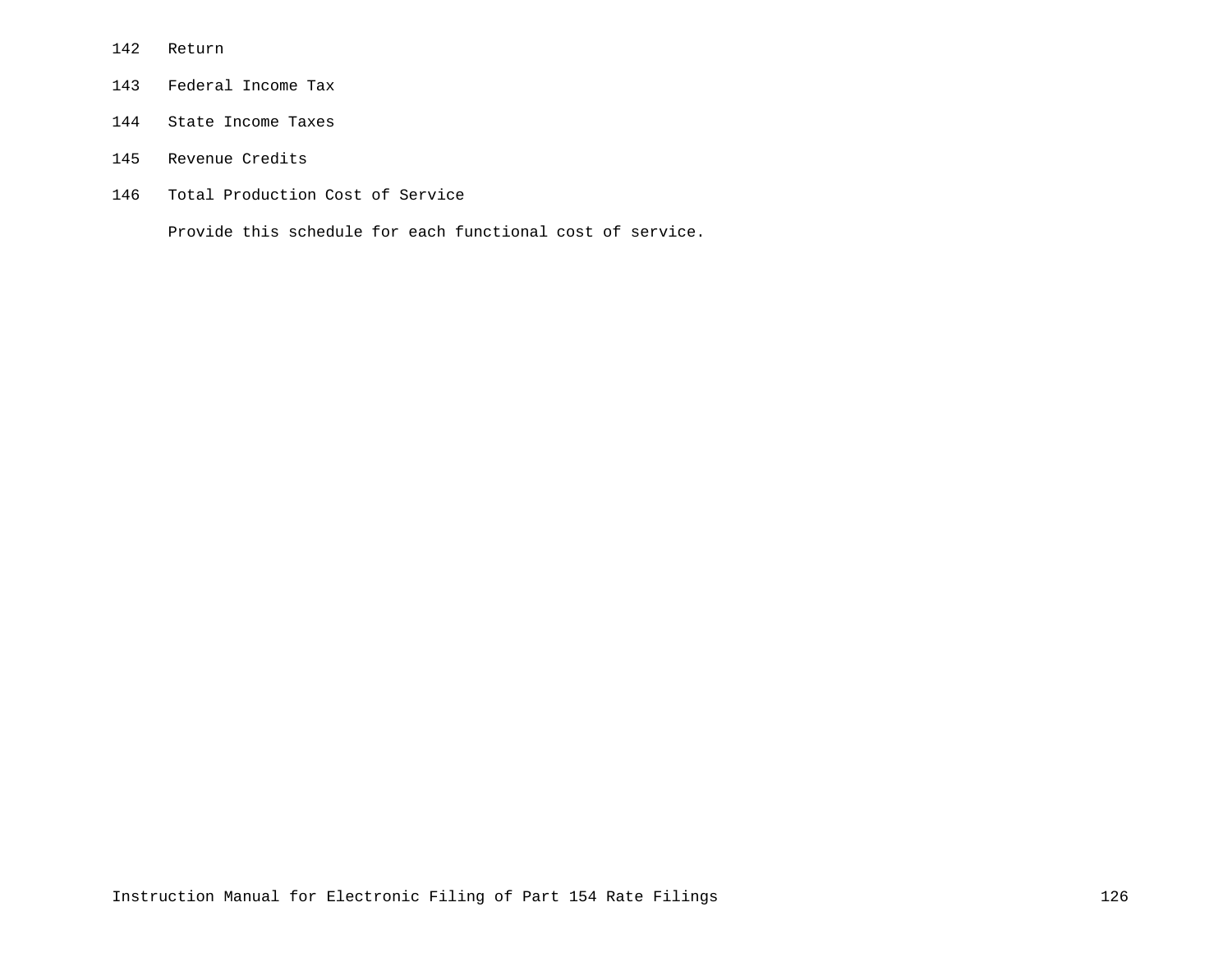142 Return

143 Federal Income Tax

144 State Income Taxes

145 Revenue Credits

146 Total Production Cost of Service

Provide this schedule for each functional cost of service.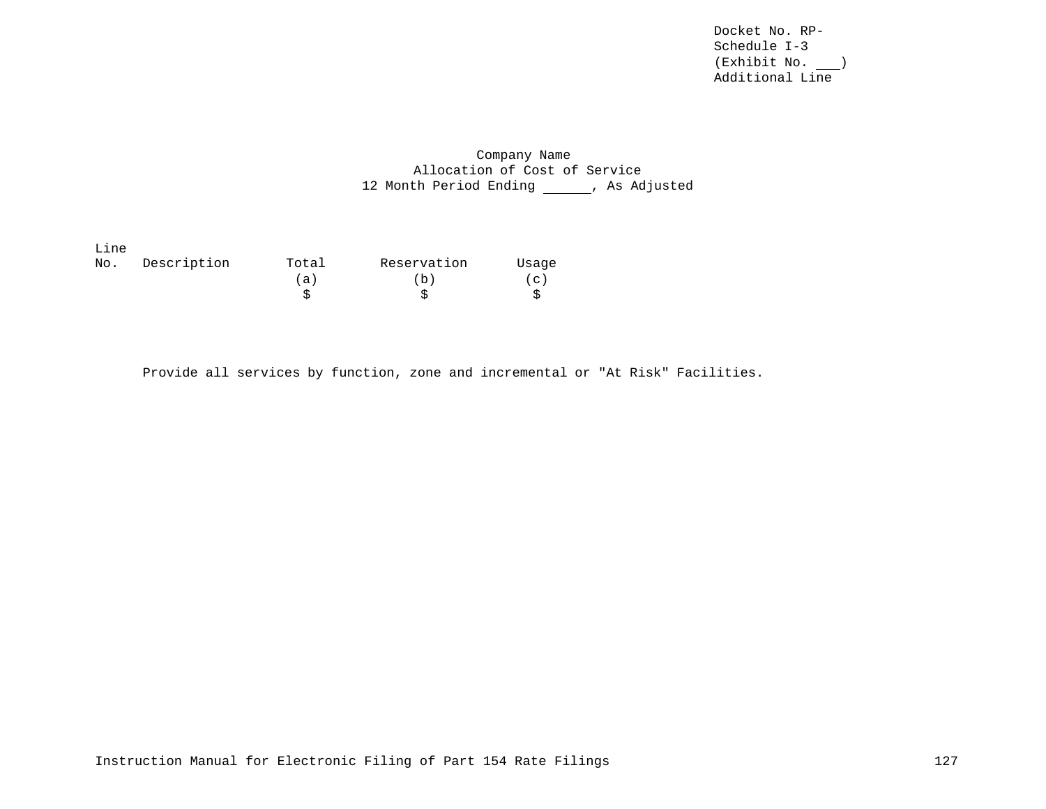Docket No. RP-
Schedule I-3
(Exhibit No. ___)
Additional Line

Company Name
Allocation of Cost of Service
12 Month Period Ending ______, As Adjusted

| Line No. | Description | Total (a) $ | Reservation (b) $ | Usage (c) $ |
|---|---|---|---|---|

Provide all services by function, zone and incremental or "At Risk" Facilities.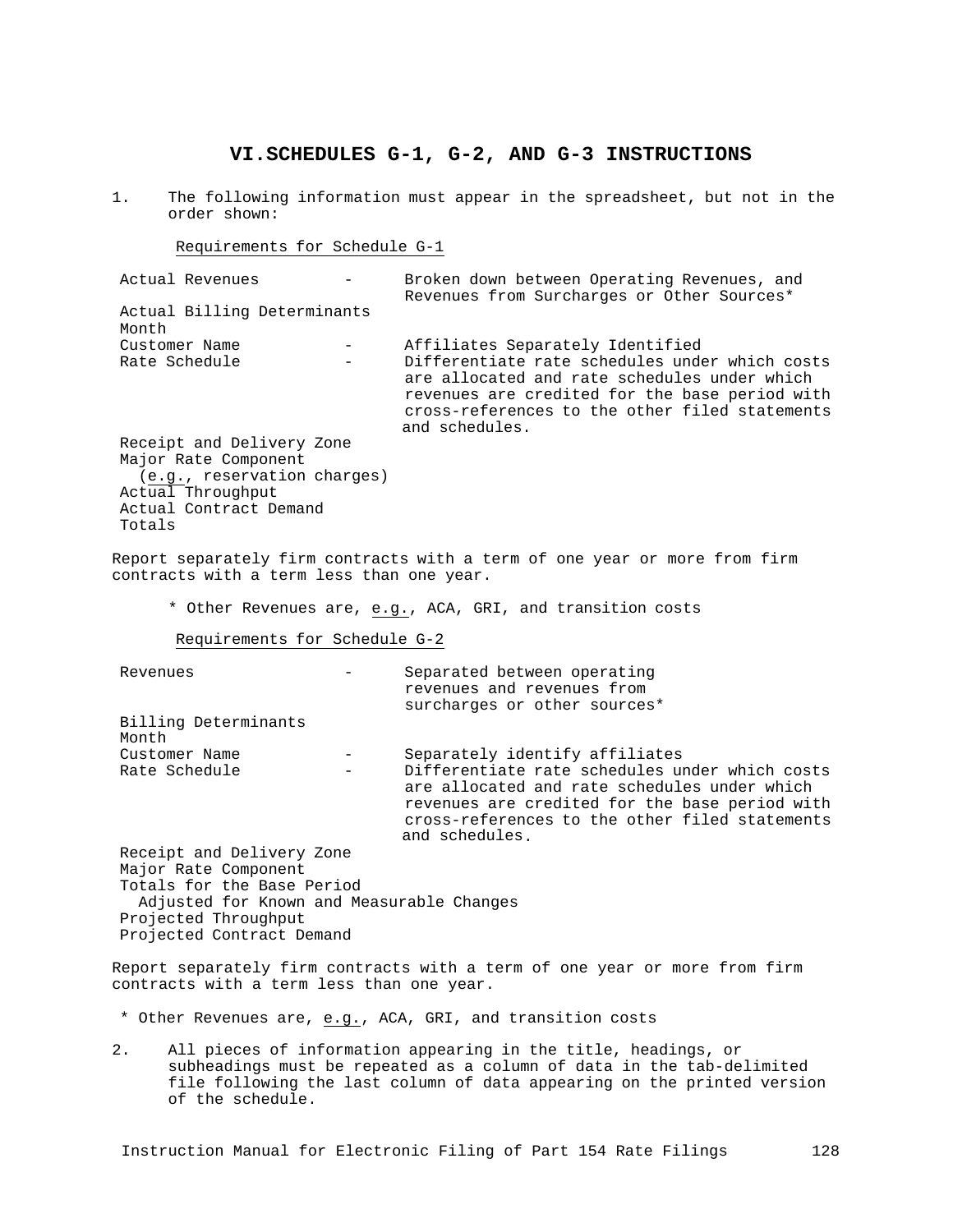## VI. SCHEDULES G-1, G-2, AND G-3 INSTRUCTIONS

1. The following information must appear in the spreadsheet, but not in the order shown:

<u>Requirements for Schedule G-1</u>

| | | |
|---|---|---|
| Actual Revenues | - | Broken down between Operating Revenues, and Revenues from Surcharges or Other Sources* |
| Actual Billing Determinants | | |
| Month | | |
| Customer Name | - | Affiliates Separately Identified |
| Rate Schedule | - | Differentiate rate schedules under which costs are allocated and rate schedules under which revenues are credited for the base period with cross-references to the other filed statements and schedules. |
| Receipt and Delivery Zone | | |
| Major Rate Component (*e.g.*, reservation charges) | | |
| Actual Throughput | | |
| Actual Contract Demand | | |
| Totals | | |

Report separately firm contracts with a term of one year or more from firm contracts with a term less than one year.

\* Other Revenues are, *e.g.*, ACA, GRI, and transition costs

<u>Requirements for Schedule G-2</u>

| | | |
|---|---|---|
| Revenues | - | Separated between operating revenues and revenues from surcharges or other sources* |
| Billing Determinants | | |
| Month | | |
| Customer Name | - | Separately identify affiliates |
| Rate Schedule | - | Differentiate rate schedules under which costs are allocated and rate schedules under which revenues are credited for the base period with cross-references to the other filed statements and schedules. |
| Receipt and Delivery Zone | | |
| Major Rate Component | | |
| Totals for the Base Period Adjusted for Known and Measurable Changes | | |
| Projected Throughput | | |
| Projected Contract Demand | | |

Report separately firm contracts with a term of one year or more from firm contracts with a term less than one year.

\* Other Revenues are, *e.g.*, ACA, GRI, and transition costs

2. All pieces of information appearing in the title, headings, or subheadings must be repeated as a column of data in the tab-delimited file following the last column of data appearing on the printed version of the schedule.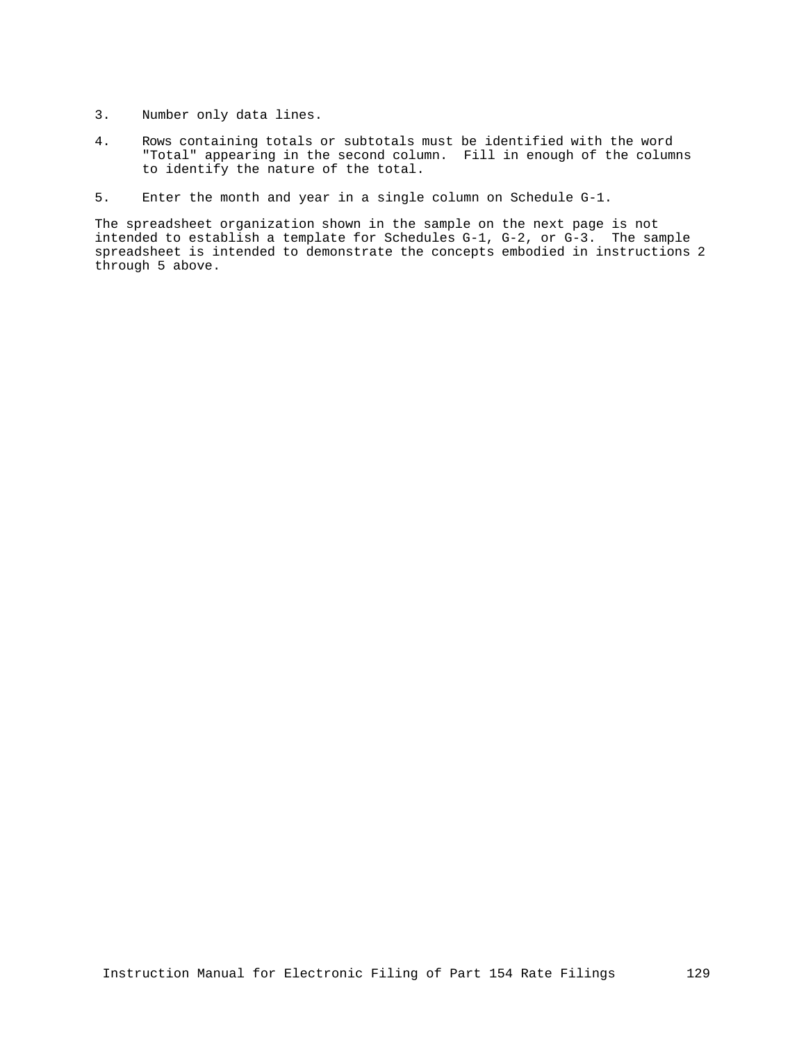3. Number only data lines.

4. Rows containing totals or subtotals must be identified with the word "Total" appearing in the second column. Fill in enough of the columns to identify the nature of the total.

5. Enter the month and year in a single column on Schedule G-1.

The spreadsheet organization shown in the sample on the next page is not intended to establish a template for Schedules G-1, G-2, or G-3. The sample spreadsheet is intended to demonstrate the concepts embodied in instructions 2 through 5 above.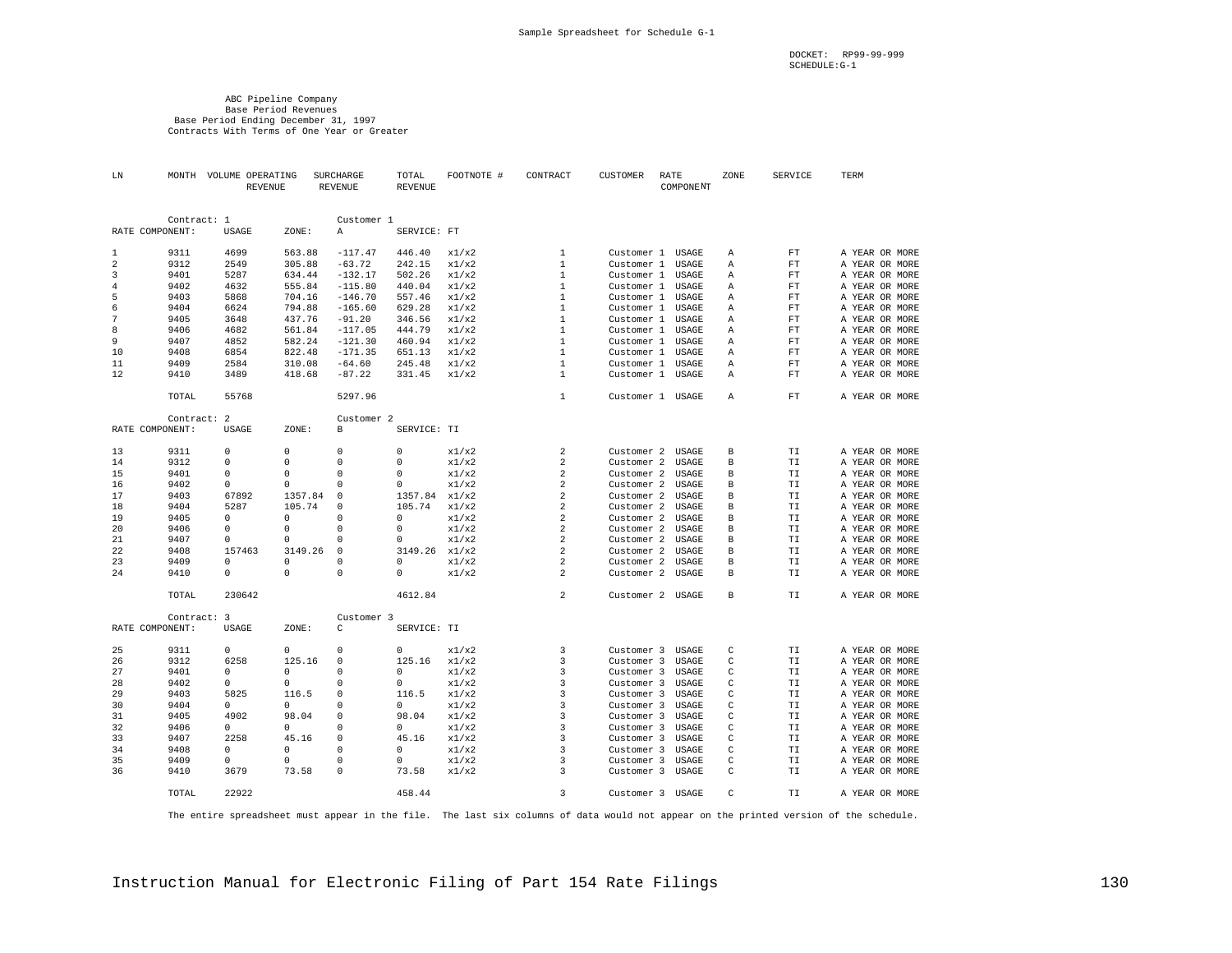Sample Spreadsheet for Schedule G-1

DOCKET: RP99-99-999
SCHEDULE:G-1

ABC Pipeline Company
Base Period Revenues
Base Period Ending December 31, 1997
Contracts With Terms of One Year or Greater

| LN | MONTH | VOLUME | OPERATING REVENUE | SURCHARGE REVENUE | TOTAL REVENUE | FOOTNOTE # | CONTRACT | CUSTOMER | RATE COMPONENT | ZONE | SERVICE | TERM |
|---|---|---|---|---|---|---|---|---|---|---|---|---|
| | Contract: 1 | | | Customer 1 | | | | | | | | |
| RATE COMPONENT: | | USAGE | ZONE: | A | SERVICE: FT | | | | | | | |
| 1 | 9311 | 4699 | 563.88 | -117.47 | 446.40 | x1/x2 | 1 | Customer 1 | USAGE | A | FT | A YEAR OR MORE |
| 2 | 9312 | 2549 | 305.88 | -63.72 | 242.15 | x1/x2 | 1 | Customer 1 | USAGE | A | FT | A YEAR OR MORE |
| 3 | 9401 | 5287 | 634.44 | -132.17 | 502.26 | x1/x2 | 1 | Customer 1 | USAGE | A | FT | A YEAR OR MORE |
| 4 | 9402 | 4632 | 555.84 | -115.80 | 440.04 | x1/x2 | 1 | Customer 1 | USAGE | A | FT | A YEAR OR MORE |
| 5 | 9403 | 5868 | 704.16 | -146.70 | 557.46 | x1/x2 | 1 | Customer 1 | USAGE | A | FT | A YEAR OR MORE |
| 6 | 9404 | 6624 | 794.88 | -165.60 | 629.28 | x1/x2 | 1 | Customer 1 | USAGE | A | FT | A YEAR OR MORE |
| 7 | 9405 | 3648 | 437.76 | -91.20 | 346.56 | x1/x2 | 1 | Customer 1 | USAGE | A | FT | A YEAR OR MORE |
| 8 | 9406 | 4682 | 561.84 | -117.05 | 444.79 | x1/x2 | 1 | Customer 1 | USAGE | A | FT | A YEAR OR MORE |
| 9 | 9407 | 4852 | 582.24 | -121.30 | 460.94 | x1/x2 | 1 | Customer 1 | USAGE | A | FT | A YEAR OR MORE |
| 10 | 9408 | 6854 | 822.48 | -171.35 | 651.13 | x1/x2 | 1 | Customer 1 | USAGE | A | FT | A YEAR OR MORE |
| 11 | 9409 | 2584 | 310.08 | -64.60 | 245.48 | x1/x2 | 1 | Customer 1 | USAGE | A | FT | A YEAR OR MORE |
| 12 | 9410 | 3489 | 418.68 | -87.22 | 331.45 | x1/x2 | 1 | Customer 1 | USAGE | A | FT | A YEAR OR MORE |
| | TOTAL | 55768 | | 5297.96 | | | 1 | Customer 1 | USAGE | A | FT | A YEAR OR MORE |
| | Contract: 2 | | | Customer 2 | | | | | | | | |
| RATE COMPONENT: | | USAGE | ZONE: | B | SERVICE: TI | | | | | | | |
| 13 | 9311 | 0 | 0 | 0 | 0 | x1/x2 | 2 | Customer 2 | USAGE | B | TI | A YEAR OR MORE |
| 14 | 9312 | 0 | 0 | 0 | 0 | x1/x2 | 2 | Customer 2 | USAGE | B | TI | A YEAR OR MORE |
| 15 | 9401 | 0 | 0 | 0 | 0 | x1/x2 | 2 | Customer 2 | USAGE | B | TI | A YEAR OR MORE |
| 16 | 9402 | 0 | 0 | 0 | 0 | x1/x2 | 2 | Customer 2 | USAGE | B | TI | A YEAR OR MORE |
| 17 | 9403 | 67892 | 1357.84 | 0 | 1357.84 | x1/x2 | 2 | Customer 2 | USAGE | B | TI | A YEAR OR MORE |
| 18 | 9404 | 5287 | 105.74 | 0 | 105.74 | x1/x2 | 2 | Customer 2 | USAGE | B | TI | A YEAR OR MORE |
| 19 | 9405 | 0 | 0 | 0 | 0 | x1/x2 | 2 | Customer 2 | USAGE | B | TI | A YEAR OR MORE |
| 20 | 9406 | 0 | 0 | 0 | 0 | x1/x2 | 2 | Customer 2 | USAGE | B | TI | A YEAR OR MORE |
| 21 | 9407 | 0 | 0 | 0 | 0 | x1/x2 | 2 | Customer 2 | USAGE | B | TI | A YEAR OR MORE |
| 22 | 9408 | 157463 | 3149.26 | 0 | 3149.26 | x1/x2 | 2 | Customer 2 | USAGE | B | TI | A YEAR OR MORE |
| 23 | 9409 | 0 | 0 | 0 | 0 | x1/x2 | 2 | Customer 2 | USAGE | B | TI | A YEAR OR MORE |
| 24 | 9410 | 0 | 0 | 0 | 0 | x1/x2 | 2 | Customer 2 | USAGE | B | TI | A YEAR OR MORE |
| | TOTAL | 230642 | | | 4612.84 | | 2 | Customer 2 | USAGE | B | TI | A YEAR OR MORE |
| | Contract: 3 | | | Customer 3 | | | | | | | | |
| RATE COMPONENT: | | USAGE | ZONE: | C | SERVICE: TI | | | | | | | |
| 25 | 9311 | 0 | 0 | 0 | 0 | x1/x2 | 3 | Customer 3 | USAGE | C | TI | A YEAR OR MORE |
| 26 | 9312 | 6258 | 125.16 | 0 | 125.16 | x1/x2 | 3 | Customer 3 | USAGE | C | TI | A YEAR OR MORE |
| 27 | 9401 | 0 | 0 | 0 | 0 | x1/x2 | 3 | Customer 3 | USAGE | C | TI | A YEAR OR MORE |
| 28 | 9402 | 0 | 0 | 0 | 0 | x1/x2 | 3 | Customer 3 | USAGE | C | TI | A YEAR OR MORE |
| 29 | 9403 | 5825 | 116.5 | 0 | 116.5 | x1/x2 | 3 | Customer 3 | USAGE | C | TI | A YEAR OR MORE |
| 30 | 9404 | 0 | 0 | 0 | 0 | x1/x2 | 3 | Customer 3 | USAGE | C | TI | A YEAR OR MORE |
| 31 | 9405 | 4902 | 98.04 | 0 | 98.04 | x1/x2 | 3 | Customer 3 | USAGE | C | TI | A YEAR OR MORE |
| 32 | 9406 | 0 | 0 | 0 | 0 | x1/x2 | 3 | Customer 3 | USAGE | C | TI | A YEAR OR MORE |
| 33 | 9407 | 2258 | 45.16 | 0 | 45.16 | x1/x2 | 3 | Customer 3 | USAGE | C | TI | A YEAR OR MORE |
| 34 | 9408 | 0 | 0 | 0 | 0 | x1/x2 | 3 | Customer 3 | USAGE | C | TI | A YEAR OR MORE |
| 35 | 9409 | 0 | 0 | 0 | 0 | x1/x2 | 3 | Customer 3 | USAGE | C | TI | A YEAR OR MORE |
| 36 | 9410 | 3679 | 73.58 | 0 | 73.58 | x1/x2 | 3 | Customer 3 | USAGE | C | TI | A YEAR OR MORE |
| | TOTAL | 22922 | | | 458.44 | | 3 | Customer 3 | USAGE | C | TI | A YEAR OR MORE |

The entire spreadsheet must appear in the file. The last six columns of data would not appear on the printed version of the schedule.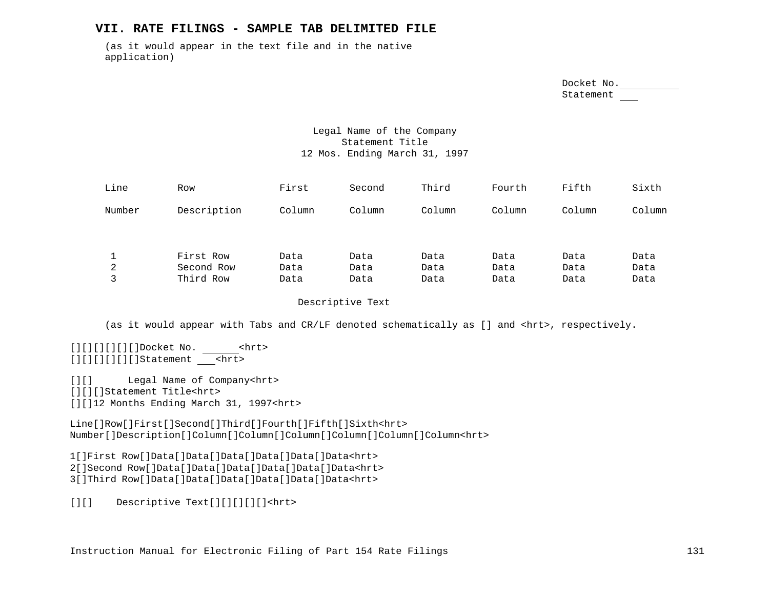## VII. RATE FILINGS - SAMPLE TAB DELIMITED FILE

(as it would appear in the text file and in the native application)

Docket No.__________
Statement ___

Legal Name of the Company
Statement Title
12 Mos. Ending March 31, 1997

| Line Number | Row Description | First Column | Second Column | Third Column | Fourth Column | Fifth Column | Sixth Column |
|---|---|---|---|---|---|---|---|
| 1 | First Row | Data | Data | Data | Data | Data | Data |
| 2 | Second Row | Data | Data | Data | Data | Data | Data |
| 3 | Third Row | Data | Data | Data | Data | Data | Data |

Descriptive Text

(as it would appear with Tabs and CR/LF denoted schematically as [] and <hrt>, respectively.

```
[][][][][][]Docket No. ______<hrt>
[][][][][][]Statement ___<hrt>

[][]      Legal Name of Company<hrt>
[][][]Statement Title<hrt>
[][]12 Months Ending March 31, 1997<hrt>

Line[]Row[]First[]Second[]Third[]Fourth[]Fifth[]Sixth<hrt>
Number[]Description[]Column[]Column[]Column[]Column[]Column[]Column<hrt>

1[]First Row[]Data[]Data[]Data[]Data[]Data[]Data<hrt>
2[]Second Row[]Data[]Data[]Data[]Data[]Data[]Data<hrt>
3[]Third Row[]Data[]Data[]Data[]Data[]Data[]Data<hrt>

[][]    Descriptive Text[][][][][][]<hrt>
```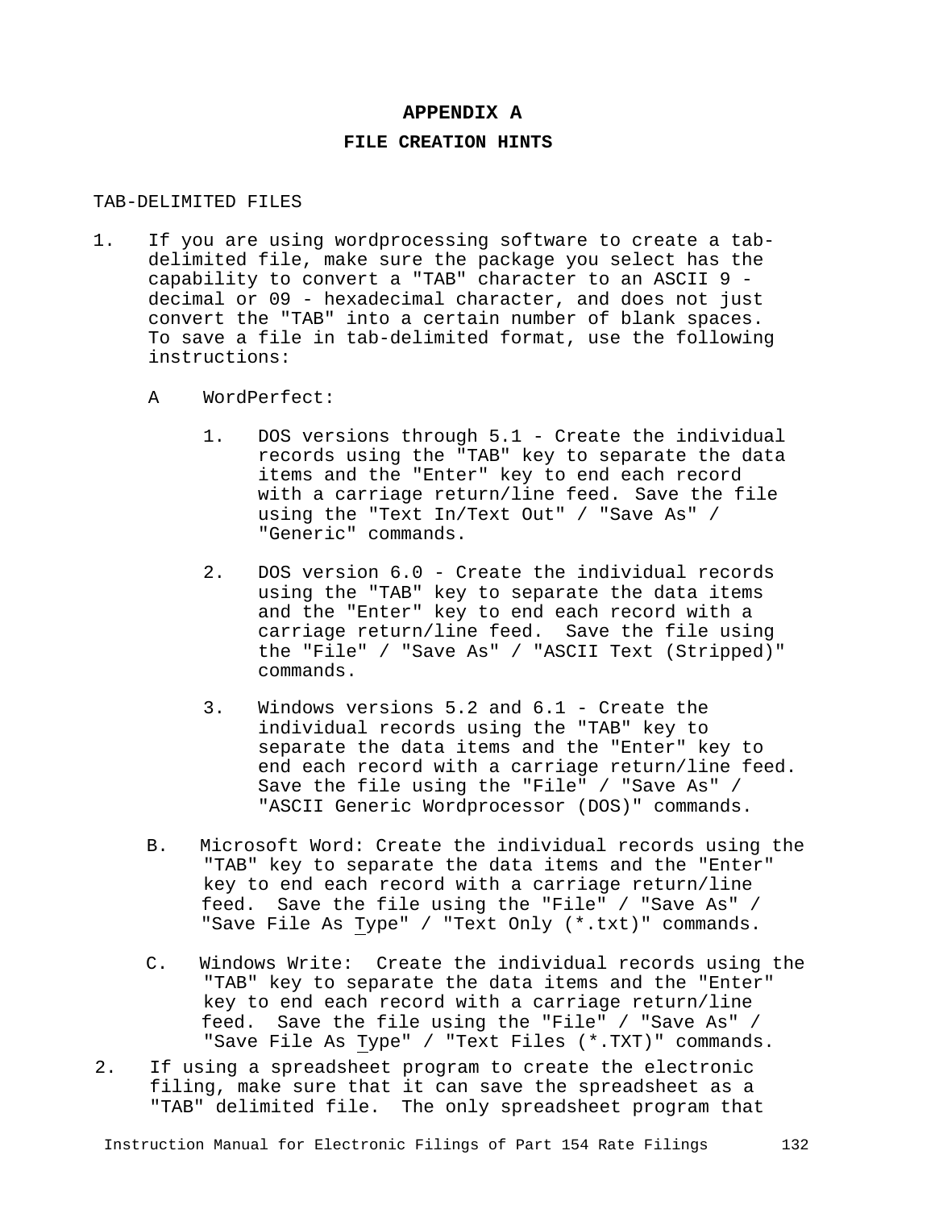# APPENDIX A

## FILE CREATION HINTS

TAB-DELIMITED FILES

1. If you are using wordprocessing software to create a tab-delimited file, make sure the package you select has the capability to convert a "TAB" character to an ASCII 9 - decimal or 09 - hexadecimal character, and does not just convert the "TAB" into a certain number of blank spaces. To save a file in tab-delimited format, use the following instructions:

   A WordPerfect:

   1. DOS versions through 5.1 - Create the individual records using the "TAB" key to separate the data items and the "Enter" key to end each record with a carriage return/line feed. Save the file using the "Text In/Text Out" / "Save As" / "Generic" commands.

   2. DOS version 6.0 - Create the individual records using the "TAB" key to separate the data items and the "Enter" key to end each record with a carriage return/line feed. Save the file using the "File" / "Save As" / "ASCII Text (Stripped)" commands.

   3. Windows versions 5.2 and 6.1 - Create the individual records using the "TAB" key to separate the data items and the "Enter" key to end each record with a carriage return/line feed. Save the file using the "File" / "Save As" / "ASCII Generic Wordprocessor (DOS)" commands.

   B. Microsoft Word: Create the individual records using the "TAB" key to separate the data items and the "Enter" key to end each record with a carriage return/line feed. Save the file using the "File" / "Save As" / "Save File As Type" / "Text Only (*.txt)" commands.

   C. Windows Write: Create the individual records using the "TAB" key to separate the data items and the "Enter" key to end each record with a carriage return/line feed. Save the file using the "File" / "Save As" / "Save File As Type" / "Text Files (*.TXT)" commands.

2. If using a spreadsheet program to create the electronic filing, make sure that it can save the spreadsheet as a "TAB" delimited file. The only spreadsheet program that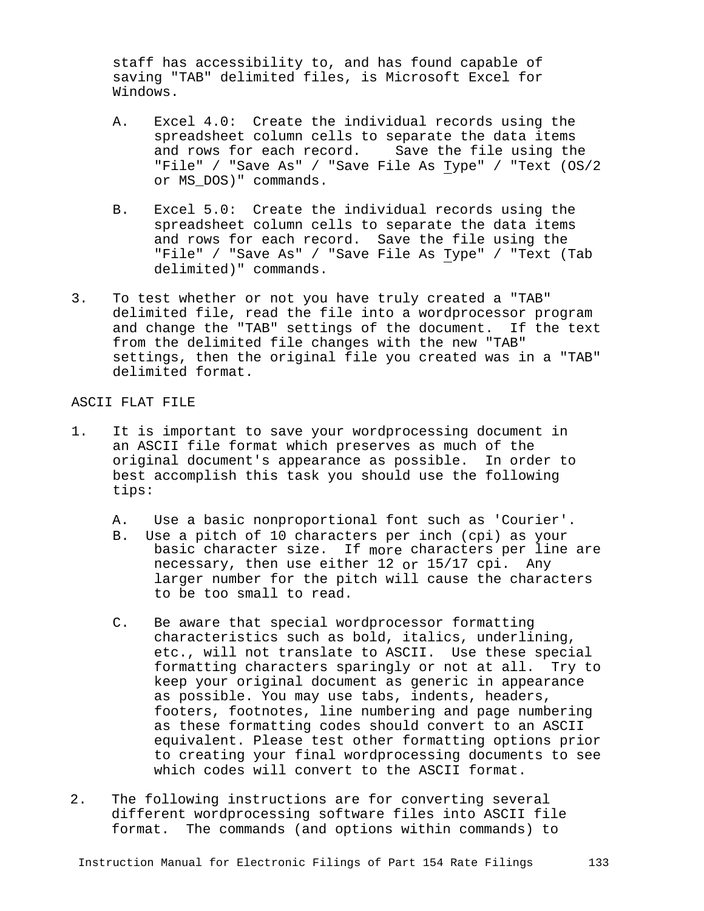staff has accessibility to, and has found capable of saving "TAB" delimited files, is Microsoft Excel for Windows.

A. Excel 4.0: Create the individual records using the spreadsheet column cells to separate the data items and rows for each record. Save the file using the "File" / "Save As" / "Save File As Type" / "Text (OS/2 or MS_DOS)" commands.

B. Excel 5.0: Create the individual records using the spreadsheet column cells to separate the data items and rows for each record. Save the file using the "File" / "Save As" / "Save File As Type" / "Text (Tab delimited)" commands.

3. To test whether or not you have truly created a "TAB" delimited file, read the file into a wordprocessor program and change the "TAB" settings of the document. If the text from the delimited file changes with the new "TAB" settings, then the original file you created was in a "TAB" delimited format.

ASCII FLAT FILE

1. It is important to save your wordprocessing document in an ASCII file format which preserves as much of the original document's appearance as possible. In order to best accomplish this task you should use the following tips:

   A. Use a basic nonproportional font such as 'Courier'.

   B. Use a pitch of 10 characters per inch (cpi) as your basic character size. If more characters per line are necessary, then use either 12 or 15/17 cpi. Any larger number for the pitch will cause the characters to be too small to read.

   C. Be aware that special wordprocessor formatting characteristics such as bold, italics, underlining, etc., will not translate to ASCII. Use these special formatting characters sparingly or not at all. Try to keep your original document as generic in appearance as possible. You may use tabs, indents, headers, footers, footnotes, line numbering and page numbering as these formatting codes should convert to an ASCII equivalent. Please test other formatting options prior to creating your final wordprocessing documents to see which codes will convert to the ASCII format.

2. The following instructions are for converting several different wordprocessing software files into ASCII file format. The commands (and options within commands) to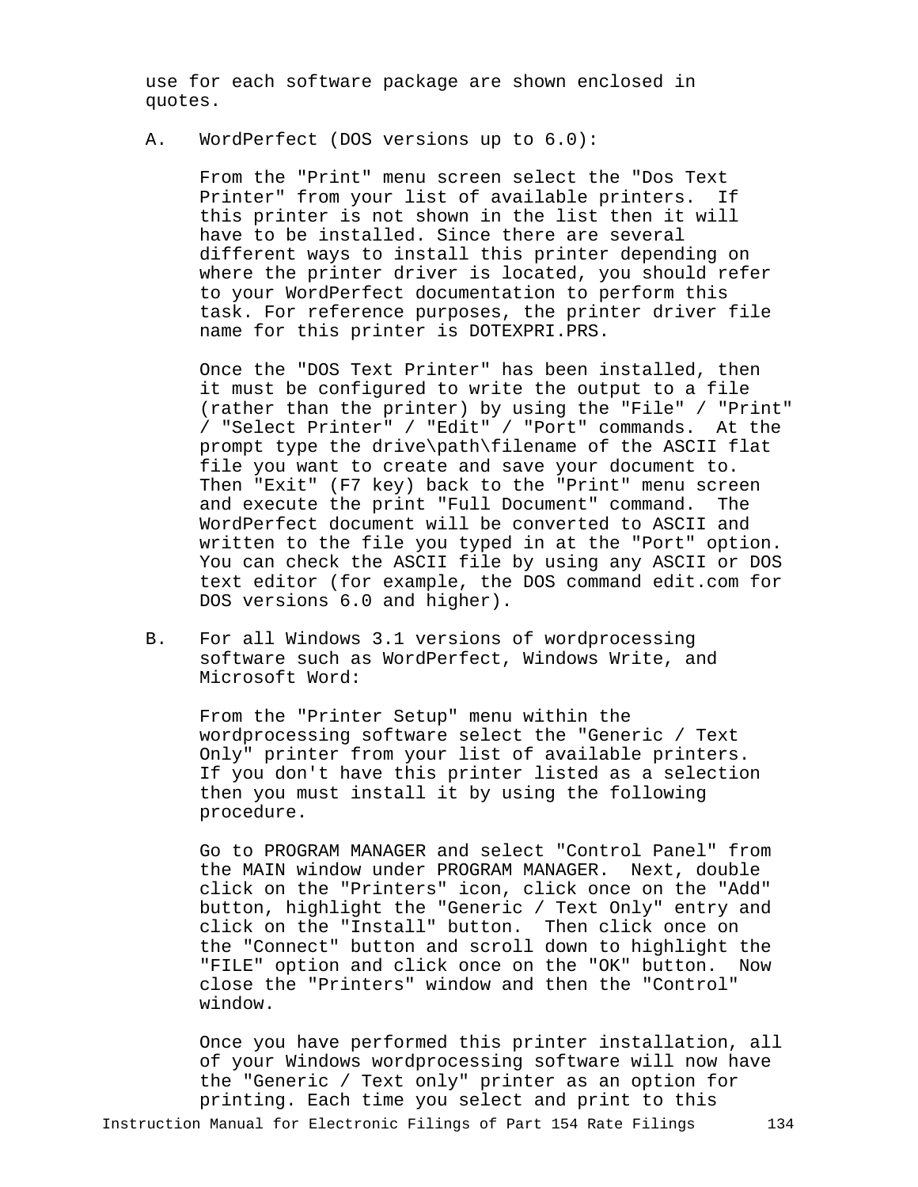use for each software package are shown enclosed in quotes.

A. WordPerfect (DOS versions up to 6.0):

From the "Print" menu screen select the "Dos Text Printer" from your list of available printers. If this printer is not shown in the list then it will have to be installed. Since there are several different ways to install this printer depending on where the printer driver is located, you should refer to your WordPerfect documentation to perform this task. For reference purposes, the printer driver file name for this printer is DOTEXPRI.PRS.

Once the "DOS Text Printer" has been installed, then it must be configured to write the output to a file (rather than the printer) by using the "File" / "Print" / "Select Printer" / "Edit" / "Port" commands. At the prompt type the drive\path\filename of the ASCII flat file you want to create and save your document to. Then "Exit" (F7 key) back to the "Print" menu screen and execute the print "Full Document" command. The WordPerfect document will be converted to ASCII and written to the file you typed in at the "Port" option. You can check the ASCII file by using any ASCII or DOS text editor (for example, the DOS command edit.com for DOS versions 6.0 and higher).

B. For all Windows 3.1 versions of wordprocessing software such as WordPerfect, Windows Write, and Microsoft Word:

From the "Printer Setup" menu within the wordprocessing software select the "Generic / Text Only" printer from your list of available printers. If you don't have this printer listed as a selection then you must install it by using the following procedure.

Go to PROGRAM MANAGER and select "Control Panel" from the MAIN window under PROGRAM MANAGER. Next, double click on the "Printers" icon, click once on the "Add" button, highlight the "Generic / Text Only" entry and click on the "Install" button. Then click once on the "Connect" button and scroll down to highlight the "FILE" option and click once on the "OK" button. Now close the "Printers" window and then the "Control" window.

Once you have performed this printer installation, all of your Windows wordprocessing software will now have the "Generic / Text only" printer as an option for printing. Each time you select and print to this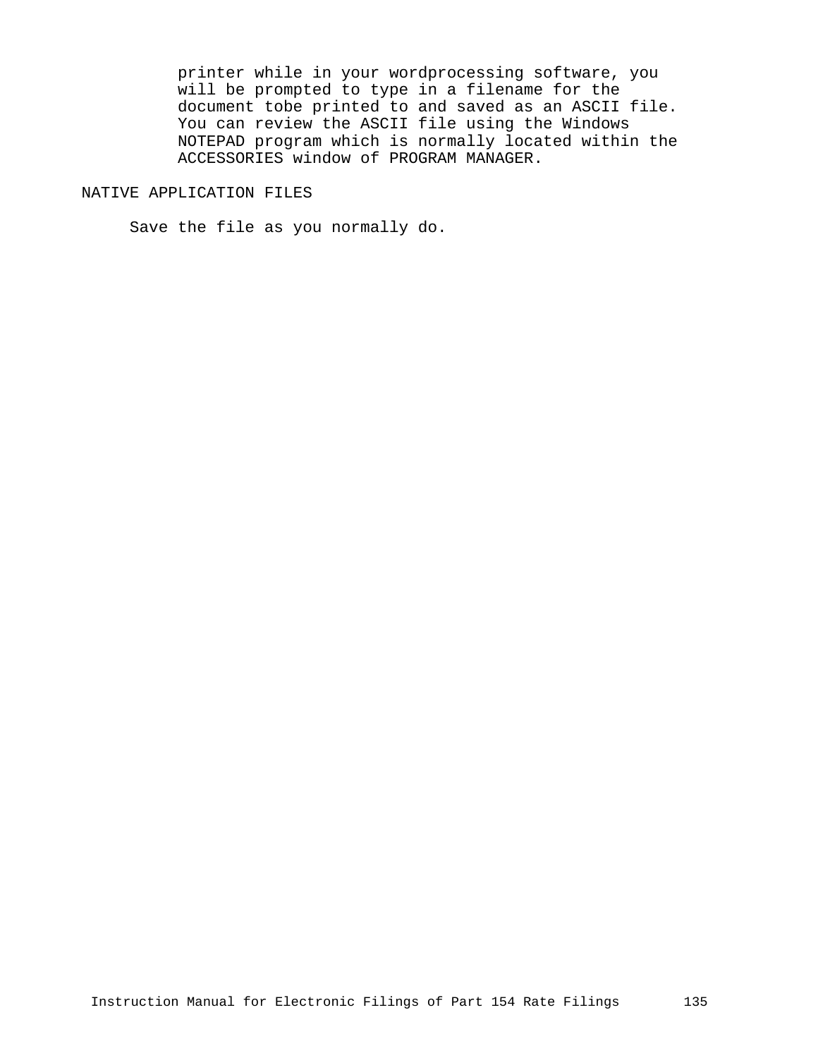printer while in your wordprocessing software, you will be prompted to type in a filename for the document tobe printed to and saved as an ASCII file. You can review the ASCII file using the Windows NOTEPAD program which is normally located within the ACCESSORIES window of PROGRAM MANAGER.

## NATIVE APPLICATION FILES

Save the file as you normally do.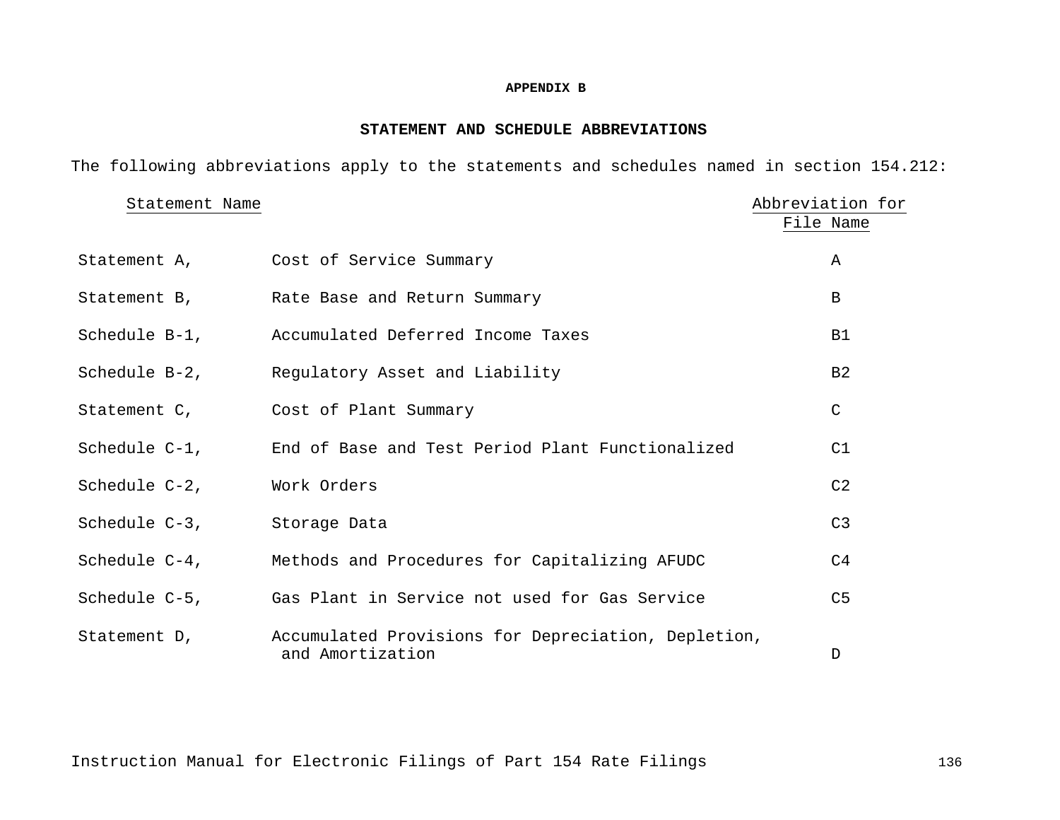## APPENDIX B

### STATEMENT AND SCHEDULE ABBREVIATIONS

The following abbreviations apply to the statements and schedules named in section 154.212:

| Statement Name | | Abbreviation for File Name |
|---|---|---|
| Statement A, | Cost of Service Summary | A |
| Statement B, | Rate Base and Return Summary | B |
| Schedule B-1, | Accumulated Deferred Income Taxes | B1 |
| Schedule B-2, | Regulatory Asset and Liability | B2 |
| Statement C, | Cost of Plant Summary | C |
| Schedule C-1, | End of Base and Test Period Plant Functionalized | C1 |
| Schedule C-2, | Work Orders | C2 |
| Schedule C-3, | Storage Data | C3 |
| Schedule C-4, | Methods and Procedures for Capitalizing AFUDC | C4 |
| Schedule C-5, | Gas Plant in Service not used for Gas Service | C5 |
| Statement D, | Accumulated Provisions for Depreciation, Depletion, and Amortization | D |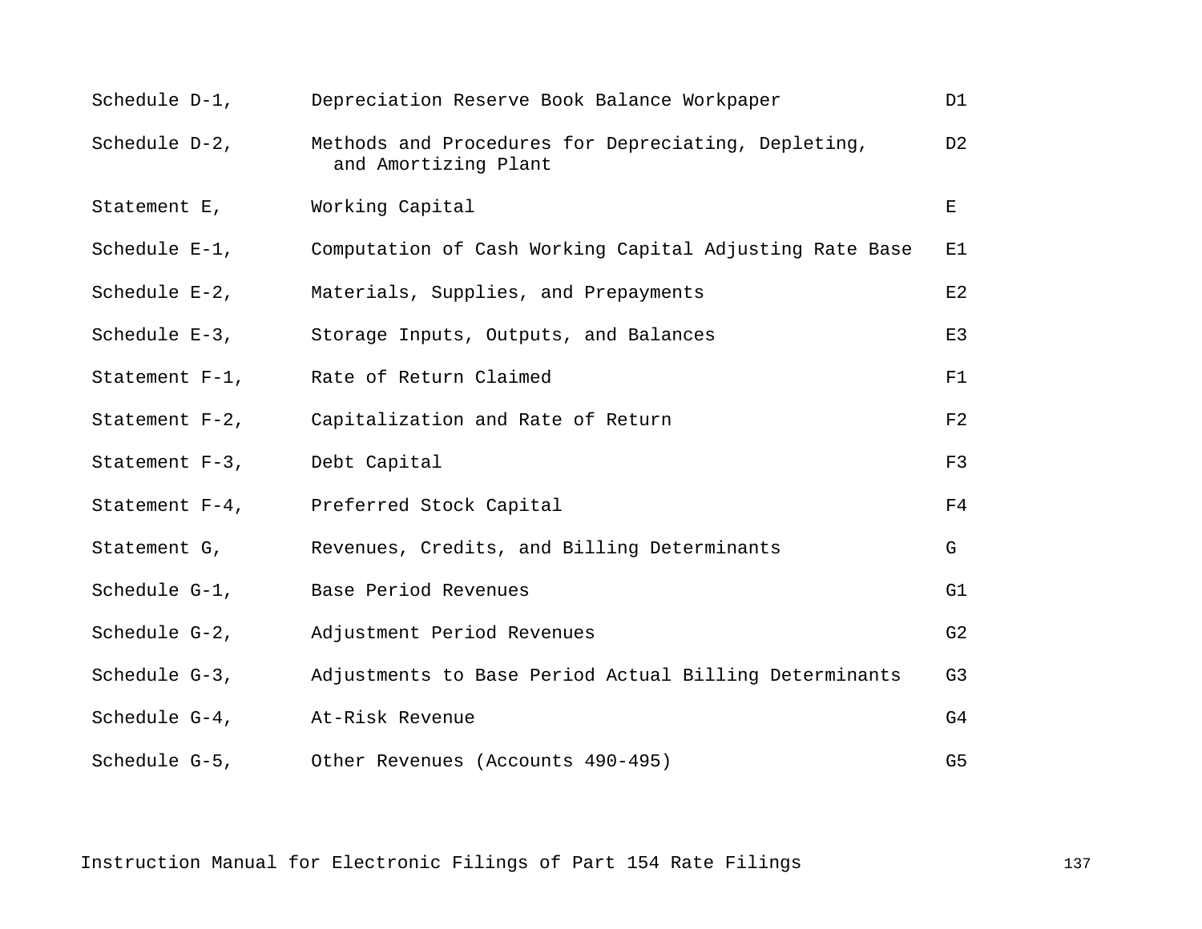| | | |
|---|---|---|
| Schedule D-1, | Depreciation Reserve Book Balance Workpaper | D1 |
| Schedule D-2, | Methods and Procedures for Depreciating, Depleting, and Amortizing Plant | D2 |
| Statement E, | Working Capital | E |
| Schedule E-1, | Computation of Cash Working Capital Adjusting Rate Base | E1 |
| Schedule E-2, | Materials, Supplies, and Prepayments | E2 |
| Schedule E-3, | Storage Inputs, Outputs, and Balances | E3 |
| Statement F-1, | Rate of Return Claimed | F1 |
| Statement F-2, | Capitalization and Rate of Return | F2 |
| Statement F-3, | Debt Capital | F3 |
| Statement F-4, | Preferred Stock Capital | F4 |
| Statement G, | Revenues, Credits, and Billing Determinants | G |
| Schedule G-1, | Base Period Revenues | G1 |
| Schedule G-2, | Adjustment Period Revenues | G2 |
| Schedule G-3, | Adjustments to Base Period Actual Billing Determinants | G3 |
| Schedule G-4, | At-Risk Revenue | G4 |
| Schedule G-5, | Other Revenues (Accounts 490-495) | G5 |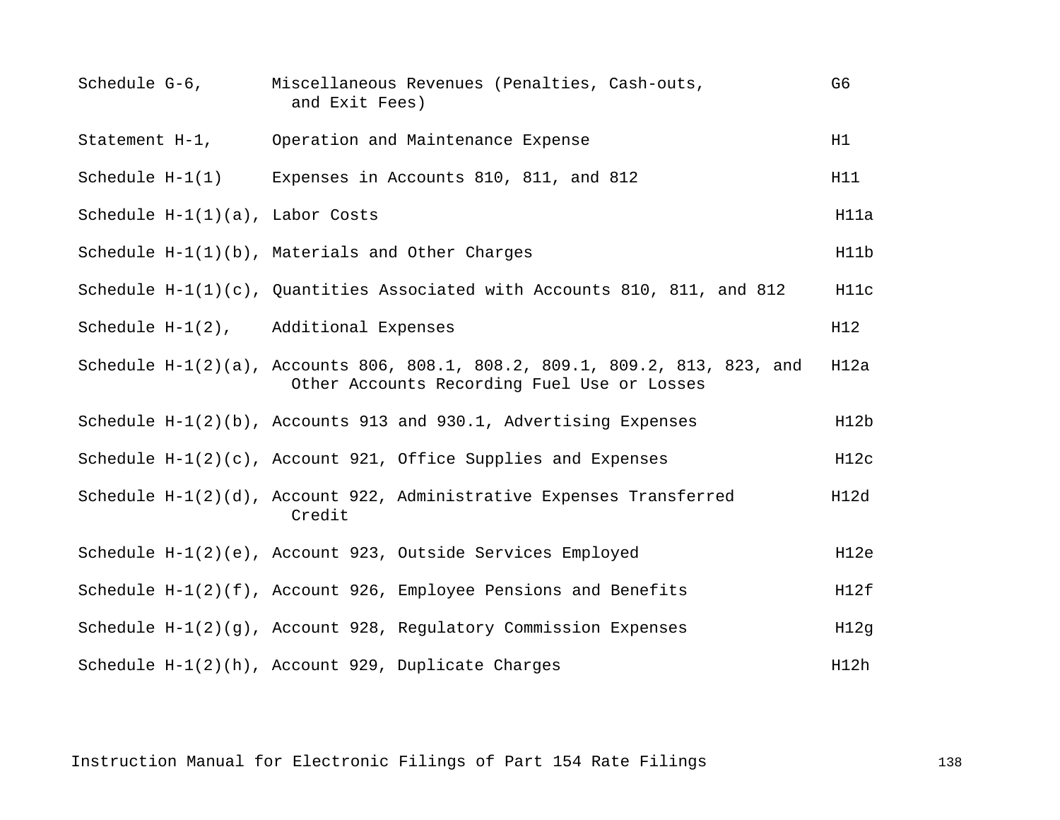| | | |
|---|---|---|
| Schedule G-6, | Miscellaneous Revenues (Penalties, Cash-outs, and Exit Fees) | G6 |
| Statement H-1, | Operation and Maintenance Expense | H1 |
| Schedule H-1(1) | Expenses in Accounts 810, 811, and 812 | H11 |
| Schedule H-1(1)(a), | Labor Costs | H11a |
| Schedule H-1(1)(b), | Materials and Other Charges | H11b |
| Schedule H-1(1)(c), | Quantities Associated with Accounts 810, 811, and 812 | H11c |
| Schedule H-1(2), | Additional Expenses | H12 |
| Schedule H-1(2)(a), | Accounts 806, 808.1, 808.2, 809.1, 809.2, 813, 823, and Other Accounts Recording Fuel Use or Losses | H12a |
| Schedule H-1(2)(b), | Accounts 913 and 930.1, Advertising Expenses | H12b |
| Schedule H-1(2)(c), | Account 921, Office Supplies and Expenses | H12c |
| Schedule H-1(2)(d), | Account 922, Administrative Expenses Transferred Credit | H12d |
| Schedule H-1(2)(e), | Account 923, Outside Services Employed | H12e |
| Schedule H-1(2)(f), | Account 926, Employee Pensions and Benefits | H12f |
| Schedule H-1(2)(g), | Account 928, Regulatory Commission Expenses | H12g |
| Schedule H-1(2)(h), | Account 929, Duplicate Charges | H12h |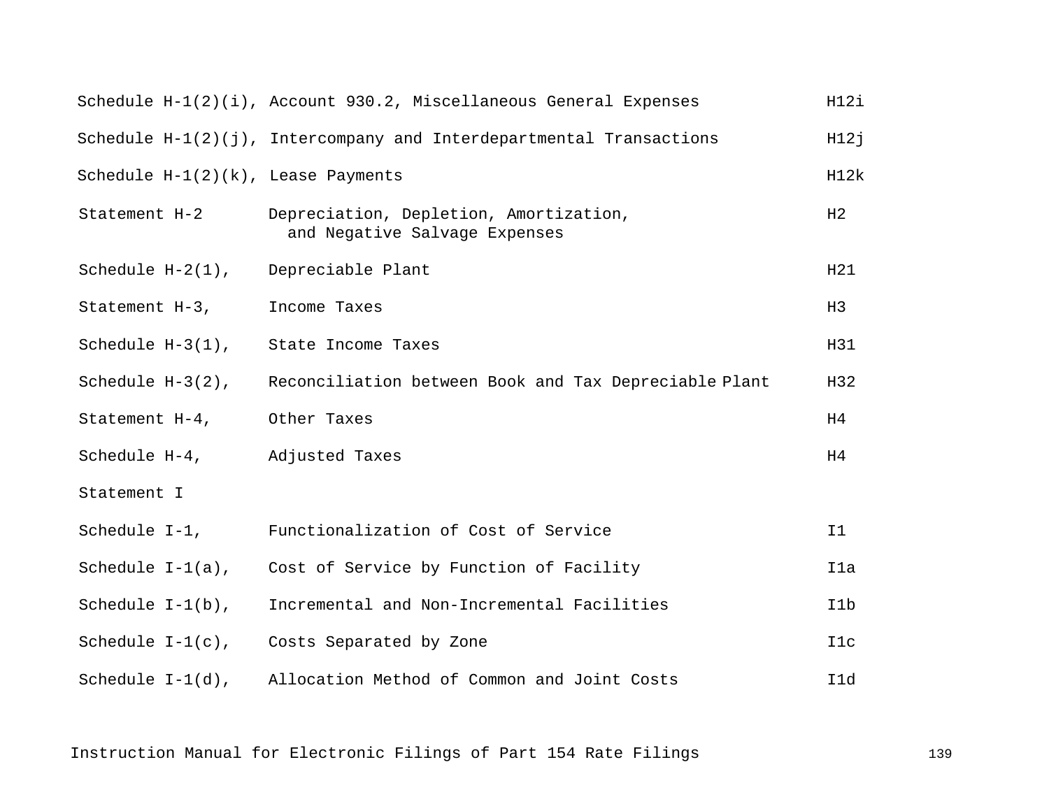| | | |
|---|---|---|
| Schedule H-1(2)(i), | Account 930.2, Miscellaneous General Expenses | H12i |
| Schedule H-1(2)(j), | Intercompany and Interdepartmental Transactions | H12j |
| Schedule H-1(2)(k), | Lease Payments | H12k |
| Statement H-2 | Depreciation, Depletion, Amortization, and Negative Salvage Expenses | H2 |
| Schedule H-2(1), | Depreciable Plant | H21 |
| Statement H-3, | Income Taxes | H3 |
| Schedule H-3(1), | State Income Taxes | H31 |
| Schedule H-3(2), | Reconciliation between Book and Tax Depreciable Plant | H32 |
| Statement H-4, | Other Taxes | H4 |
| Schedule H-4, | Adjusted Taxes | H4 |
| Statement I | | |
| Schedule I-1, | Functionalization of Cost of Service | I1 |
| Schedule I-1(a), | Cost of Service by Function of Facility | I1a |
| Schedule I-1(b), | Incremental and Non-Incremental Facilities | I1b |
| Schedule I-1(c), | Costs Separated by Zone | I1c |
| Schedule I-1(d), | Allocation Method of Common and Joint Costs | I1d |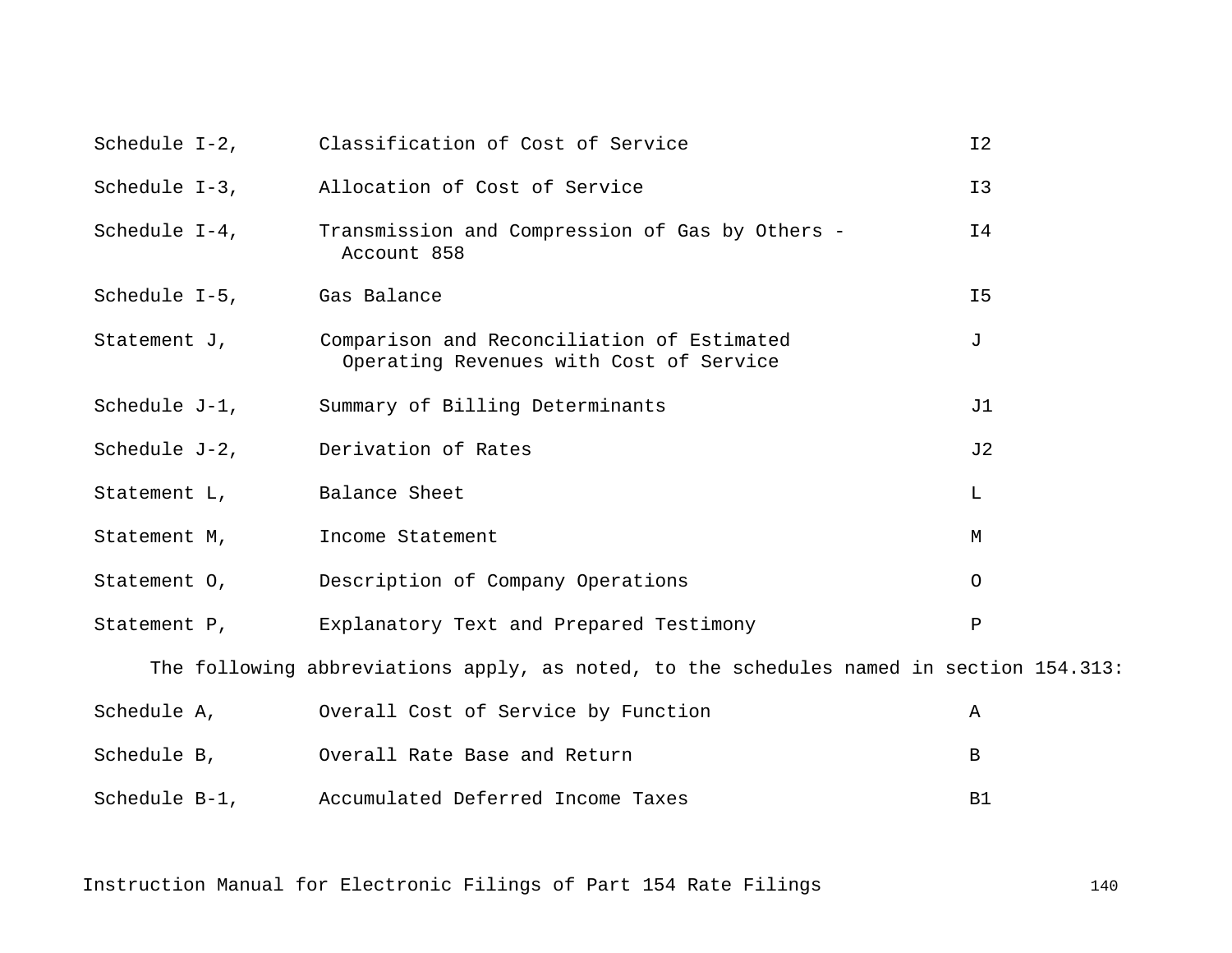| | | |
|---|---|---|
| Schedule I-2, | Classification of Cost of Service | I2 |
| Schedule I-3, | Allocation of Cost of Service | I3 |
| Schedule I-4, | Transmission and Compression of Gas by Others - Account 858 | I4 |
| Schedule I-5, | Gas Balance | I5 |
| Statement J, | Comparison and Reconciliation of Estimated Operating Revenues with Cost of Service | J |
| Schedule J-1, | Summary of Billing Determinants | J1 |
| Schedule J-2, | Derivation of Rates | J2 |
| Statement L, | Balance Sheet | L |
| Statement M, | Income Statement | M |
| Statement O, | Description of Company Operations | O |
| Statement P, | Explanatory Text and Prepared Testimony | P |

The following abbreviations apply, as noted, to the schedules named in section 154.313:

| | | |
|---|---|---|
| Schedule A, | Overall Cost of Service by Function | A |
| Schedule B, | Overall Rate Base and Return | B |
| Schedule B-1, | Accumulated Deferred Income Taxes | B1 |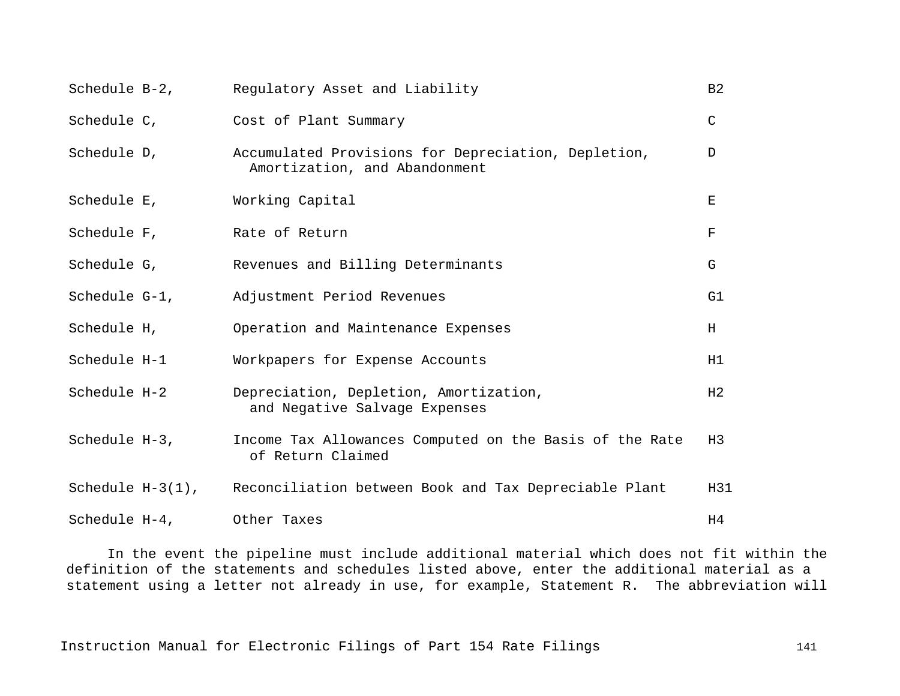| | | |
|---|---|---|
| Schedule B-2, | Regulatory Asset and Liability | B2 |
| Schedule C, | Cost of Plant Summary | C |
| Schedule D, | Accumulated Provisions for Depreciation, Depletion, Amortization, and Abandonment | D |
| Schedule E, | Working Capital | E |
| Schedule F, | Rate of Return | F |
| Schedule G, | Revenues and Billing Determinants | G |
| Schedule G-1, | Adjustment Period Revenues | G1 |
| Schedule H, | Operation and Maintenance Expenses | H |
| Schedule H-1 | Workpapers for Expense Accounts | H1 |
| Schedule H-2 | Depreciation, Depletion, Amortization, and Negative Salvage Expenses | H2 |
| Schedule H-3, | Income Tax Allowances Computed on the Basis of the Rate of Return Claimed | H3 |
| Schedule H-3(1), | Reconciliation between Book and Tax Depreciable Plant | H31 |
| Schedule H-4, | Other Taxes | H4 |

In the event the pipeline must include additional material which does not fit within the definition of the statements and schedules listed above, enter the additional material as a statement using a letter not already in use, for example, Statement R. The abbreviation will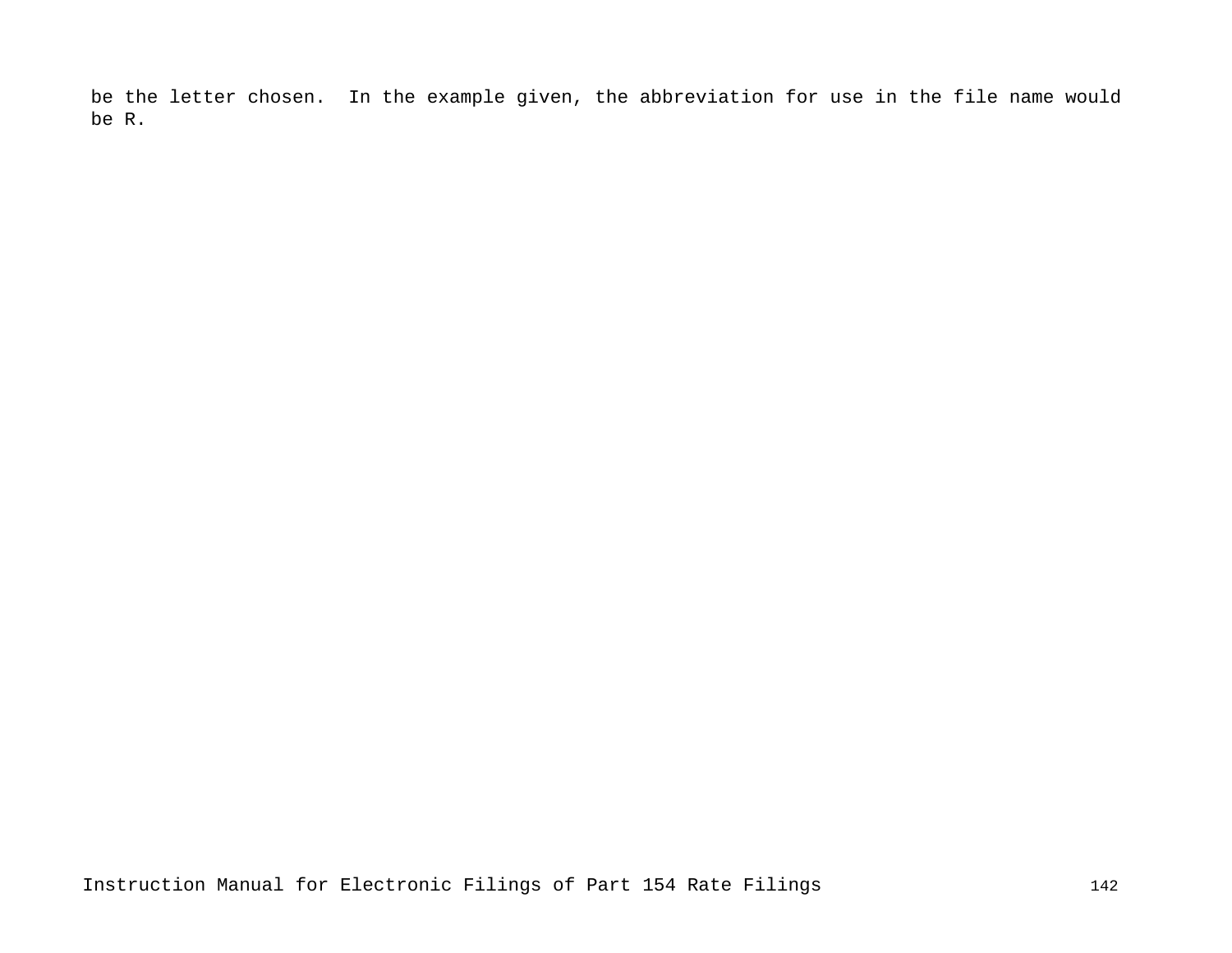be the letter chosen.  In the example given, the abbreviation for use in the file name would be R.